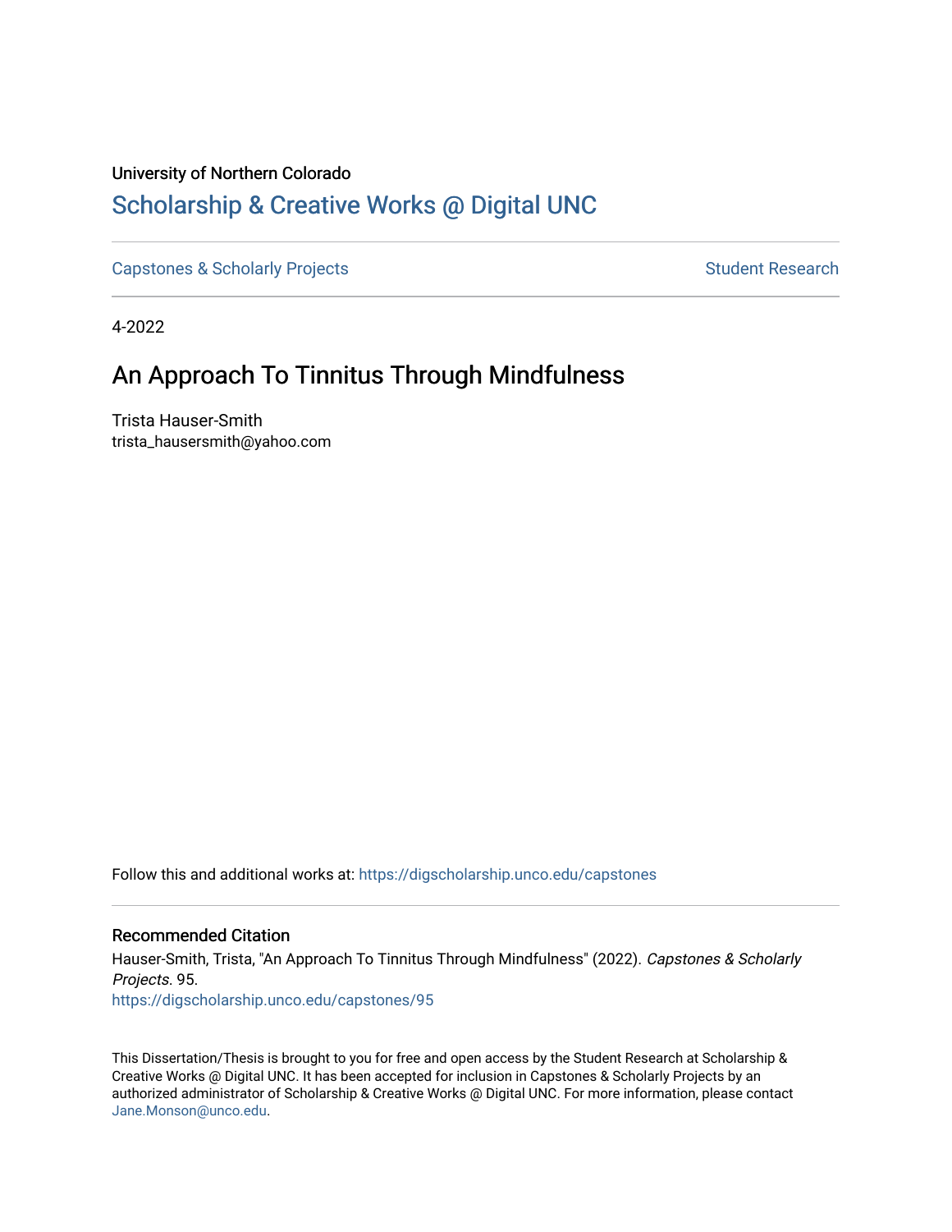University of Northern Colorado

# Scholarship & Creative Works @ Digital UNC

Capstones & Scholarly Projects　　　　Student Research

4-2022

## An Approach To Tinnitus Through Mindfulness

Trista Hauser-Smith
trista_hausersmith@yahoo.com

Follow this and additional works at: https://digscholarship.unco.edu/capstones

### Recommended Citation

Hauser-Smith, Trista, "An Approach To Tinnitus Through Mindfulness" (2022). *Capstones & Scholarly Projects*. 95.
https://digscholarship.unco.edu/capstones/95

This Dissertation/Thesis is brought to you for free and open access by the Student Research at Scholarship & Creative Works @ Digital UNC. It has been accepted for inclusion in Capstones & Scholarly Projects by an authorized administrator of Scholarship & Creative Works @ Digital UNC. For more information, please contact Jane.Monson@unco.edu.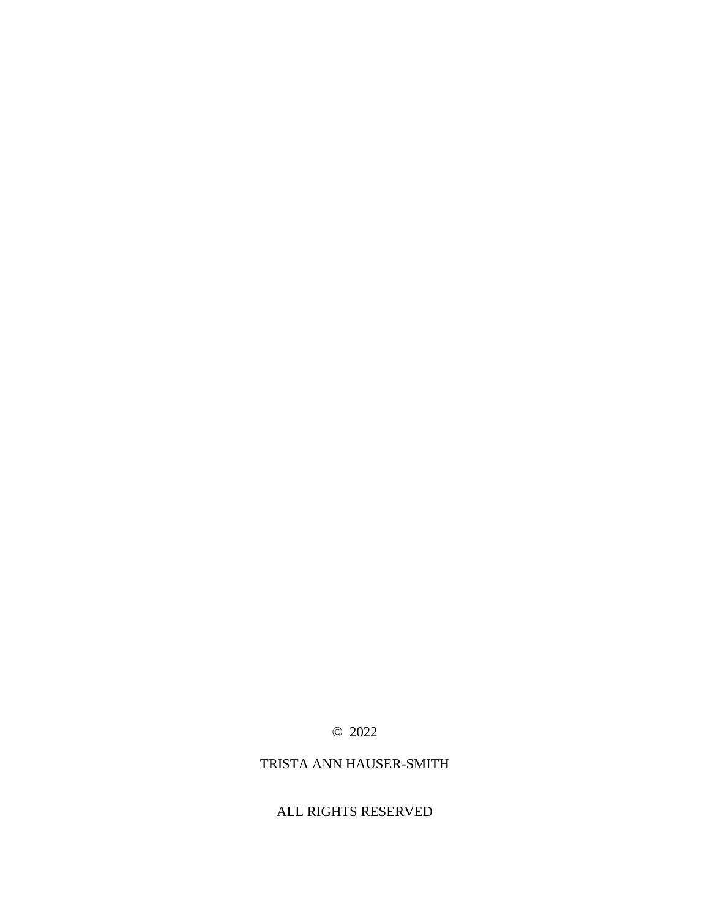© 2022

TRISTA ANN HAUSER-SMITH

ALL RIGHTS RESERVED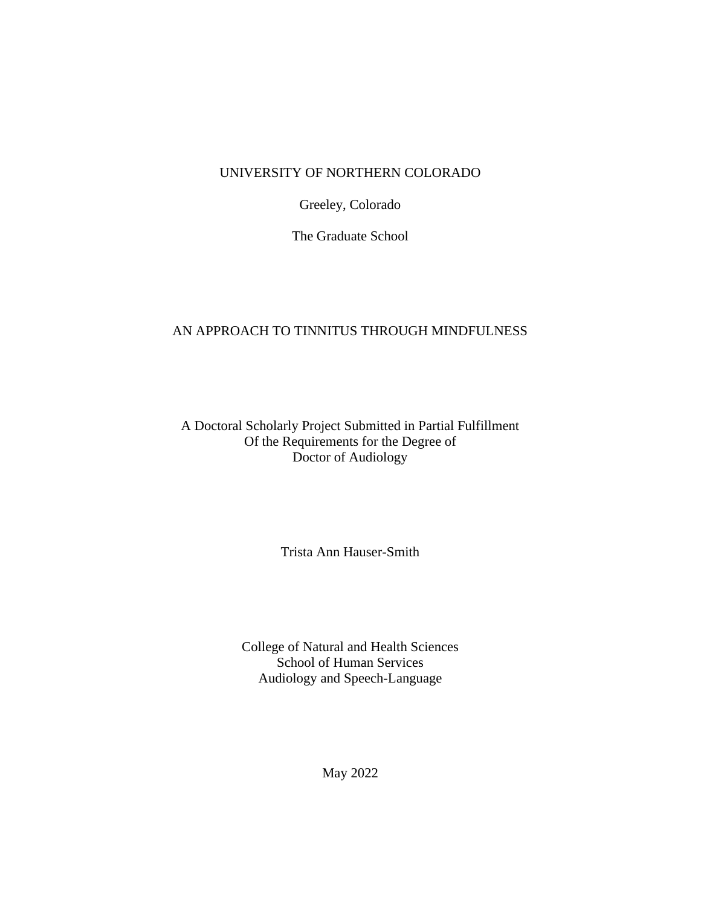UNIVERSITY OF NORTHERN COLORADO

Greeley, Colorado

The Graduate School

# AN APPROACH TO TINNITUS THROUGH MINDFULNESS

A Doctoral Scholarly Project Submitted in Partial Fulfillment
Of the Requirements for the Degree of
Doctor of Audiology

Trista Ann Hauser-Smith

College of Natural and Health Sciences
School of Human Services
Audiology and Speech-Language

May 2022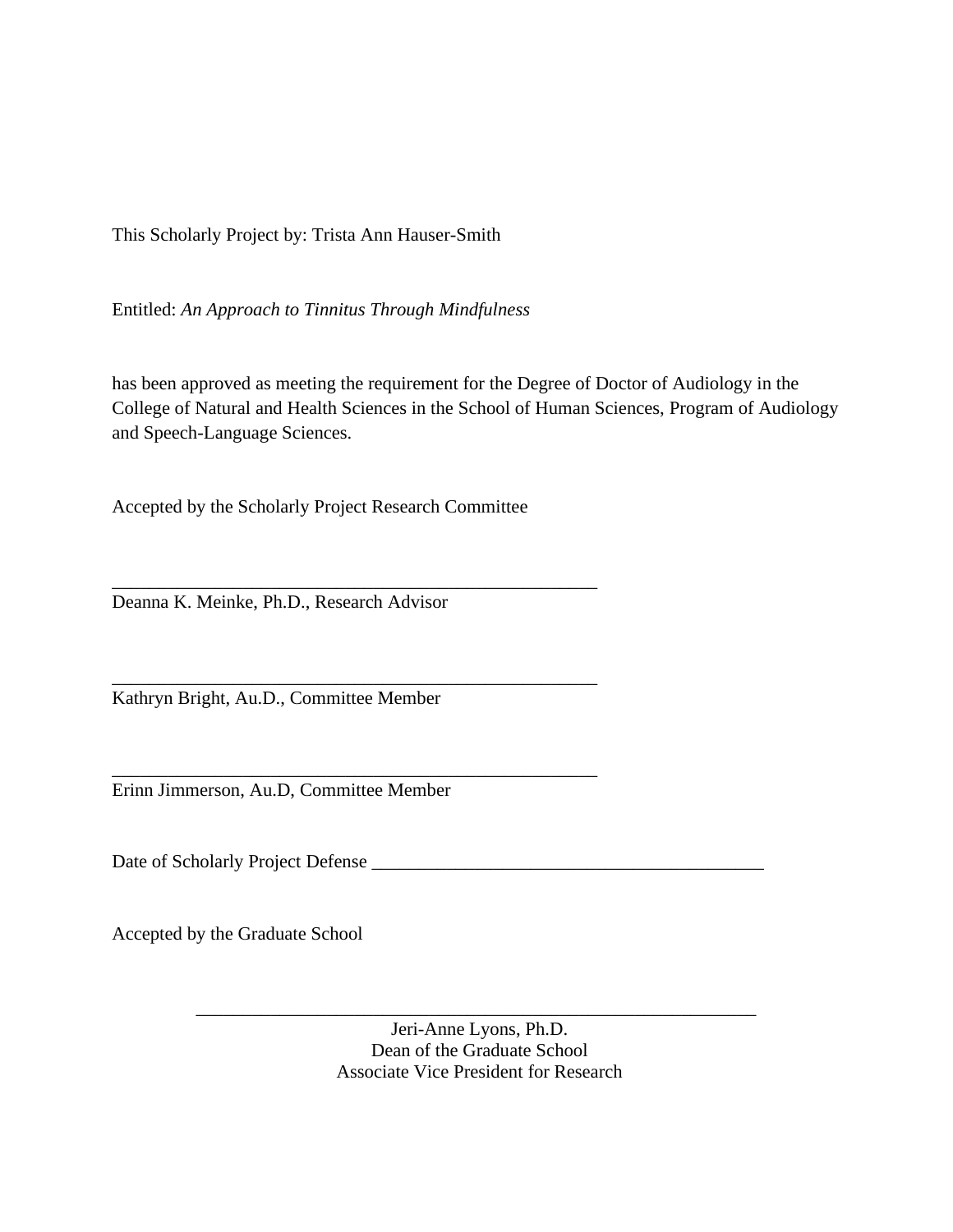This Scholarly Project by: Trista Ann Hauser-Smith

Entitled: *An Approach to Tinnitus Through Mindfulness*

has been approved as meeting the requirement for the Degree of Doctor of Audiology in the College of Natural and Health Sciences in the School of Human Sciences, Program of Audiology and Speech-Language Sciences.

Accepted by the Scholarly Project Research Committee

_____________________________________________________
Deanna K. Meinke, Ph.D., Research Advisor

_____________________________________________________
Kathryn Bright, Au.D., Committee Member

_____________________________________________________
Erinn Jimmerson, Au.D, Committee Member

Date of Scholarly Project Defense ___________________________________________

Accepted by the Graduate School

_____________________________________________________________

Jeri-Anne Lyons, Ph.D.
Dean of the Graduate School
Associate Vice President for Research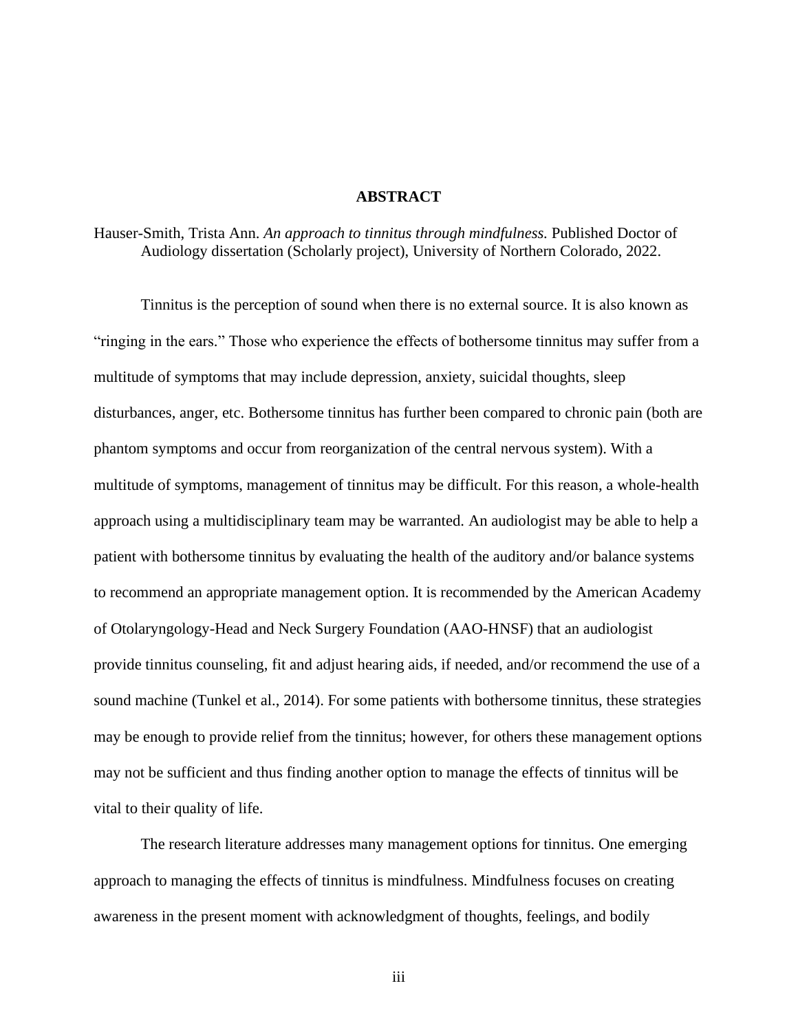# ABSTRACT

Hauser-Smith, Trista Ann. *An approach to tinnitus through mindfulness.* Published Doctor of Audiology dissertation (Scholarly project), University of Northern Colorado, 2022.

Tinnitus is the perception of sound when there is no external source. It is also known as "ringing in the ears." Those who experience the effects of bothersome tinnitus may suffer from a multitude of symptoms that may include depression, anxiety, suicidal thoughts, sleep disturbances, anger, etc. Bothersome tinnitus has further been compared to chronic pain (both are phantom symptoms and occur from reorganization of the central nervous system). With a multitude of symptoms, management of tinnitus may be difficult. For this reason, a whole-health approach using a multidisciplinary team may be warranted. An audiologist may be able to help a patient with bothersome tinnitus by evaluating the health of the auditory and/or balance systems to recommend an appropriate management option. It is recommended by the American Academy of Otolaryngology-Head and Neck Surgery Foundation (AAO-HNSF) that an audiologist provide tinnitus counseling, fit and adjust hearing aids, if needed, and/or recommend the use of a sound machine (Tunkel et al., 2014). For some patients with bothersome tinnitus, these strategies may be enough to provide relief from the tinnitus; however, for others these management options may not be sufficient and thus finding another option to manage the effects of tinnitus will be vital to their quality of life.

The research literature addresses many management options for tinnitus. One emerging approach to managing the effects of tinnitus is mindfulness. Mindfulness focuses on creating awareness in the present moment with acknowledgment of thoughts, feelings, and bodily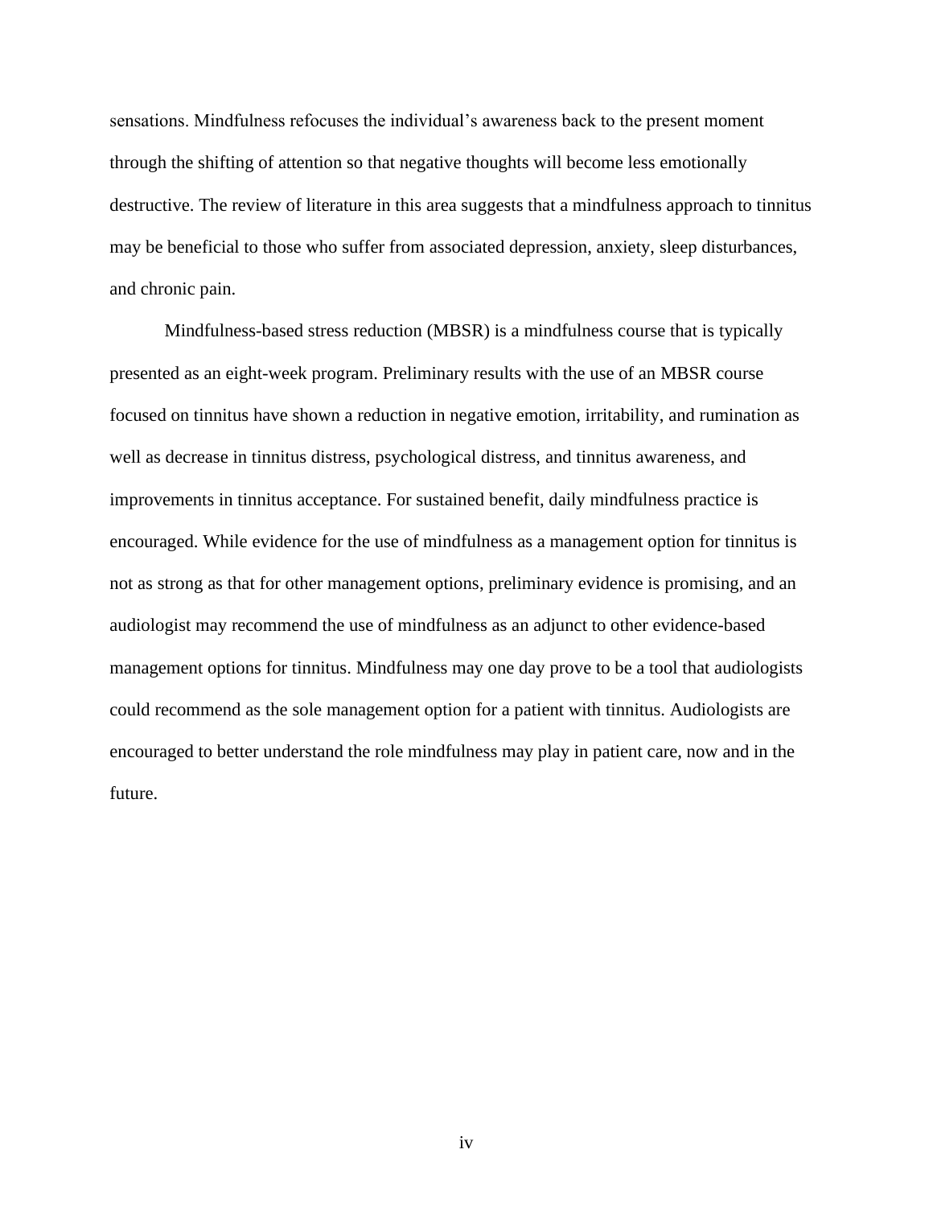sensations. Mindfulness refocuses the individual's awareness back to the present moment through the shifting of attention so that negative thoughts will become less emotionally destructive. The review of literature in this area suggests that a mindfulness approach to tinnitus may be beneficial to those who suffer from associated depression, anxiety, sleep disturbances, and chronic pain.

Mindfulness-based stress reduction (MBSR) is a mindfulness course that is typically presented as an eight-week program. Preliminary results with the use of an MBSR course focused on tinnitus have shown a reduction in negative emotion, irritability, and rumination as well as decrease in tinnitus distress, psychological distress, and tinnitus awareness, and improvements in tinnitus acceptance. For sustained benefit, daily mindfulness practice is encouraged. While evidence for the use of mindfulness as a management option for tinnitus is not as strong as that for other management options, preliminary evidence is promising, and an audiologist may recommend the use of mindfulness as an adjunct to other evidence-based management options for tinnitus. Mindfulness may one day prove to be a tool that audiologists could recommend as the sole management option for a patient with tinnitus. Audiologists are encouraged to better understand the role mindfulness may play in patient care, now and in the future.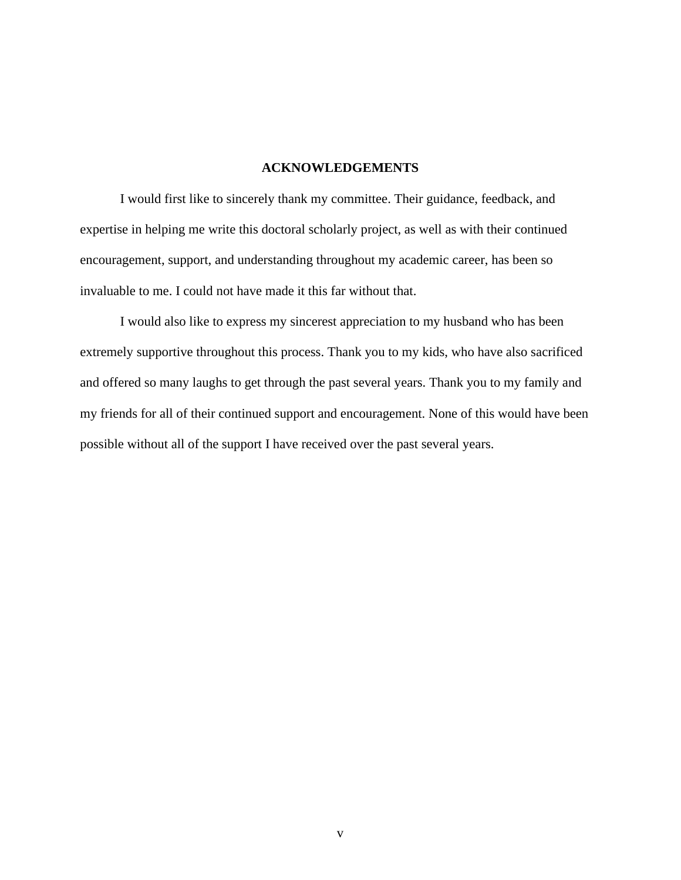## ACKNOWLEDGEMENTS

I would first like to sincerely thank my committee. Their guidance, feedback, and expertise in helping me write this doctoral scholarly project, as well as with their continued encouragement, support, and understanding throughout my academic career, has been so invaluable to me. I could not have made it this far without that.

I would also like to express my sincerest appreciation to my husband who has been extremely supportive throughout this process. Thank you to my kids, who have also sacrificed and offered so many laughs to get through the past several years. Thank you to my family and my friends for all of their continued support and encouragement. None of this would have been possible without all of the support I have received over the past several years.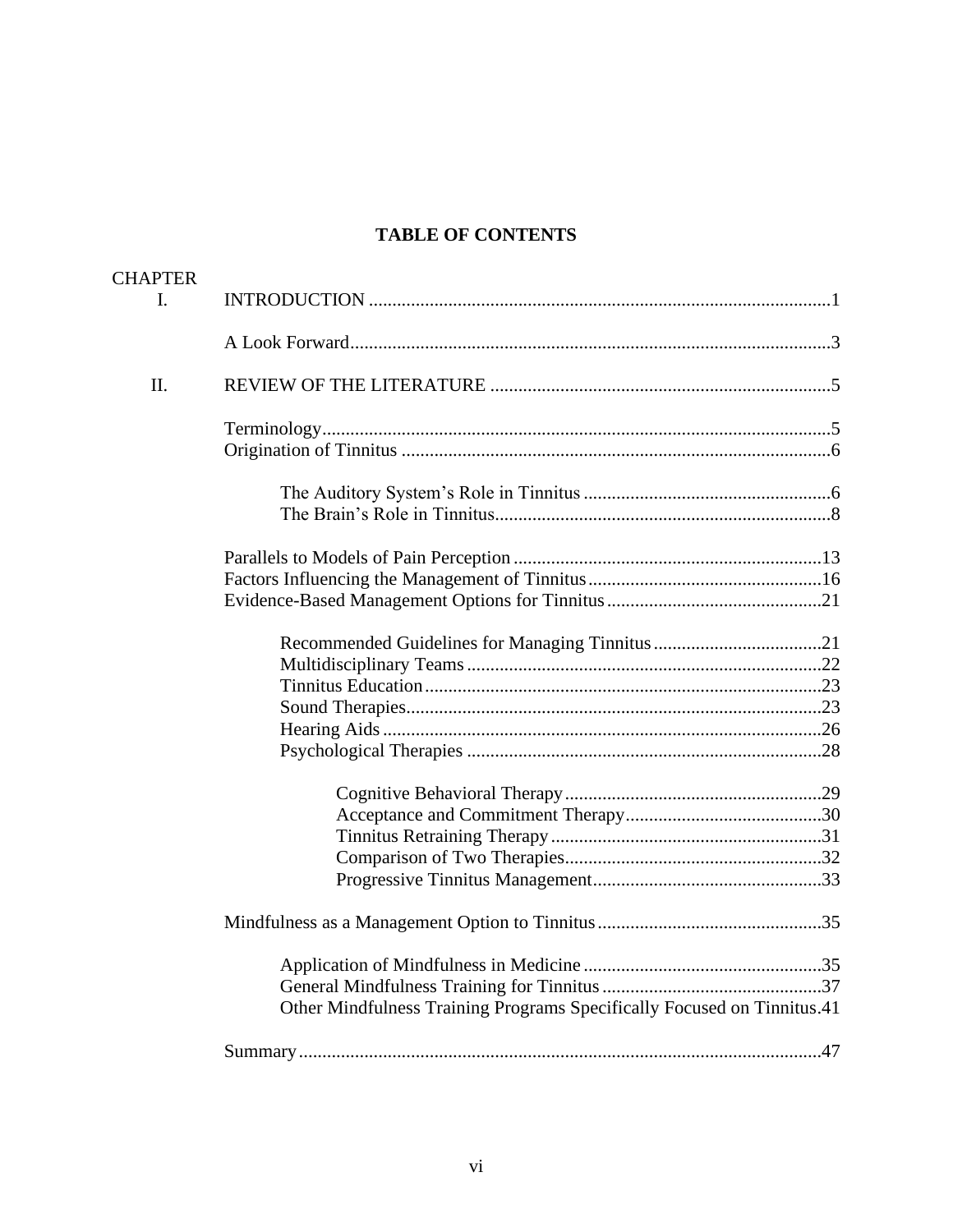# TABLE OF CONTENTS

CHAPTER

I. INTRODUCTION ..... 1

- A Look Forward ..... 3

II. REVIEW OF THE LITERATURE ..... 5

- Terminology ..... 5
- Origination of Tinnitus ..... 6
    - The Auditory System's Role in Tinnitus ..... 6
    - The Brain's Role in Tinnitus ..... 8
- Parallels to Models of Pain Perception ..... 13
- Factors Influencing the Management of Tinnitus ..... 16
- Evidence-Based Management Options for Tinnitus ..... 21
    - Recommended Guidelines for Managing Tinnitus ..... 21
    - Multidisciplinary Teams ..... 22
    - Tinnitus Education ..... 23
    - Sound Therapies ..... 23
    - Hearing Aids ..... 26
    - Psychological Therapies ..... 28
        - Cognitive Behavioral Therapy ..... 29
        - Acceptance and Commitment Therapy ..... 30
        - Tinnitus Retraining Therapy ..... 31
        - Comparison of Two Therapies ..... 32
        - Progressive Tinnitus Management ..... 33
- Mindfulness as a Management Option to Tinnitus ..... 35
    - Application of Mindfulness in Medicine ..... 35
    - General Mindfulness Training for Tinnitus ..... 37
    - Other Mindfulness Training Programs Specifically Focused on Tinnitus ..... 41
- Summary ..... 47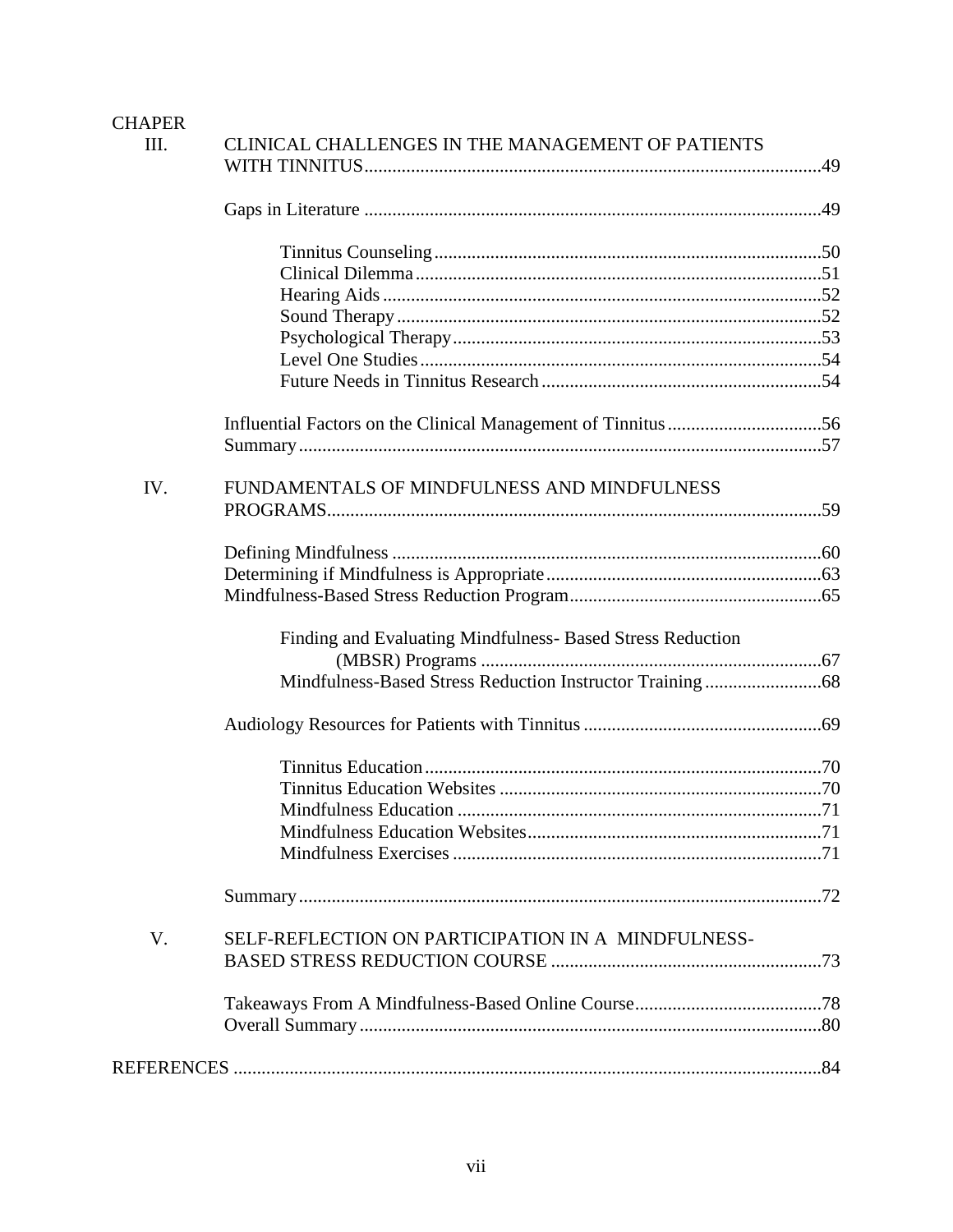CHAPER

III. CLINICAL CHALLENGES IN THE MANAGEMENT OF PATIENTS WITH TINNITUS.....49

- Gaps in Literature .....49
  - Tinnitus Counseling.....50
  - Clinical Dilemma.....51
  - Hearing Aids.....52
  - Sound Therapy.....52
  - Psychological Therapy.....53
  - Level One Studies.....54
  - Future Needs in Tinnitus Research.....54
- Influential Factors on the Clinical Management of Tinnitus.....56
- Summary.....57

IV. FUNDAMENTALS OF MINDFULNESS AND MINDFULNESS PROGRAMS.....59

- Defining Mindfulness .....60
- Determining if Mindfulness is Appropriate.....63
- Mindfulness-Based Stress Reduction Program.....65
  - Finding and Evaluating Mindfulness- Based Stress Reduction (MBSR) Programs .....67
  - Mindfulness-Based Stress Reduction Instructor Training.....68
- Audiology Resources for Patients with Tinnitus .....69
  - Tinnitus Education.....70
  - Tinnitus Education Websites .....70
  - Mindfulness Education .....71
  - Mindfulness Education Websites.....71
  - Mindfulness Exercises .....71
- Summary.....72

V. SELF-REFLECTION ON PARTICIPATION IN A MINDFULNESS-BASED STRESS REDUCTION COURSE .....73

- Takeaways From A Mindfulness-Based Online Course.....78
- Overall Summary.....80

REFERENCES .....84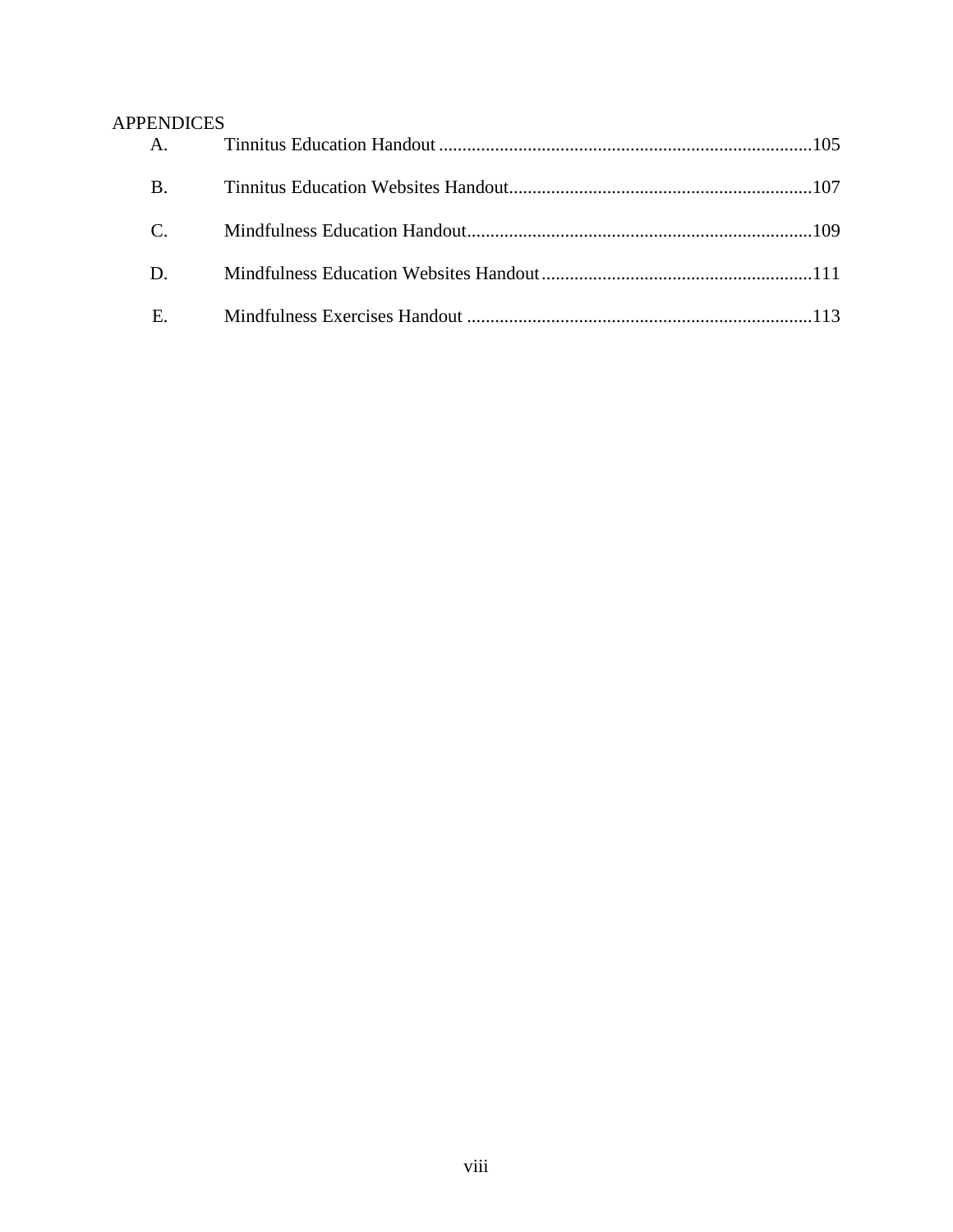APPENDICES

A. Tinnitus Education Handout ........................................................................ 105

B. Tinnitus Education Websites Handout ........................................................ 107

C. Mindfulness Education Handout ................................................................. 109

D. Mindfulness Education Websites Handout .................................................. 111

E. Mindfulness Exercises Handout .................................................................. 113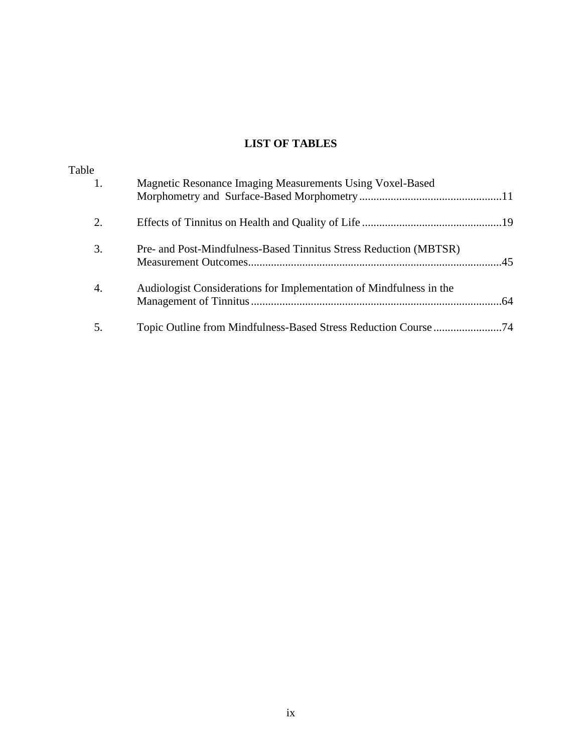# LIST OF TABLES

Table

1. Magnetic Resonance Imaging Measurements Using Voxel-Based Morphometry and Surface-Based Morphometry ..... 11
2. Effects of Tinnitus on Health and Quality of Life ..... 19
3. Pre- and Post-Mindfulness-Based Tinnitus Stress Reduction (MBTSR) Measurement Outcomes ..... 45
4. Audiologist Considerations for Implementation of Mindfulness in the Management of Tinnitus ..... 64
5. Topic Outline from Mindfulness-Based Stress Reduction Course ..... 74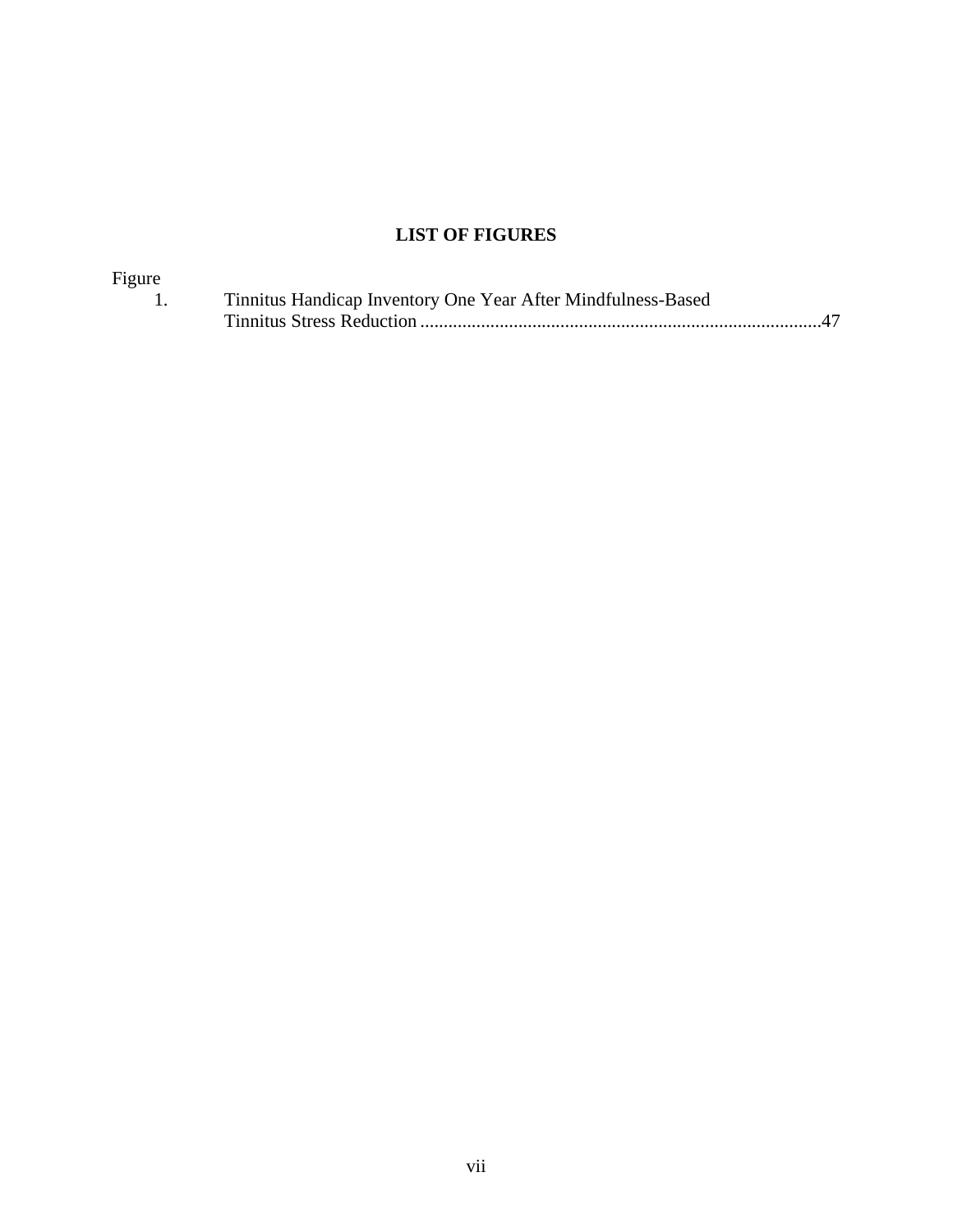## LIST OF FIGURES

Figure

1. Tinnitus Handicap Inventory One Year After Mindfulness-Based Tinnitus Stress Reduction ....................................................................................47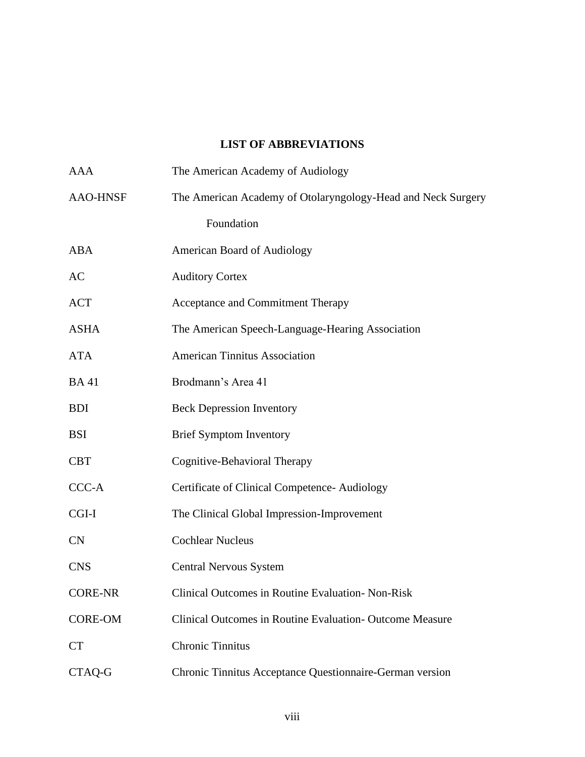## LIST OF ABBREVIATIONS

| | |
|---|---|
| AAA | The American Academy of Audiology |
| AAO-HNSF | The American Academy of Otolaryngology-Head and Neck Surgery Foundation |
| ABA | American Board of Audiology |
| AC | Auditory Cortex |
| ACT | Acceptance and Commitment Therapy |
| ASHA | The American Speech-Language-Hearing Association |
| ATA | American Tinnitus Association |
| BA 41 | Brodmann's Area 41 |
| BDI | Beck Depression Inventory |
| BSI | Brief Symptom Inventory |
| CBT | Cognitive-Behavioral Therapy |
| CCC-A | Certificate of Clinical Competence- Audiology |
| CGI-I | The Clinical Global Impression-Improvement |
| CN | Cochlear Nucleus |
| CNS | Central Nervous System |
| CORE-NR | Clinical Outcomes in Routine Evaluation- Non-Risk |
| CORE-OM | Clinical Outcomes in Routine Evaluation- Outcome Measure |
| CT | Chronic Tinnitus |
| CTAQ-G | Chronic Tinnitus Acceptance Questionnaire-German version |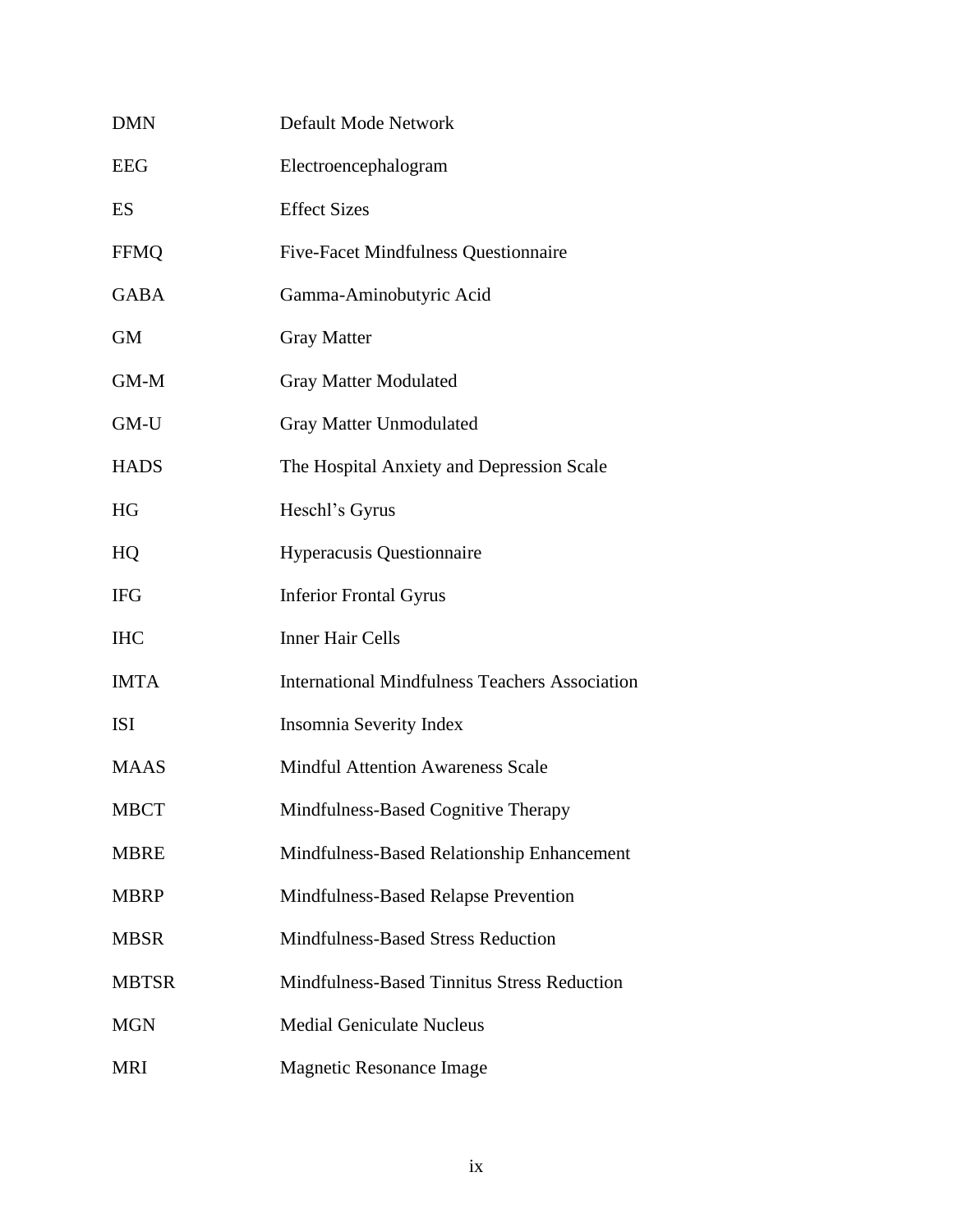| | |
|---|---|
| DMN | Default Mode Network |
| EEG | Electroencephalogram |
| ES | Effect Sizes |
| FFMQ | Five-Facet Mindfulness Questionnaire |
| GABA | Gamma-Aminobutyric Acid |
| GM | Gray Matter |
| GM-M | Gray Matter Modulated |
| GM-U | Gray Matter Unmodulated |
| HADS | The Hospital Anxiety and Depression Scale |
| HG | Heschl's Gyrus |
| HQ | Hyperacusis Questionnaire |
| IFG | Inferior Frontal Gyrus |
| IHC | Inner Hair Cells |
| IMTA | International Mindfulness Teachers Association |
| ISI | Insomnia Severity Index |
| MAAS | Mindful Attention Awareness Scale |
| MBCT | Mindfulness-Based Cognitive Therapy |
| MBRE | Mindfulness-Based Relationship Enhancement |
| MBRP | Mindfulness-Based Relapse Prevention |
| MBSR | Mindfulness-Based Stress Reduction |
| MBTSR | Mindfulness-Based Tinnitus Stress Reduction |
| MGN | Medial Geniculate Nucleus |
| MRI | Magnetic Resonance Image |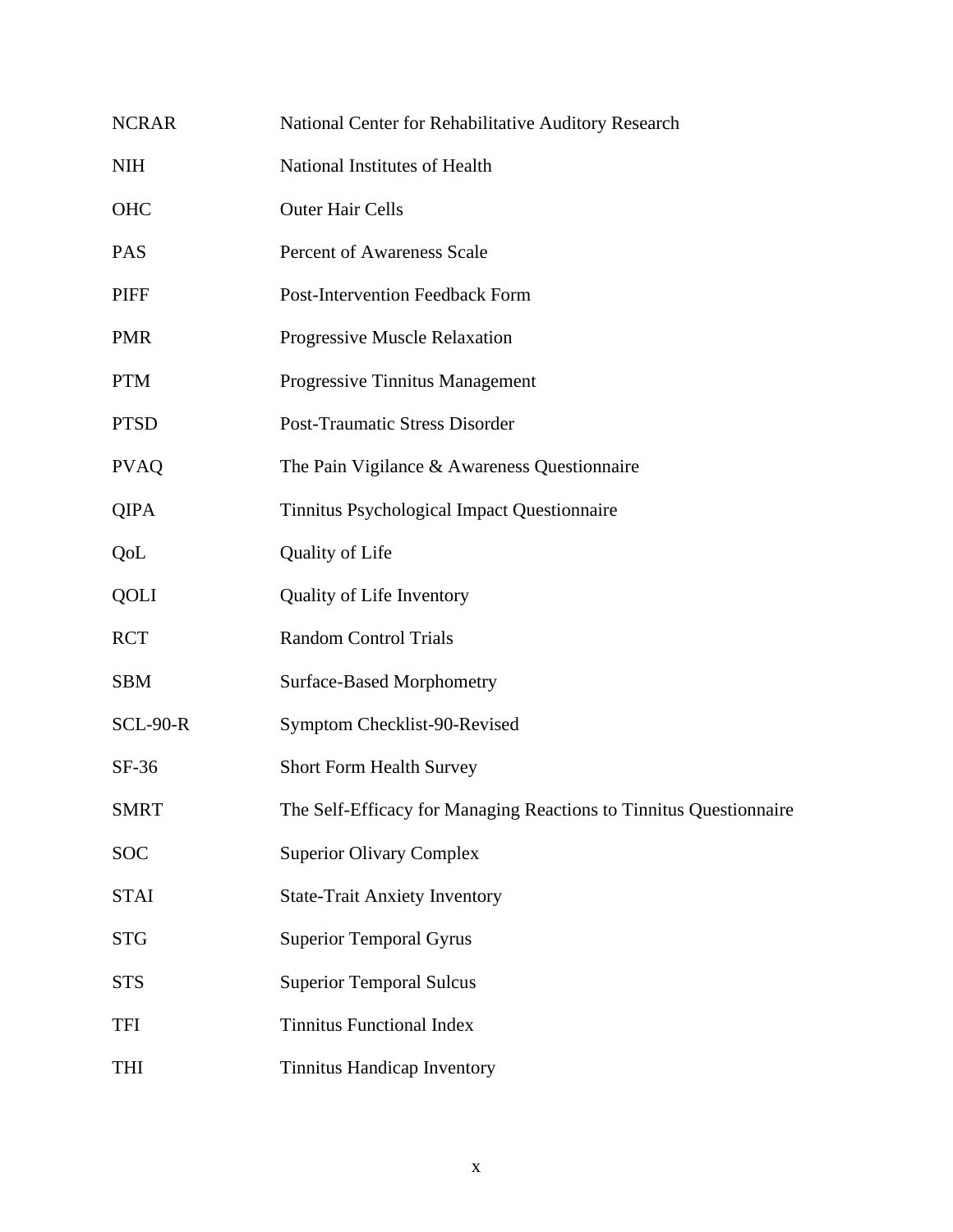| | |
|---|---|
| NCRAR | National Center for Rehabilitative Auditory Research |
| NIH | National Institutes of Health |
| OHC | Outer Hair Cells |
| PAS | Percent of Awareness Scale |
| PIFF | Post-Intervention Feedback Form |
| PMR | Progressive Muscle Relaxation |
| PTM | Progressive Tinnitus Management |
| PTSD | Post-Traumatic Stress Disorder |
| PVAQ | The Pain Vigilance & Awareness Questionnaire |
| QIPA | Tinnitus Psychological Impact Questionnaire |
| QoL | Quality of Life |
| QOLI | Quality of Life Inventory |
| RCT | Random Control Trials |
| SBM | Surface-Based Morphometry |
| SCL-90-R | Symptom Checklist-90-Revised |
| SF-36 | Short Form Health Survey |
| SMRT | The Self-Efficacy for Managing Reactions to Tinnitus Questionnaire |
| SOC | Superior Olivary Complex |
| STAI | State-Trait Anxiety Inventory |
| STG | Superior Temporal Gyrus |
| STS | Superior Temporal Sulcus |
| TFI | Tinnitus Functional Index |
| THI | Tinnitus Handicap Inventory |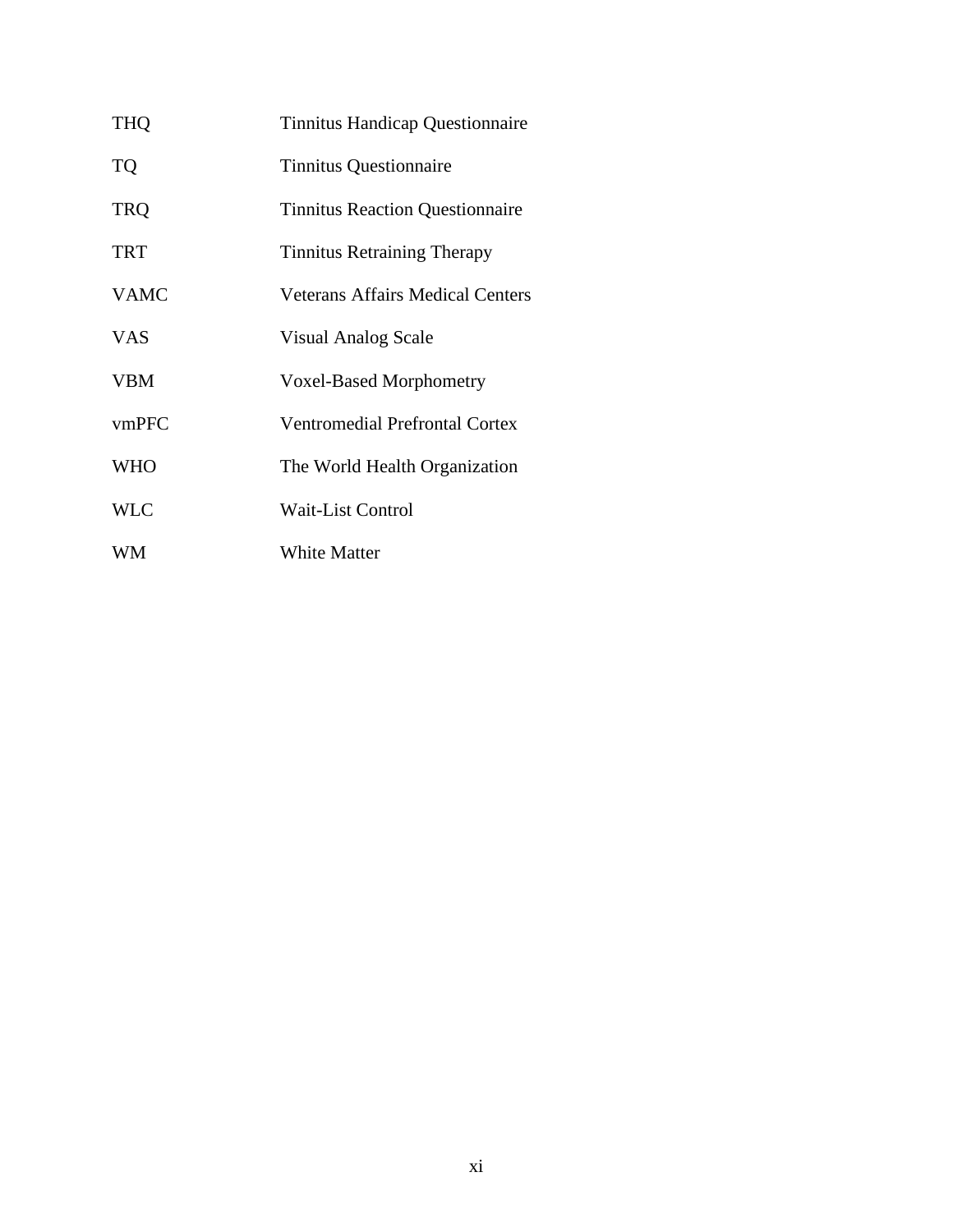| | |
|---|---|
| THQ | Tinnitus Handicap Questionnaire |
| TQ | Tinnitus Questionnaire |
| TRQ | Tinnitus Reaction Questionnaire |
| TRT | Tinnitus Retraining Therapy |
| VAMC | Veterans Affairs Medical Centers |
| VAS | Visual Analog Scale |
| VBM | Voxel-Based Morphometry |
| vmPFC | Ventromedial Prefrontal Cortex |
| WHO | The World Health Organization |
| WLC | Wait-List Control |
| WM | White Matter |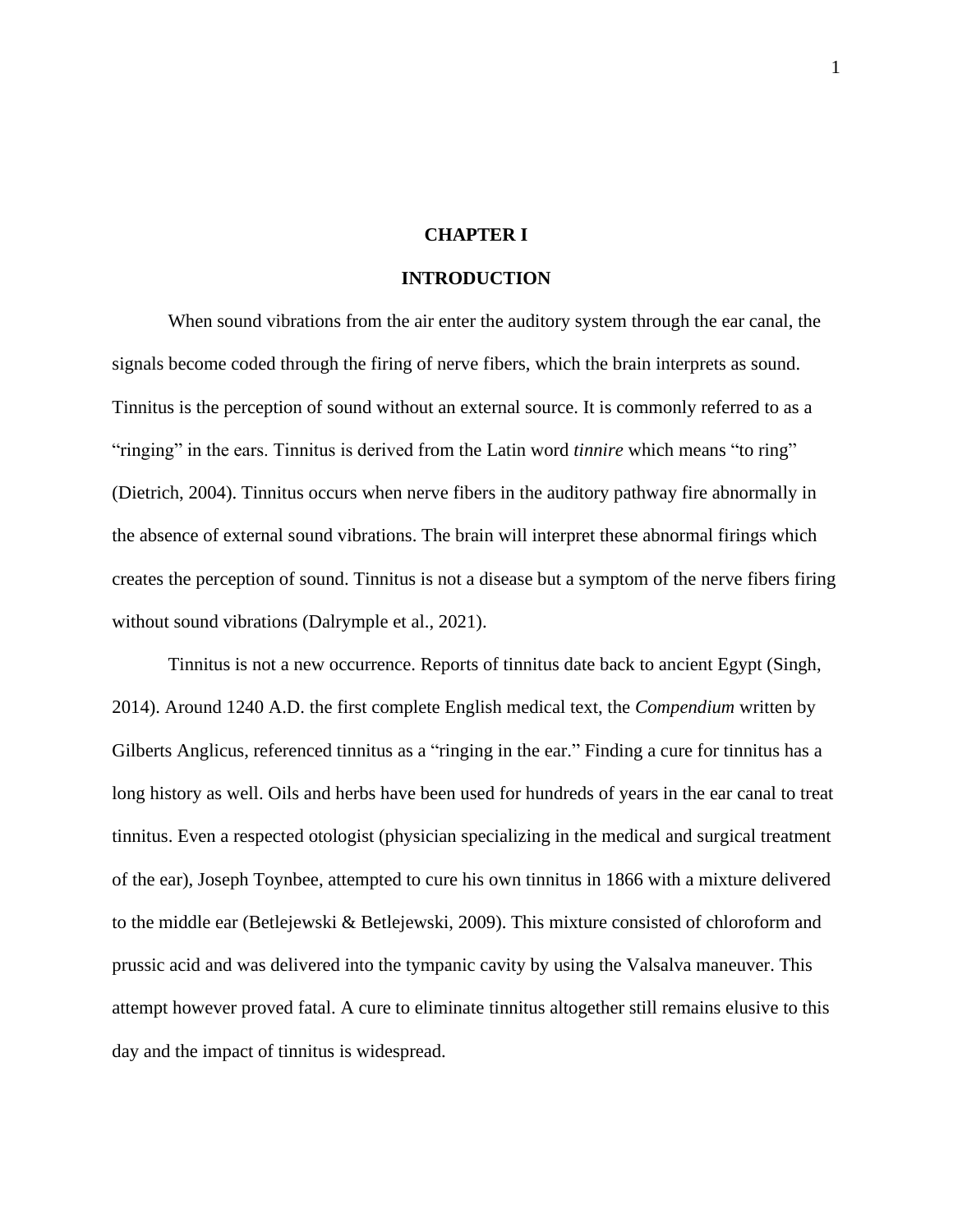# CHAPTER I

## INTRODUCTION

When sound vibrations from the air enter the auditory system through the ear canal, the signals become coded through the firing of nerve fibers, which the brain interprets as sound. Tinnitus is the perception of sound without an external source. It is commonly referred to as a "ringing" in the ears. Tinnitus is derived from the Latin word *tinnire* which means "to ring" (Dietrich, 2004). Tinnitus occurs when nerve fibers in the auditory pathway fire abnormally in the absence of external sound vibrations. The brain will interpret these abnormal firings which creates the perception of sound. Tinnitus is not a disease but a symptom of the nerve fibers firing without sound vibrations (Dalrymple et al., 2021).

Tinnitus is not a new occurrence. Reports of tinnitus date back to ancient Egypt (Singh, 2014). Around 1240 A.D. the first complete English medical text, the *Compendium* written by Gilberts Anglicus, referenced tinnitus as a "ringing in the ear." Finding a cure for tinnitus has a long history as well. Oils and herbs have been used for hundreds of years in the ear canal to treat tinnitus. Even a respected otologist (physician specializing in the medical and surgical treatment of the ear), Joseph Toynbee, attempted to cure his own tinnitus in 1866 with a mixture delivered to the middle ear (Betlejewski & Betlejewski, 2009). This mixture consisted of chloroform and prussic acid and was delivered into the tympanic cavity by using the Valsalva maneuver. This attempt however proved fatal. A cure to eliminate tinnitus altogether still remains elusive to this day and the impact of tinnitus is widespread.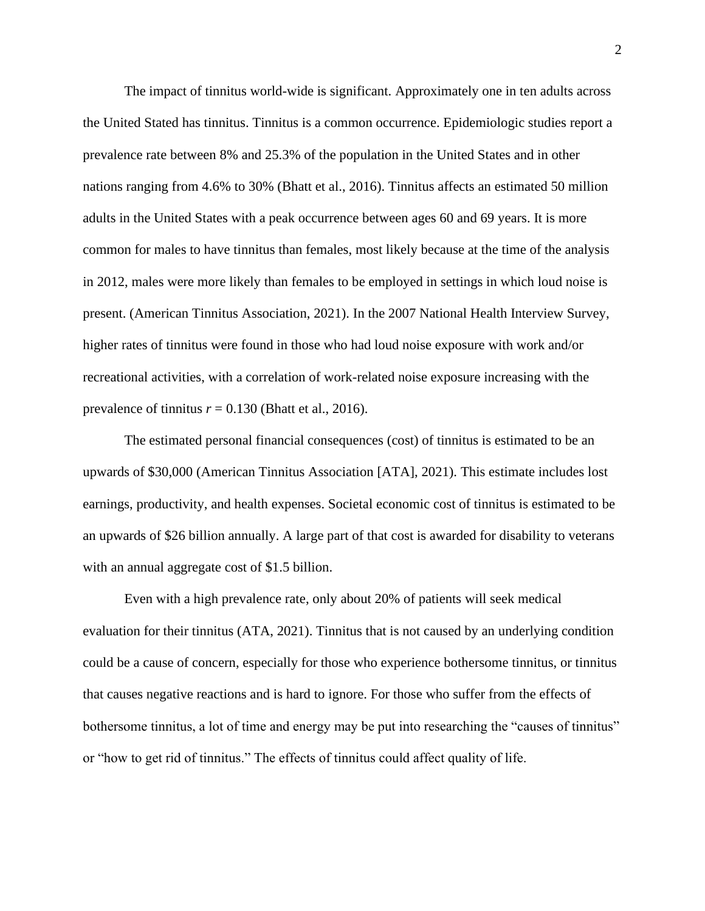The impact of tinnitus world-wide is significant. Approximately one in ten adults across the United Stated has tinnitus. Tinnitus is a common occurrence. Epidemiologic studies report a prevalence rate between 8% and 25.3% of the population in the United States and in other nations ranging from 4.6% to 30% (Bhatt et al., 2016). Tinnitus affects an estimated 50 million adults in the United States with a peak occurrence between ages 60 and 69 years. It is more common for males to have tinnitus than females, most likely because at the time of the analysis in 2012, males were more likely than females to be employed in settings in which loud noise is present. (American Tinnitus Association, 2021). In the 2007 National Health Interview Survey, higher rates of tinnitus were found in those who had loud noise exposure with work and/or recreational activities, with a correlation of work-related noise exposure increasing with the prevalence of tinnitus $r = 0.130$ (Bhatt et al., 2016).

The estimated personal financial consequences (cost) of tinnitus is estimated to be an upwards of $30,000 (American Tinnitus Association [ATA], 2021). This estimate includes lost earnings, productivity, and health expenses. Societal economic cost of tinnitus is estimated to be an upwards of $26 billion annually. A large part of that cost is awarded for disability to veterans with an annual aggregate cost of $1.5 billion.

Even with a high prevalence rate, only about 20% of patients will seek medical evaluation for their tinnitus (ATA, 2021). Tinnitus that is not caused by an underlying condition could be a cause of concern, especially for those who experience bothersome tinnitus, or tinnitus that causes negative reactions and is hard to ignore. For those who suffer from the effects of bothersome tinnitus, a lot of time and energy may be put into researching the "causes of tinnitus" or "how to get rid of tinnitus." The effects of tinnitus could affect quality of life.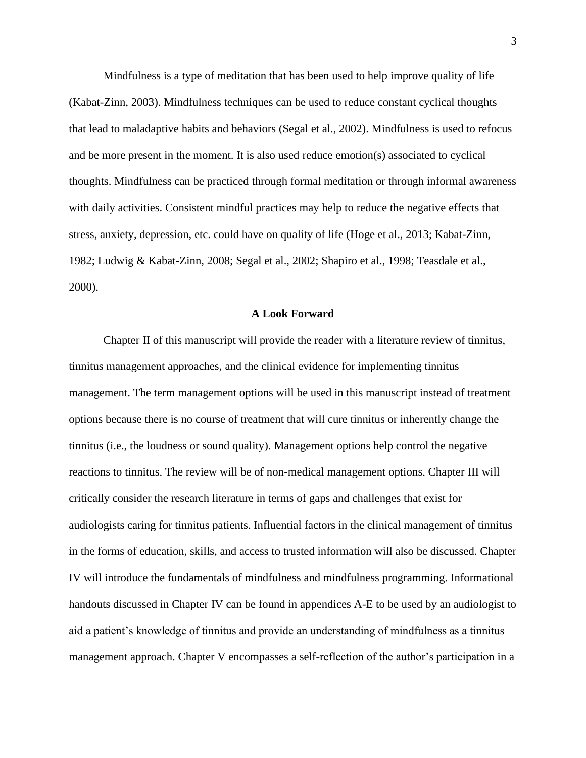Mindfulness is a type of meditation that has been used to help improve quality of life (Kabat-Zinn, 2003). Mindfulness techniques can be used to reduce constant cyclical thoughts that lead to maladaptive habits and behaviors (Segal et al., 2002). Mindfulness is used to refocus and be more present in the moment. It is also used reduce emotion(s) associated to cyclical thoughts. Mindfulness can be practiced through formal meditation or through informal awareness with daily activities. Consistent mindful practices may help to reduce the negative effects that stress, anxiety, depression, etc. could have on quality of life (Hoge et al., 2013; Kabat-Zinn, 1982; Ludwig & Kabat-Zinn, 2008; Segal et al., 2002; Shapiro et al., 1998; Teasdale et al., 2000).

## A Look Forward

Chapter II of this manuscript will provide the reader with a literature review of tinnitus, tinnitus management approaches, and the clinical evidence for implementing tinnitus management. The term management options will be used in this manuscript instead of treatment options because there is no course of treatment that will cure tinnitus or inherently change the tinnitus (i.e., the loudness or sound quality). Management options help control the negative reactions to tinnitus. The review will be of non-medical management options. Chapter III will critically consider the research literature in terms of gaps and challenges that exist for audiologists caring for tinnitus patients. Influential factors in the clinical management of tinnitus in the forms of education, skills, and access to trusted information will also be discussed. Chapter IV will introduce the fundamentals of mindfulness and mindfulness programming. Informational handouts discussed in Chapter IV can be found in appendices A-E to be used by an audiologist to aid a patient's knowledge of tinnitus and provide an understanding of mindfulness as a tinnitus management approach. Chapter V encompasses a self-reflection of the author's participation in a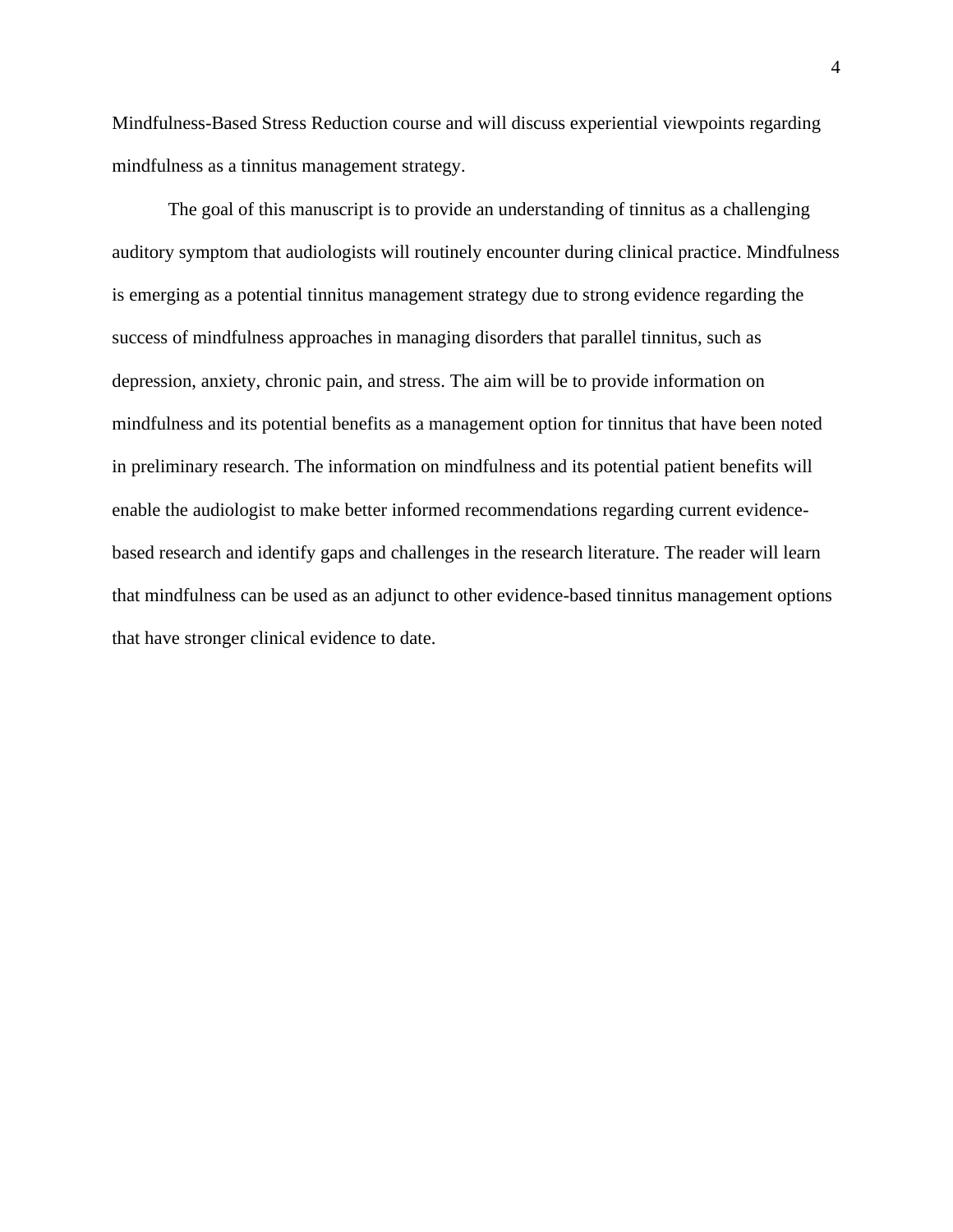Mindfulness-Based Stress Reduction course and will discuss experiential viewpoints regarding mindfulness as a tinnitus management strategy.

The goal of this manuscript is to provide an understanding of tinnitus as a challenging auditory symptom that audiologists will routinely encounter during clinical practice. Mindfulness is emerging as a potential tinnitus management strategy due to strong evidence regarding the success of mindfulness approaches in managing disorders that parallel tinnitus, such as depression, anxiety, chronic pain, and stress. The aim will be to provide information on mindfulness and its potential benefits as a management option for tinnitus that have been noted in preliminary research. The information on mindfulness and its potential patient benefits will enable the audiologist to make better informed recommendations regarding current evidence-based research and identify gaps and challenges in the research literature. The reader will learn that mindfulness can be used as an adjunct to other evidence-based tinnitus management options that have stronger clinical evidence to date.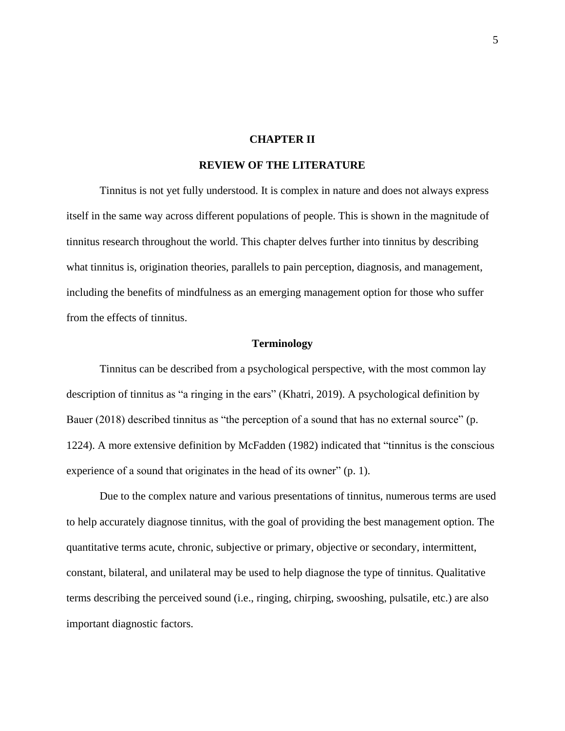# CHAPTER II

# REVIEW OF THE LITERATURE

Tinnitus is not yet fully understood. It is complex in nature and does not always express itself in the same way across different populations of people. This is shown in the magnitude of tinnitus research throughout the world. This chapter delves further into tinnitus by describing what tinnitus is, origination theories, parallels to pain perception, diagnosis, and management, including the benefits of mindfulness as an emerging management option for those who suffer from the effects of tinnitus.

## Terminology

Tinnitus can be described from a psychological perspective, with the most common lay description of tinnitus as "a ringing in the ears" (Khatri, 2019). A psychological definition by Bauer (2018) described tinnitus as "the perception of a sound that has no external source" (p. 1224). A more extensive definition by McFadden (1982) indicated that "tinnitus is the conscious experience of a sound that originates in the head of its owner" (p. 1).

Due to the complex nature and various presentations of tinnitus, numerous terms are used to help accurately diagnose tinnitus, with the goal of providing the best management option. The quantitative terms acute, chronic, subjective or primary, objective or secondary, intermittent, constant, bilateral, and unilateral may be used to help diagnose the type of tinnitus. Qualitative terms describing the perceived sound (i.e., ringing, chirping, swooshing, pulsatile, etc.) are also important diagnostic factors.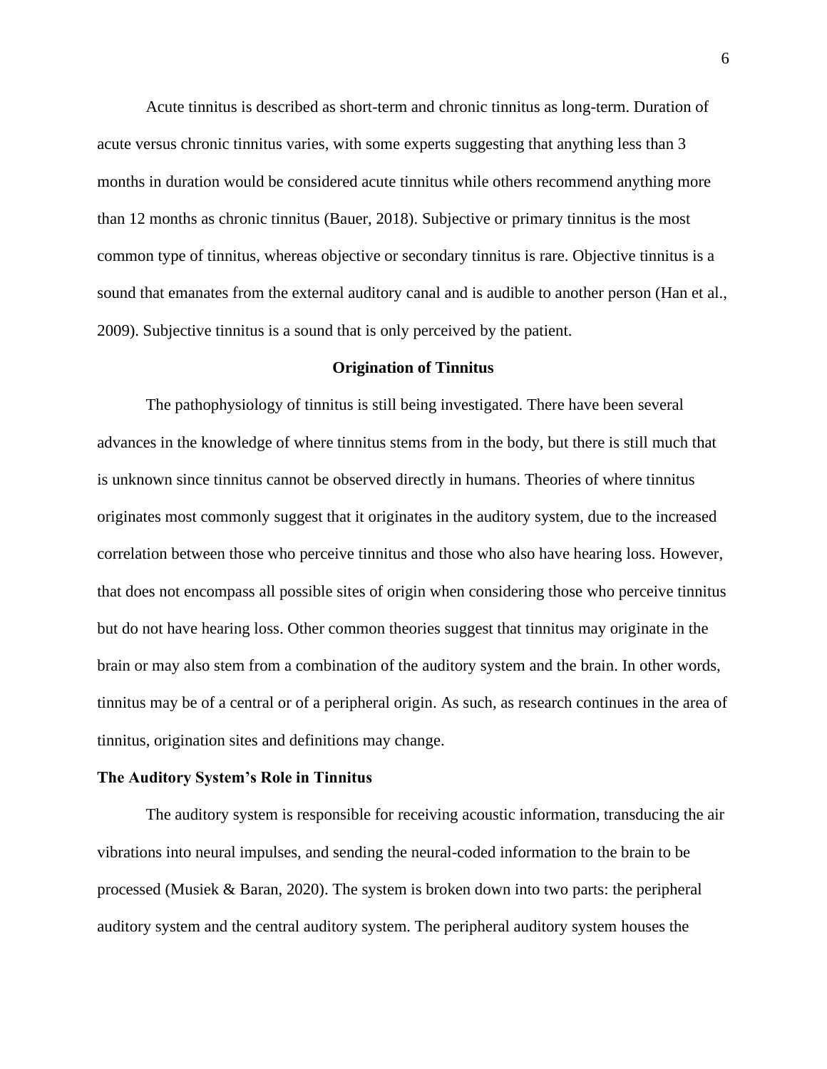Acute tinnitus is described as short-term and chronic tinnitus as long-term. Duration of acute versus chronic tinnitus varies, with some experts suggesting that anything less than 3 months in duration would be considered acute tinnitus while others recommend anything more than 12 months as chronic tinnitus (Bauer, 2018). Subjective or primary tinnitus is the most common type of tinnitus, whereas objective or secondary tinnitus is rare. Objective tinnitus is a sound that emanates from the external auditory canal and is audible to another person (Han et al., 2009). Subjective tinnitus is a sound that is only perceived by the patient.

## Origination of Tinnitus

The pathophysiology of tinnitus is still being investigated. There have been several advances in the knowledge of where tinnitus stems from in the body, but there is still much that is unknown since tinnitus cannot be observed directly in humans. Theories of where tinnitus originates most commonly suggest that it originates in the auditory system, due to the increased correlation between those who perceive tinnitus and those who also have hearing loss. However, that does not encompass all possible sites of origin when considering those who perceive tinnitus but do not have hearing loss. Other common theories suggest that tinnitus may originate in the brain or may also stem from a combination of the auditory system and the brain. In other words, tinnitus may be of a central or of a peripheral origin. As such, as research continues in the area of tinnitus, origination sites and definitions may change.

### The Auditory System's Role in Tinnitus

The auditory system is responsible for receiving acoustic information, transducing the air vibrations into neural impulses, and sending the neural-coded information to the brain to be processed (Musiek & Baran, 2020). The system is broken down into two parts: the peripheral auditory system and the central auditory system. The peripheral auditory system houses the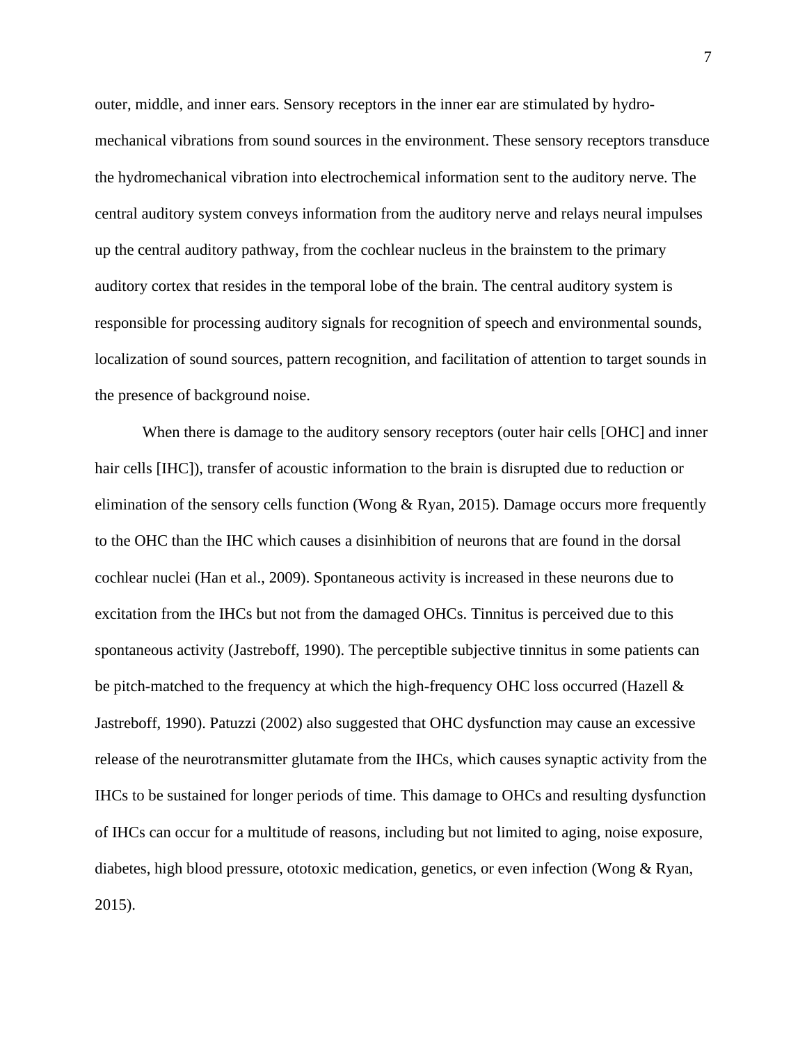outer, middle, and inner ears. Sensory receptors in the inner ear are stimulated by hydro-mechanical vibrations from sound sources in the environment. These sensory receptors transduce the hydromechanical vibration into electrochemical information sent to the auditory nerve. The central auditory system conveys information from the auditory nerve and relays neural impulses up the central auditory pathway, from the cochlear nucleus in the brainstem to the primary auditory cortex that resides in the temporal lobe of the brain. The central auditory system is responsible for processing auditory signals for recognition of speech and environmental sounds, localization of sound sources, pattern recognition, and facilitation of attention to target sounds in the presence of background noise.

When there is damage to the auditory sensory receptors (outer hair cells [OHC] and inner hair cells [IHC]), transfer of acoustic information to the brain is disrupted due to reduction or elimination of the sensory cells function (Wong & Ryan, 2015). Damage occurs more frequently to the OHC than the IHC which causes a disinhibition of neurons that are found in the dorsal cochlear nuclei (Han et al., 2009). Spontaneous activity is increased in these neurons due to excitation from the IHCs but not from the damaged OHCs. Tinnitus is perceived due to this spontaneous activity (Jastreboff, 1990). The perceptible subjective tinnitus in some patients can be pitch-matched to the frequency at which the high-frequency OHC loss occurred (Hazell & Jastreboff, 1990). Patuzzi (2002) also suggested that OHC dysfunction may cause an excessive release of the neurotransmitter glutamate from the IHCs, which causes synaptic activity from the IHCs to be sustained for longer periods of time. This damage to OHCs and resulting dysfunction of IHCs can occur for a multitude of reasons, including but not limited to aging, noise exposure, diabetes, high blood pressure, ototoxic medication, genetics, or even infection (Wong & Ryan, 2015).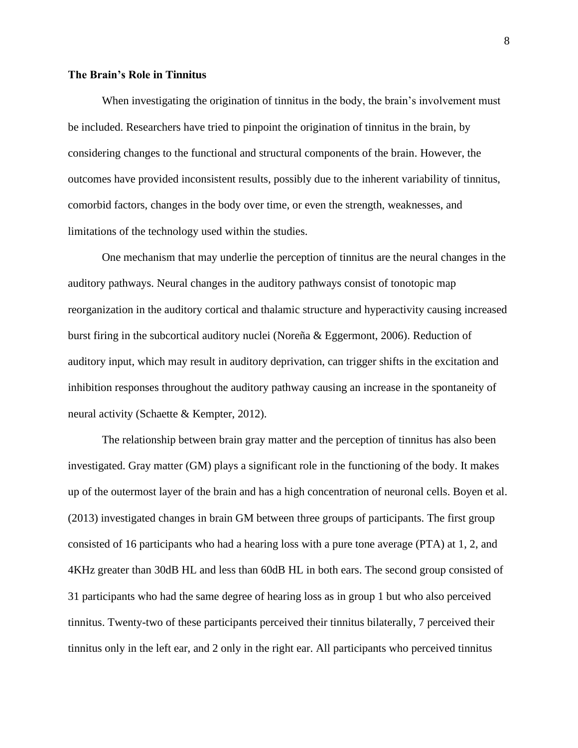### The Brain's Role in Tinnitus

When investigating the origination of tinnitus in the body, the brain's involvement must be included. Researchers have tried to pinpoint the origination of tinnitus in the brain, by considering changes to the functional and structural components of the brain. However, the outcomes have provided inconsistent results, possibly due to the inherent variability of tinnitus, comorbid factors, changes in the body over time, or even the strength, weaknesses, and limitations of the technology used within the studies.

One mechanism that may underlie the perception of tinnitus are the neural changes in the auditory pathways. Neural changes in the auditory pathways consist of tonotopic map reorganization in the auditory cortical and thalamic structure and hyperactivity causing increased burst firing in the subcortical auditory nuclei (Noreña & Eggermont, 2006). Reduction of auditory input, which may result in auditory deprivation, can trigger shifts in the excitation and inhibition responses throughout the auditory pathway causing an increase in the spontaneity of neural activity (Schaette & Kempter, 2012).

The relationship between brain gray matter and the perception of tinnitus has also been investigated. Gray matter (GM) plays a significant role in the functioning of the body. It makes up of the outermost layer of the brain and has a high concentration of neuronal cells. Boyen et al. (2013) investigated changes in brain GM between three groups of participants. The first group consisted of 16 participants who had a hearing loss with a pure tone average (PTA) at 1, 2, and 4KHz greater than 30dB HL and less than 60dB HL in both ears. The second group consisted of 31 participants who had the same degree of hearing loss as in group 1 but who also perceived tinnitus. Twenty-two of these participants perceived their tinnitus bilaterally, 7 perceived their tinnitus only in the left ear, and 2 only in the right ear. All participants who perceived tinnitus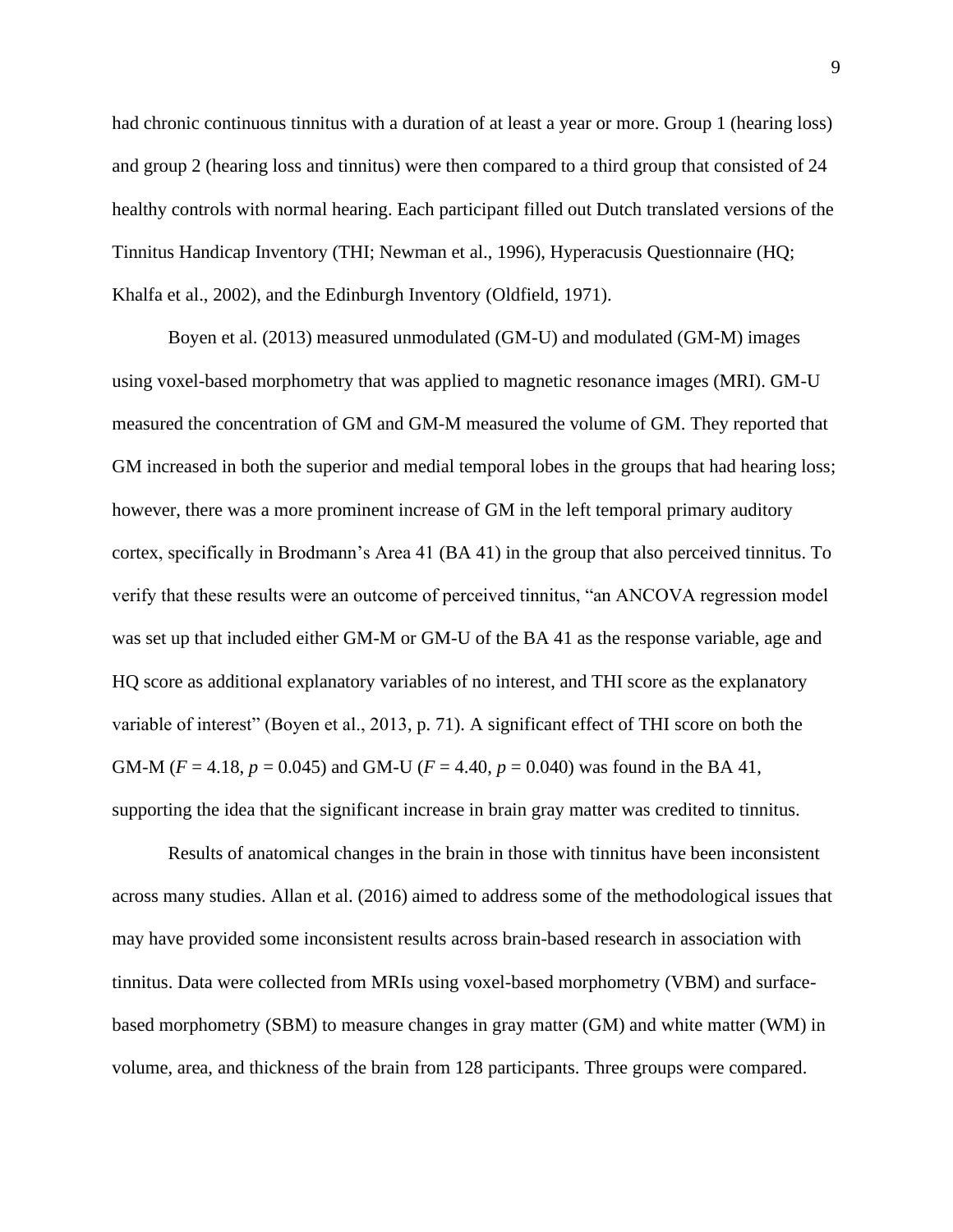had chronic continuous tinnitus with a duration of at least a year or more. Group 1 (hearing loss) and group 2 (hearing loss and tinnitus) were then compared to a third group that consisted of 24 healthy controls with normal hearing. Each participant filled out Dutch translated versions of the Tinnitus Handicap Inventory (THI; Newman et al., 1996), Hyperacusis Questionnaire (HQ; Khalfa et al., 2002), and the Edinburgh Inventory (Oldfield, 1971).

Boyen et al. (2013) measured unmodulated (GM-U) and modulated (GM-M) images using voxel-based morphometry that was applied to magnetic resonance images (MRI). GM-U measured the concentration of GM and GM-M measured the volume of GM. They reported that GM increased in both the superior and medial temporal lobes in the groups that had hearing loss; however, there was a more prominent increase of GM in the left temporal primary auditory cortex, specifically in Brodmann's Area 41 (BA 41) in the group that also perceived tinnitus. To verify that these results were an outcome of perceived tinnitus, "an ANCOVA regression model was set up that included either GM-M or GM-U of the BA 41 as the response variable, age and HQ score as additional explanatory variables of no interest, and THI score as the explanatory variable of interest" (Boyen et al., 2013, p. 71). A significant effect of THI score on both the GM-M ($F = 4.18$, $p = 0.045$) and GM-U ($F = 4.40$, $p = 0.040$) was found in the BA 41, supporting the idea that the significant increase in brain gray matter was credited to tinnitus.

Results of anatomical changes in the brain in those with tinnitus have been inconsistent across many studies. Allan et al. (2016) aimed to address some of the methodological issues that may have provided some inconsistent results across brain-based research in association with tinnitus. Data were collected from MRIs using voxel-based morphometry (VBM) and surface-based morphometry (SBM) to measure changes in gray matter (GM) and white matter (WM) in volume, area, and thickness of the brain from 128 participants. Three groups were compared.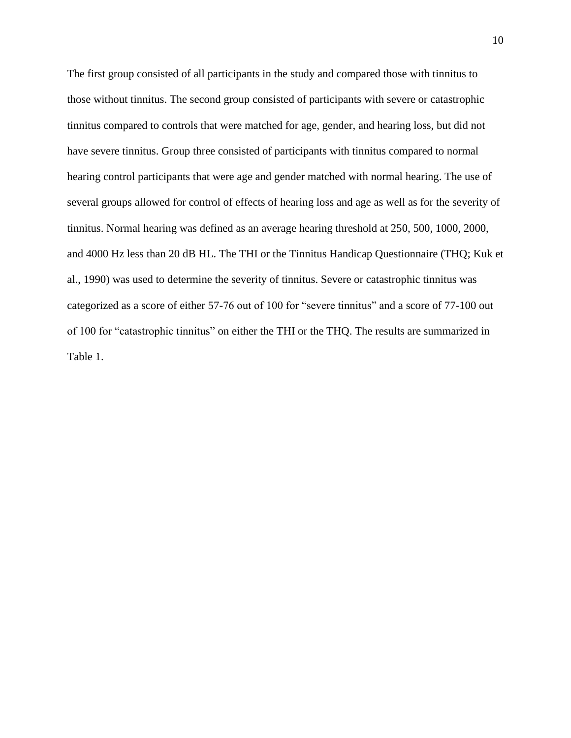The first group consisted of all participants in the study and compared those with tinnitus to those without tinnitus. The second group consisted of participants with severe or catastrophic tinnitus compared to controls that were matched for age, gender, and hearing loss, but did not have severe tinnitus. Group three consisted of participants with tinnitus compared to normal hearing control participants that were age and gender matched with normal hearing. The use of several groups allowed for control of effects of hearing loss and age as well as for the severity of tinnitus. Normal hearing was defined as an average hearing threshold at 250, 500, 1000, 2000, and 4000 Hz less than 20 dB HL. The THI or the Tinnitus Handicap Questionnaire (THQ; Kuk et al., 1990) was used to determine the severity of tinnitus. Severe or catastrophic tinnitus was categorized as a score of either 57-76 out of 100 for "severe tinnitus" and a score of 77-100 out of 100 for "catastrophic tinnitus" on either the THI or the THQ. The results are summarized in Table 1.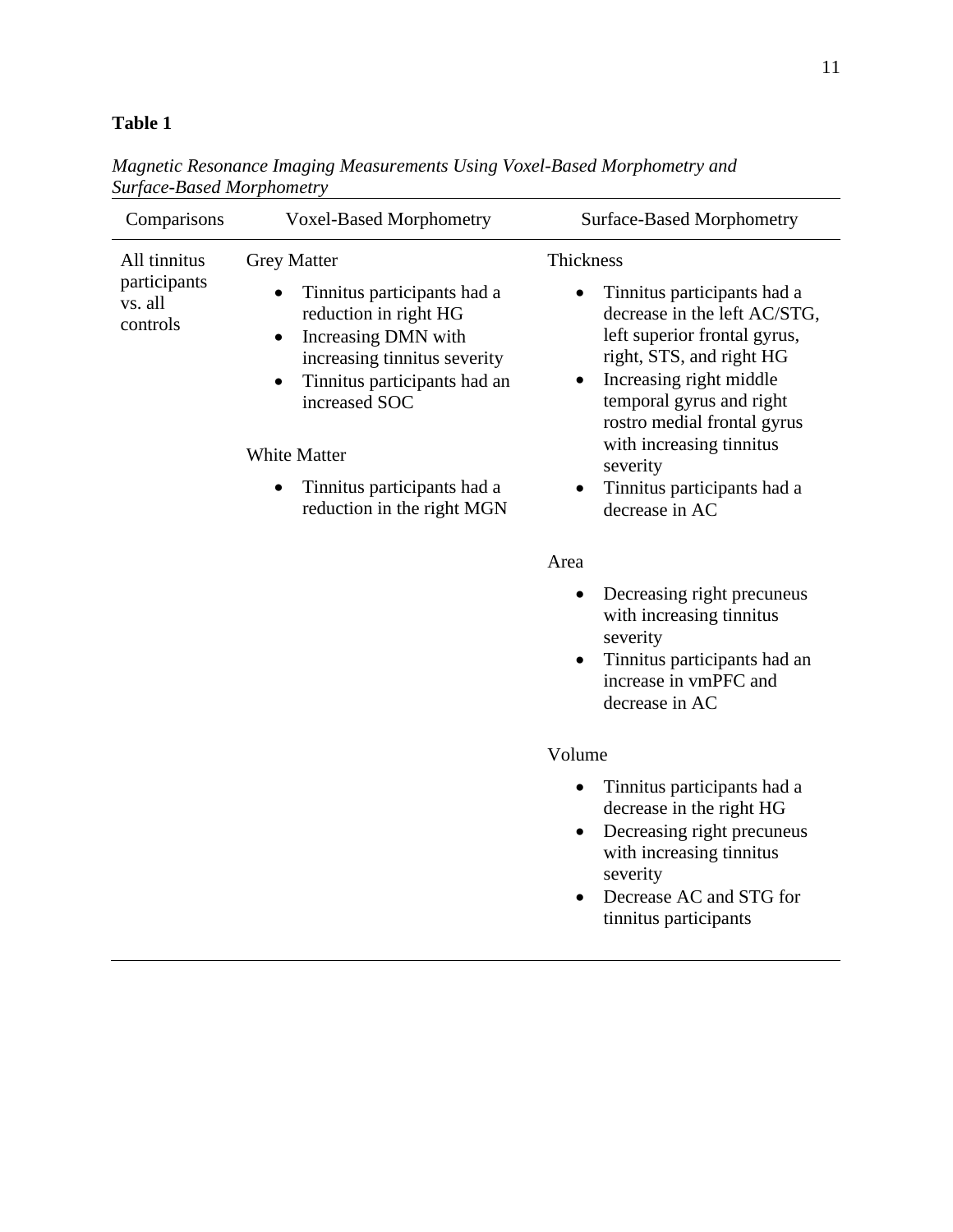**Table 1**

*Magnetic Resonance Imaging Measurements Using Voxel-Based Morphometry and Surface-Based Morphometry*

| Comparisons | Voxel-Based Morphometry | Surface-Based Morphometry |
|---|---|---|
| All tinnitus participants vs. all controls | Grey Matter<br>• Tinnitus participants had a reduction in right HG<br>• Increasing DMN with increasing tinnitus severity<br>• Tinnitus participants had an increased SOC<br><br>White Matter<br>• Tinnitus participants had a reduction in the right MGN | Thickness<br>• Tinnitus participants had a decrease in the left AC/STG, left superior frontal gyrus, right, STS, and right HG<br>• Increasing right middle temporal gyrus and right rostro medial frontal gyrus with increasing tinnitus severity<br>• Tinnitus participants had a decrease in AC<br><br>Area<br>• Decreasing right precuneus with increasing tinnitus severity<br>• Tinnitus participants had an increase in vmPFC and decrease in AC<br><br>Volume<br>• Tinnitus participants had a decrease in the right HG<br>• Decreasing right precuneus with increasing tinnitus severity<br>• Decrease AC and STG for tinnitus participants |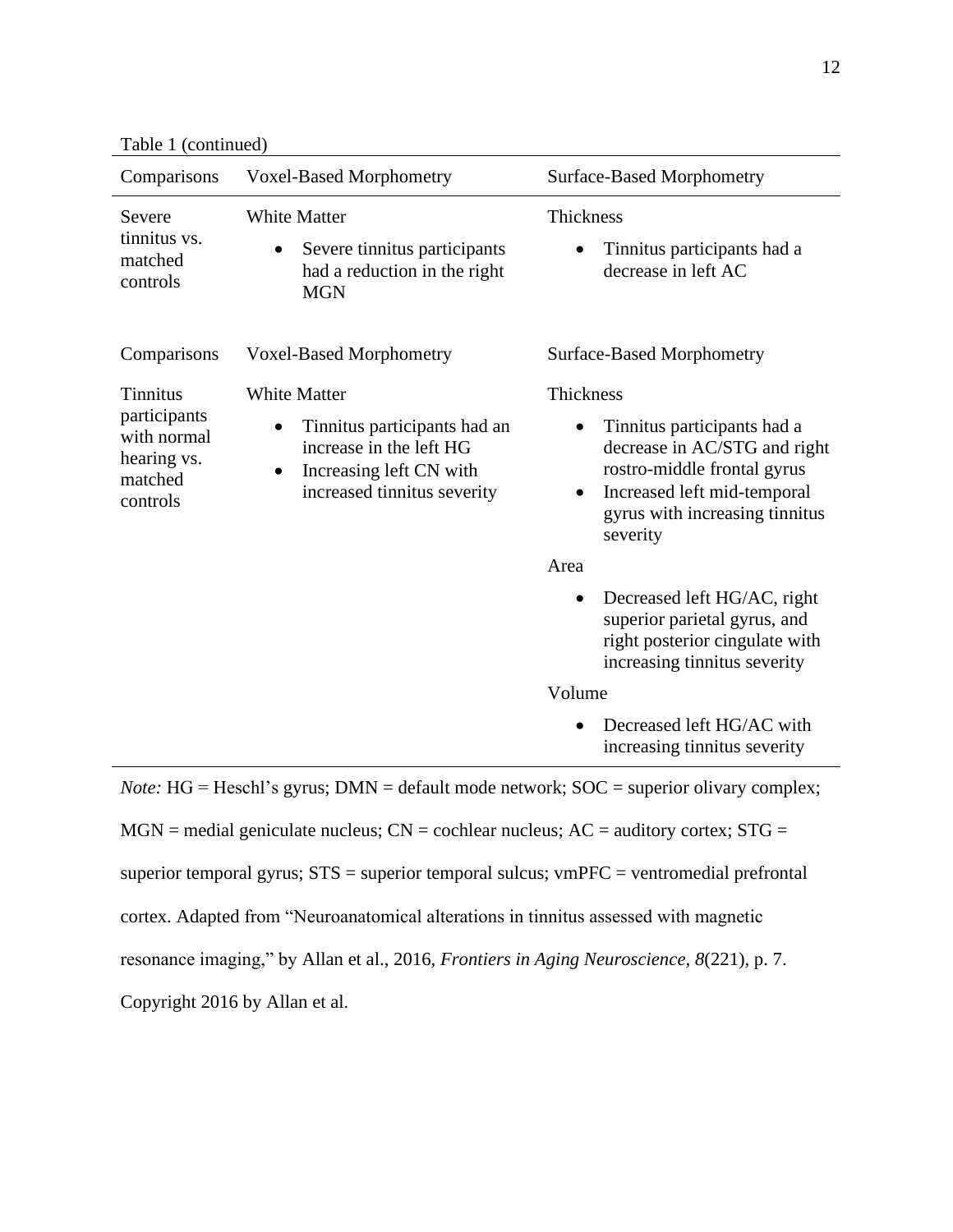Table 1 (continued)

| Comparisons | Voxel-Based Morphometry | Surface-Based Morphometry |
|---|---|---|
| Severe tinnitus vs. matched controls | White Matter<br>• Severe tinnitus participants had a reduction in the right MGN | Thickness<br>• Tinnitus participants had a decrease in left AC |
| Comparisons | Voxel-Based Morphometry | Surface-Based Morphometry |
| Tinnitus participants with normal hearing vs. matched controls | White Matter<br>• Tinnitus participants had an increase in the left HG<br>• Increasing left CN with increased tinnitus severity | Thickness<br>• Tinnitus participants had a decrease in AC/STG and right rostro-middle frontal gyrus<br>• Increased left mid-temporal gyrus with increasing tinnitus severity<br>Area<br>• Decreased left HG/AC, right superior parietal gyrus, and right posterior cingulate with increasing tinnitus severity<br>Volume<br>• Decreased left HG/AC with increasing tinnitus severity |

*Note:* HG = Heschl's gyrus; DMN = default mode network; SOC = superior olivary complex; MGN = medial geniculate nucleus; CN = cochlear nucleus; AC = auditory cortex; STG = superior temporal gyrus; STS = superior temporal sulcus; vmPFC = ventromedial prefrontal cortex. Adapted from "Neuroanatomical alterations in tinnitus assessed with magnetic resonance imaging," by Allan et al., 2016, *Frontiers in Aging Neuroscience*, *8*(221), p. 7. Copyright 2016 by Allan et al.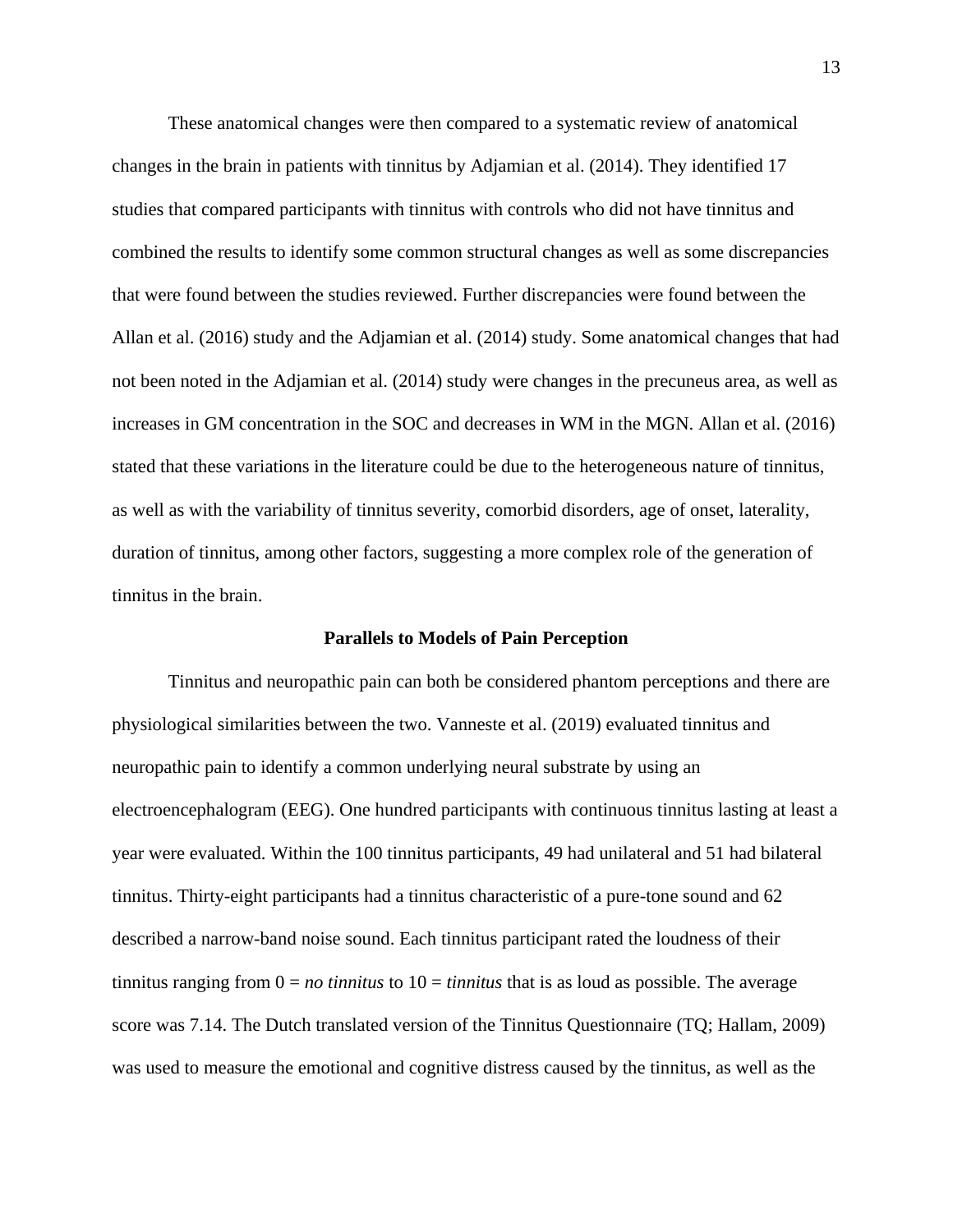These anatomical changes were then compared to a systematic review of anatomical changes in the brain in patients with tinnitus by Adjamian et al. (2014). They identified 17 studies that compared participants with tinnitus with controls who did not have tinnitus and combined the results to identify some common structural changes as well as some discrepancies that were found between the studies reviewed. Further discrepancies were found between the Allan et al. (2016) study and the Adjamian et al. (2014) study. Some anatomical changes that had not been noted in the Adjamian et al. (2014) study were changes in the precuneus area, as well as increases in GM concentration in the SOC and decreases in WM in the MGN. Allan et al. (2016) stated that these variations in the literature could be due to the heterogeneous nature of tinnitus, as well as with the variability of tinnitus severity, comorbid disorders, age of onset, laterality, duration of tinnitus, among other factors, suggesting a more complex role of the generation of tinnitus in the brain.

## Parallels to Models of Pain Perception

Tinnitus and neuropathic pain can both be considered phantom perceptions and there are physiological similarities between the two. Vanneste et al. (2019) evaluated tinnitus and neuropathic pain to identify a common underlying neural substrate by using an electroencephalogram (EEG). One hundred participants with continuous tinnitus lasting at least a year were evaluated. Within the 100 tinnitus participants, 49 had unilateral and 51 had bilateral tinnitus. Thirty-eight participants had a tinnitus characteristic of a pure-tone sound and 62 described a narrow-band noise sound. Each tinnitus participant rated the loudness of their tinnitus ranging from 0 = *no tinnitus* to 10 = *tinnitus* that is as loud as possible. The average score was 7.14. The Dutch translated version of the Tinnitus Questionnaire (TQ; Hallam, 2009) was used to measure the emotional and cognitive distress caused by the tinnitus, as well as the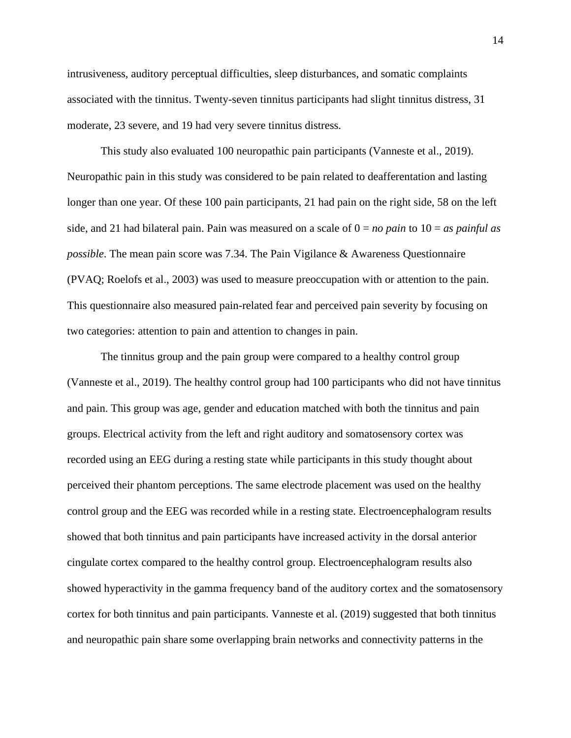intrusiveness, auditory perceptual difficulties, sleep disturbances, and somatic complaints associated with the tinnitus. Twenty-seven tinnitus participants had slight tinnitus distress, 31 moderate, 23 severe, and 19 had very severe tinnitus distress.

This study also evaluated 100 neuropathic pain participants (Vanneste et al., 2019). Neuropathic pain in this study was considered to be pain related to deafferentation and lasting longer than one year. Of these 100 pain participants, 21 had pain on the right side, 58 on the left side, and 21 had bilateral pain. Pain was measured on a scale of 0 = *no pain* to 10 = *as painful as possible*. The mean pain score was 7.34. The Pain Vigilance & Awareness Questionnaire (PVAQ; Roelofs et al., 2003) was used to measure preoccupation with or attention to the pain. This questionnaire also measured pain-related fear and perceived pain severity by focusing on two categories: attention to pain and attention to changes in pain.

The tinnitus group and the pain group were compared to a healthy control group (Vanneste et al., 2019). The healthy control group had 100 participants who did not have tinnitus and pain. This group was age, gender and education matched with both the tinnitus and pain groups. Electrical activity from the left and right auditory and somatosensory cortex was recorded using an EEG during a resting state while participants in this study thought about perceived their phantom perceptions. The same electrode placement was used on the healthy control group and the EEG was recorded while in a resting state. Electroencephalogram results showed that both tinnitus and pain participants have increased activity in the dorsal anterior cingulate cortex compared to the healthy control group. Electroencephalogram results also showed hyperactivity in the gamma frequency band of the auditory cortex and the somatosensory cortex for both tinnitus and pain participants. Vanneste et al. (2019) suggested that both tinnitus and neuropathic pain share some overlapping brain networks and connectivity patterns in the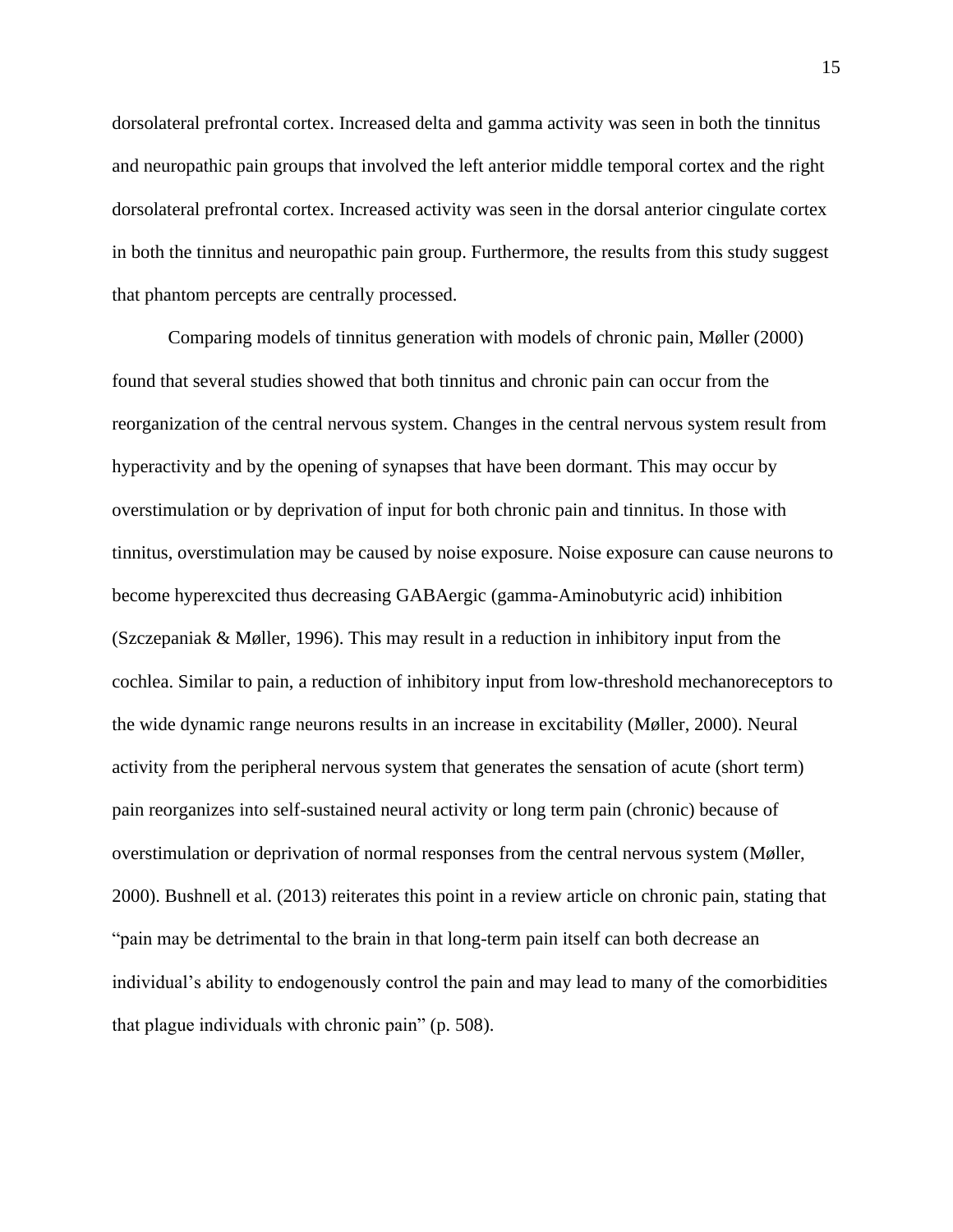dorsolateral prefrontal cortex. Increased delta and gamma activity was seen in both the tinnitus and neuropathic pain groups that involved the left anterior middle temporal cortex and the right dorsolateral prefrontal cortex. Increased activity was seen in the dorsal anterior cingulate cortex in both the tinnitus and neuropathic pain group. Furthermore, the results from this study suggest that phantom percepts are centrally processed.

Comparing models of tinnitus generation with models of chronic pain, Møller (2000) found that several studies showed that both tinnitus and chronic pain can occur from the reorganization of the central nervous system. Changes in the central nervous system result from hyperactivity and by the opening of synapses that have been dormant. This may occur by overstimulation or by deprivation of input for both chronic pain and tinnitus. In those with tinnitus, overstimulation may be caused by noise exposure. Noise exposure can cause neurons to become hyperexcited thus decreasing GABAergic (gamma-Aminobutyric acid) inhibition (Szczepaniak & Møller, 1996). This may result in a reduction in inhibitory input from the cochlea. Similar to pain, a reduction of inhibitory input from low-threshold mechanoreceptors to the wide dynamic range neurons results in an increase in excitability (Møller, 2000). Neural activity from the peripheral nervous system that generates the sensation of acute (short term) pain reorganizes into self-sustained neural activity or long term pain (chronic) because of overstimulation or deprivation of normal responses from the central nervous system (Møller, 2000). Bushnell et al. (2013) reiterates this point in a review article on chronic pain, stating that "pain may be detrimental to the brain in that long-term pain itself can both decrease an individual's ability to endogenously control the pain and may lead to many of the comorbidities that plague individuals with chronic pain" (p. 508).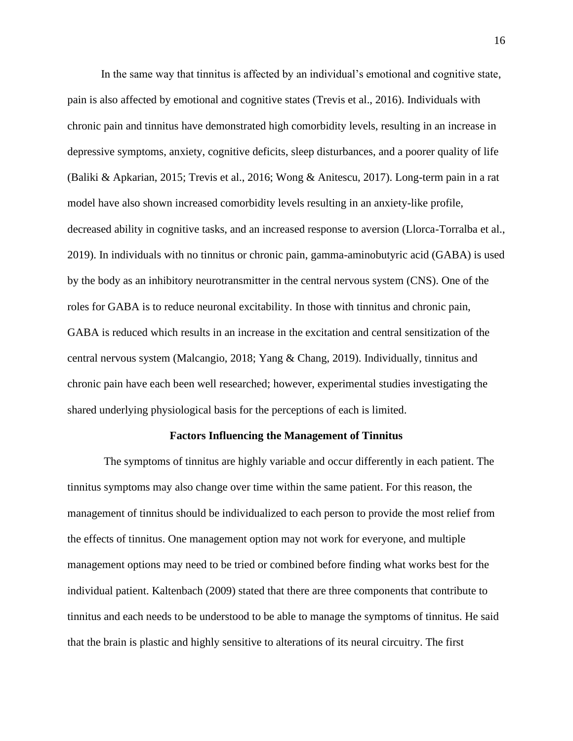In the same way that tinnitus is affected by an individual's emotional and cognitive state, pain is also affected by emotional and cognitive states (Trevis et al., 2016). Individuals with chronic pain and tinnitus have demonstrated high comorbidity levels, resulting in an increase in depressive symptoms, anxiety, cognitive deficits, sleep disturbances, and a poorer quality of life (Baliki & Apkarian, 2015; Trevis et al., 2016; Wong & Anitescu, 2017). Long-term pain in a rat model have also shown increased comorbidity levels resulting in an anxiety-like profile, decreased ability in cognitive tasks, and an increased response to aversion (Llorca-Torralba et al., 2019). In individuals with no tinnitus or chronic pain, gamma-aminobutyric acid (GABA) is used by the body as an inhibitory neurotransmitter in the central nervous system (CNS). One of the roles for GABA is to reduce neuronal excitability. In those with tinnitus and chronic pain, GABA is reduced which results in an increase in the excitation and central sensitization of the central nervous system (Malcangio, 2018; Yang & Chang, 2019). Individually, tinnitus and chronic pain have each been well researched; however, experimental studies investigating the shared underlying physiological basis for the perceptions of each is limited.

## Factors Influencing the Management of Tinnitus

The symptoms of tinnitus are highly variable and occur differently in each patient. The tinnitus symptoms may also change over time within the same patient. For this reason, the management of tinnitus should be individualized to each person to provide the most relief from the effects of tinnitus. One management option may not work for everyone, and multiple management options may need to be tried or combined before finding what works best for the individual patient. Kaltenbach (2009) stated that there are three components that contribute to tinnitus and each needs to be understood to be able to manage the symptoms of tinnitus. He said that the brain is plastic and highly sensitive to alterations of its neural circuitry. The first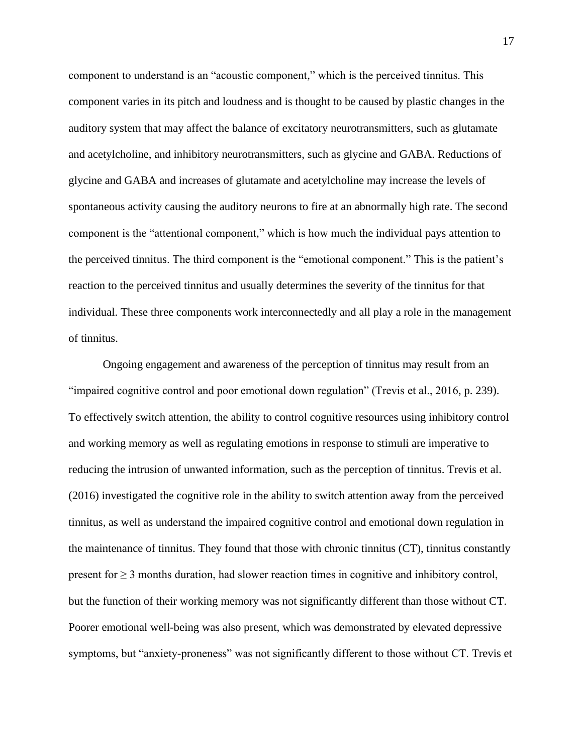component to understand is an "acoustic component," which is the perceived tinnitus. This component varies in its pitch and loudness and is thought to be caused by plastic changes in the auditory system that may affect the balance of excitatory neurotransmitters, such as glutamate and acetylcholine, and inhibitory neurotransmitters, such as glycine and GABA. Reductions of glycine and GABA and increases of glutamate and acetylcholine may increase the levels of spontaneous activity causing the auditory neurons to fire at an abnormally high rate. The second component is the "attentional component," which is how much the individual pays attention to the perceived tinnitus. The third component is the "emotional component." This is the patient's reaction to the perceived tinnitus and usually determines the severity of the tinnitus for that individual. These three components work interconnectedly and all play a role in the management of tinnitus.

Ongoing engagement and awareness of the perception of tinnitus may result from an "impaired cognitive control and poor emotional down regulation" (Trevis et al., 2016, p. 239). To effectively switch attention, the ability to control cognitive resources using inhibitory control and working memory as well as regulating emotions in response to stimuli are imperative to reducing the intrusion of unwanted information, such as the perception of tinnitus. Trevis et al. (2016) investigated the cognitive role in the ability to switch attention away from the perceived tinnitus, as well as understand the impaired cognitive control and emotional down regulation in the maintenance of tinnitus. They found that those with chronic tinnitus (CT), tinnitus constantly present for $\geq 3$ months duration, had slower reaction times in cognitive and inhibitory control, but the function of their working memory was not significantly different than those without CT. Poorer emotional well-being was also present, which was demonstrated by elevated depressive symptoms, but "anxiety-proneness" was not significantly different to those without CT. Trevis et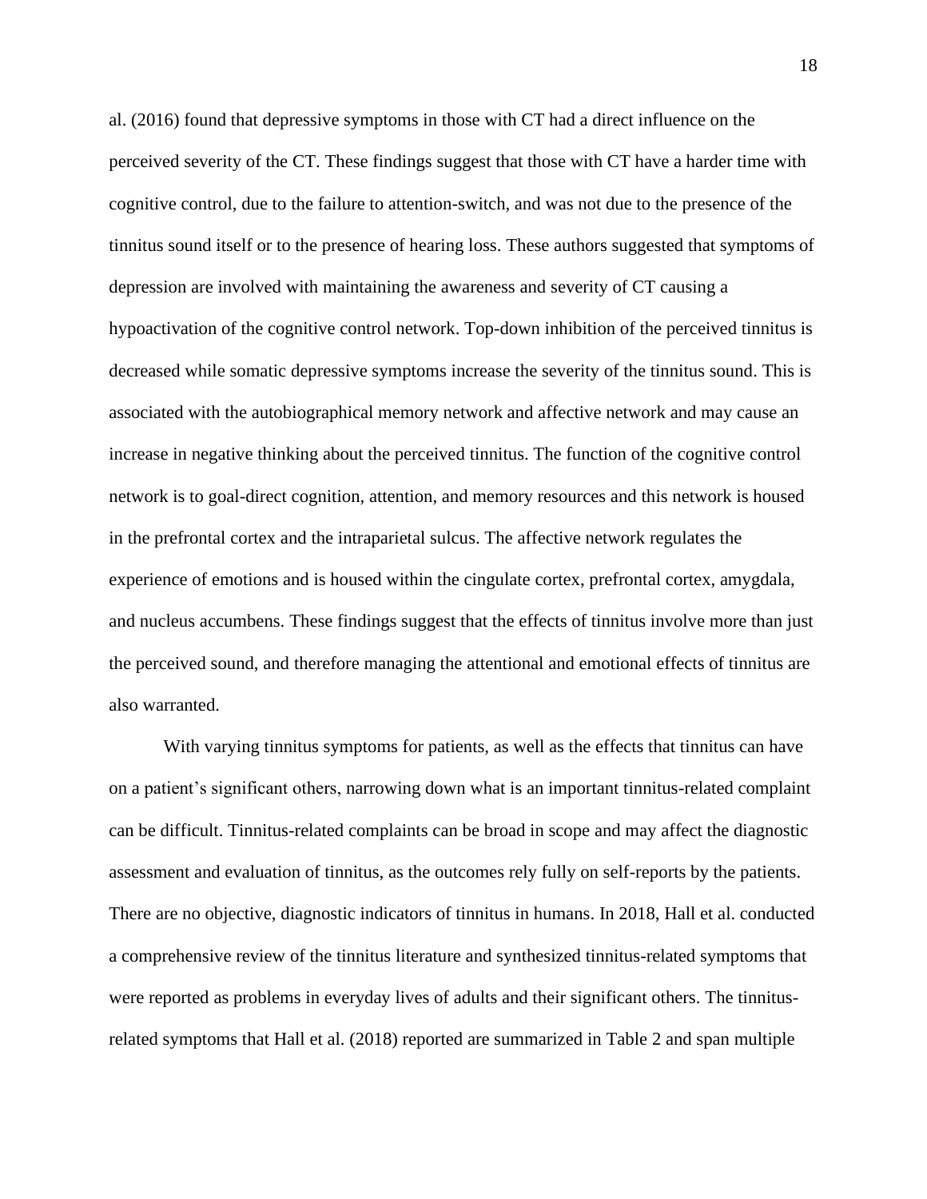al. (2016) found that depressive symptoms in those with CT had a direct influence on the perceived severity of the CT. These findings suggest that those with CT have a harder time with cognitive control, due to the failure to attention-switch, and was not due to the presence of the tinnitus sound itself or to the presence of hearing loss. These authors suggested that symptoms of depression are involved with maintaining the awareness and severity of CT causing a hypoactivation of the cognitive control network. Top-down inhibition of the perceived tinnitus is decreased while somatic depressive symptoms increase the severity of the tinnitus sound. This is associated with the autobiographical memory network and affective network and may cause an increase in negative thinking about the perceived tinnitus. The function of the cognitive control network is to goal-direct cognition, attention, and memory resources and this network is housed in the prefrontal cortex and the intraparietal sulcus. The affective network regulates the experience of emotions and is housed within the cingulate cortex, prefrontal cortex, amygdala, and nucleus accumbens. These findings suggest that the effects of tinnitus involve more than just the perceived sound, and therefore managing the attentional and emotional effects of tinnitus are also warranted.

With varying tinnitus symptoms for patients, as well as the effects that tinnitus can have on a patient's significant others, narrowing down what is an important tinnitus-related complaint can be difficult. Tinnitus-related complaints can be broad in scope and may affect the diagnostic assessment and evaluation of tinnitus, as the outcomes rely fully on self-reports by the patients. There are no objective, diagnostic indicators of tinnitus in humans. In 2018, Hall et al. conducted a comprehensive review of the tinnitus literature and synthesized tinnitus-related symptoms that were reported as problems in everyday lives of adults and their significant others. The tinnitus-related symptoms that Hall et al. (2018) reported are summarized in Table 2 and span multiple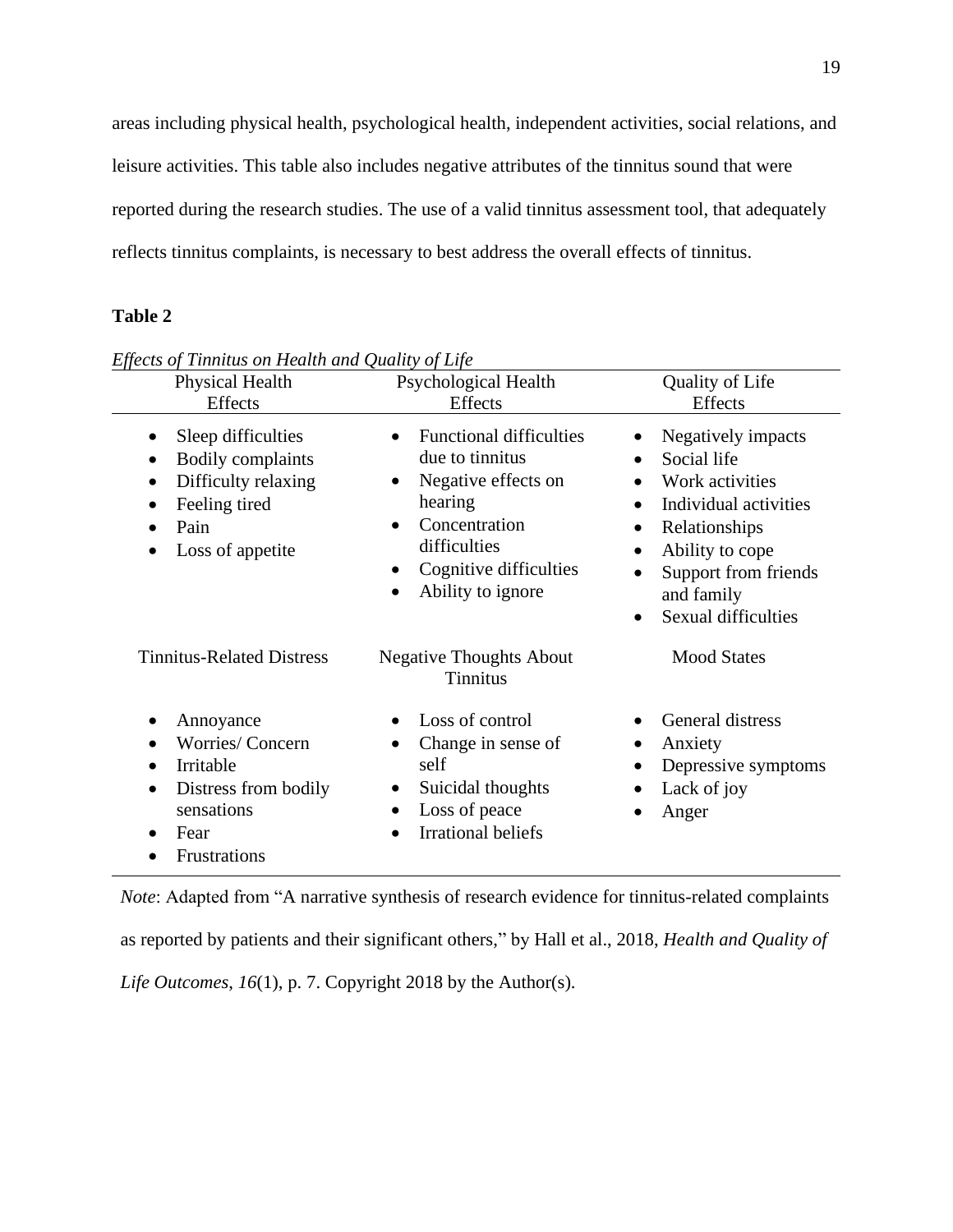areas including physical health, psychological health, independent activities, social relations, and leisure activities. This table also includes negative attributes of the tinnitus sound that were reported during the research studies. The use of a valid tinnitus assessment tool, that adequately reflects tinnitus complaints, is necessary to best address the overall effects of tinnitus.

**Table 2**

*Effects of Tinnitus on Health and Quality of Life*

| Physical Health Effects | Psychological Health Effects | Quality of Life Effects |
|---|---|---|
| • Sleep difficulties<br>• Bodily complaints<br>• Difficulty relaxing<br>• Feeling tired<br>• Pain<br>• Loss of appetite | • Functional difficulties due to tinnitus<br>• Negative effects on hearing<br>• Concentration difficulties<br>• Cognitive difficulties<br>• Ability to ignore | • Negatively impacts<br>• Social life<br>• Work activities<br>• Individual activities<br>• Relationships<br>• Ability to cope<br>• Support from friends and family<br>• Sexual difficulties |
| **Tinnitus-Related Distress** | **Negative Thoughts About Tinnitus** | **Mood States** |
| • Annoyance<br>• Worries/ Concern<br>• Irritable<br>• Distress from bodily sensations<br>• Fear<br>• Frustrations | • Loss of control<br>• Change in sense of self<br>• Suicidal thoughts<br>• Loss of peace<br>• Irrational beliefs | • General distress<br>• Anxiety<br>• Depressive symptoms<br>• Lack of joy<br>• Anger |

*Note*: Adapted from "A narrative synthesis of research evidence for tinnitus-related complaints as reported by patients and their significant others," by Hall et al., 2018, *Health and Quality of Life Outcomes*, *16*(1), p. 7. Copyright 2018 by the Author(s).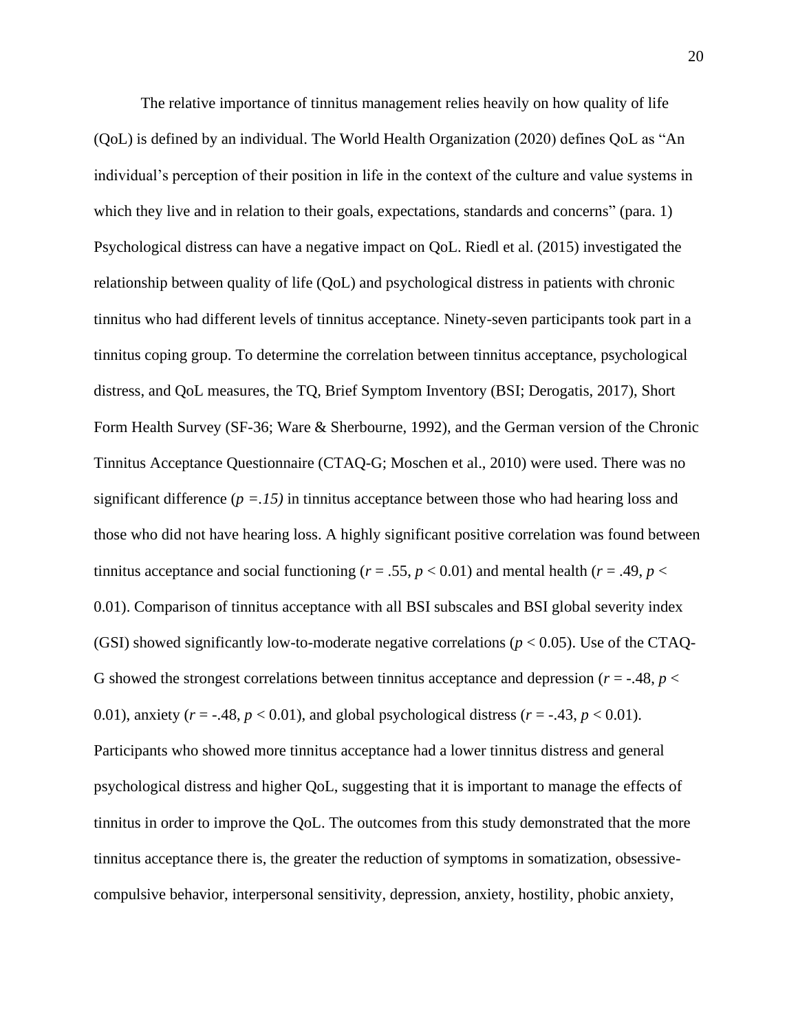The relative importance of tinnitus management relies heavily on how quality of life (QoL) is defined by an individual. The World Health Organization (2020) defines QoL as "An individual's perception of their position in life in the context of the culture and value systems in which they live and in relation to their goals, expectations, standards and concerns" (para. 1) Psychological distress can have a negative impact on QoL. Riedl et al. (2015) investigated the relationship between quality of life (QoL) and psychological distress in patients with chronic tinnitus who had different levels of tinnitus acceptance. Ninety-seven participants took part in a tinnitus coping group. To determine the correlation between tinnitus acceptance, psychological distress, and QoL measures, the TQ, Brief Symptom Inventory (BSI; Derogatis, 2017), Short Form Health Survey (SF-36; Ware & Sherbourne, 1992), and the German version of the Chronic Tinnitus Acceptance Questionnaire (CTAQ-G; Moschen et al., 2010) were used. There was no significant difference ($p = .15$) in tinnitus acceptance between those who had hearing loss and those who did not have hearing loss. A highly significant positive correlation was found between tinnitus acceptance and social functioning ($r = .55$, $p < 0.01$) and mental health ($r = .49$, $p < 0.01$). Comparison of tinnitus acceptance with all BSI subscales and BSI global severity index (GSI) showed significantly low-to-moderate negative correlations ($p < 0.05$). Use of the CTAQ-G showed the strongest correlations between tinnitus acceptance and depression ($r = -.48$, $p < 0.01$), anxiety ($r = -.48$, $p < 0.01$), and global psychological distress ($r = -.43$, $p < 0.01$). Participants who showed more tinnitus acceptance had a lower tinnitus distress and general psychological distress and higher QoL, suggesting that it is important to manage the effects of tinnitus in order to improve the QoL. The outcomes from this study demonstrated that the more tinnitus acceptance there is, the greater the reduction of symptoms in somatization, obsessive-compulsive behavior, interpersonal sensitivity, depression, anxiety, hostility, phobic anxiety,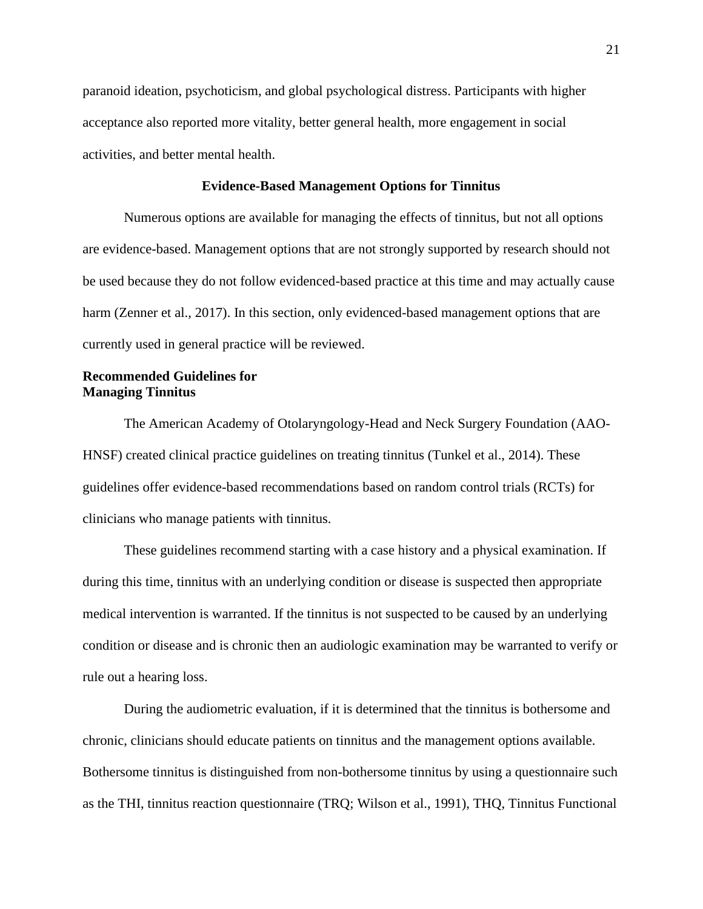paranoid ideation, psychoticism, and global psychological distress. Participants with higher acceptance also reported more vitality, better general health, more engagement in social activities, and better mental health.

## Evidence-Based Management Options for Tinnitus

Numerous options are available for managing the effects of tinnitus, but not all options are evidence-based. Management options that are not strongly supported by research should not be used because they do not follow evidenced-based practice at this time and may actually cause harm (Zenner et al., 2017). In this section, only evidenced-based management options that are currently used in general practice will be reviewed.

### Recommended Guidelines for Managing Tinnitus

The American Academy of Otolaryngology-Head and Neck Surgery Foundation (AAO-HNSF) created clinical practice guidelines on treating tinnitus (Tunkel et al., 2014). These guidelines offer evidence-based recommendations based on random control trials (RCTs) for clinicians who manage patients with tinnitus.

These guidelines recommend starting with a case history and a physical examination. If during this time, tinnitus with an underlying condition or disease is suspected then appropriate medical intervention is warranted. If the tinnitus is not suspected to be caused by an underlying condition or disease and is chronic then an audiologic examination may be warranted to verify or rule out a hearing loss.

During the audiometric evaluation, if it is determined that the tinnitus is bothersome and chronic, clinicians should educate patients on tinnitus and the management options available. Bothersome tinnitus is distinguished from non-bothersome tinnitus by using a questionnaire such as the THI, tinnitus reaction questionnaire (TRQ; Wilson et al., 1991), THQ, Tinnitus Functional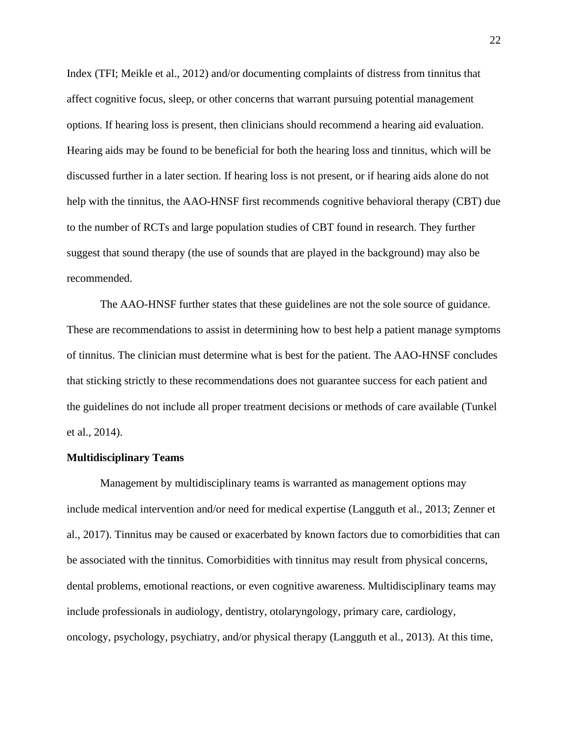Index (TFI; Meikle et al., 2012) and/or documenting complaints of distress from tinnitus that affect cognitive focus, sleep, or other concerns that warrant pursuing potential management options. If hearing loss is present, then clinicians should recommend a hearing aid evaluation. Hearing aids may be found to be beneficial for both the hearing loss and tinnitus, which will be discussed further in a later section. If hearing loss is not present, or if hearing aids alone do not help with the tinnitus, the AAO-HNSF first recommends cognitive behavioral therapy (CBT) due to the number of RCTs and large population studies of CBT found in research. They further suggest that sound therapy (the use of sounds that are played in the background) may also be recommended.

The AAO-HNSF further states that these guidelines are not the sole source of guidance. These are recommendations to assist in determining how to best help a patient manage symptoms of tinnitus. The clinician must determine what is best for the patient. The AAO-HNSF concludes that sticking strictly to these recommendations does not guarantee success for each patient and the guidelines do not include all proper treatment decisions or methods of care available (Tunkel et al., 2014).

**Multidisciplinary Teams**

Management by multidisciplinary teams is warranted as management options may include medical intervention and/or need for medical expertise (Langguth et al., 2013; Zenner et al., 2017). Tinnitus may be caused or exacerbated by known factors due to comorbidities that can be associated with the tinnitus. Comorbidities with tinnitus may result from physical concerns, dental problems, emotional reactions, or even cognitive awareness. Multidisciplinary teams may include professionals in audiology, dentistry, otolaryngology, primary care, cardiology, oncology, psychology, psychiatry, and/or physical therapy (Langguth et al., 2013). At this time,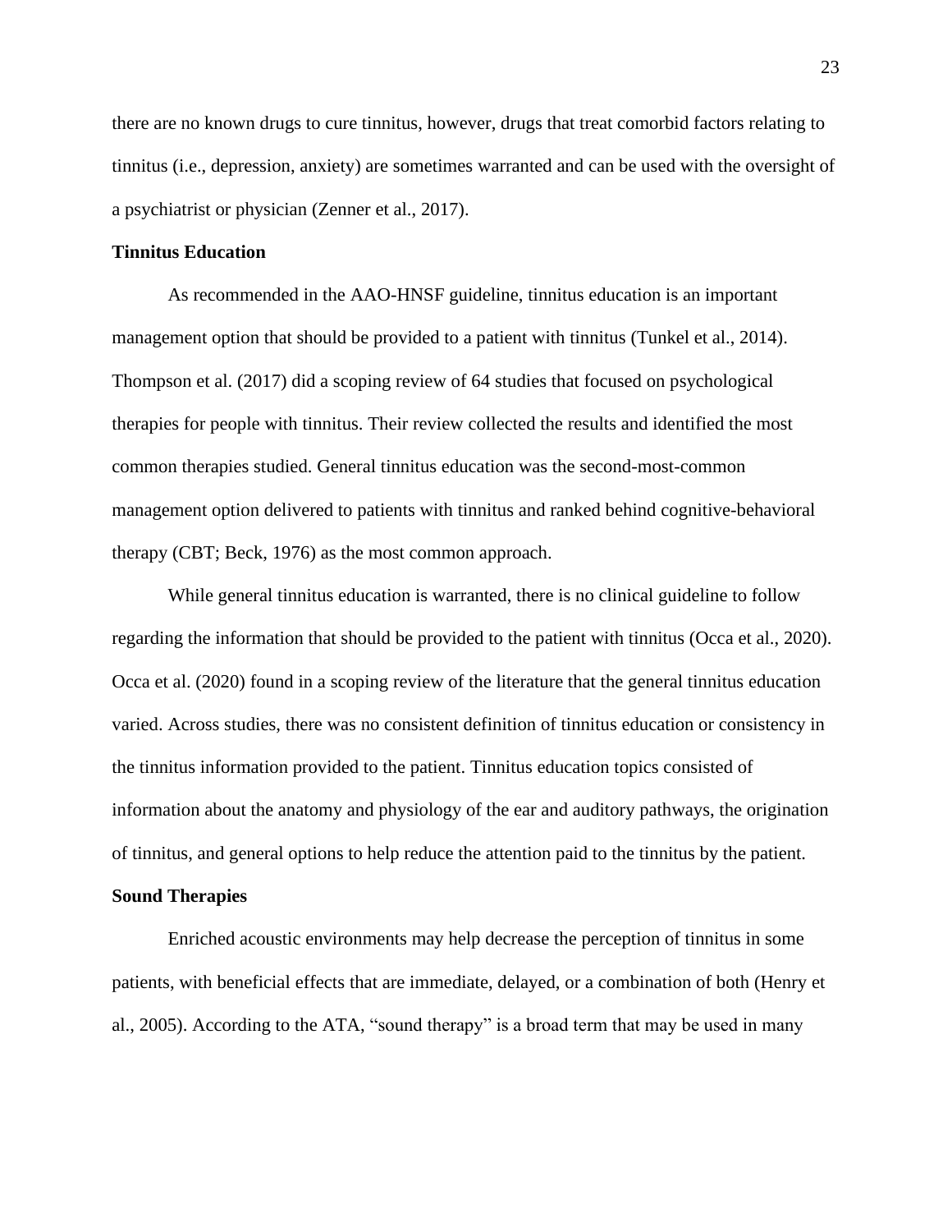there are no known drugs to cure tinnitus, however, drugs that treat comorbid factors relating to tinnitus (i.e., depression, anxiety) are sometimes warranted and can be used with the oversight of a psychiatrist or physician (Zenner et al., 2017).

### Tinnitus Education

As recommended in the AAO-HNSF guideline, tinnitus education is an important management option that should be provided to a patient with tinnitus (Tunkel et al., 2014). Thompson et al. (2017) did a scoping review of 64 studies that focused on psychological therapies for people with tinnitus. Their review collected the results and identified the most common therapies studied. General tinnitus education was the second-most-common management option delivered to patients with tinnitus and ranked behind cognitive-behavioral therapy (CBT; Beck, 1976) as the most common approach.

While general tinnitus education is warranted, there is no clinical guideline to follow regarding the information that should be provided to the patient with tinnitus (Occa et al., 2020). Occa et al. (2020) found in a scoping review of the literature that the general tinnitus education varied. Across studies, there was no consistent definition of tinnitus education or consistency in the tinnitus information provided to the patient. Tinnitus education topics consisted of information about the anatomy and physiology of the ear and auditory pathways, the origination of tinnitus, and general options to help reduce the attention paid to the tinnitus by the patient.

### Sound Therapies

Enriched acoustic environments may help decrease the perception of tinnitus in some patients, with beneficial effects that are immediate, delayed, or a combination of both (Henry et al., 2005). According to the ATA, "sound therapy" is a broad term that may be used in many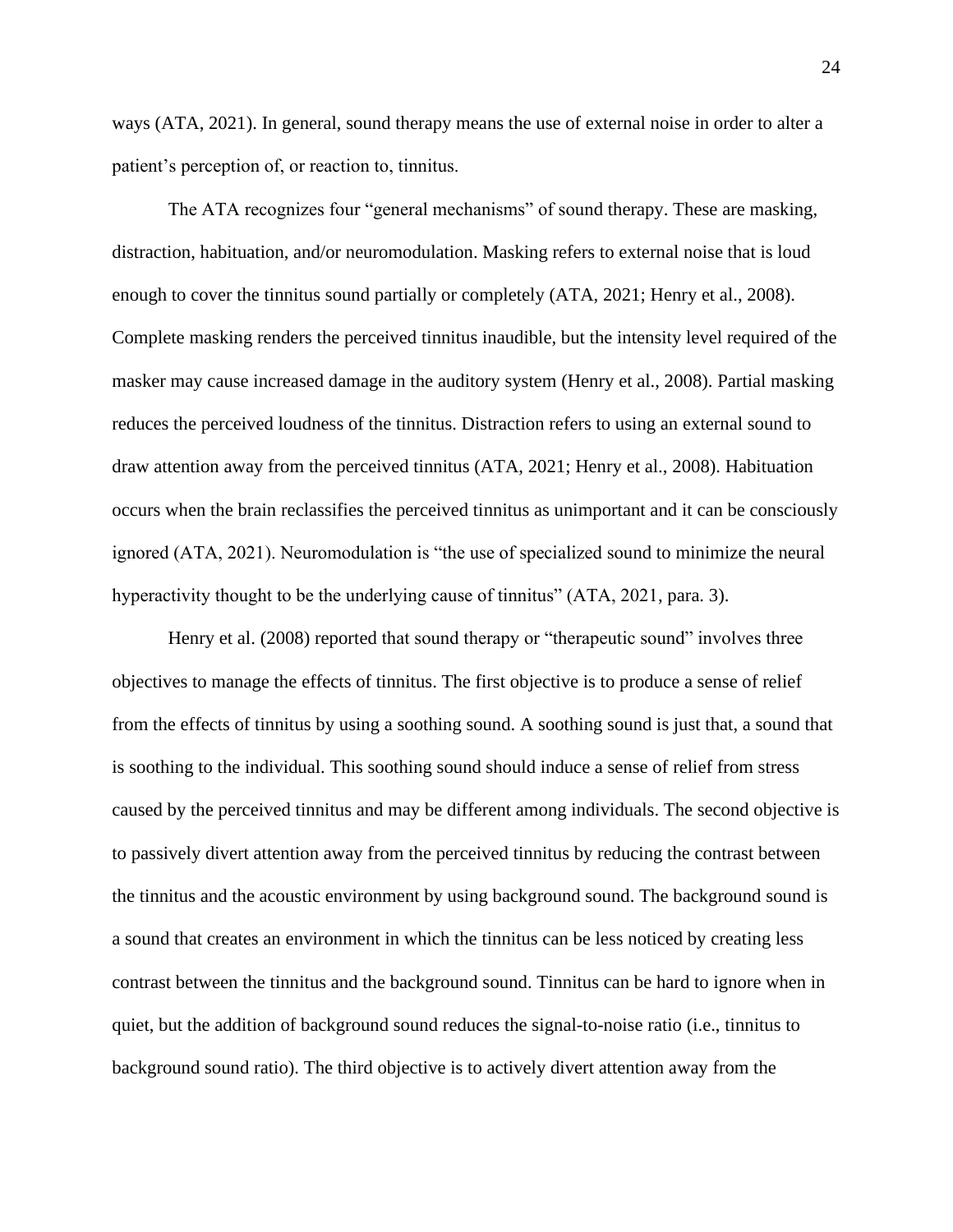ways (ATA, 2021). In general, sound therapy means the use of external noise in order to alter a patient's perception of, or reaction to, tinnitus.

The ATA recognizes four "general mechanisms" of sound therapy. These are masking, distraction, habituation, and/or neuromodulation. Masking refers to external noise that is loud enough to cover the tinnitus sound partially or completely (ATA, 2021; Henry et al., 2008). Complete masking renders the perceived tinnitus inaudible, but the intensity level required of the masker may cause increased damage in the auditory system (Henry et al., 2008). Partial masking reduces the perceived loudness of the tinnitus. Distraction refers to using an external sound to draw attention away from the perceived tinnitus (ATA, 2021; Henry et al., 2008). Habituation occurs when the brain reclassifies the perceived tinnitus as unimportant and it can be consciously ignored (ATA, 2021). Neuromodulation is "the use of specialized sound to minimize the neural hyperactivity thought to be the underlying cause of tinnitus" (ATA, 2021, para. 3).

Henry et al. (2008) reported that sound therapy or "therapeutic sound" involves three objectives to manage the effects of tinnitus. The first objective is to produce a sense of relief from the effects of tinnitus by using a soothing sound. A soothing sound is just that, a sound that is soothing to the individual. This soothing sound should induce a sense of relief from stress caused by the perceived tinnitus and may be different among individuals. The second objective is to passively divert attention away from the perceived tinnitus by reducing the contrast between the tinnitus and the acoustic environment by using background sound. The background sound is a sound that creates an environment in which the tinnitus can be less noticed by creating less contrast between the tinnitus and the background sound. Tinnitus can be hard to ignore when in quiet, but the addition of background sound reduces the signal-to-noise ratio (i.e., tinnitus to background sound ratio). The third objective is to actively divert attention away from the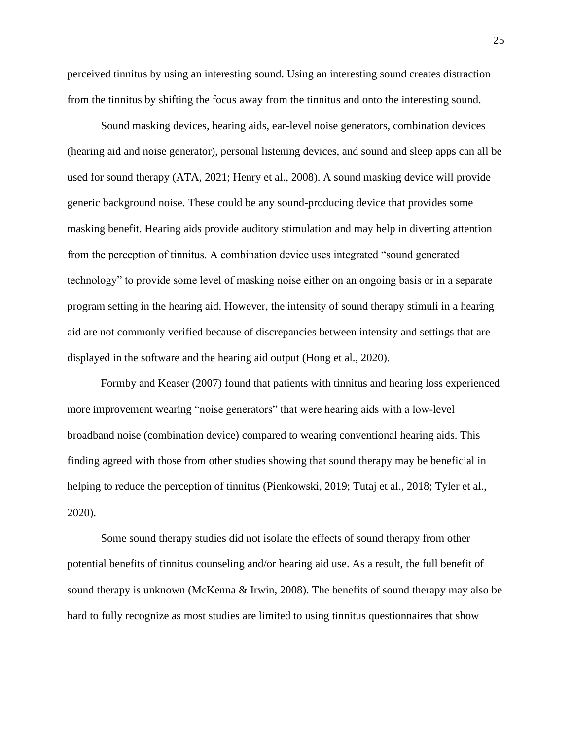perceived tinnitus by using an interesting sound. Using an interesting sound creates distraction from the tinnitus by shifting the focus away from the tinnitus and onto the interesting sound.

Sound masking devices, hearing aids, ear-level noise generators, combination devices (hearing aid and noise generator), personal listening devices, and sound and sleep apps can all be used for sound therapy (ATA, 2021; Henry et al., 2008). A sound masking device will provide generic background noise. These could be any sound-producing device that provides some masking benefit. Hearing aids provide auditory stimulation and may help in diverting attention from the perception of tinnitus. A combination device uses integrated "sound generated technology" to provide some level of masking noise either on an ongoing basis or in a separate program setting in the hearing aid. However, the intensity of sound therapy stimuli in a hearing aid are not commonly verified because of discrepancies between intensity and settings that are displayed in the software and the hearing aid output (Hong et al., 2020).

Formby and Keaser (2007) found that patients with tinnitus and hearing loss experienced more improvement wearing "noise generators" that were hearing aids with a low-level broadband noise (combination device) compared to wearing conventional hearing aids. This finding agreed with those from other studies showing that sound therapy may be beneficial in helping to reduce the perception of tinnitus (Pienkowski, 2019; Tutaj et al., 2018; Tyler et al., 2020).

Some sound therapy studies did not isolate the effects of sound therapy from other potential benefits of tinnitus counseling and/or hearing aid use. As a result, the full benefit of sound therapy is unknown (McKenna & Irwin, 2008). The benefits of sound therapy may also be hard to fully recognize as most studies are limited to using tinnitus questionnaires that show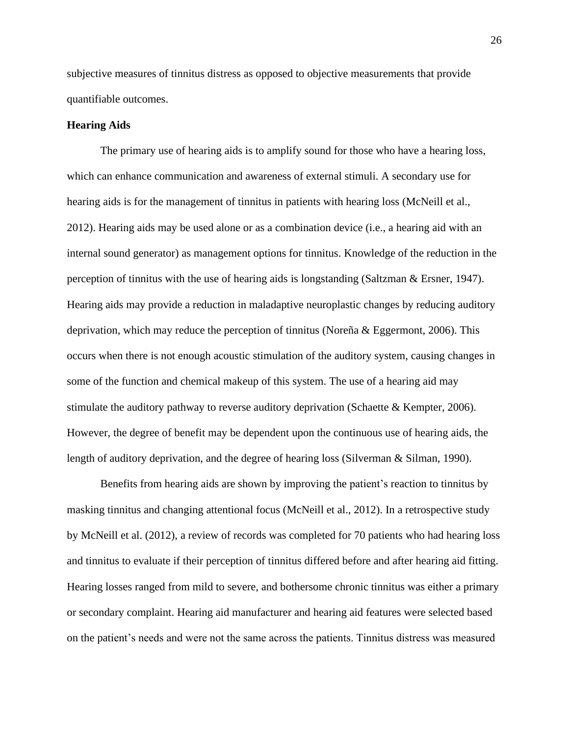subjective measures of tinnitus distress as opposed to objective measurements that provide quantifiable outcomes.

**Hearing Aids**

The primary use of hearing aids is to amplify sound for those who have a hearing loss, which can enhance communication and awareness of external stimuli. A secondary use for hearing aids is for the management of tinnitus in patients with hearing loss (McNeill et al., 2012). Hearing aids may be used alone or as a combination device (i.e., a hearing aid with an internal sound generator) as management options for tinnitus. Knowledge of the reduction in the perception of tinnitus with the use of hearing aids is longstanding (Saltzman & Ersner, 1947). Hearing aids may provide a reduction in maladaptive neuroplastic changes by reducing auditory deprivation, which may reduce the perception of tinnitus (Noreña & Eggermont, 2006). This occurs when there is not enough acoustic stimulation of the auditory system, causing changes in some of the function and chemical makeup of this system. The use of a hearing aid may stimulate the auditory pathway to reverse auditory deprivation (Schaette & Kempter, 2006). However, the degree of benefit may be dependent upon the continuous use of hearing aids, the length of auditory deprivation, and the degree of hearing loss (Silverman & Silman, 1990).

Benefits from hearing aids are shown by improving the patient's reaction to tinnitus by masking tinnitus and changing attentional focus (McNeill et al., 2012). In a retrospective study by McNeill et al. (2012), a review of records was completed for 70 patients who had hearing loss and tinnitus to evaluate if their perception of tinnitus differed before and after hearing aid fitting. Hearing losses ranged from mild to severe, and bothersome chronic tinnitus was either a primary or secondary complaint. Hearing aid manufacturer and hearing aid features were selected based on the patient's needs and were not the same across the patients. Tinnitus distress was measured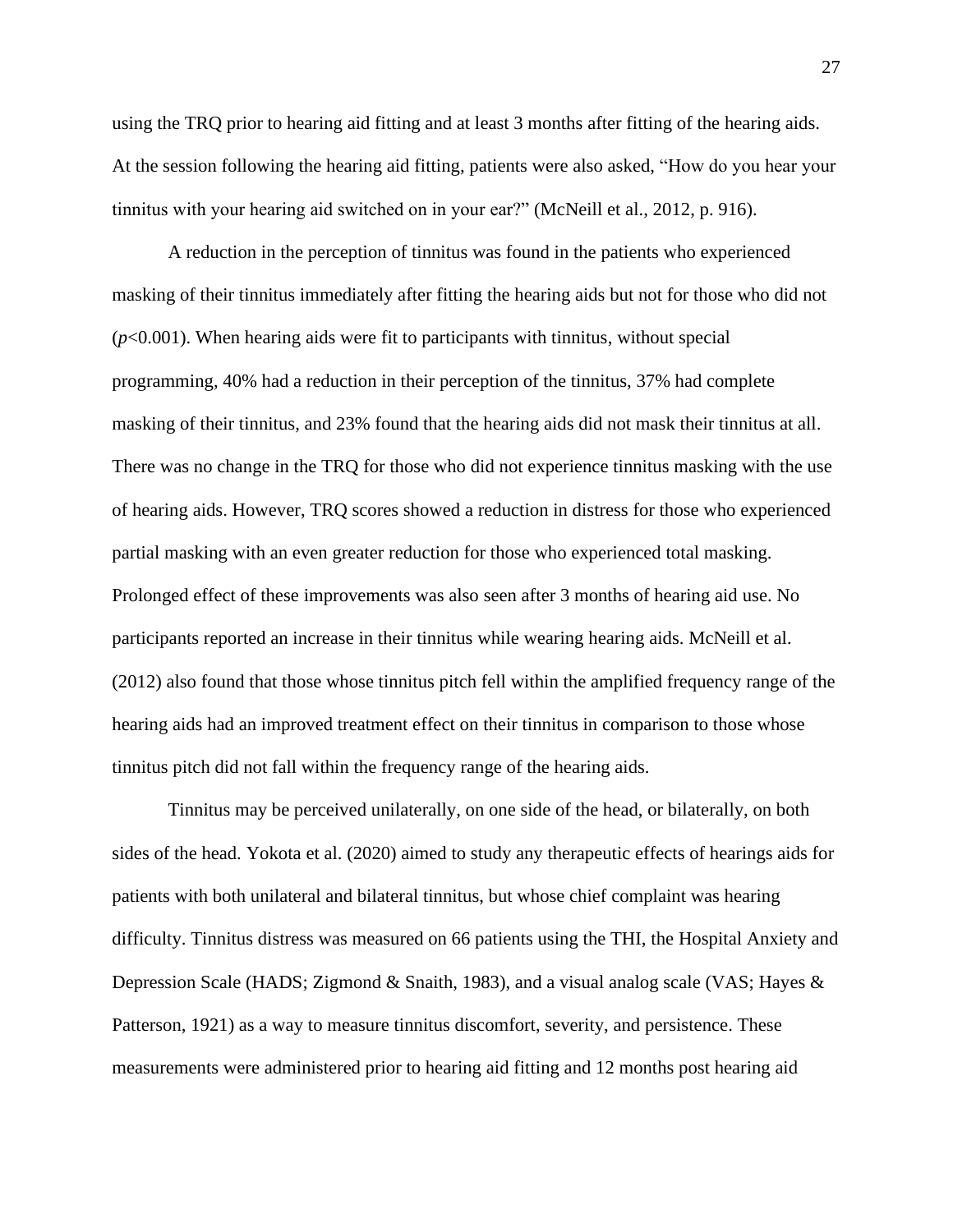using the TRQ prior to hearing aid fitting and at least 3 months after fitting of the hearing aids. At the session following the hearing aid fitting, patients were also asked, "How do you hear your tinnitus with your hearing aid switched on in your ear?" (McNeill et al., 2012, p. 916).

A reduction in the perception of tinnitus was found in the patients who experienced masking of their tinnitus immediately after fitting the hearing aids but not for those who did not ($p<0.001$). When hearing aids were fit to participants with tinnitus, without special programming, 40% had a reduction in their perception of the tinnitus, 37% had complete masking of their tinnitus, and 23% found that the hearing aids did not mask their tinnitus at all. There was no change in the TRQ for those who did not experience tinnitus masking with the use of hearing aids. However, TRQ scores showed a reduction in distress for those who experienced partial masking with an even greater reduction for those who experienced total masking. Prolonged effect of these improvements was also seen after 3 months of hearing aid use. No participants reported an increase in their tinnitus while wearing hearing aids. McNeill et al. (2012) also found that those whose tinnitus pitch fell within the amplified frequency range of the hearing aids had an improved treatment effect on their tinnitus in comparison to those whose tinnitus pitch did not fall within the frequency range of the hearing aids.

Tinnitus may be perceived unilaterally, on one side of the head, or bilaterally, on both sides of the head. Yokota et al. (2020) aimed to study any therapeutic effects of hearings aids for patients with both unilateral and bilateral tinnitus, but whose chief complaint was hearing difficulty. Tinnitus distress was measured on 66 patients using the THI, the Hospital Anxiety and Depression Scale (HADS; Zigmond & Snaith, 1983), and a visual analog scale (VAS; Hayes & Patterson, 1921) as a way to measure tinnitus discomfort, severity, and persistence. These measurements were administered prior to hearing aid fitting and 12 months post hearing aid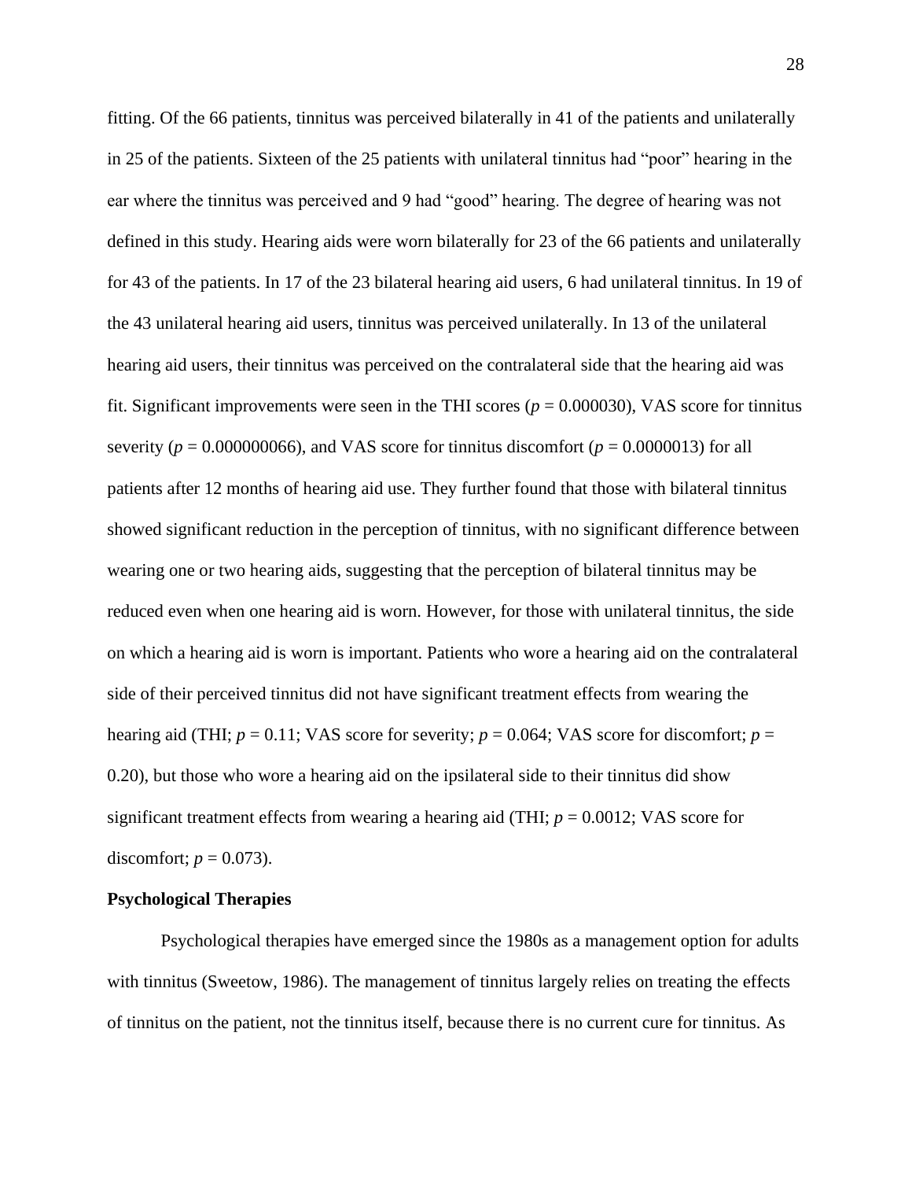fitting. Of the 66 patients, tinnitus was perceived bilaterally in 41 of the patients and unilaterally in 25 of the patients. Sixteen of the 25 patients with unilateral tinnitus had "poor" hearing in the ear where the tinnitus was perceived and 9 had "good" hearing. The degree of hearing was not defined in this study. Hearing aids were worn bilaterally for 23 of the 66 patients and unilaterally for 43 of the patients. In 17 of the 23 bilateral hearing aid users, 6 had unilateral tinnitus. In 19 of the 43 unilateral hearing aid users, tinnitus was perceived unilaterally. In 13 of the unilateral hearing aid users, their tinnitus was perceived on the contralateral side that the hearing aid was fit. Significant improvements were seen in the THI scores ($p = 0.000030$), VAS score for tinnitus severity ($p = 0.000000066$), and VAS score for tinnitus discomfort ($p = 0.0000013$) for all patients after 12 months of hearing aid use. They further found that those with bilateral tinnitus showed significant reduction in the perception of tinnitus, with no significant difference between wearing one or two hearing aids, suggesting that the perception of bilateral tinnitus may be reduced even when one hearing aid is worn. However, for those with unilateral tinnitus, the side on which a hearing aid is worn is important. Patients who wore a hearing aid on the contralateral side of their perceived tinnitus did not have significant treatment effects from wearing the hearing aid (THI; $p = 0.11$; VAS score for severity; $p = 0.064$; VAS score for discomfort; $p = 0.20$), but those who wore a hearing aid on the ipsilateral side to their tinnitus did show significant treatment effects from wearing a hearing aid (THI; $p = 0.0012$; VAS score for discomfort; $p = 0.073$).

**Psychological Therapies**

Psychological therapies have emerged since the 1980s as a management option for adults with tinnitus (Sweetow, 1986). The management of tinnitus largely relies on treating the effects of tinnitus on the patient, not the tinnitus itself, because there is no current cure for tinnitus. As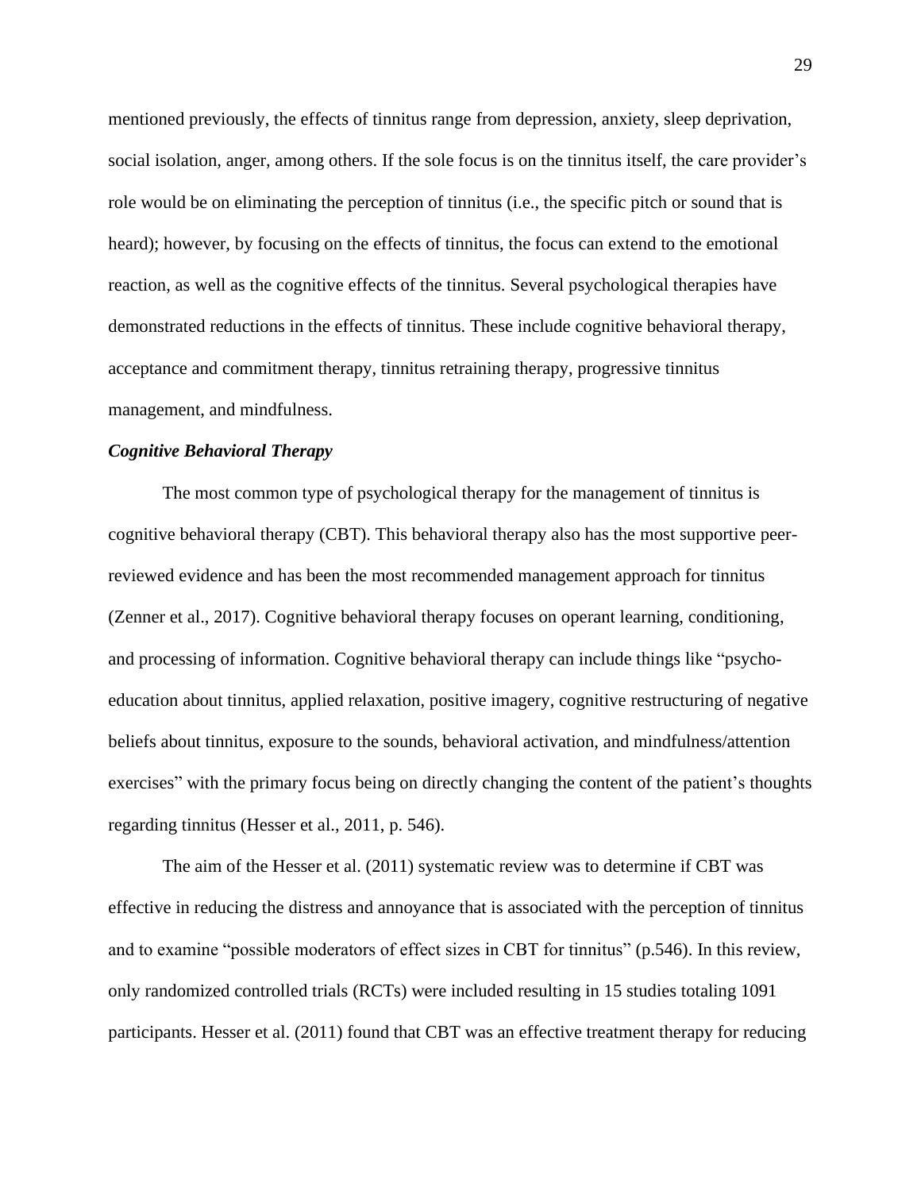mentioned previously, the effects of tinnitus range from depression, anxiety, sleep deprivation, social isolation, anger, among others. If the sole focus is on the tinnitus itself, the care provider's role would be on eliminating the perception of tinnitus (i.e., the specific pitch or sound that is heard); however, by focusing on the effects of tinnitus, the focus can extend to the emotional reaction, as well as the cognitive effects of the tinnitus. Several psychological therapies have demonstrated reductions in the effects of tinnitus. These include cognitive behavioral therapy, acceptance and commitment therapy, tinnitus retraining therapy, progressive tinnitus management, and mindfulness.

### *Cognitive Behavioral Therapy*

The most common type of psychological therapy for the management of tinnitus is cognitive behavioral therapy (CBT). This behavioral therapy also has the most supportive peer-reviewed evidence and has been the most recommended management approach for tinnitus (Zenner et al., 2017). Cognitive behavioral therapy focuses on operant learning, conditioning, and processing of information. Cognitive behavioral therapy can include things like "psycho-education about tinnitus, applied relaxation, positive imagery, cognitive restructuring of negative beliefs about tinnitus, exposure to the sounds, behavioral activation, and mindfulness/attention exercises" with the primary focus being on directly changing the content of the patient's thoughts regarding tinnitus (Hesser et al., 2011, p. 546).

The aim of the Hesser et al. (2011) systematic review was to determine if CBT was effective in reducing the distress and annoyance that is associated with the perception of tinnitus and to examine "possible moderators of effect sizes in CBT for tinnitus" (p.546). In this review, only randomized controlled trials (RCTs) were included resulting in 15 studies totaling 1091 participants. Hesser et al. (2011) found that CBT was an effective treatment therapy for reducing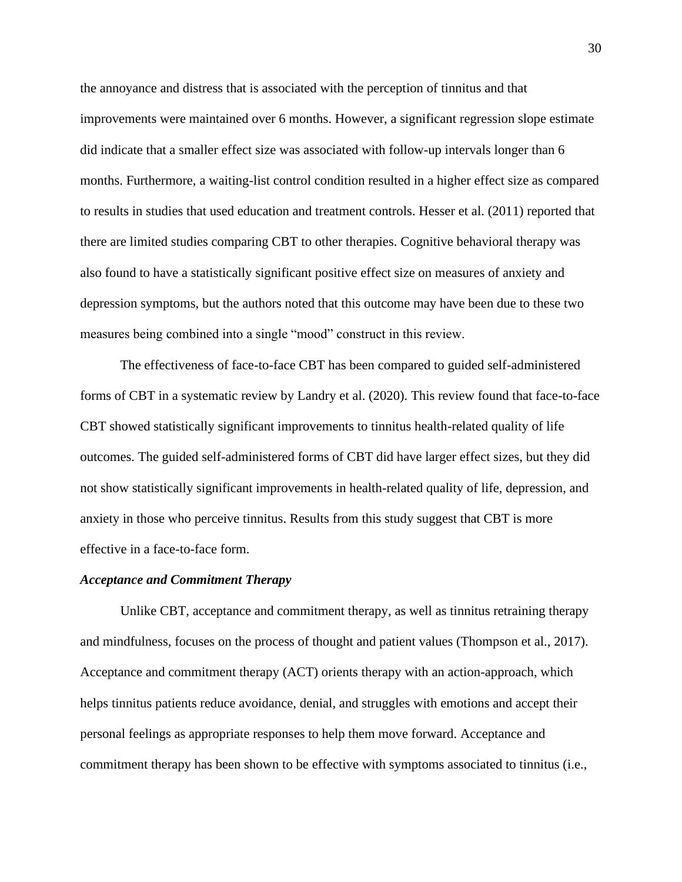the annoyance and distress that is associated with the perception of tinnitus and that improvements were maintained over 6 months. However, a significant regression slope estimate did indicate that a smaller effect size was associated with follow-up intervals longer than 6 months. Furthermore, a waiting-list control condition resulted in a higher effect size as compared to results in studies that used education and treatment controls. Hesser et al. (2011) reported that there are limited studies comparing CBT to other therapies. Cognitive behavioral therapy was also found to have a statistically significant positive effect size on measures of anxiety and depression symptoms, but the authors noted that this outcome may have been due to these two measures being combined into a single "mood" construct in this review.

The effectiveness of face-to-face CBT has been compared to guided self-administered forms of CBT in a systematic review by Landry et al. (2020). This review found that face-to-face CBT showed statistically significant improvements to tinnitus health-related quality of life outcomes. The guided self-administered forms of CBT did have larger effect sizes, but they did not show statistically significant improvements in health-related quality of life, depression, and anxiety in those who perceive tinnitus. Results from this study suggest that CBT is more effective in a face-to-face form.

### *Acceptance and Commitment Therapy*

Unlike CBT, acceptance and commitment therapy, as well as tinnitus retraining therapy and mindfulness, focuses on the process of thought and patient values (Thompson et al., 2017). Acceptance and commitment therapy (ACT) orients therapy with an action-approach, which helps tinnitus patients reduce avoidance, denial, and struggles with emotions and accept their personal feelings as appropriate responses to help them move forward. Acceptance and commitment therapy has been shown to be effective with symptoms associated to tinnitus (i.e.,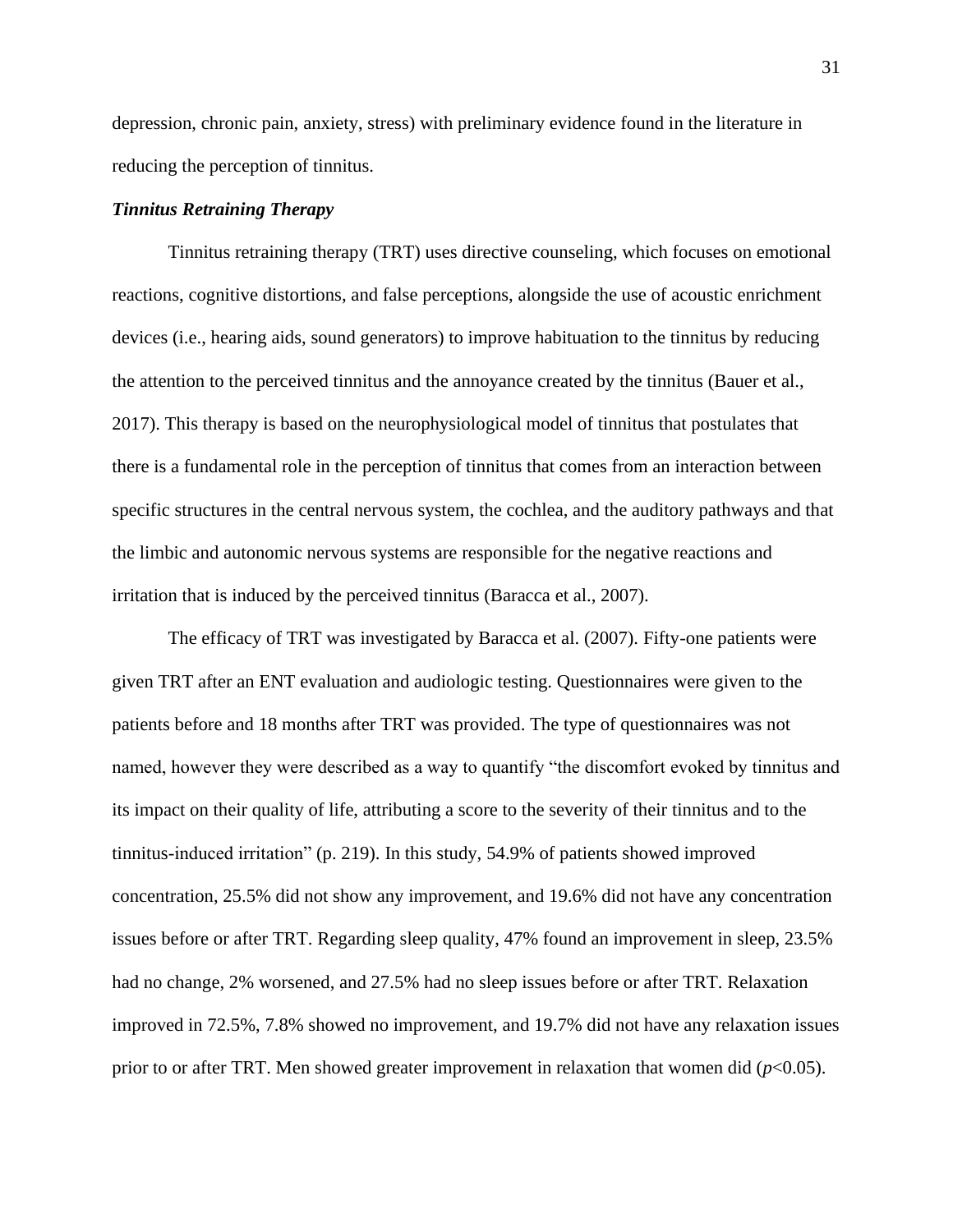depression, chronic pain, anxiety, stress) with preliminary evidence found in the literature in reducing the perception of tinnitus.

### *Tinnitus Retraining Therapy*

Tinnitus retraining therapy (TRT) uses directive counseling, which focuses on emotional reactions, cognitive distortions, and false perceptions, alongside the use of acoustic enrichment devices (i.e., hearing aids, sound generators) to improve habituation to the tinnitus by reducing the attention to the perceived tinnitus and the annoyance created by the tinnitus (Bauer et al., 2017). This therapy is based on the neurophysiological model of tinnitus that postulates that there is a fundamental role in the perception of tinnitus that comes from an interaction between specific structures in the central nervous system, the cochlea, and the auditory pathways and that the limbic and autonomic nervous systems are responsible for the negative reactions and irritation that is induced by the perceived tinnitus (Baracca et al., 2007).

The efficacy of TRT was investigated by Baracca et al. (2007). Fifty-one patients were given TRT after an ENT evaluation and audiologic testing. Questionnaires were given to the patients before and 18 months after TRT was provided. The type of questionnaires was not named, however they were described as a way to quantify "the discomfort evoked by tinnitus and its impact on their quality of life, attributing a score to the severity of their tinnitus and to the tinnitus-induced irritation" (p. 219). In this study, 54.9% of patients showed improved concentration, 25.5% did not show any improvement, and 19.6% did not have any concentration issues before or after TRT. Regarding sleep quality, 47% found an improvement in sleep, 23.5% had no change, 2% worsened, and 27.5% had no sleep issues before or after TRT. Relaxation improved in 72.5%, 7.8% showed no improvement, and 19.7% did not have any relaxation issues prior to or after TRT. Men showed greater improvement in relaxation that women did ($p<0.05$).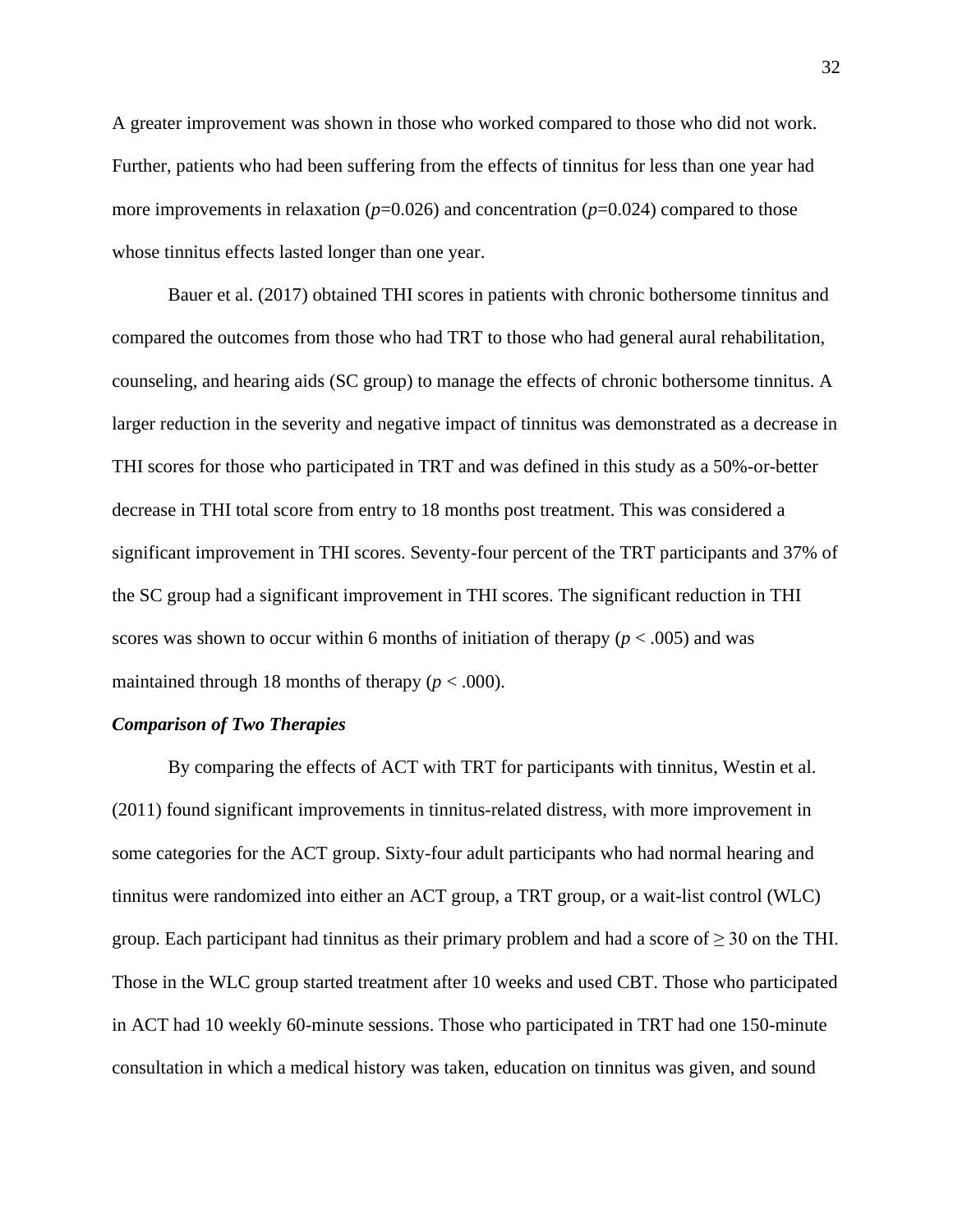A greater improvement was shown in those who worked compared to those who did not work. Further, patients who had been suffering from the effects of tinnitus for less than one year had more improvements in relaxation ($p$=0.026) and concentration ($p$=0.024) compared to those whose tinnitus effects lasted longer than one year.

Bauer et al. (2017) obtained THI scores in patients with chronic bothersome tinnitus and compared the outcomes from those who had TRT to those who had general aural rehabilitation, counseling, and hearing aids (SC group) to manage the effects of chronic bothersome tinnitus. A larger reduction in the severity and negative impact of tinnitus was demonstrated as a decrease in THI scores for those who participated in TRT and was defined in this study as a 50%-or-better decrease in THI total score from entry to 18 months post treatment. This was considered a significant improvement in THI scores. Seventy-four percent of the TRT participants and 37% of the SC group had a significant improvement in THI scores. The significant reduction in THI scores was shown to occur within 6 months of initiation of therapy ($p < .005$) and was maintained through 18 months of therapy ($p < .000$).

### *Comparison of Two Therapies*

By comparing the effects of ACT with TRT for participants with tinnitus, Westin et al. (2011) found significant improvements in tinnitus-related distress, with more improvement in some categories for the ACT group. Sixty-four adult participants who had normal hearing and tinnitus were randomized into either an ACT group, a TRT group, or a wait-list control (WLC) group. Each participant had tinnitus as their primary problem and had a score of ≥ 30 on the THI. Those in the WLC group started treatment after 10 weeks and used CBT. Those who participated in ACT had 10 weekly 60-minute sessions. Those who participated in TRT had one 150-minute consultation in which a medical history was taken, education on tinnitus was given, and sound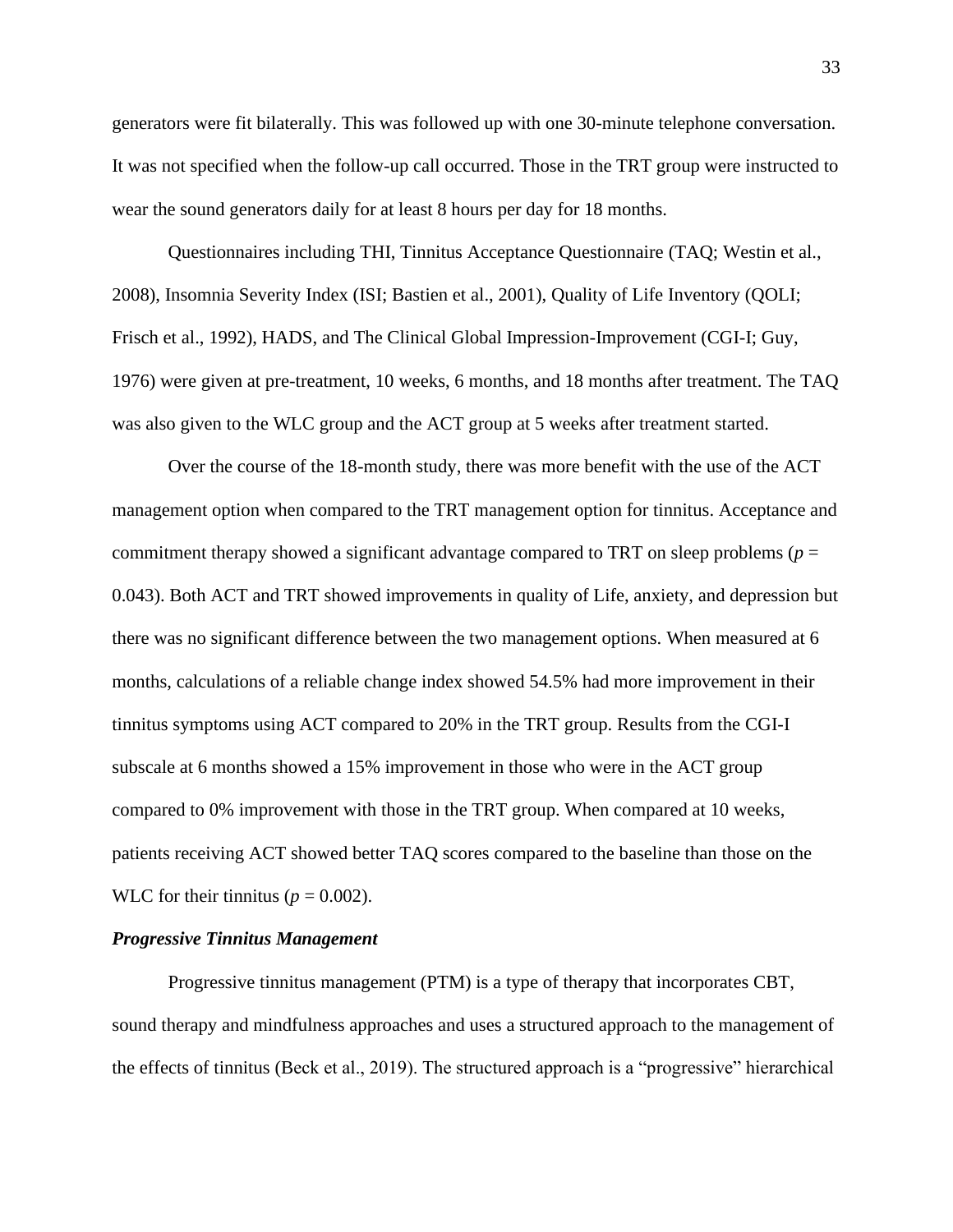generators were fit bilaterally. This was followed up with one 30-minute telephone conversation. It was not specified when the follow-up call occurred. Those in the TRT group were instructed to wear the sound generators daily for at least 8 hours per day for 18 months.

Questionnaires including THI, Tinnitus Acceptance Questionnaire (TAQ; Westin et al., 2008), Insomnia Severity Index (ISI; Bastien et al., 2001), Quality of Life Inventory (QOLI; Frisch et al., 1992), HADS, and The Clinical Global Impression-Improvement (CGI-I; Guy, 1976) were given at pre-treatment, 10 weeks, 6 months, and 18 months after treatment. The TAQ was also given to the WLC group and the ACT group at 5 weeks after treatment started.

Over the course of the 18-month study, there was more benefit with the use of the ACT management option when compared to the TRT management option for tinnitus. Acceptance and commitment therapy showed a significant advantage compared to TRT on sleep problems ($p$ = 0.043). Both ACT and TRT showed improvements in quality of Life, anxiety, and depression but there was no significant difference between the two management options. When measured at 6 months, calculations of a reliable change index showed 54.5% had more improvement in their tinnitus symptoms using ACT compared to 20% in the TRT group. Results from the CGI-I subscale at 6 months showed a 15% improvement in those who were in the ACT group compared to 0% improvement with those in the TRT group. When compared at 10 weeks, patients receiving ACT showed better TAQ scores compared to the baseline than those on the WLC for their tinnitus ($p$ = 0.002).

### *Progressive Tinnitus Management*

Progressive tinnitus management (PTM) is a type of therapy that incorporates CBT, sound therapy and mindfulness approaches and uses a structured approach to the management of the effects of tinnitus (Beck et al., 2019). The structured approach is a "progressive" hierarchical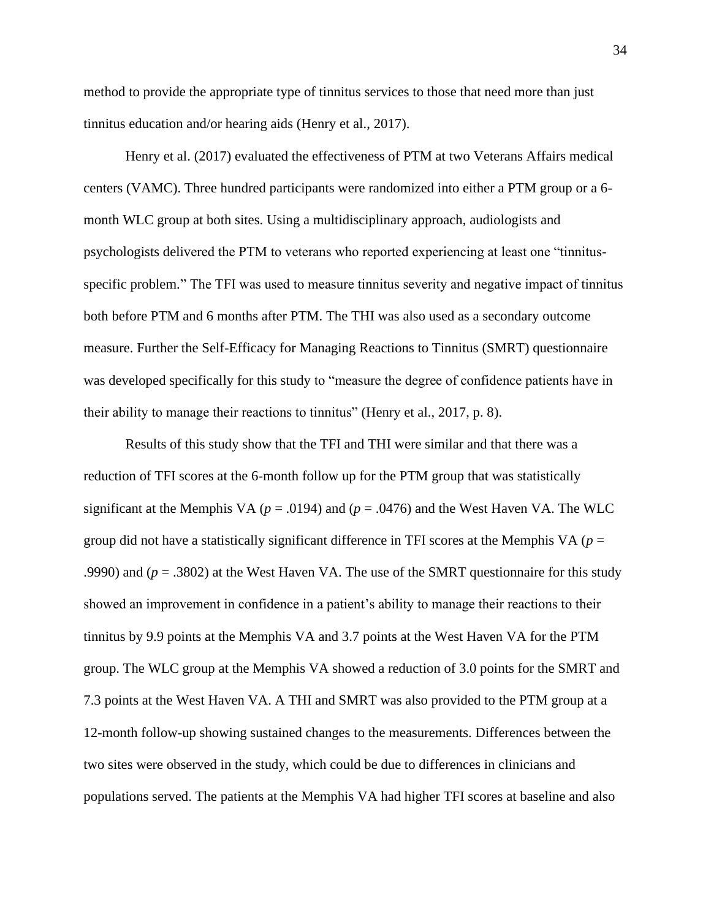method to provide the appropriate type of tinnitus services to those that need more than just tinnitus education and/or hearing aids (Henry et al., 2017).

Henry et al. (2017) evaluated the effectiveness of PTM at two Veterans Affairs medical centers (VAMC). Three hundred participants were randomized into either a PTM group or a 6-month WLC group at both sites. Using a multidisciplinary approach, audiologists and psychologists delivered the PTM to veterans who reported experiencing at least one "tinnitus-specific problem." The TFI was used to measure tinnitus severity and negative impact of tinnitus both before PTM and 6 months after PTM. The THI was also used as a secondary outcome measure. Further the Self-Efficacy for Managing Reactions to Tinnitus (SMRT) questionnaire was developed specifically for this study to "measure the degree of confidence patients have in their ability to manage their reactions to tinnitus" (Henry et al., 2017, p. 8).

Results of this study show that the TFI and THI were similar and that there was a reduction of TFI scores at the 6-month follow up for the PTM group that was statistically significant at the Memphis VA ($p$ = .0194) and ($p$ = .0476) and the West Haven VA. The WLC group did not have a statistically significant difference in TFI scores at the Memphis VA ($p$ = .9990) and ($p$ = .3802) at the West Haven VA. The use of the SMRT questionnaire for this study showed an improvement in confidence in a patient's ability to manage their reactions to their tinnitus by 9.9 points at the Memphis VA and 3.7 points at the West Haven VA for the PTM group. The WLC group at the Memphis VA showed a reduction of 3.0 points for the SMRT and 7.3 points at the West Haven VA. A THI and SMRT was also provided to the PTM group at a 12-month follow-up showing sustained changes to the measurements. Differences between the two sites were observed in the study, which could be due to differences in clinicians and populations served. The patients at the Memphis VA had higher TFI scores at baseline and also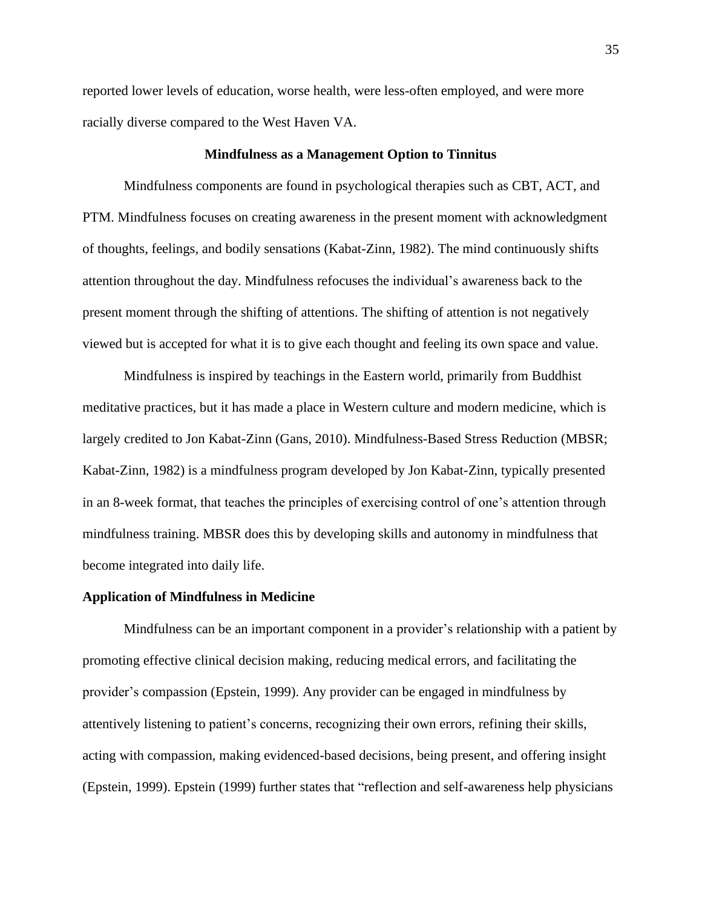reported lower levels of education, worse health, were less-often employed, and were more racially diverse compared to the West Haven VA.

## Mindfulness as a Management Option to Tinnitus

Mindfulness components are found in psychological therapies such as CBT, ACT, and PTM. Mindfulness focuses on creating awareness in the present moment with acknowledgment of thoughts, feelings, and bodily sensations (Kabat-Zinn, 1982). The mind continuously shifts attention throughout the day. Mindfulness refocuses the individual's awareness back to the present moment through the shifting of attentions. The shifting of attention is not negatively viewed but is accepted for what it is to give each thought and feeling its own space and value.

Mindfulness is inspired by teachings in the Eastern world, primarily from Buddhist meditative practices, but it has made a place in Western culture and modern medicine, which is largely credited to Jon Kabat-Zinn (Gans, 2010). Mindfulness-Based Stress Reduction (MBSR; Kabat-Zinn, 1982) is a mindfulness program developed by Jon Kabat-Zinn, typically presented in an 8-week format, that teaches the principles of exercising control of one's attention through mindfulness training. MBSR does this by developing skills and autonomy in mindfulness that become integrated into daily life.

### Application of Mindfulness in Medicine

Mindfulness can be an important component in a provider's relationship with a patient by promoting effective clinical decision making, reducing medical errors, and facilitating the provider's compassion (Epstein, 1999). Any provider can be engaged in mindfulness by attentively listening to patient's concerns, recognizing their own errors, refining their skills, acting with compassion, making evidenced-based decisions, being present, and offering insight (Epstein, 1999). Epstein (1999) further states that "reflection and self-awareness help physicians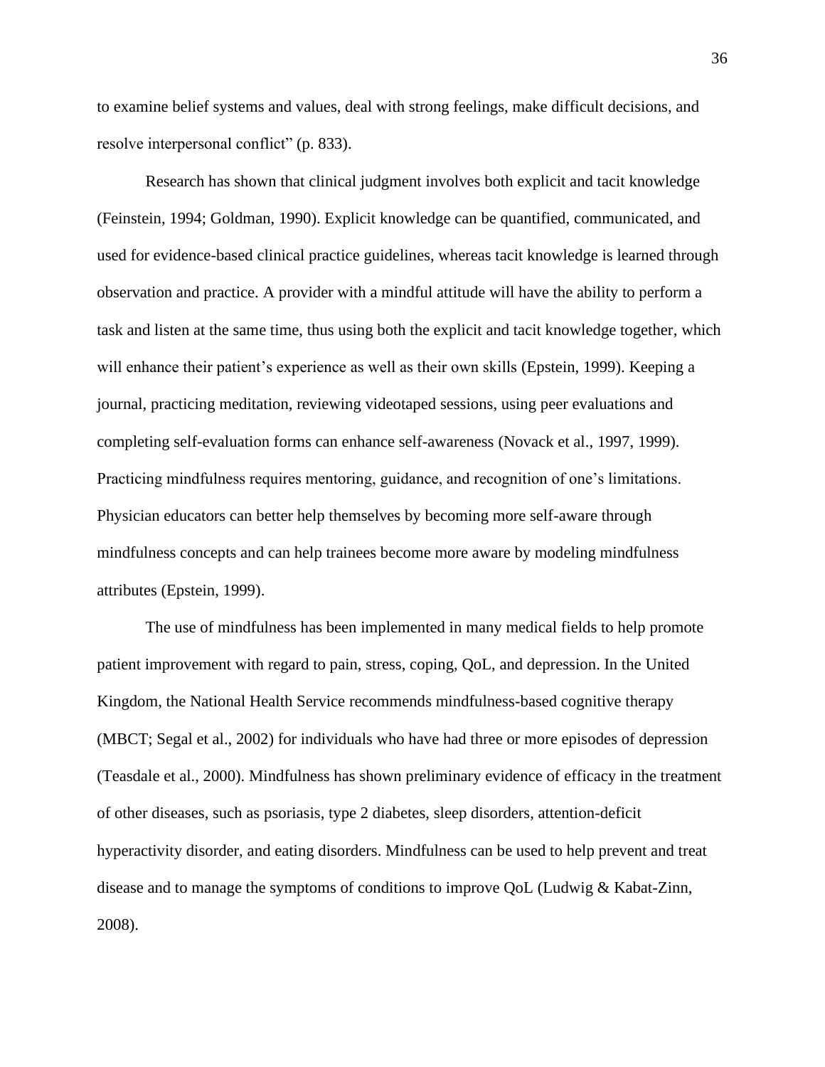to examine belief systems and values, deal with strong feelings, make difficult decisions, and resolve interpersonal conflict" (p. 833).

Research has shown that clinical judgment involves both explicit and tacit knowledge (Feinstein, 1994; Goldman, 1990). Explicit knowledge can be quantified, communicated, and used for evidence-based clinical practice guidelines, whereas tacit knowledge is learned through observation and practice. A provider with a mindful attitude will have the ability to perform a task and listen at the same time, thus using both the explicit and tacit knowledge together, which will enhance their patient's experience as well as their own skills (Epstein, 1999). Keeping a journal, practicing meditation, reviewing videotaped sessions, using peer evaluations and completing self-evaluation forms can enhance self-awareness (Novack et al., 1997, 1999). Practicing mindfulness requires mentoring, guidance, and recognition of one's limitations. Physician educators can better help themselves by becoming more self-aware through mindfulness concepts and can help trainees become more aware by modeling mindfulness attributes (Epstein, 1999).

The use of mindfulness has been implemented in many medical fields to help promote patient improvement with regard to pain, stress, coping, QoL, and depression. In the United Kingdom, the National Health Service recommends mindfulness-based cognitive therapy (MBCT; Segal et al., 2002) for individuals who have had three or more episodes of depression (Teasdale et al., 2000). Mindfulness has shown preliminary evidence of efficacy in the treatment of other diseases, such as psoriasis, type 2 diabetes, sleep disorders, attention-deficit hyperactivity disorder, and eating disorders. Mindfulness can be used to help prevent and treat disease and to manage the symptoms of conditions to improve QoL (Ludwig & Kabat-Zinn, 2008).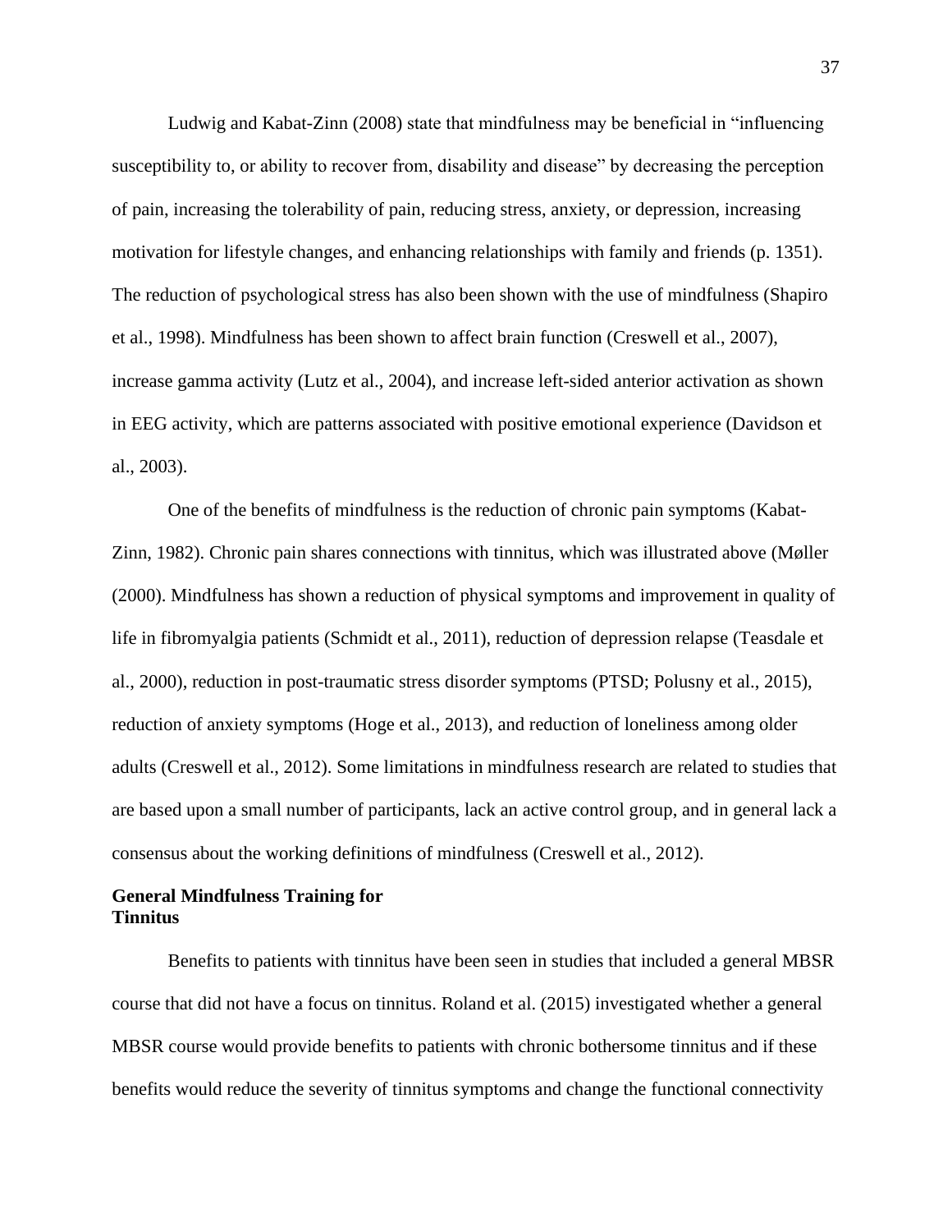Ludwig and Kabat-Zinn (2008) state that mindfulness may be beneficial in "influencing susceptibility to, or ability to recover from, disability and disease" by decreasing the perception of pain, increasing the tolerability of pain, reducing stress, anxiety, or depression, increasing motivation for lifestyle changes, and enhancing relationships with family and friends (p. 1351). The reduction of psychological stress has also been shown with the use of mindfulness (Shapiro et al., 1998). Mindfulness has been shown to affect brain function (Creswell et al., 2007), increase gamma activity (Lutz et al., 2004), and increase left-sided anterior activation as shown in EEG activity, which are patterns associated with positive emotional experience (Davidson et al., 2003).

One of the benefits of mindfulness is the reduction of chronic pain symptoms (Kabat-Zinn, 1982). Chronic pain shares connections with tinnitus, which was illustrated above (Møller (2000). Mindfulness has shown a reduction of physical symptoms and improvement in quality of life in fibromyalgia patients (Schmidt et al., 2011), reduction of depression relapse (Teasdale et al., 2000), reduction in post-traumatic stress disorder symptoms (PTSD; Polusny et al., 2015), reduction of anxiety symptoms (Hoge et al., 2013), and reduction of loneliness among older adults (Creswell et al., 2012). Some limitations in mindfulness research are related to studies that are based upon a small number of participants, lack an active control group, and in general lack a consensus about the working definitions of mindfulness (Creswell et al., 2012).

**General Mindfulness Training for Tinnitus**

Benefits to patients with tinnitus have been seen in studies that included a general MBSR course that did not have a focus on tinnitus. Roland et al. (2015) investigated whether a general MBSR course would provide benefits to patients with chronic bothersome tinnitus and if these benefits would reduce the severity of tinnitus symptoms and change the functional connectivity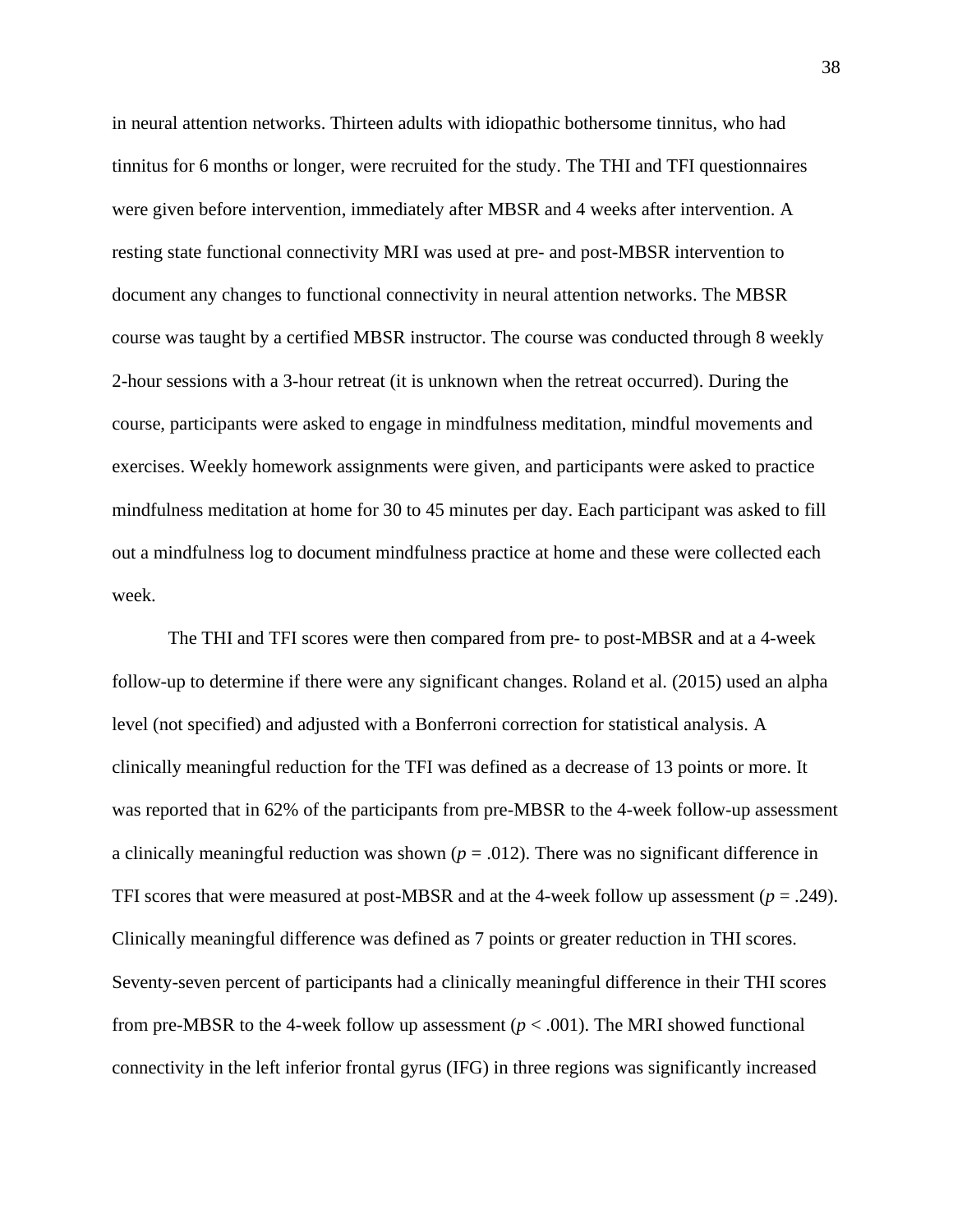in neural attention networks. Thirteen adults with idiopathic bothersome tinnitus, who had tinnitus for 6 months or longer, were recruited for the study. The THI and TFI questionnaires were given before intervention, immediately after MBSR and 4 weeks after intervention. A resting state functional connectivity MRI was used at pre- and post-MBSR intervention to document any changes to functional connectivity in neural attention networks. The MBSR course was taught by a certified MBSR instructor. The course was conducted through 8 weekly 2-hour sessions with a 3-hour retreat (it is unknown when the retreat occurred). During the course, participants were asked to engage in mindfulness meditation, mindful movements and exercises. Weekly homework assignments were given, and participants were asked to practice mindfulness meditation at home for 30 to 45 minutes per day. Each participant was asked to fill out a mindfulness log to document mindfulness practice at home and these were collected each week.

The THI and TFI scores were then compared from pre- to post-MBSR and at a 4-week follow-up to determine if there were any significant changes. Roland et al. (2015) used an alpha level (not specified) and adjusted with a Bonferroni correction for statistical analysis. A clinically meaningful reduction for the TFI was defined as a decrease of 13 points or more. It was reported that in 62% of the participants from pre-MBSR to the 4-week follow-up assessment a clinically meaningful reduction was shown ($p = .012$). There was no significant difference in TFI scores that were measured at post-MBSR and at the 4-week follow up assessment ($p = .249$). Clinically meaningful difference was defined as 7 points or greater reduction in THI scores. Seventy-seven percent of participants had a clinically meaningful difference in their THI scores from pre-MBSR to the 4-week follow up assessment ($p < .001$). The MRI showed functional connectivity in the left inferior frontal gyrus (IFG) in three regions was significantly increased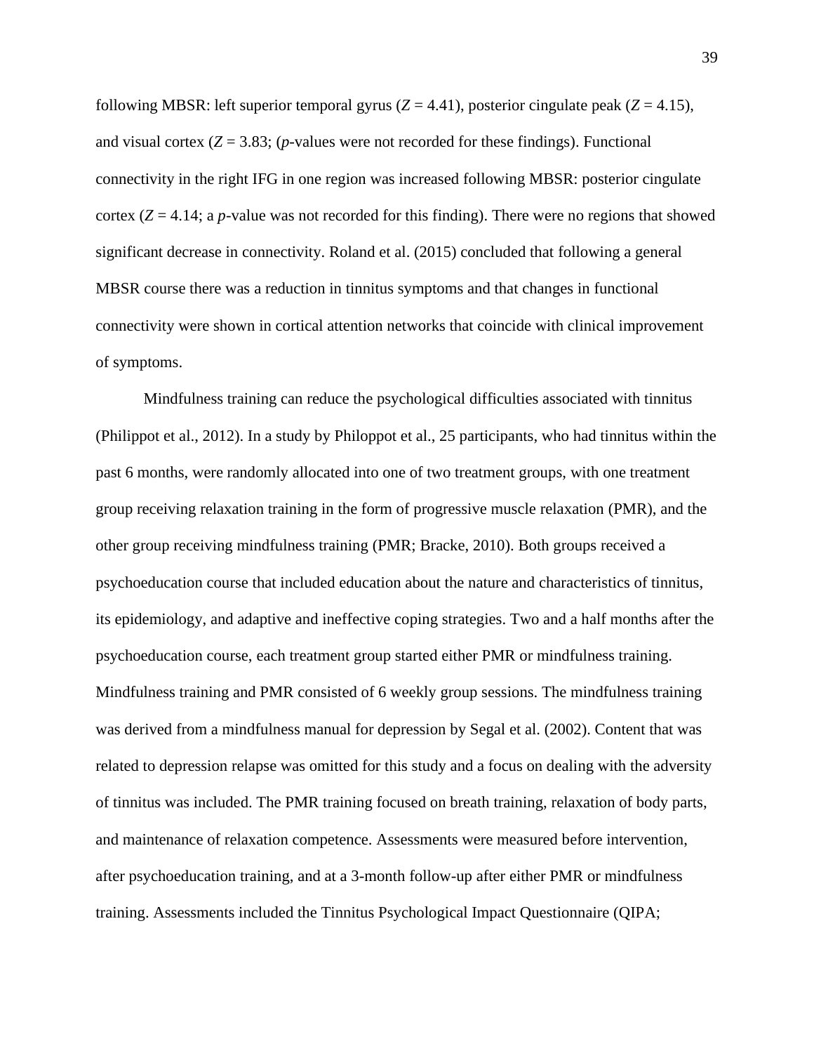following MBSR: left superior temporal gyrus ($Z = 4.41$), posterior cingulate peak ($Z = 4.15$), and visual cortex ($Z = 3.83$; ($p$-values were not recorded for these findings). Functional connectivity in the right IFG in one region was increased following MBSR: posterior cingulate cortex ($Z = 4.14$; a $p$-value was not recorded for this finding). There were no regions that showed significant decrease in connectivity. Roland et al. (2015) concluded that following a general MBSR course there was a reduction in tinnitus symptoms and that changes in functional connectivity were shown in cortical attention networks that coincide with clinical improvement of symptoms.

Mindfulness training can reduce the psychological difficulties associated with tinnitus (Philippot et al., 2012). In a study by Philoppot et al., 25 participants, who had tinnitus within the past 6 months, were randomly allocated into one of two treatment groups, with one treatment group receiving relaxation training in the form of progressive muscle relaxation (PMR), and the other group receiving mindfulness training (PMR; Bracke, 2010). Both groups received a psychoeducation course that included education about the nature and characteristics of tinnitus, its epidemiology, and adaptive and ineffective coping strategies. Two and a half months after the psychoeducation course, each treatment group started either PMR or mindfulness training. Mindfulness training and PMR consisted of 6 weekly group sessions. The mindfulness training was derived from a mindfulness manual for depression by Segal et al. (2002). Content that was related to depression relapse was omitted for this study and a focus on dealing with the adversity of tinnitus was included. The PMR training focused on breath training, relaxation of body parts, and maintenance of relaxation competence. Assessments were measured before intervention, after psychoeducation training, and at a 3-month follow-up after either PMR or mindfulness training. Assessments included the Tinnitus Psychological Impact Questionnaire (QIPA;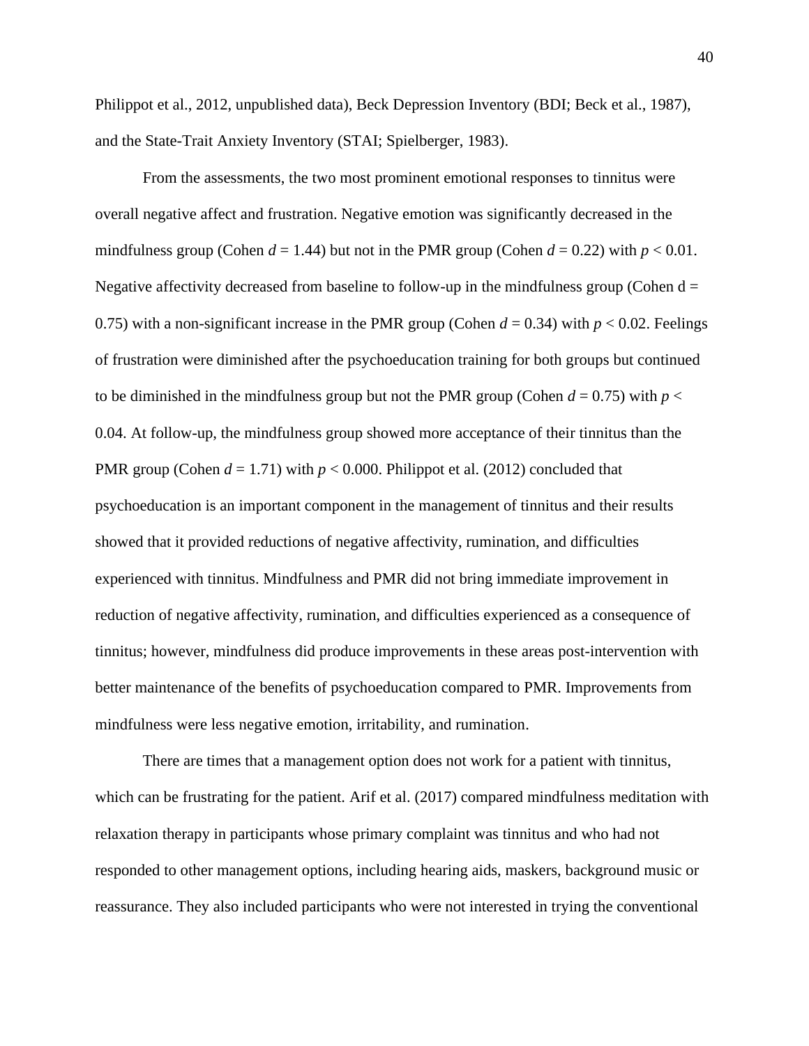Philippot et al., 2012, unpublished data), Beck Depression Inventory (BDI; Beck et al., 1987), and the State-Trait Anxiety Inventory (STAI; Spielberger, 1983).

From the assessments, the two most prominent emotional responses to tinnitus were overall negative affect and frustration. Negative emotion was significantly decreased in the mindfulness group (Cohen $d = 1.44$) but not in the PMR group (Cohen $d = 0.22$) with $p < 0.01$. Negative affectivity decreased from baseline to follow-up in the mindfulness group (Cohen d = 0.75) with a non-significant increase in the PMR group (Cohen $d = 0.34$) with $p < 0.02$. Feelings of frustration were diminished after the psychoeducation training for both groups but continued to be diminished in the mindfulness group but not the PMR group (Cohen $d = 0.75$) with $p < 0.04$. At follow-up, the mindfulness group showed more acceptance of their tinnitus than the PMR group (Cohen $d = 1.71$) with $p < 0.000$. Philippot et al. (2012) concluded that psychoeducation is an important component in the management of tinnitus and their results showed that it provided reductions of negative affectivity, rumination, and difficulties experienced with tinnitus. Mindfulness and PMR did not bring immediate improvement in reduction of negative affectivity, rumination, and difficulties experienced as a consequence of tinnitus; however, mindfulness did produce improvements in these areas post-intervention with better maintenance of the benefits of psychoeducation compared to PMR. Improvements from mindfulness were less negative emotion, irritability, and rumination.

There are times that a management option does not work for a patient with tinnitus, which can be frustrating for the patient. Arif et al. (2017) compared mindfulness meditation with relaxation therapy in participants whose primary complaint was tinnitus and who had not responded to other management options, including hearing aids, maskers, background music or reassurance. They also included participants who were not interested in trying the conventional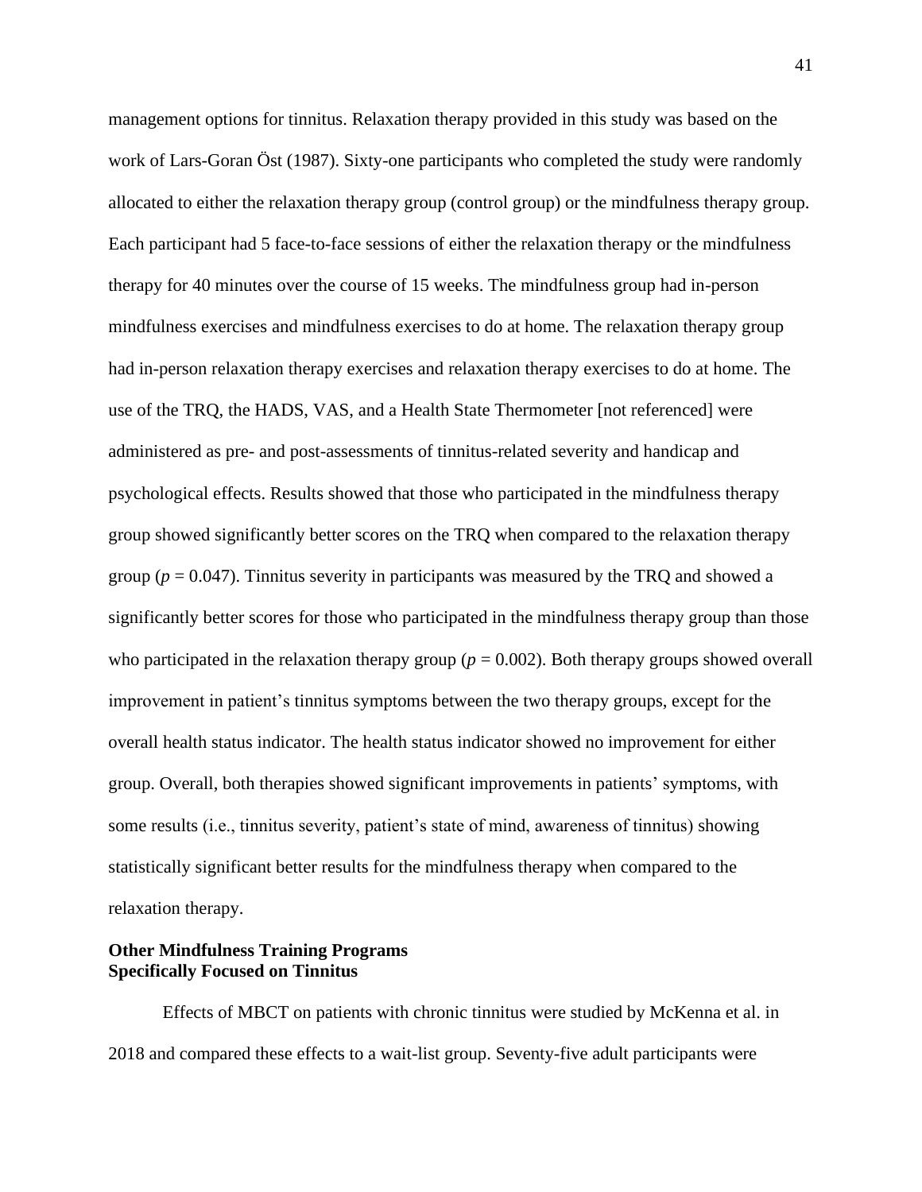management options for tinnitus. Relaxation therapy provided in this study was based on the work of Lars-Goran Öst (1987). Sixty-one participants who completed the study were randomly allocated to either the relaxation therapy group (control group) or the mindfulness therapy group. Each participant had 5 face-to-face sessions of either the relaxation therapy or the mindfulness therapy for 40 minutes over the course of 15 weeks. The mindfulness group had in-person mindfulness exercises and mindfulness exercises to do at home. The relaxation therapy group had in-person relaxation therapy exercises and relaxation therapy exercises to do at home. The use of the TRQ, the HADS, VAS, and a Health State Thermometer [not referenced] were administered as pre- and post-assessments of tinnitus-related severity and handicap and psychological effects. Results showed that those who participated in the mindfulness therapy group showed significantly better scores on the TRQ when compared to the relaxation therapy group ($p = 0.047$). Tinnitus severity in participants was measured by the TRQ and showed a significantly better scores for those who participated in the mindfulness therapy group than those who participated in the relaxation therapy group ($p = 0.002$). Both therapy groups showed overall improvement in patient's tinnitus symptoms between the two therapy groups, except for the overall health status indicator. The health status indicator showed no improvement for either group. Overall, both therapies showed significant improvements in patients' symptoms, with some results (i.e., tinnitus severity, patient's state of mind, awareness of tinnitus) showing statistically significant better results for the mindfulness therapy when compared to the relaxation therapy.

**Other Mindfulness Training Programs Specifically Focused on Tinnitus**

Effects of MBCT on patients with chronic tinnitus were studied by McKenna et al. in 2018 and compared these effects to a wait-list group. Seventy-five adult participants were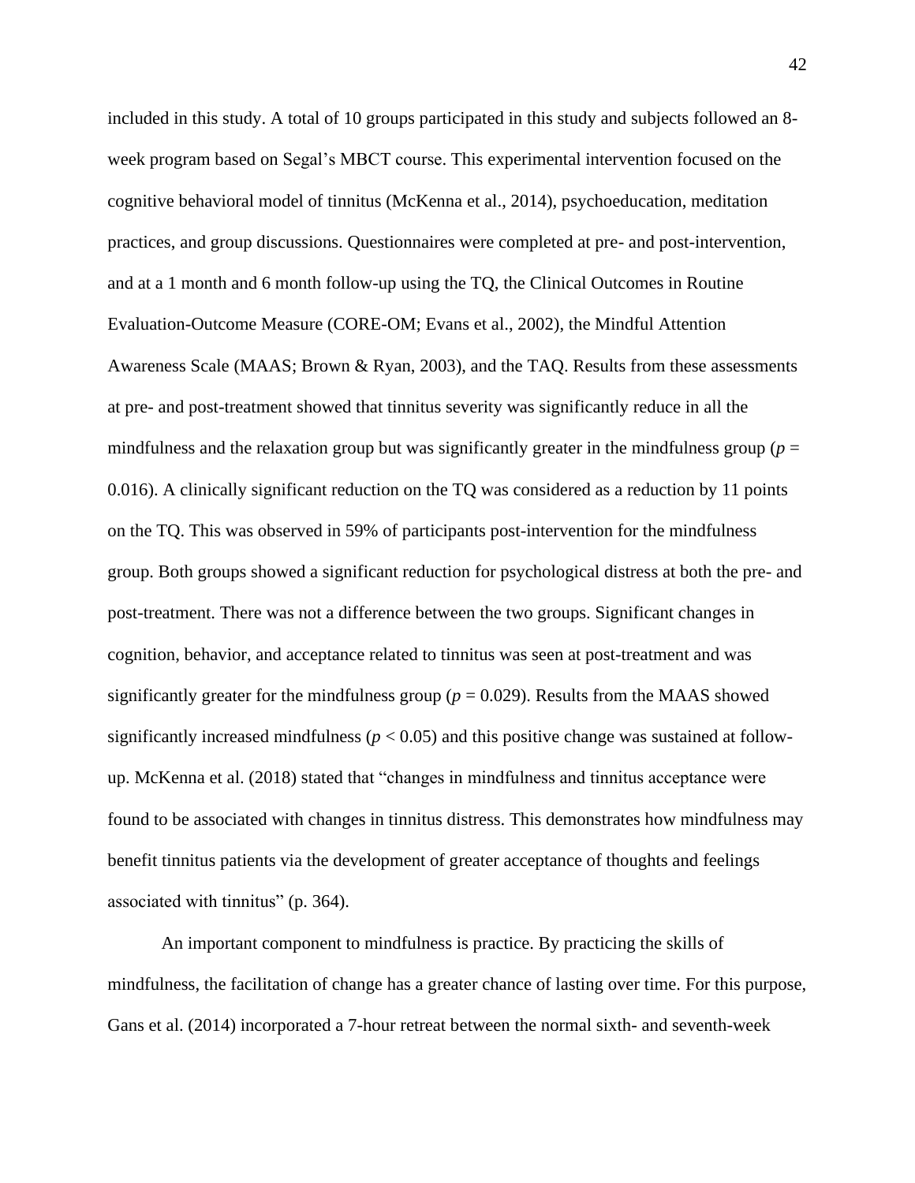included in this study. A total of 10 groups participated in this study and subjects followed an 8-week program based on Segal's MBCT course. This experimental intervention focused on the cognitive behavioral model of tinnitus (McKenna et al., 2014), psychoeducation, meditation practices, and group discussions. Questionnaires were completed at pre- and post-intervention, and at a 1 month and 6 month follow-up using the TQ, the Clinical Outcomes in Routine Evaluation-Outcome Measure (CORE-OM; Evans et al., 2002), the Mindful Attention Awareness Scale (MAAS; Brown & Ryan, 2003), and the TAQ. Results from these assessments at pre- and post-treatment showed that tinnitus severity was significantly reduce in all the mindfulness and the relaxation group but was significantly greater in the mindfulness group ($p$ = 0.016). A clinically significant reduction on the TQ was considered as a reduction by 11 points on the TQ. This was observed in 59% of participants post-intervention for the mindfulness group. Both groups showed a significant reduction for psychological distress at both the pre- and post-treatment. There was not a difference between the two groups. Significant changes in cognition, behavior, and acceptance related to tinnitus was seen at post-treatment and was significantly greater for the mindfulness group ($p$ = 0.029). Results from the MAAS showed significantly increased mindfulness ($p < 0.05$) and this positive change was sustained at follow-up. McKenna et al. (2018) stated that "changes in mindfulness and tinnitus acceptance were found to be associated with changes in tinnitus distress. This demonstrates how mindfulness may benefit tinnitus patients via the development of greater acceptance of thoughts and feelings associated with tinnitus" (p. 364).

An important component to mindfulness is practice. By practicing the skills of mindfulness, the facilitation of change has a greater chance of lasting over time. For this purpose, Gans et al. (2014) incorporated a 7-hour retreat between the normal sixth- and seventh-week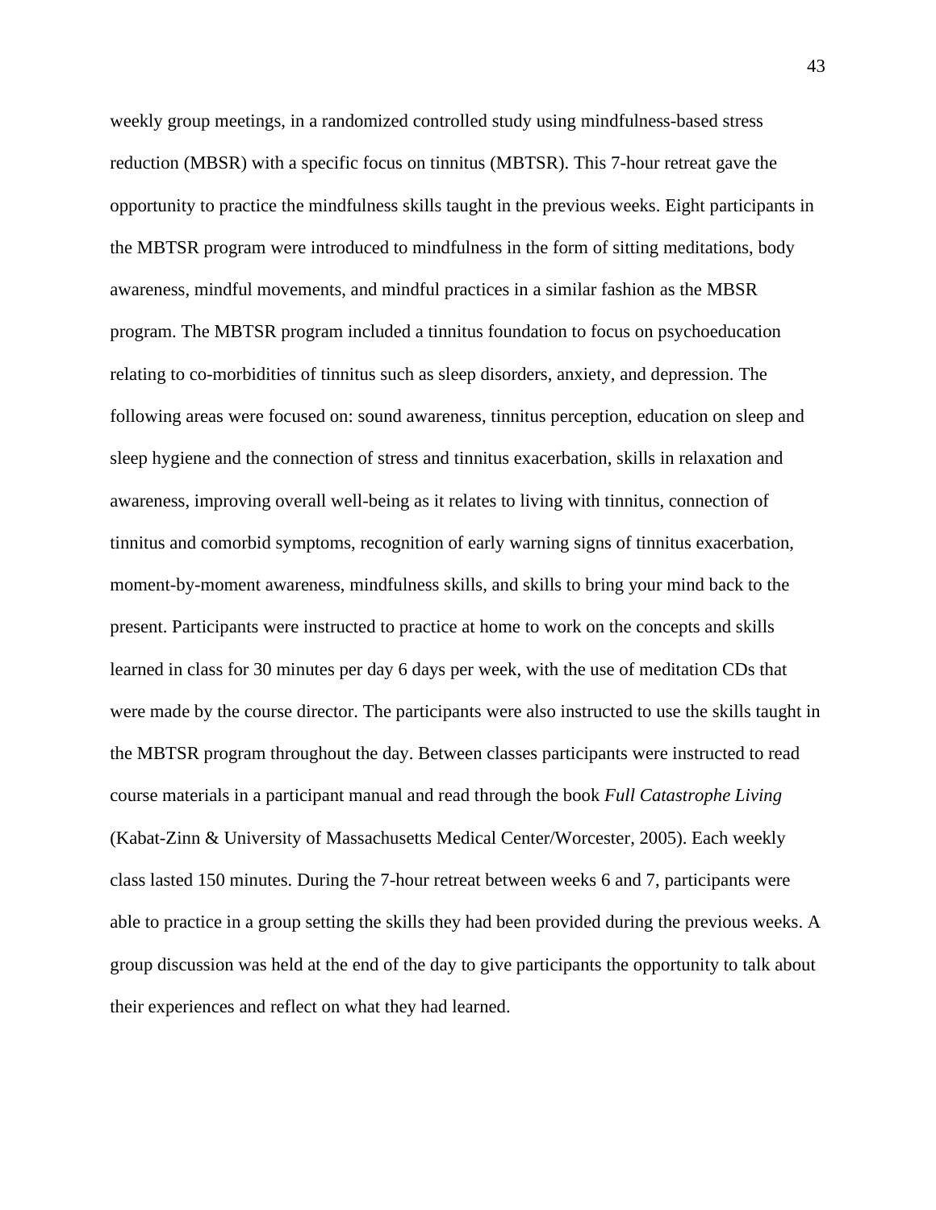weekly group meetings, in a randomized controlled study using mindfulness-based stress reduction (MBSR) with a specific focus on tinnitus (MBTSR). This 7-hour retreat gave the opportunity to practice the mindfulness skills taught in the previous weeks. Eight participants in the MBTSR program were introduced to mindfulness in the form of sitting meditations, body awareness, mindful movements, and mindful practices in a similar fashion as the MBSR program. The MBTSR program included a tinnitus foundation to focus on psychoeducation relating to co-morbidities of tinnitus such as sleep disorders, anxiety, and depression. The following areas were focused on: sound awareness, tinnitus perception, education on sleep and sleep hygiene and the connection of stress and tinnitus exacerbation, skills in relaxation and awareness, improving overall well-being as it relates to living with tinnitus, connection of tinnitus and comorbid symptoms, recognition of early warning signs of tinnitus exacerbation, moment-by-moment awareness, mindfulness skills, and skills to bring your mind back to the present. Participants were instructed to practice at home to work on the concepts and skills learned in class for 30 minutes per day 6 days per week, with the use of meditation CDs that were made by the course director. The participants were also instructed to use the skills taught in the MBTSR program throughout the day. Between classes participants were instructed to read course materials in a participant manual and read through the book *Full Catastrophe Living* (Kabat-Zinn & University of Massachusetts Medical Center/Worcester, 2005). Each weekly class lasted 150 minutes. During the 7-hour retreat between weeks 6 and 7, participants were able to practice in a group setting the skills they had been provided during the previous weeks. A group discussion was held at the end of the day to give participants the opportunity to talk about their experiences and reflect on what they had learned.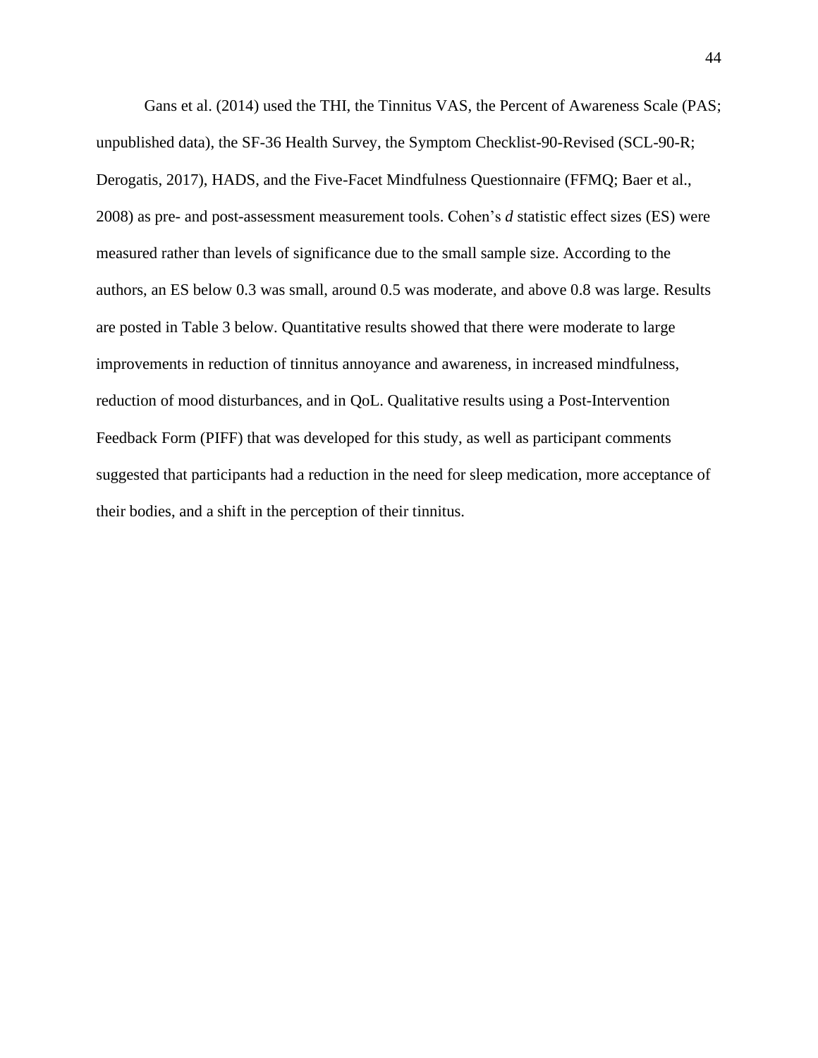Gans et al. (2014) used the THI, the Tinnitus VAS, the Percent of Awareness Scale (PAS; unpublished data), the SF-36 Health Survey, the Symptom Checklist-90-Revised (SCL-90-R; Derogatis, 2017), HADS, and the Five-Facet Mindfulness Questionnaire (FFMQ; Baer et al., 2008) as pre- and post-assessment measurement tools. Cohen's *d* statistic effect sizes (ES) were measured rather than levels of significance due to the small sample size. According to the authors, an ES below 0.3 was small, around 0.5 was moderate, and above 0.8 was large. Results are posted in Table 3 below. Quantitative results showed that there were moderate to large improvements in reduction of tinnitus annoyance and awareness, in increased mindfulness, reduction of mood disturbances, and in QoL. Qualitative results using a Post-Intervention Feedback Form (PIFF) that was developed for this study, as well as participant comments suggested that participants had a reduction in the need for sleep medication, more acceptance of their bodies, and a shift in the perception of their tinnitus.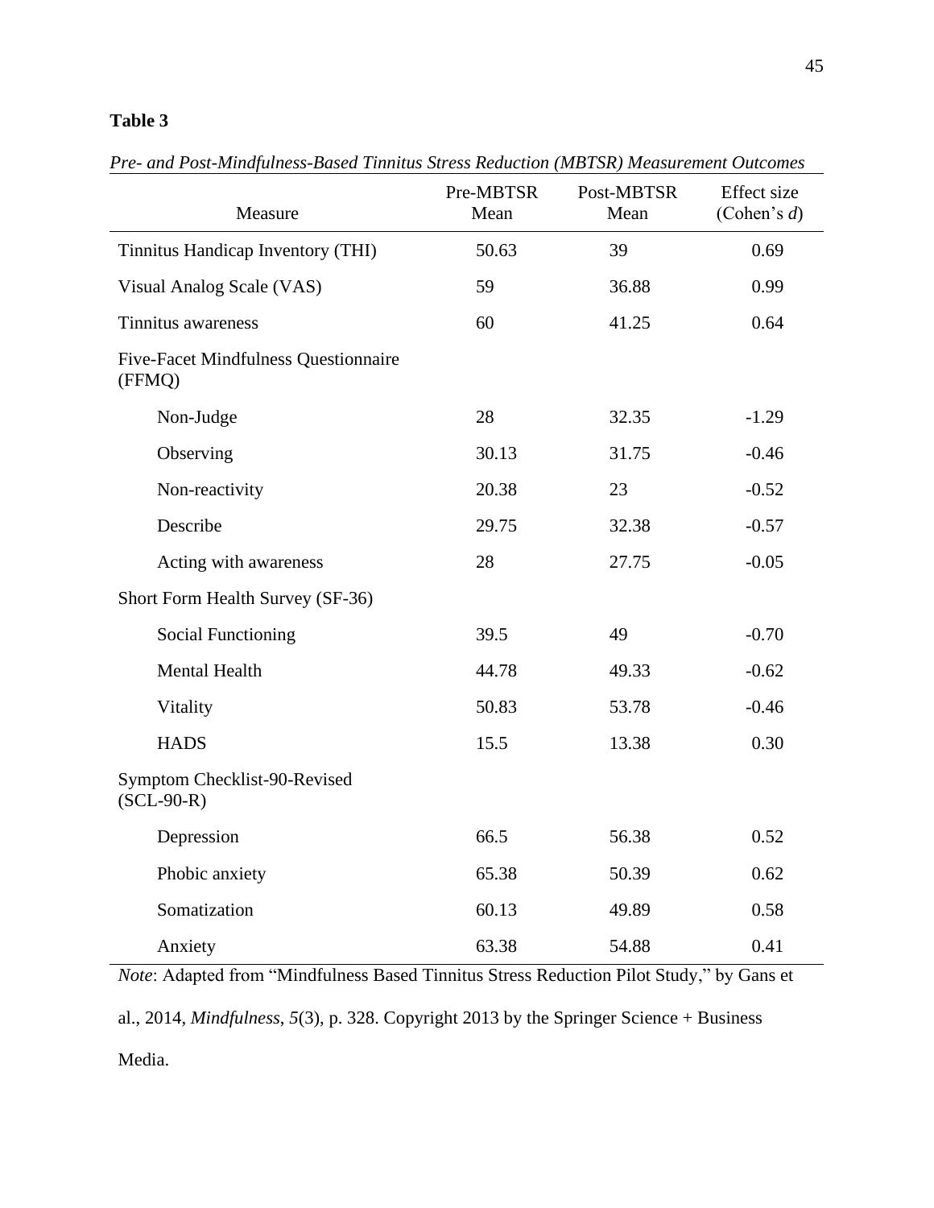**Table 3**

*Pre- and Post-Mindfulness-Based Tinnitus Stress Reduction (MBTSR) Measurement Outcomes*

| Measure | Pre-MBTSR Mean | Post-MBTSR Mean | Effect size (Cohen's *d*) |
|---|---|---|---|
| Tinnitus Handicap Inventory (THI) | 50.63 | 39 | 0.69 |
| Visual Analog Scale (VAS) | 59 | 36.88 | 0.99 |
| Tinnitus awareness | 60 | 41.25 | 0.64 |
| Five-Facet Mindfulness Questionnaire (FFMQ) | | | |
| Non-Judge | 28 | 32.35 | -1.29 |
| Observing | 30.13 | 31.75 | -0.46 |
| Non-reactivity | 20.38 | 23 | -0.52 |
| Describe | 29.75 | 32.38 | -0.57 |
| Acting with awareness | 28 | 27.75 | -0.05 |
| Short Form Health Survey (SF-36) | | | |
| Social Functioning | 39.5 | 49 | -0.70 |
| Mental Health | 44.78 | 49.33 | -0.62 |
| Vitality | 50.83 | 53.78 | -0.46 |
| HADS | 15.5 | 13.38 | 0.30 |
| Symptom Checklist-90-Revised (SCL-90-R) | | | |
| Depression | 66.5 | 56.38 | 0.52 |
| Phobic anxiety | 65.38 | 50.39 | 0.62 |
| Somatization | 60.13 | 49.89 | 0.58 |
| Anxiety | 63.38 | 54.88 | 0.41 |

*Note*: Adapted from "Mindfulness Based Tinnitus Stress Reduction Pilot Study," by Gans et al., 2014, *Mindfulness*, *5*(3), p. 328. Copyright 2013 by the Springer Science + Business Media.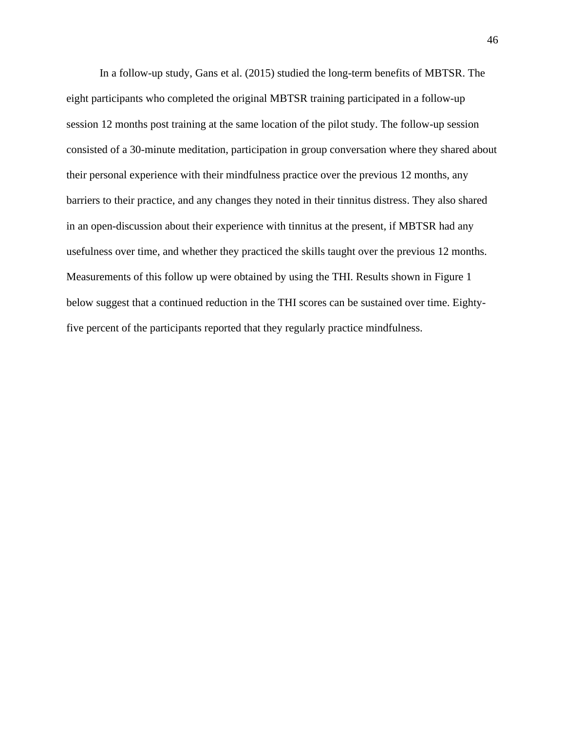In a follow-up study, Gans et al. (2015) studied the long-term benefits of MBTSR. The eight participants who completed the original MBTSR training participated in a follow-up session 12 months post training at the same location of the pilot study. The follow-up session consisted of a 30-minute meditation, participation in group conversation where they shared about their personal experience with their mindfulness practice over the previous 12 months, any barriers to their practice, and any changes they noted in their tinnitus distress. They also shared in an open-discussion about their experience with tinnitus at the present, if MBTSR had any usefulness over time, and whether they practiced the skills taught over the previous 12 months. Measurements of this follow up were obtained by using the THI. Results shown in Figure 1 below suggest that a continued reduction in the THI scores can be sustained over time. Eighty-five percent of the participants reported that they regularly practice mindfulness.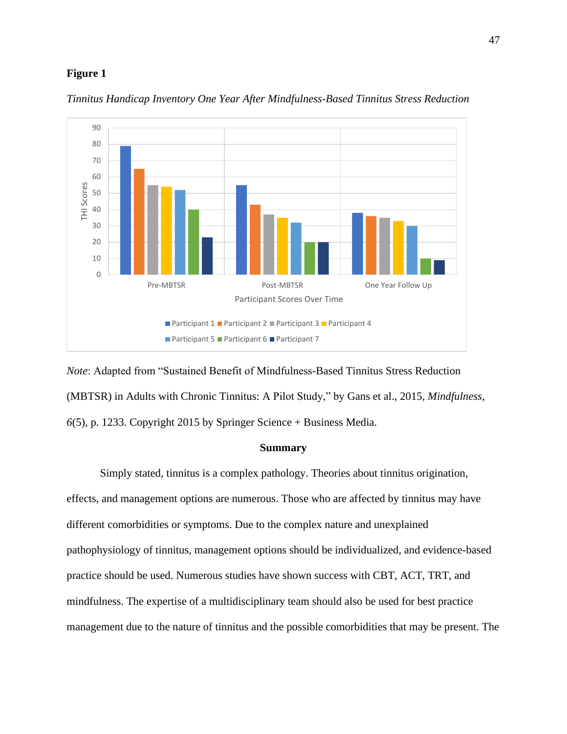**Figure 1**

*Tinnitus Handicap Inventory One Year After Mindfulness-Based Tinnitus Stress Reduction*

*Note*: Adapted from "Sustained Benefit of Mindfulness-Based Tinnitus Stress Reduction (MBTSR) in Adults with Chronic Tinnitus: A Pilot Study," by Gans et al., 2015, *Mindfulness*, *6*(5), p. 1233. Copyright 2015 by Springer Science + Business Media.

## Summary

Simply stated, tinnitus is a complex pathology. Theories about tinnitus origination, effects, and management options are numerous. Those who are affected by tinnitus may have different comorbidities or symptoms. Due to the complex nature and unexplained pathophysiology of tinnitus, management options should be individualized, and evidence-based practice should be used. Numerous studies have shown success with CBT, ACT, TRT, and mindfulness. The expertise of a multidisciplinary team should also be used for best practice management due to the nature of tinnitus and the possible comorbidities that may be present. The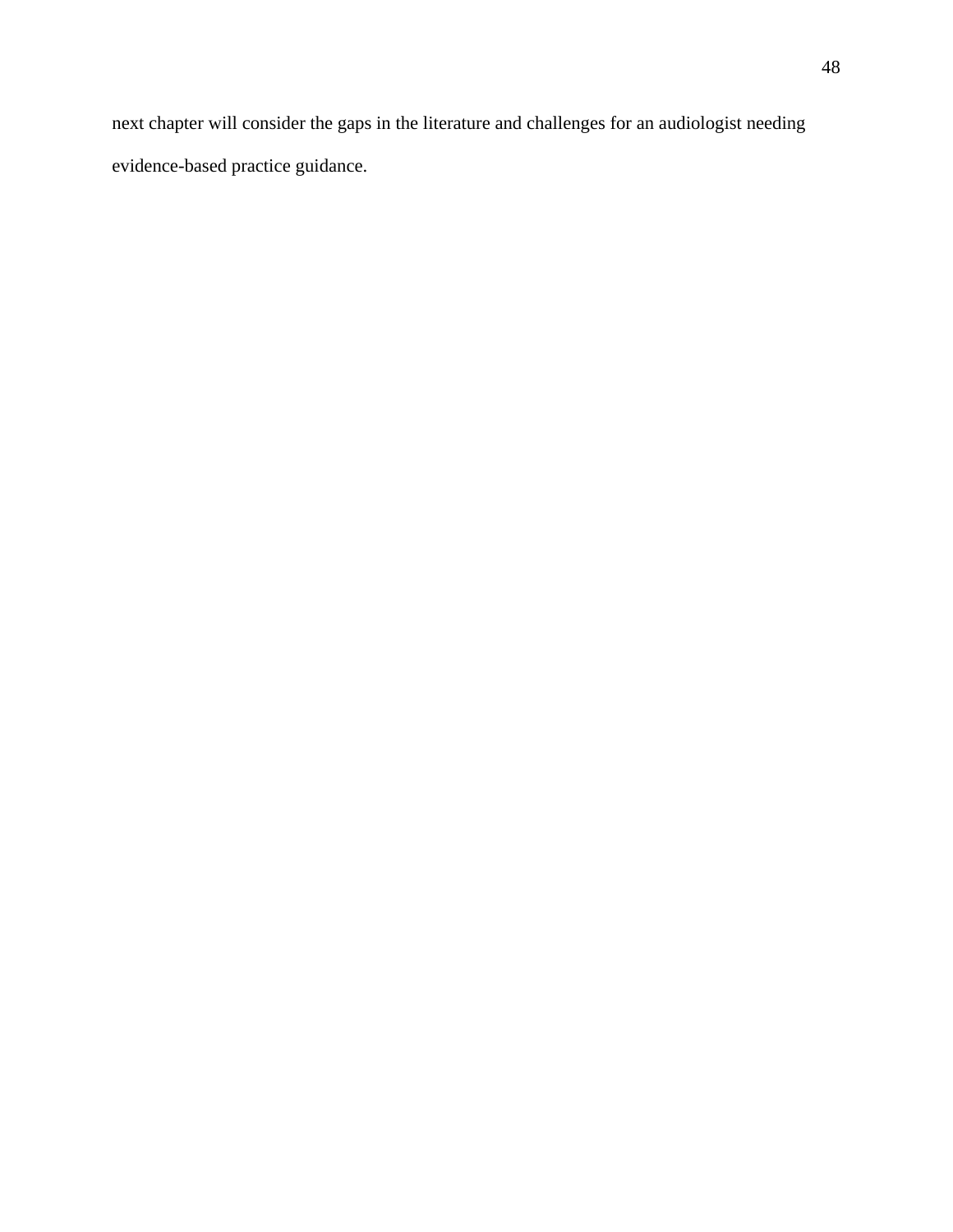next chapter will consider the gaps in the literature and challenges for an audiologist needing evidence-based practice guidance.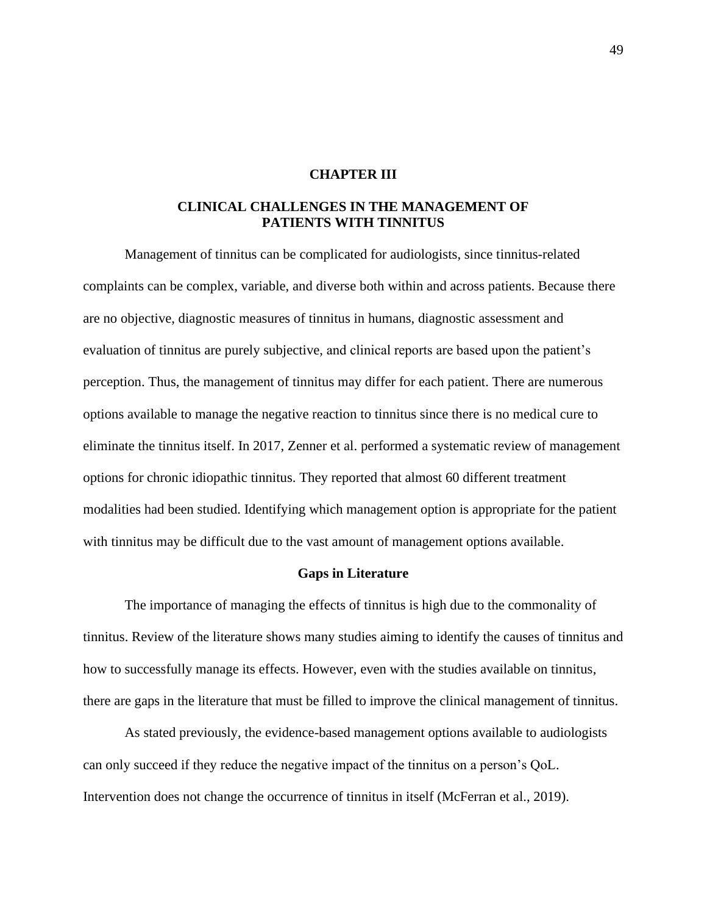# CHAPTER III

# CLINICAL CHALLENGES IN THE MANAGEMENT OF PATIENTS WITH TINNITUS

Management of tinnitus can be complicated for audiologists, since tinnitus-related complaints can be complex, variable, and diverse both within and across patients. Because there are no objective, diagnostic measures of tinnitus in humans, diagnostic assessment and evaluation of tinnitus are purely subjective, and clinical reports are based upon the patient's perception. Thus, the management of tinnitus may differ for each patient. There are numerous options available to manage the negative reaction to tinnitus since there is no medical cure to eliminate the tinnitus itself. In 2017, Zenner et al. performed a systematic review of management options for chronic idiopathic tinnitus. They reported that almost 60 different treatment modalities had been studied. Identifying which management option is appropriate for the patient with tinnitus may be difficult due to the vast amount of management options available.

## Gaps in Literature

The importance of managing the effects of tinnitus is high due to the commonality of tinnitus. Review of the literature shows many studies aiming to identify the causes of tinnitus and how to successfully manage its effects. However, even with the studies available on tinnitus, there are gaps in the literature that must be filled to improve the clinical management of tinnitus.

As stated previously, the evidence-based management options available to audiologists can only succeed if they reduce the negative impact of the tinnitus on a person's QoL. Intervention does not change the occurrence of tinnitus in itself (McFerran et al., 2019).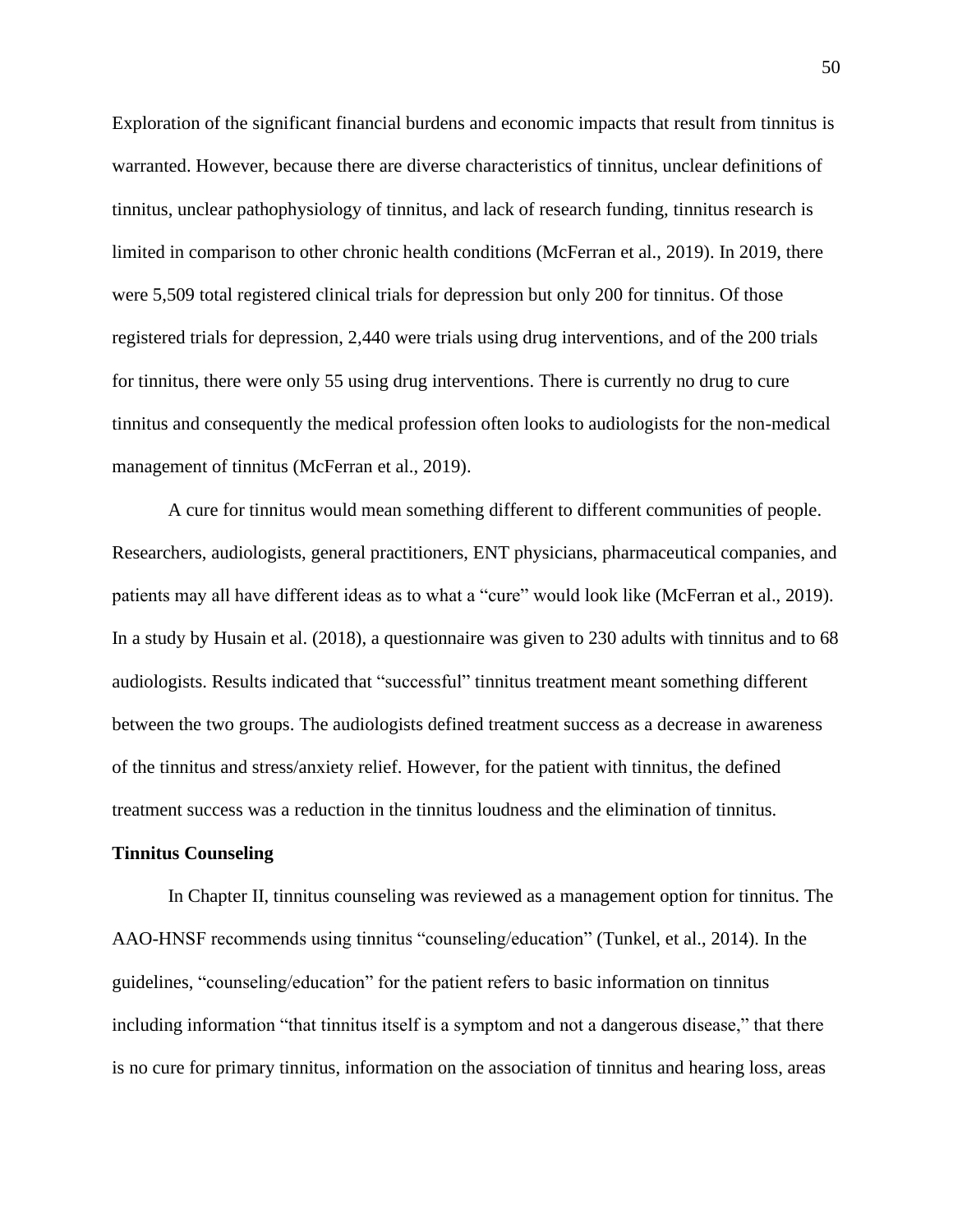Exploration of the significant financial burdens and economic impacts that result from tinnitus is warranted. However, because there are diverse characteristics of tinnitus, unclear definitions of tinnitus, unclear pathophysiology of tinnitus, and lack of research funding, tinnitus research is limited in comparison to other chronic health conditions (McFerran et al., 2019). In 2019, there were 5,509 total registered clinical trials for depression but only 200 for tinnitus. Of those registered trials for depression, 2,440 were trials using drug interventions, and of the 200 trials for tinnitus, there were only 55 using drug interventions. There is currently no drug to cure tinnitus and consequently the medical profession often looks to audiologists for the non-medical management of tinnitus (McFerran et al., 2019).

A cure for tinnitus would mean something different to different communities of people. Researchers, audiologists, general practitioners, ENT physicians, pharmaceutical companies, and patients may all have different ideas as to what a "cure" would look like (McFerran et al., 2019). In a study by Husain et al. (2018), a questionnaire was given to 230 adults with tinnitus and to 68 audiologists. Results indicated that "successful" tinnitus treatment meant something different between the two groups. The audiologists defined treatment success as a decrease in awareness of the tinnitus and stress/anxiety relief. However, for the patient with tinnitus, the defined treatment success was a reduction in the tinnitus loudness and the elimination of tinnitus.

**Tinnitus Counseling**

In Chapter II, tinnitus counseling was reviewed as a management option for tinnitus. The AAO-HNSF recommends using tinnitus "counseling/education" (Tunkel, et al., 2014). In the guidelines, "counseling/education" for the patient refers to basic information on tinnitus including information "that tinnitus itself is a symptom and not a dangerous disease," that there is no cure for primary tinnitus, information on the association of tinnitus and hearing loss, areas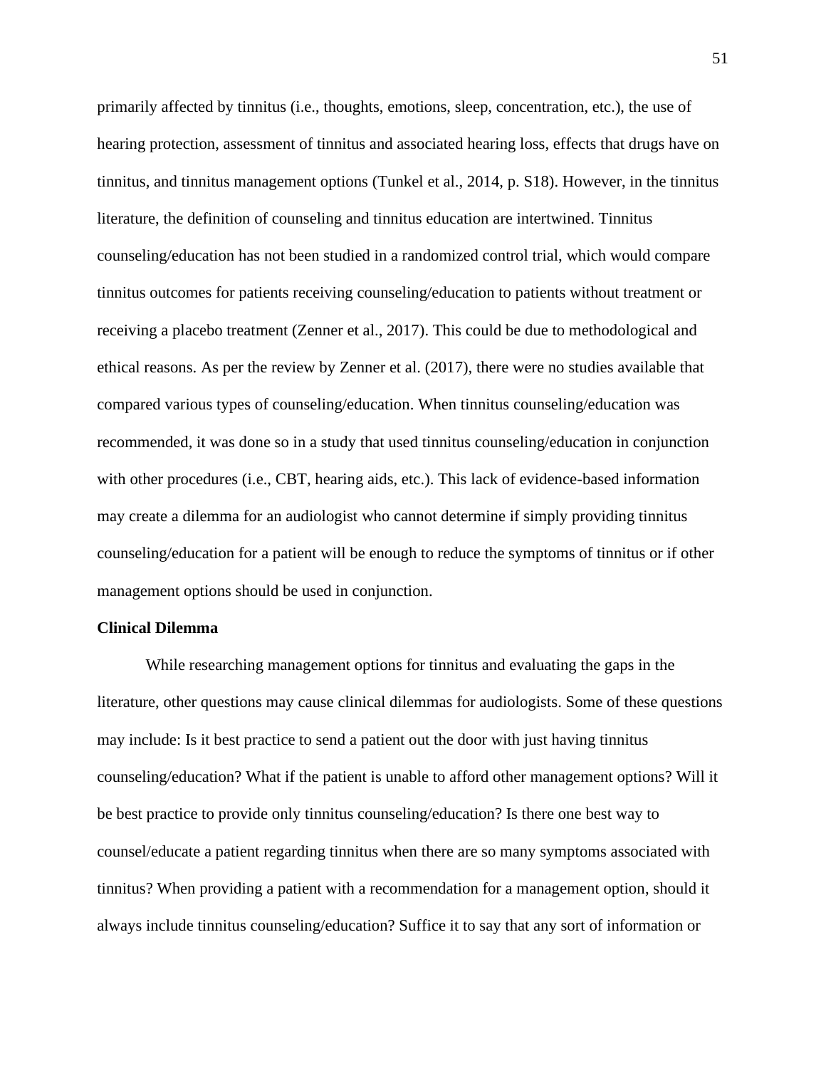primarily affected by tinnitus (i.e., thoughts, emotions, sleep, concentration, etc.), the use of hearing protection, assessment of tinnitus and associated hearing loss, effects that drugs have on tinnitus, and tinnitus management options (Tunkel et al., 2014, p. S18). However, in the tinnitus literature, the definition of counseling and tinnitus education are intertwined. Tinnitus counseling/education has not been studied in a randomized control trial, which would compare tinnitus outcomes for patients receiving counseling/education to patients without treatment or receiving a placebo treatment (Zenner et al., 2017). This could be due to methodological and ethical reasons. As per the review by Zenner et al. (2017), there were no studies available that compared various types of counseling/education. When tinnitus counseling/education was recommended, it was done so in a study that used tinnitus counseling/education in conjunction with other procedures (i.e., CBT, hearing aids, etc.). This lack of evidence-based information may create a dilemma for an audiologist who cannot determine if simply providing tinnitus counseling/education for a patient will be enough to reduce the symptoms of tinnitus or if other management options should be used in conjunction.

**Clinical Dilemma**

While researching management options for tinnitus and evaluating the gaps in the literature, other questions may cause clinical dilemmas for audiologists. Some of these questions may include: Is it best practice to send a patient out the door with just having tinnitus counseling/education? What if the patient is unable to afford other management options? Will it be best practice to provide only tinnitus counseling/education? Is there one best way to counsel/educate a patient regarding tinnitus when there are so many symptoms associated with tinnitus? When providing a patient with a recommendation for a management option, should it always include tinnitus counseling/education? Suffice it to say that any sort of information or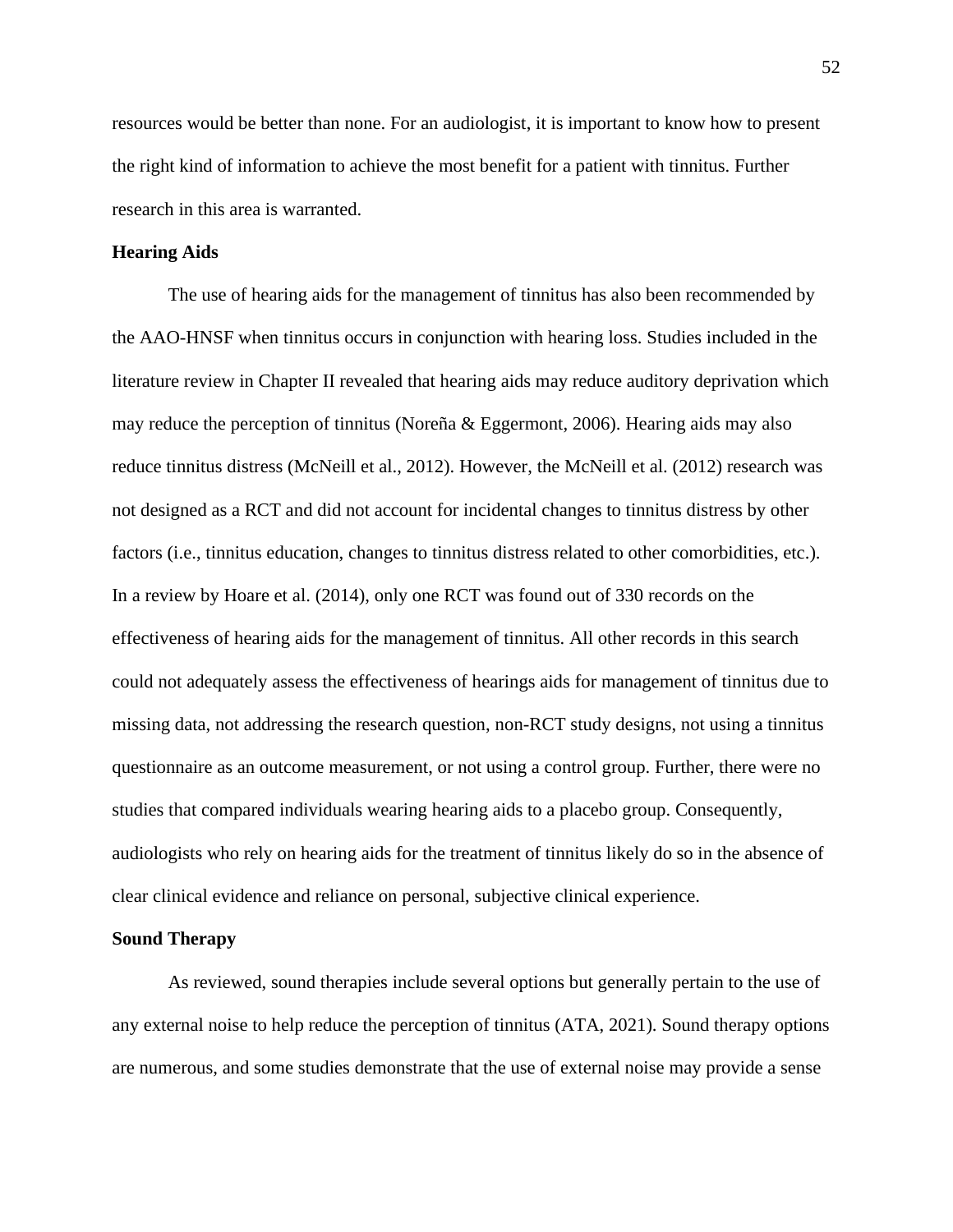resources would be better than none. For an audiologist, it is important to know how to present the right kind of information to achieve the most benefit for a patient with tinnitus. Further research in this area is warranted.

### Hearing Aids

The use of hearing aids for the management of tinnitus has also been recommended by the AAO-HNSF when tinnitus occurs in conjunction with hearing loss. Studies included in the literature review in Chapter II revealed that hearing aids may reduce auditory deprivation which may reduce the perception of tinnitus (Noreña & Eggermont, 2006). Hearing aids may also reduce tinnitus distress (McNeill et al., 2012). However, the McNeill et al. (2012) research was not designed as a RCT and did not account for incidental changes to tinnitus distress by other factors (i.e., tinnitus education, changes to tinnitus distress related to other comorbidities, etc.). In a review by Hoare et al. (2014), only one RCT was found out of 330 records on the effectiveness of hearing aids for the management of tinnitus. All other records in this search could not adequately assess the effectiveness of hearings aids for management of tinnitus due to missing data, not addressing the research question, non-RCT study designs, not using a tinnitus questionnaire as an outcome measurement, or not using a control group. Further, there were no studies that compared individuals wearing hearing aids to a placebo group. Consequently, audiologists who rely on hearing aids for the treatment of tinnitus likely do so in the absence of clear clinical evidence and reliance on personal, subjective clinical experience.

### Sound Therapy

As reviewed, sound therapies include several options but generally pertain to the use of any external noise to help reduce the perception of tinnitus (ATA, 2021). Sound therapy options are numerous, and some studies demonstrate that the use of external noise may provide a sense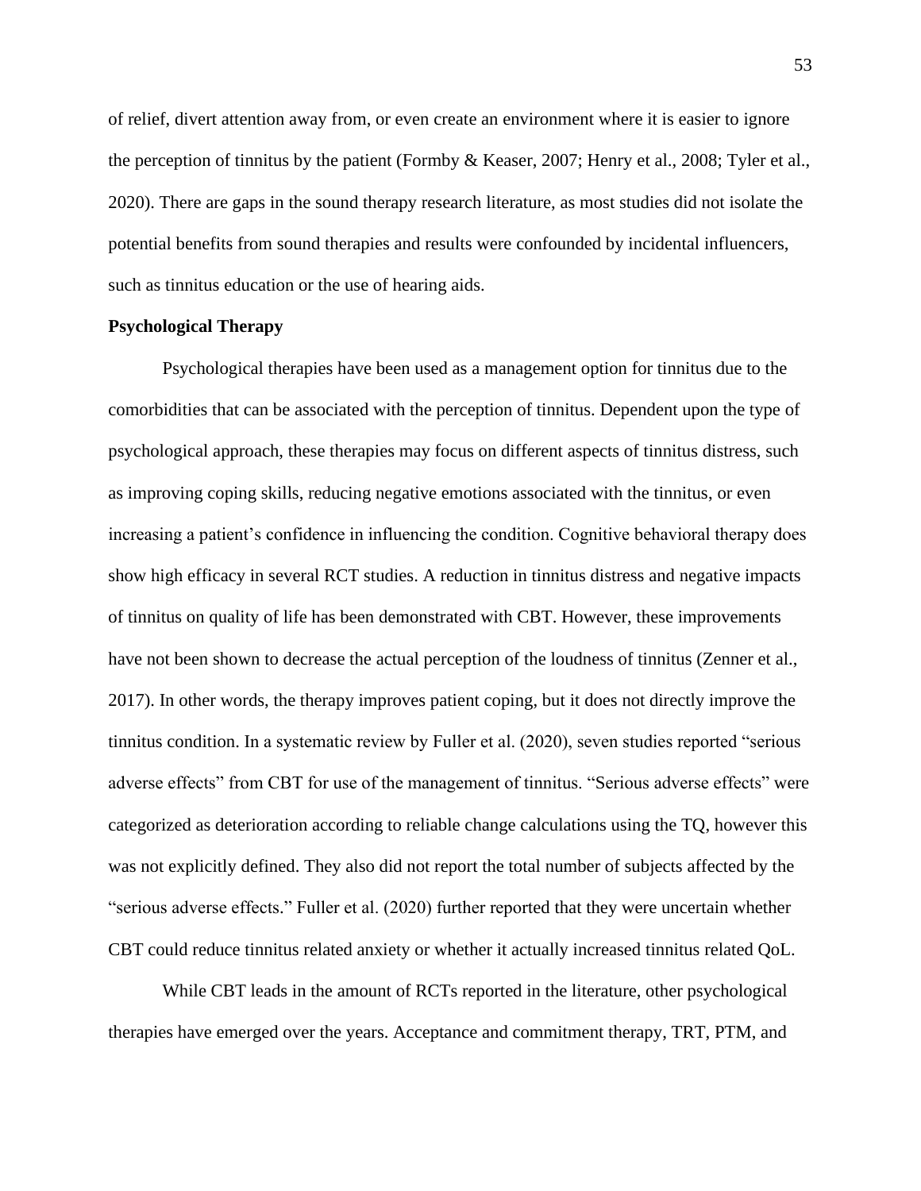of relief, divert attention away from, or even create an environment where it is easier to ignore the perception of tinnitus by the patient (Formby & Keaser, 2007; Henry et al., 2008; Tyler et al., 2020). There are gaps in the sound therapy research literature, as most studies did not isolate the potential benefits from sound therapies and results were confounded by incidental influencers, such as tinnitus education or the use of hearing aids.

**Psychological Therapy**

Psychological therapies have been used as a management option for tinnitus due to the comorbidities that can be associated with the perception of tinnitus. Dependent upon the type of psychological approach, these therapies may focus on different aspects of tinnitus distress, such as improving coping skills, reducing negative emotions associated with the tinnitus, or even increasing a patient's confidence in influencing the condition. Cognitive behavioral therapy does show high efficacy in several RCT studies. A reduction in tinnitus distress and negative impacts of tinnitus on quality of life has been demonstrated with CBT. However, these improvements have not been shown to decrease the actual perception of the loudness of tinnitus (Zenner et al., 2017). In other words, the therapy improves patient coping, but it does not directly improve the tinnitus condition. In a systematic review by Fuller et al. (2020), seven studies reported "serious adverse effects" from CBT for use of the management of tinnitus. "Serious adverse effects" were categorized as deterioration according to reliable change calculations using the TQ, however this was not explicitly defined. They also did not report the total number of subjects affected by the "serious adverse effects." Fuller et al. (2020) further reported that they were uncertain whether CBT could reduce tinnitus related anxiety or whether it actually increased tinnitus related QoL.

While CBT leads in the amount of RCTs reported in the literature, other psychological therapies have emerged over the years. Acceptance and commitment therapy, TRT, PTM, and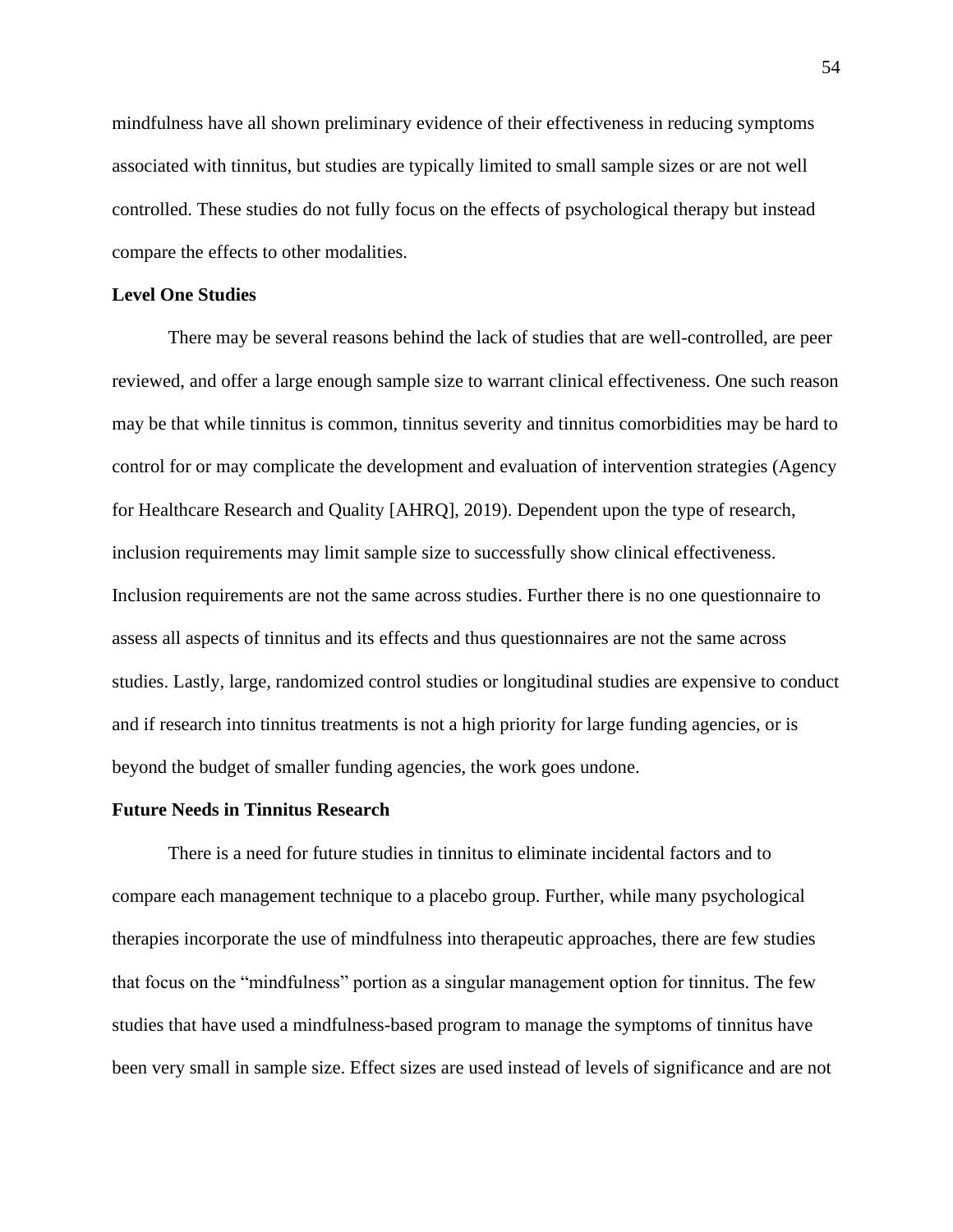mindfulness have all shown preliminary evidence of their effectiveness in reducing symptoms associated with tinnitus, but studies are typically limited to small sample sizes or are not well controlled. These studies do not fully focus on the effects of psychological therapy but instead compare the effects to other modalities.

### Level One Studies

There may be several reasons behind the lack of studies that are well-controlled, are peer reviewed, and offer a large enough sample size to warrant clinical effectiveness. One such reason may be that while tinnitus is common, tinnitus severity and tinnitus comorbidities may be hard to control for or may complicate the development and evaluation of intervention strategies (Agency for Healthcare Research and Quality [AHRQ], 2019). Dependent upon the type of research, inclusion requirements may limit sample size to successfully show clinical effectiveness. Inclusion requirements are not the same across studies. Further there is no one questionnaire to assess all aspects of tinnitus and its effects and thus questionnaires are not the same across studies. Lastly, large, randomized control studies or longitudinal studies are expensive to conduct and if research into tinnitus treatments is not a high priority for large funding agencies, or is beyond the budget of smaller funding agencies, the work goes undone.

### Future Needs in Tinnitus Research

There is a need for future studies in tinnitus to eliminate incidental factors and to compare each management technique to a placebo group. Further, while many psychological therapies incorporate the use of mindfulness into therapeutic approaches, there are few studies that focus on the "mindfulness" portion as a singular management option for tinnitus. The few studies that have used a mindfulness-based program to manage the symptoms of tinnitus have been very small in sample size. Effect sizes are used instead of levels of significance and are not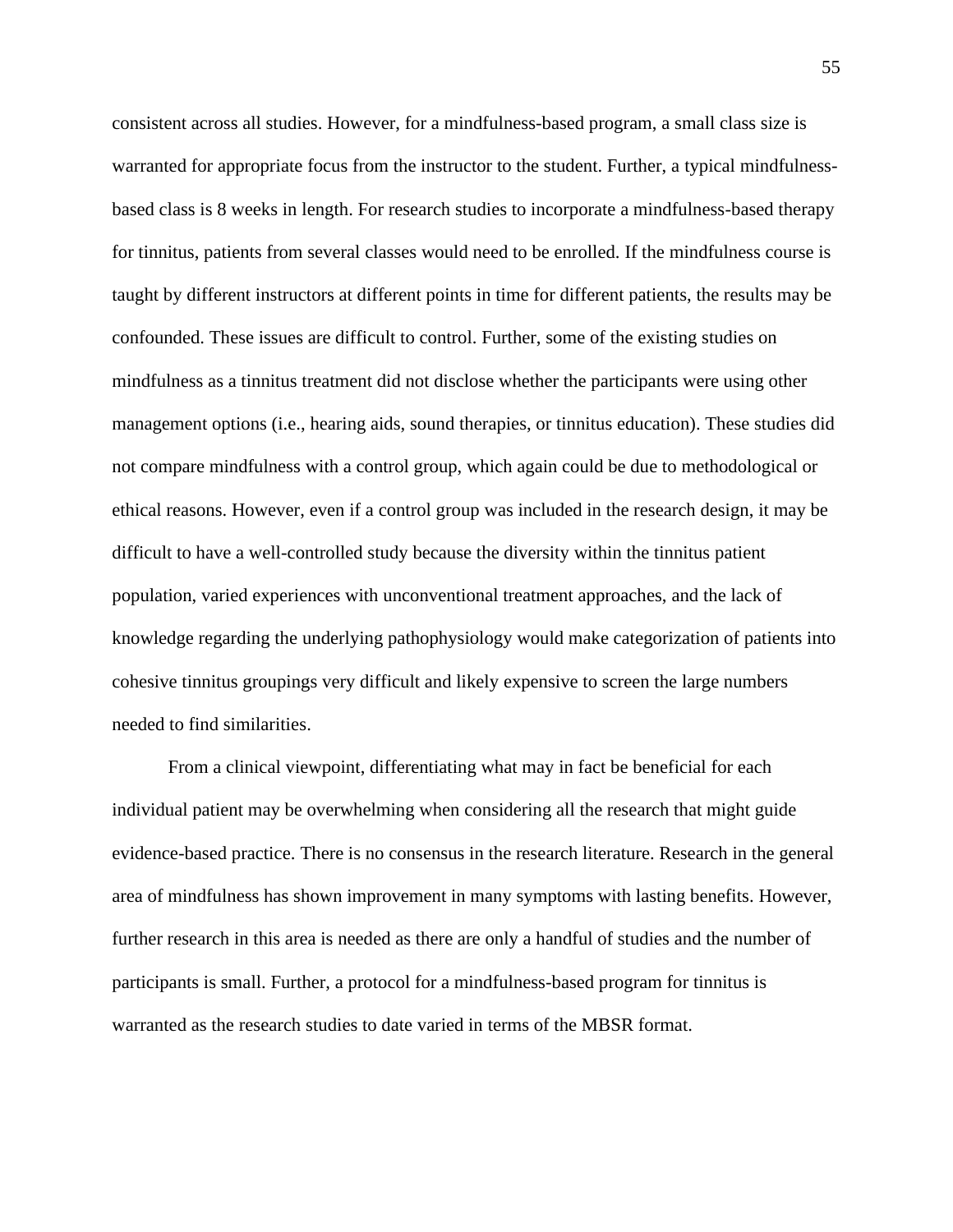consistent across all studies. However, for a mindfulness-based program, a small class size is warranted for appropriate focus from the instructor to the student. Further, a typical mindfulness-based class is 8 weeks in length. For research studies to incorporate a mindfulness-based therapy for tinnitus, patients from several classes would need to be enrolled. If the mindfulness course is taught by different instructors at different points in time for different patients, the results may be confounded. These issues are difficult to control. Further, some of the existing studies on mindfulness as a tinnitus treatment did not disclose whether the participants were using other management options (i.e., hearing aids, sound therapies, or tinnitus education). These studies did not compare mindfulness with a control group, which again could be due to methodological or ethical reasons. However, even if a control group was included in the research design, it may be difficult to have a well-controlled study because the diversity within the tinnitus patient population, varied experiences with unconventional treatment approaches, and the lack of knowledge regarding the underlying pathophysiology would make categorization of patients into cohesive tinnitus groupings very difficult and likely expensive to screen the large numbers needed to find similarities.

From a clinical viewpoint, differentiating what may in fact be beneficial for each individual patient may be overwhelming when considering all the research that might guide evidence-based practice. There is no consensus in the research literature. Research in the general area of mindfulness has shown improvement in many symptoms with lasting benefits. However, further research in this area is needed as there are only a handful of studies and the number of participants is small. Further, a protocol for a mindfulness-based program for tinnitus is warranted as the research studies to date varied in terms of the MBSR format.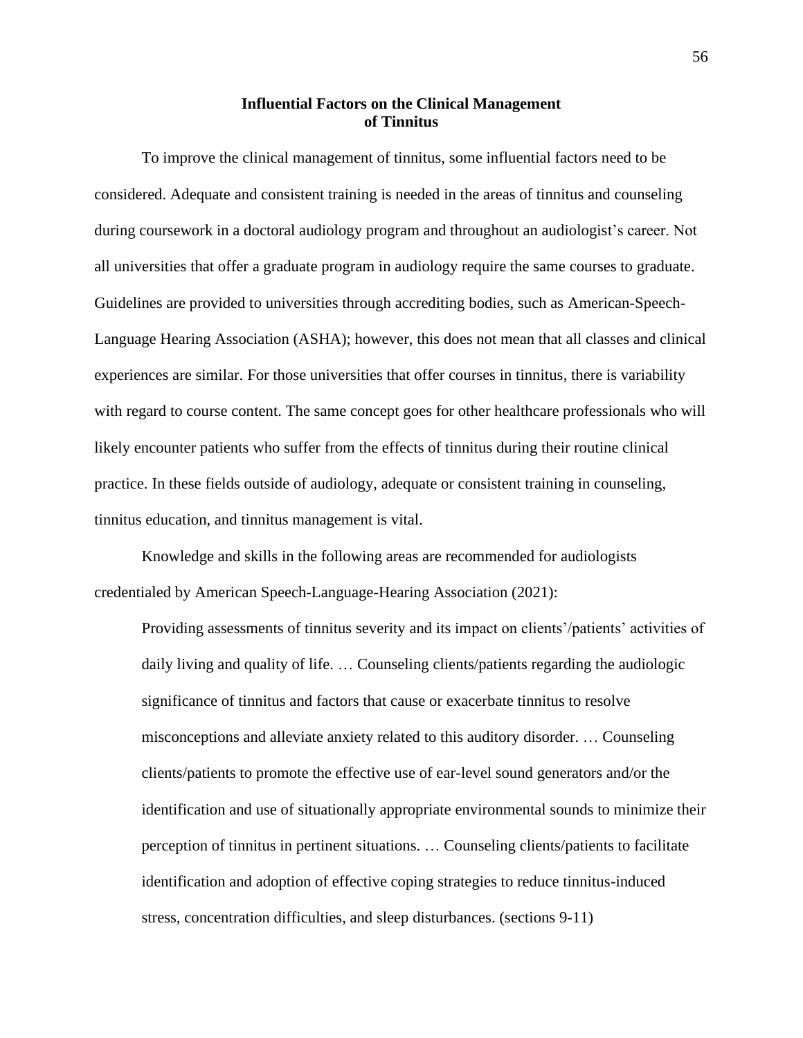## Influential Factors on the Clinical Management of Tinnitus

To improve the clinical management of tinnitus, some influential factors need to be considered. Adequate and consistent training is needed in the areas of tinnitus and counseling during coursework in a doctoral audiology program and throughout an audiologist's career. Not all universities that offer a graduate program in audiology require the same courses to graduate. Guidelines are provided to universities through accrediting bodies, such as American-Speech-Language Hearing Association (ASHA); however, this does not mean that all classes and clinical experiences are similar. For those universities that offer courses in tinnitus, there is variability with regard to course content. The same concept goes for other healthcare professionals who will likely encounter patients who suffer from the effects of tinnitus during their routine clinical practice. In these fields outside of audiology, adequate or consistent training in counseling, tinnitus education, and tinnitus management is vital.

Knowledge and skills in the following areas are recommended for audiologists credentialed by American Speech-Language-Hearing Association (2021):

> Providing assessments of tinnitus severity and its impact on clients'/patients' activities of daily living and quality of life. … Counseling clients/patients regarding the audiologic significance of tinnitus and factors that cause or exacerbate tinnitus to resolve misconceptions and alleviate anxiety related to this auditory disorder. … Counseling clients/patients to promote the effective use of ear-level sound generators and/or the identification and use of situationally appropriate environmental sounds to minimize their perception of tinnitus in pertinent situations. … Counseling clients/patients to facilitate identification and adoption of effective coping strategies to reduce tinnitus-induced stress, concentration difficulties, and sleep disturbances. (sections 9-11)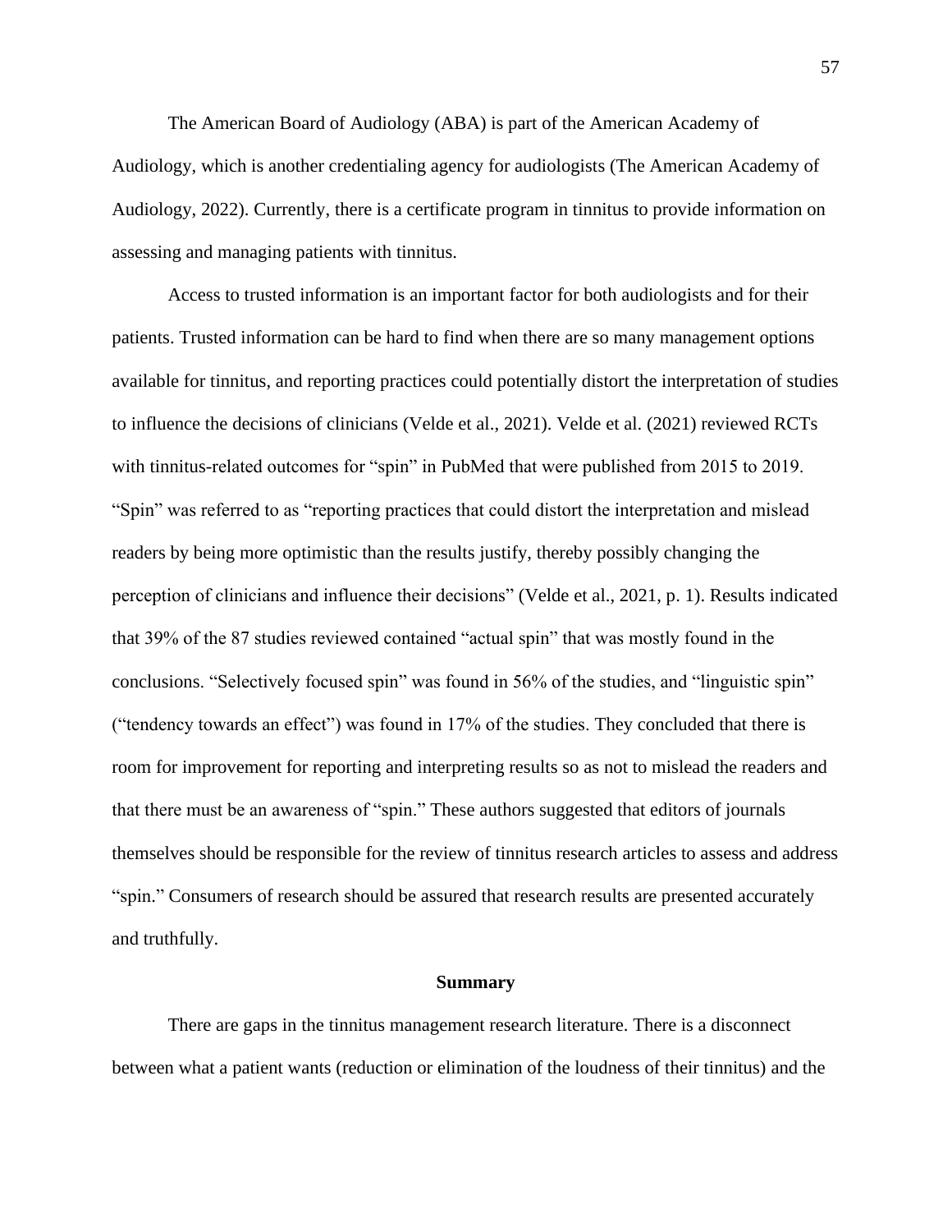The American Board of Audiology (ABA) is part of the American Academy of Audiology, which is another credentialing agency for audiologists (The American Academy of Audiology, 2022). Currently, there is a certificate program in tinnitus to provide information on assessing and managing patients with tinnitus.

Access to trusted information is an important factor for both audiologists and for their patients. Trusted information can be hard to find when there are so many management options available for tinnitus, and reporting practices could potentially distort the interpretation of studies to influence the decisions of clinicians (Velde et al., 2021). Velde et al. (2021) reviewed RCTs with tinnitus-related outcomes for "spin" in PubMed that were published from 2015 to 2019. "Spin" was referred to as "reporting practices that could distort the interpretation and mislead readers by being more optimistic than the results justify, thereby possibly changing the perception of clinicians and influence their decisions" (Velde et al., 2021, p. 1). Results indicated that 39% of the 87 studies reviewed contained "actual spin" that was mostly found in the conclusions. "Selectively focused spin" was found in 56% of the studies, and "linguistic spin" ("tendency towards an effect") was found in 17% of the studies. They concluded that there is room for improvement for reporting and interpreting results so as not to mislead the readers and that there must be an awareness of "spin." These authors suggested that editors of journals themselves should be responsible for the review of tinnitus research articles to assess and address "spin." Consumers of research should be assured that research results are presented accurately and truthfully.

## Summary

There are gaps in the tinnitus management research literature. There is a disconnect between what a patient wants (reduction or elimination of the loudness of their tinnitus) and the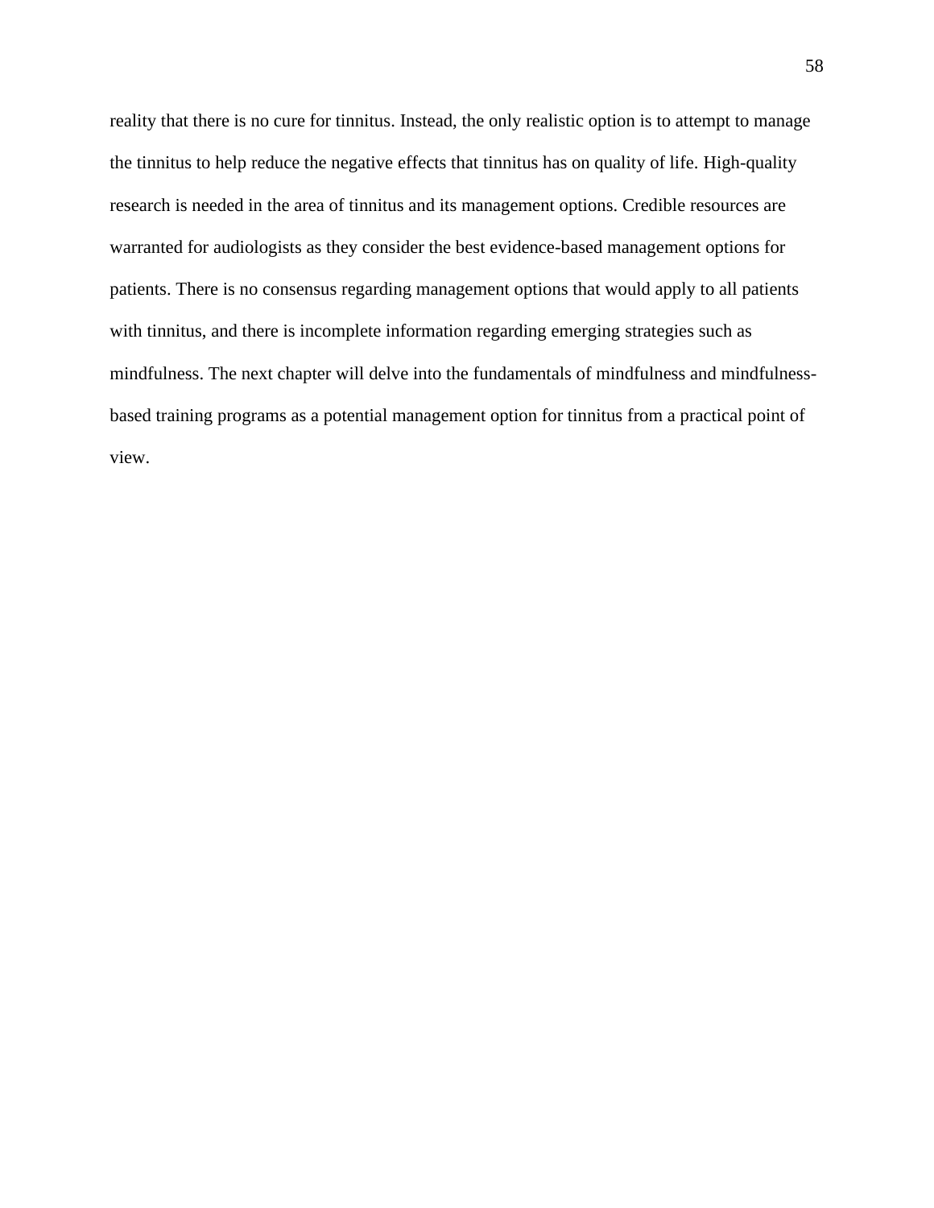reality that there is no cure for tinnitus. Instead, the only realistic option is to attempt to manage the tinnitus to help reduce the negative effects that tinnitus has on quality of life. High-quality research is needed in the area of tinnitus and its management options. Credible resources are warranted for audiologists as they consider the best evidence-based management options for patients. There is no consensus regarding management options that would apply to all patients with tinnitus, and there is incomplete information regarding emerging strategies such as mindfulness. The next chapter will delve into the fundamentals of mindfulness and mindfulness-based training programs as a potential management option for tinnitus from a practical point of view.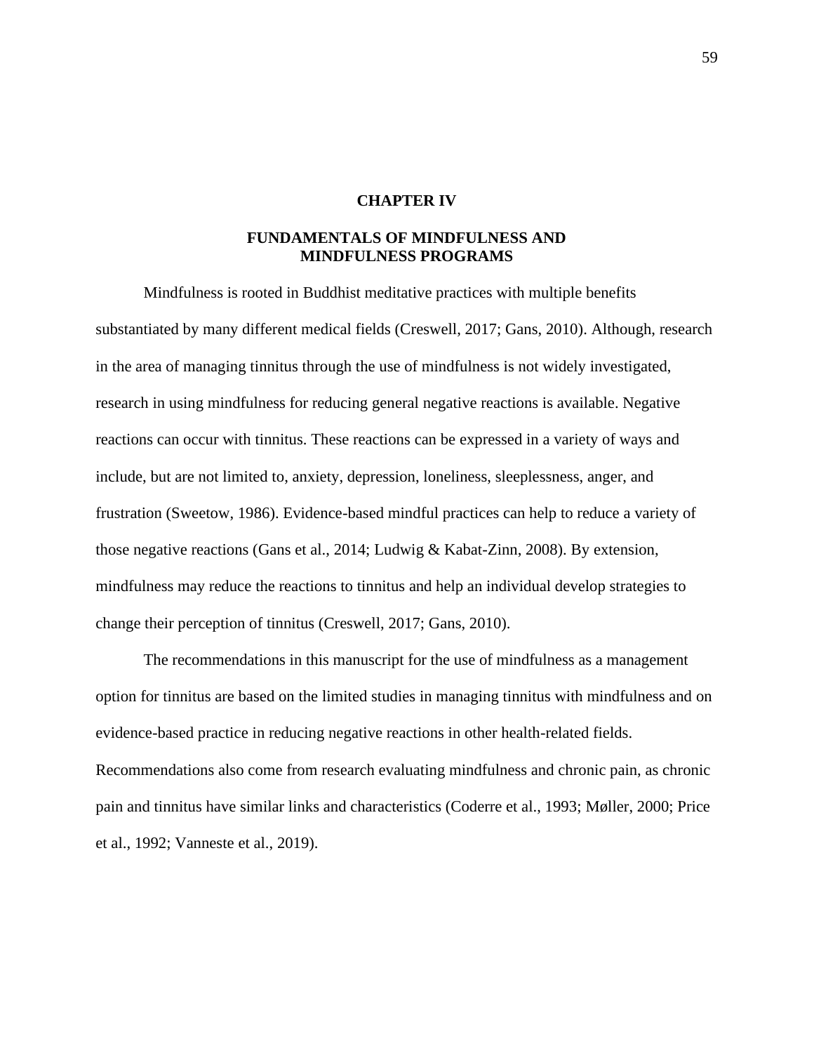# CHAPTER IV

## FUNDAMENTALS OF MINDFULNESS AND MINDFULNESS PROGRAMS

Mindfulness is rooted in Buddhist meditative practices with multiple benefits substantiated by many different medical fields (Creswell, 2017; Gans, 2010). Although, research in the area of managing tinnitus through the use of mindfulness is not widely investigated, research in using mindfulness for reducing general negative reactions is available. Negative reactions can occur with tinnitus. These reactions can be expressed in a variety of ways and include, but are not limited to, anxiety, depression, loneliness, sleeplessness, anger, and frustration (Sweetow, 1986). Evidence-based mindful practices can help to reduce a variety of those negative reactions (Gans et al., 2014; Ludwig & Kabat-Zinn, 2008). By extension, mindfulness may reduce the reactions to tinnitus and help an individual develop strategies to change their perception of tinnitus (Creswell, 2017; Gans, 2010).

The recommendations in this manuscript for the use of mindfulness as a management option for tinnitus are based on the limited studies in managing tinnitus with mindfulness and on evidence-based practice in reducing negative reactions in other health-related fields. Recommendations also come from research evaluating mindfulness and chronic pain, as chronic pain and tinnitus have similar links and characteristics (Coderre et al., 1993; Møller, 2000; Price et al., 1992; Vanneste et al., 2019).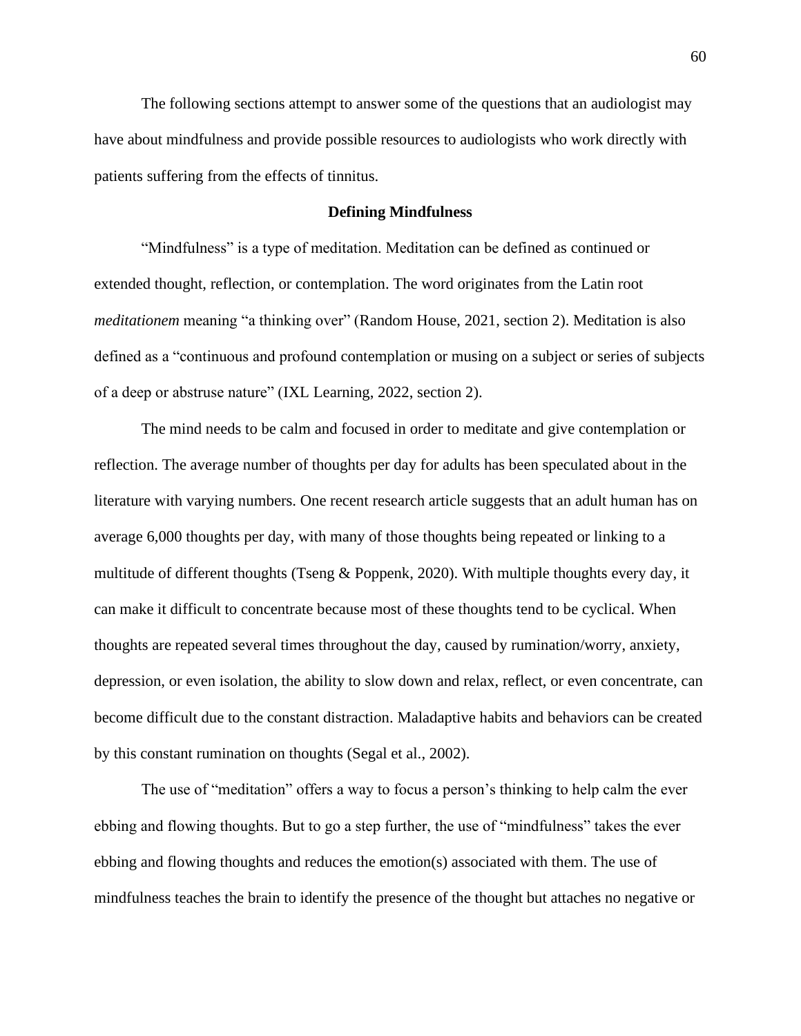The following sections attempt to answer some of the questions that an audiologist may have about mindfulness and provide possible resources to audiologists who work directly with patients suffering from the effects of tinnitus.

## Defining Mindfulness

"Mindfulness" is a type of meditation. Meditation can be defined as continued or extended thought, reflection, or contemplation. The word originates from the Latin root *meditationem* meaning "a thinking over" (Random House, 2021, section 2). Meditation is also defined as a "continuous and profound contemplation or musing on a subject or series of subjects of a deep or abstruse nature" (IXL Learning, 2022, section 2).

The mind needs to be calm and focused in order to meditate and give contemplation or reflection. The average number of thoughts per day for adults has been speculated about in the literature with varying numbers. One recent research article suggests that an adult human has on average 6,000 thoughts per day, with many of those thoughts being repeated or linking to a multitude of different thoughts (Tseng & Poppenk, 2020). With multiple thoughts every day, it can make it difficult to concentrate because most of these thoughts tend to be cyclical. When thoughts are repeated several times throughout the day, caused by rumination/worry, anxiety, depression, or even isolation, the ability to slow down and relax, reflect, or even concentrate, can become difficult due to the constant distraction. Maladaptive habits and behaviors can be created by this constant rumination on thoughts (Segal et al., 2002).

The use of "meditation" offers a way to focus a person's thinking to help calm the ever ebbing and flowing thoughts. But to go a step further, the use of "mindfulness" takes the ever ebbing and flowing thoughts and reduces the emotion(s) associated with them. The use of mindfulness teaches the brain to identify the presence of the thought but attaches no negative or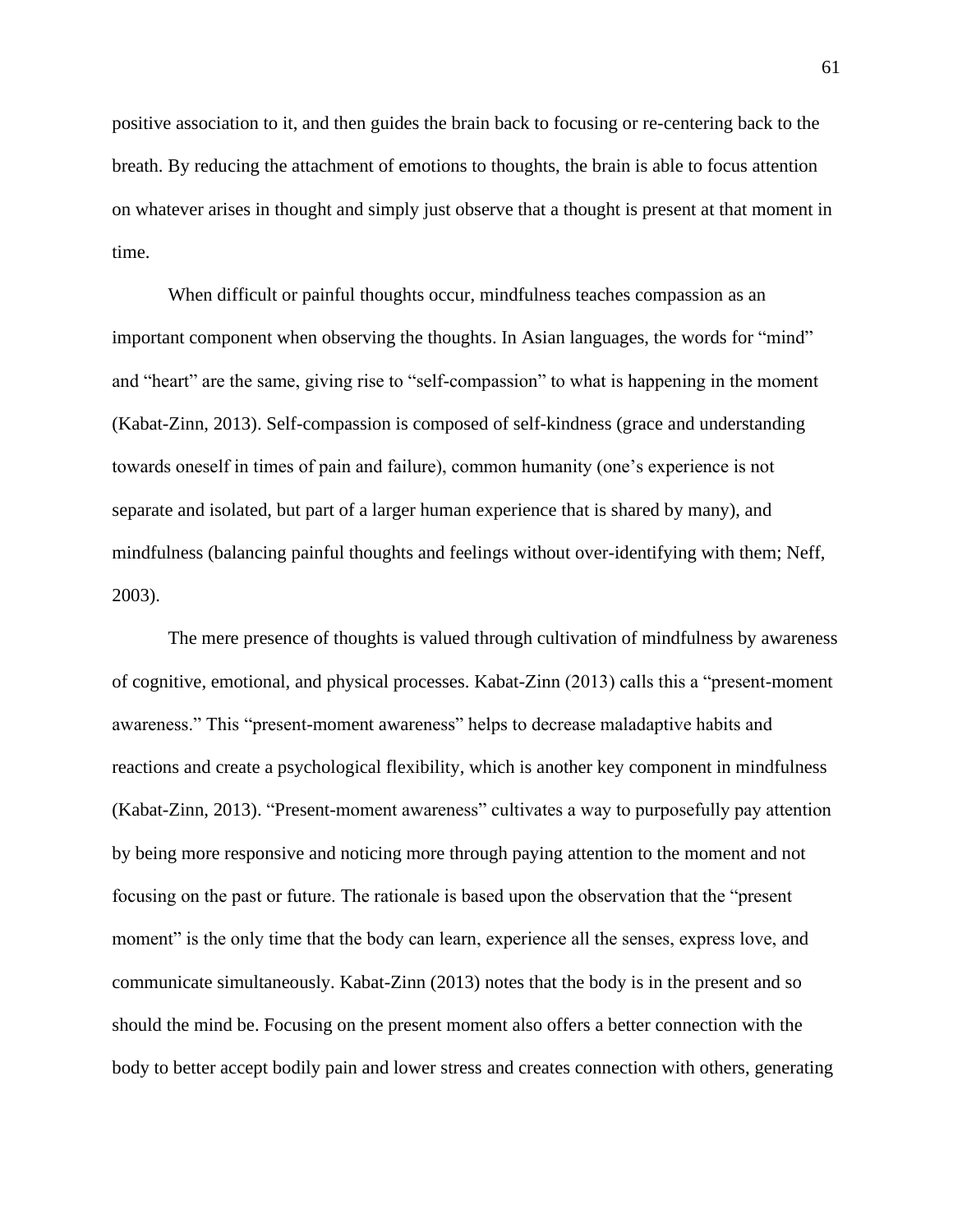positive association to it, and then guides the brain back to focusing or re-centering back to the breath. By reducing the attachment of emotions to thoughts, the brain is able to focus attention on whatever arises in thought and simply just observe that a thought is present at that moment in time.

When difficult or painful thoughts occur, mindfulness teaches compassion as an important component when observing the thoughts. In Asian languages, the words for “mind” and “heart” are the same, giving rise to “self-compassion” to what is happening in the moment (Kabat-Zinn, 2013). Self-compassion is composed of self-kindness (grace and understanding towards oneself in times of pain and failure), common humanity (one’s experience is not separate and isolated, but part of a larger human experience that is shared by many), and mindfulness (balancing painful thoughts and feelings without over-identifying with them; Neff, 2003).

The mere presence of thoughts is valued through cultivation of mindfulness by awareness of cognitive, emotional, and physical processes. Kabat-Zinn (2013) calls this a “present-moment awareness.” This “present-moment awareness” helps to decrease maladaptive habits and reactions and create a psychological flexibility, which is another key component in mindfulness (Kabat-Zinn, 2013). “Present-moment awareness” cultivates a way to purposefully pay attention by being more responsive and noticing more through paying attention to the moment and not focusing on the past or future. The rationale is based upon the observation that the “present moment” is the only time that the body can learn, experience all the senses, express love, and communicate simultaneously. Kabat-Zinn (2013) notes that the body is in the present and so should the mind be. Focusing on the present moment also offers a better connection with the body to better accept bodily pain and lower stress and creates connection with others, generating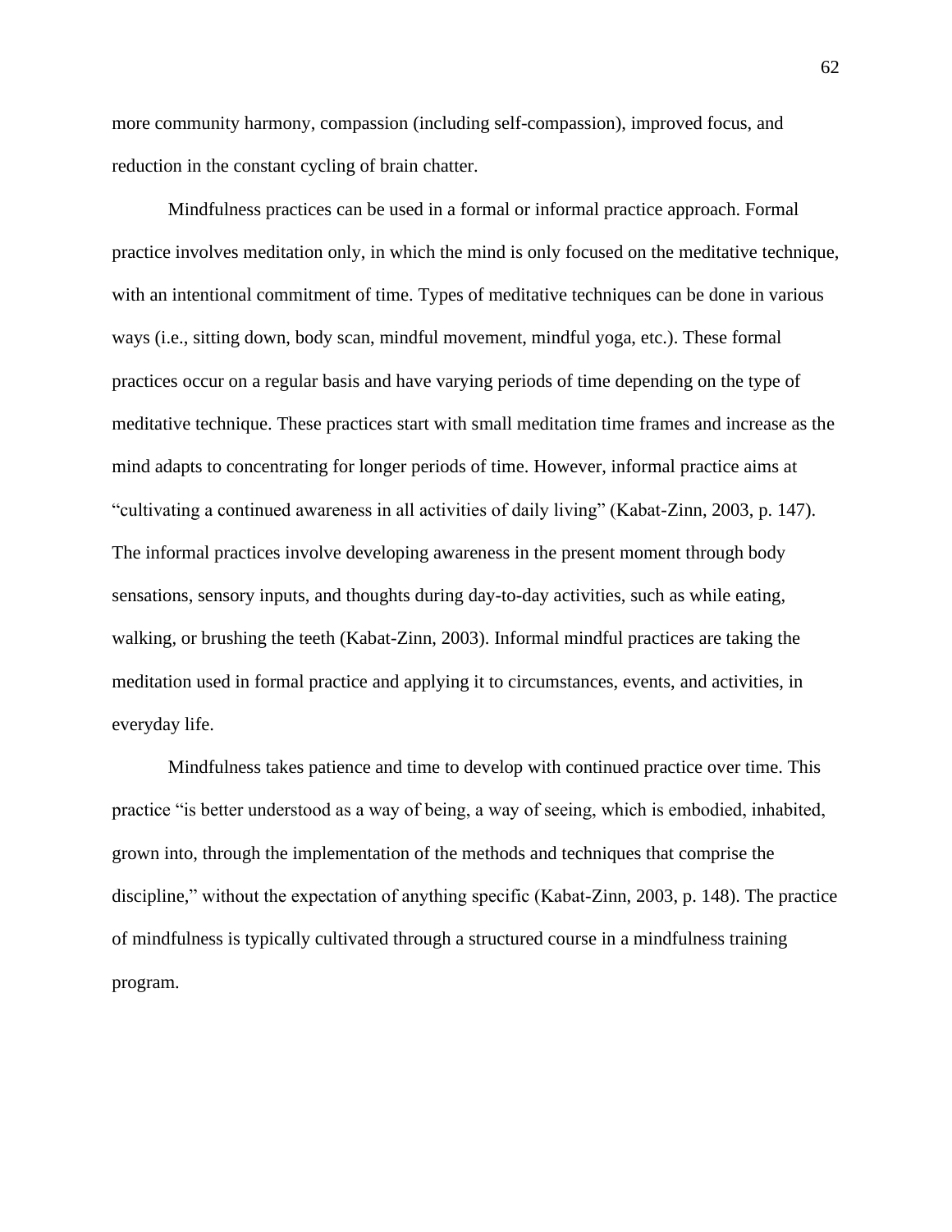more community harmony, compassion (including self-compassion), improved focus, and reduction in the constant cycling of brain chatter.

Mindfulness practices can be used in a formal or informal practice approach. Formal practice involves meditation only, in which the mind is only focused on the meditative technique, with an intentional commitment of time. Types of meditative techniques can be done in various ways (i.e., sitting down, body scan, mindful movement, mindful yoga, etc.). These formal practices occur on a regular basis and have varying periods of time depending on the type of meditative technique. These practices start with small meditation time frames and increase as the mind adapts to concentrating for longer periods of time. However, informal practice aims at "cultivating a continued awareness in all activities of daily living" (Kabat-Zinn, 2003, p. 147). The informal practices involve developing awareness in the present moment through body sensations, sensory inputs, and thoughts during day-to-day activities, such as while eating, walking, or brushing the teeth (Kabat-Zinn, 2003). Informal mindful practices are taking the meditation used in formal practice and applying it to circumstances, events, and activities, in everyday life.

Mindfulness takes patience and time to develop with continued practice over time. This practice "is better understood as a way of being, a way of seeing, which is embodied, inhabited, grown into, through the implementation of the methods and techniques that comprise the discipline," without the expectation of anything specific (Kabat-Zinn, 2003, p. 148). The practice of mindfulness is typically cultivated through a structured course in a mindfulness training program.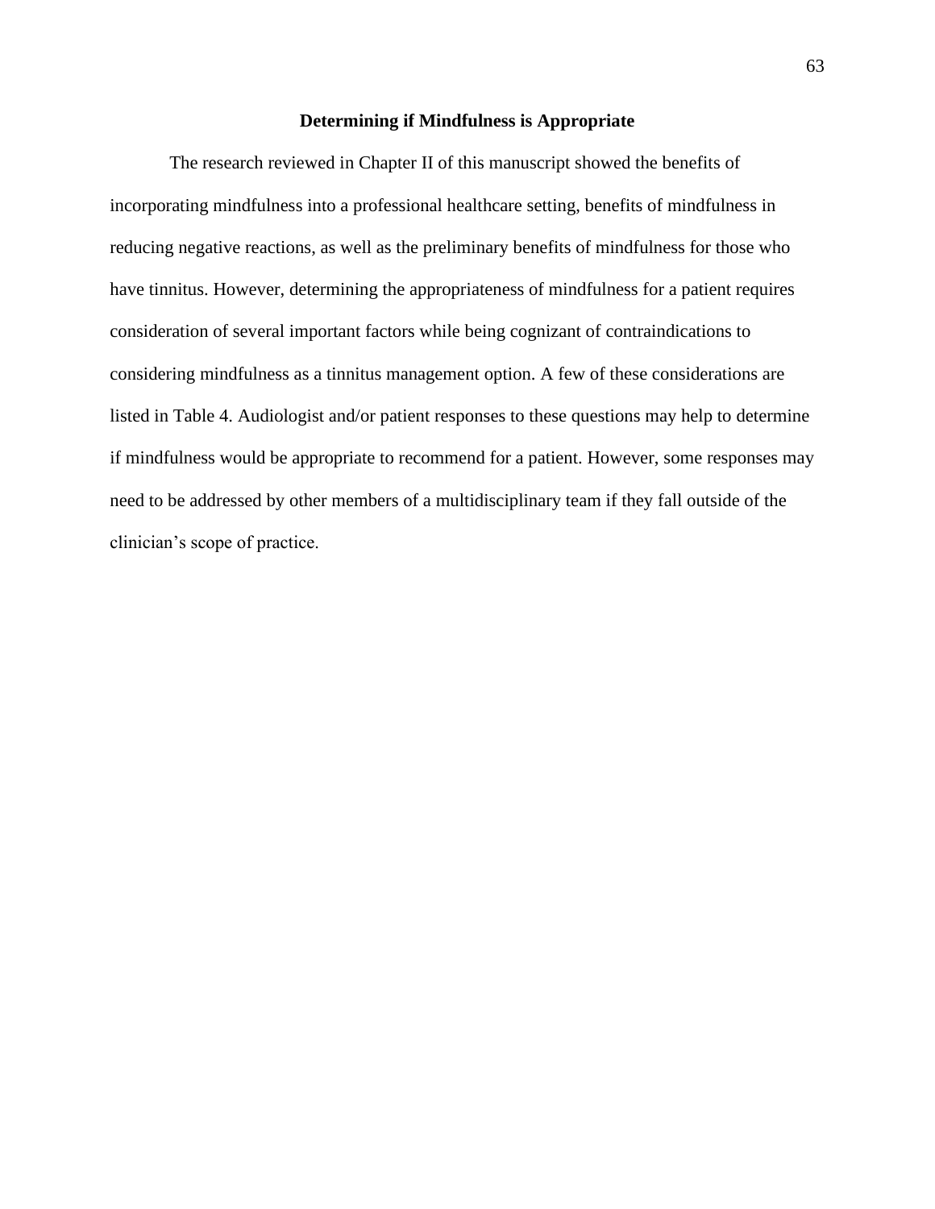## Determining if Mindfulness is Appropriate

The research reviewed in Chapter II of this manuscript showed the benefits of incorporating mindfulness into a professional healthcare setting, benefits of mindfulness in reducing negative reactions, as well as the preliminary benefits of mindfulness for those who have tinnitus. However, determining the appropriateness of mindfulness for a patient requires consideration of several important factors while being cognizant of contraindications to considering mindfulness as a tinnitus management option. A few of these considerations are listed in Table 4. Audiologist and/or patient responses to these questions may help to determine if mindfulness would be appropriate to recommend for a patient. However, some responses may need to be addressed by other members of a multidisciplinary team if they fall outside of the clinician's scope of practice.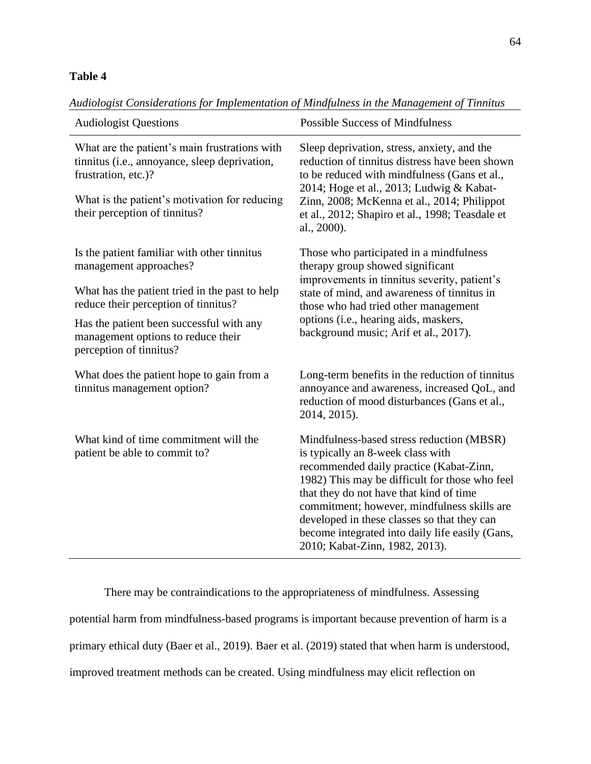**Table 4**

*Audiologist Considerations for Implementation of Mindfulness in the Management of Tinnitus*

| Audiologist Questions | Possible Success of Mindfulness |
|---|---|
| What are the patient's main frustrations with tinnitus (i.e., annoyance, sleep deprivation, frustration, etc.)?<br><br>What is the patient's motivation for reducing their perception of tinnitus? | Sleep deprivation, stress, anxiety, and the reduction of tinnitus distress have been shown to be reduced with mindfulness (Gans et al., 2014; Hoge et al., 2013; Ludwig & Kabat-Zinn, 2008; McKenna et al., 2014; Philippot et al., 2012; Shapiro et al., 1998; Teasdale et al., 2000). |
| Is the patient familiar with other tinnitus management approaches?<br><br>What has the patient tried in the past to help reduce their perception of tinnitus?<br><br>Has the patient been successful with any management options to reduce their perception of tinnitus? | Those who participated in a mindfulness therapy group showed significant improvements in tinnitus severity, patient's state of mind, and awareness of tinnitus in those who had tried other management options (i.e., hearing aids, maskers, background music; Arif et al., 2017). |
| What does the patient hope to gain from a tinnitus management option? | Long-term benefits in the reduction of tinnitus annoyance and awareness, increased QoL, and reduction of mood disturbances (Gans et al., 2014, 2015). |
| What kind of time commitment will the patient be able to commit to? | Mindfulness-based stress reduction (MBSR) is typically an 8-week class with recommended daily practice (Kabat-Zinn, 1982) This may be difficult for those who feel that they do not have that kind of time commitment; however, mindfulness skills are developed in these classes so that they can become integrated into daily life easily (Gans, 2010; Kabat-Zinn, 1982, 2013). |

There may be contraindications to the appropriateness of mindfulness. Assessing potential harm from mindfulness-based programs is important because prevention of harm is a primary ethical duty (Baer et al., 2019). Baer et al. (2019) stated that when harm is understood, improved treatment methods can be created. Using mindfulness may elicit reflection on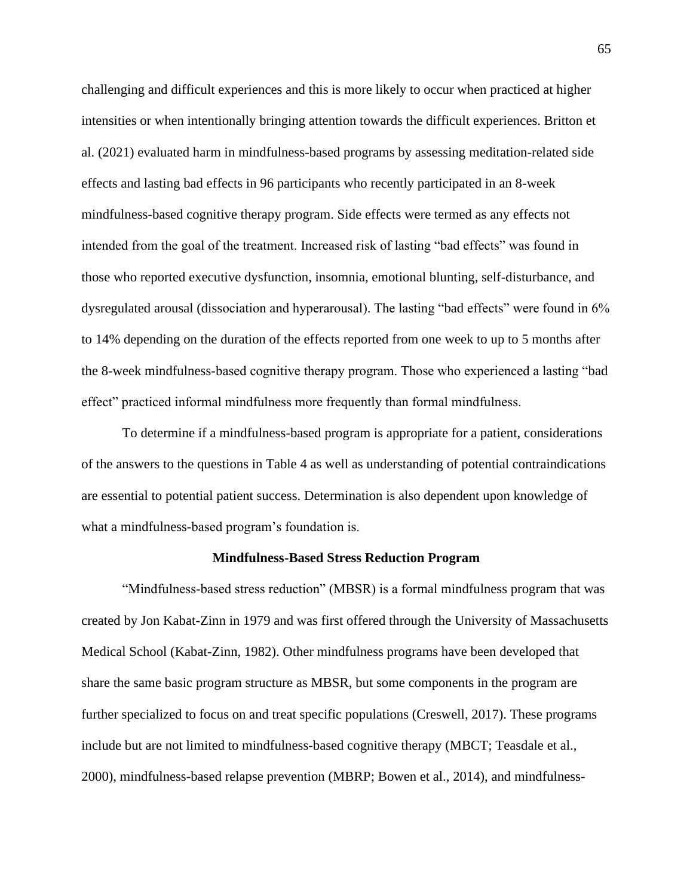challenging and difficult experiences and this is more likely to occur when practiced at higher intensities or when intentionally bringing attention towards the difficult experiences. Britton et al. (2021) evaluated harm in mindfulness-based programs by assessing meditation-related side effects and lasting bad effects in 96 participants who recently participated in an 8-week mindfulness-based cognitive therapy program. Side effects were termed as any effects not intended from the goal of the treatment. Increased risk of lasting "bad effects" was found in those who reported executive dysfunction, insomnia, emotional blunting, self-disturbance, and dysregulated arousal (dissociation and hyperarousal). The lasting "bad effects" were found in 6% to 14% depending on the duration of the effects reported from one week to up to 5 months after the 8-week mindfulness-based cognitive therapy program. Those who experienced a lasting "bad effect" practiced informal mindfulness more frequently than formal mindfulness.

To determine if a mindfulness-based program is appropriate for a patient, considerations of the answers to the questions in Table 4 as well as understanding of potential contraindications are essential to potential patient success. Determination is also dependent upon knowledge of what a mindfulness-based program's foundation is.

## Mindfulness-Based Stress Reduction Program

"Mindfulness-based stress reduction" (MBSR) is a formal mindfulness program that was created by Jon Kabat-Zinn in 1979 and was first offered through the University of Massachusetts Medical School (Kabat-Zinn, 1982). Other mindfulness programs have been developed that share the same basic program structure as MBSR, but some components in the program are further specialized to focus on and treat specific populations (Creswell, 2017). These programs include but are not limited to mindfulness-based cognitive therapy (MBCT; Teasdale et al., 2000), mindfulness-based relapse prevention (MBRP; Bowen et al., 2014), and mindfulness-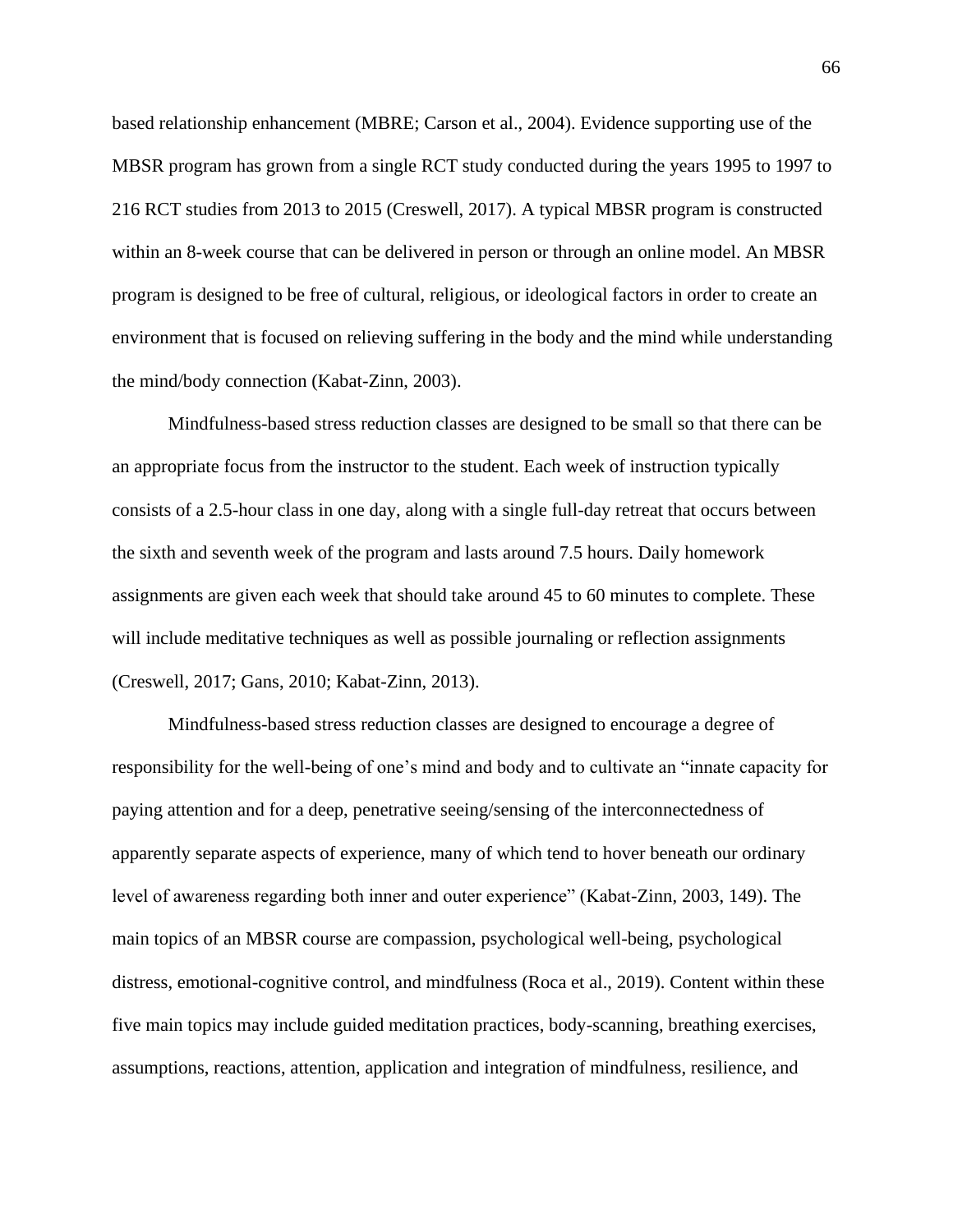based relationship enhancement (MBRE; Carson et al., 2004). Evidence supporting use of the MBSR program has grown from a single RCT study conducted during the years 1995 to 1997 to 216 RCT studies from 2013 to 2015 (Creswell, 2017). A typical MBSR program is constructed within an 8-week course that can be delivered in person or through an online model. An MBSR program is designed to be free of cultural, religious, or ideological factors in order to create an environment that is focused on relieving suffering in the body and the mind while understanding the mind/body connection (Kabat-Zinn, 2003).

Mindfulness-based stress reduction classes are designed to be small so that there can be an appropriate focus from the instructor to the student. Each week of instruction typically consists of a 2.5-hour class in one day, along with a single full-day retreat that occurs between the sixth and seventh week of the program and lasts around 7.5 hours. Daily homework assignments are given each week that should take around 45 to 60 minutes to complete. These will include meditative techniques as well as possible journaling or reflection assignments (Creswell, 2017; Gans, 2010; Kabat-Zinn, 2013).

Mindfulness-based stress reduction classes are designed to encourage a degree of responsibility for the well-being of one's mind and body and to cultivate an "innate capacity for paying attention and for a deep, penetrative seeing/sensing of the interconnectedness of apparently separate aspects of experience, many of which tend to hover beneath our ordinary level of awareness regarding both inner and outer experience" (Kabat-Zinn, 2003, 149). The main topics of an MBSR course are compassion, psychological well-being, psychological distress, emotional-cognitive control, and mindfulness (Roca et al., 2019). Content within these five main topics may include guided meditation practices, body-scanning, breathing exercises, assumptions, reactions, attention, application and integration of mindfulness, resilience, and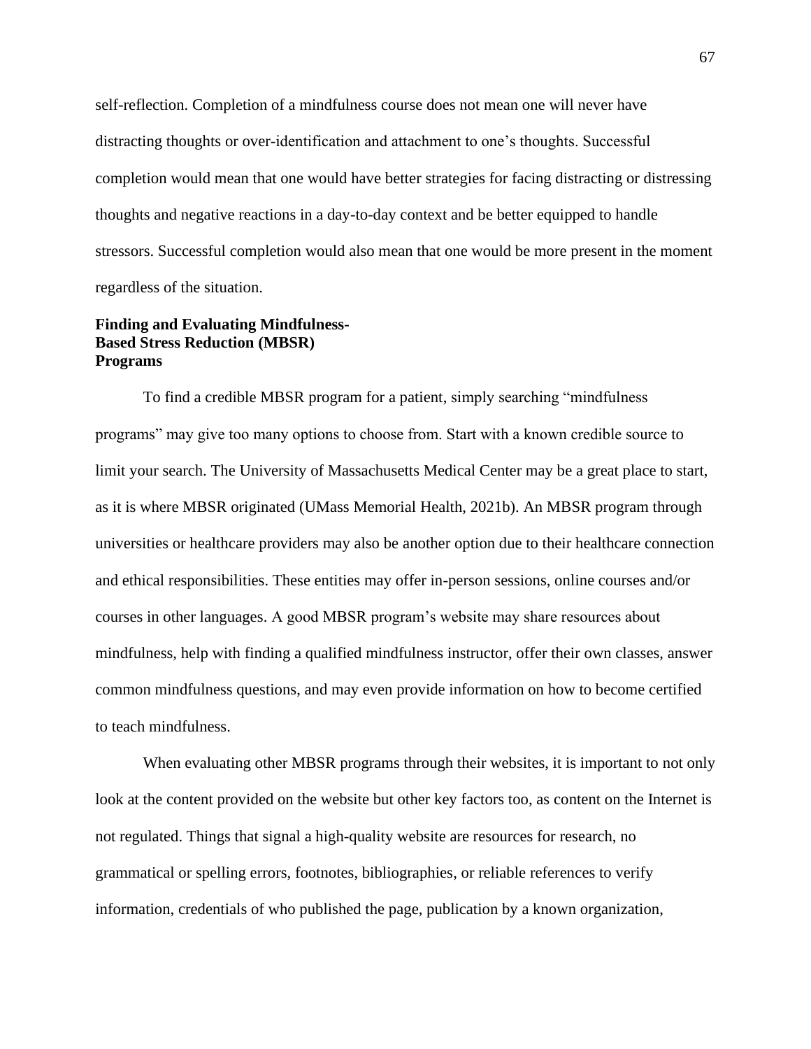self-reflection. Completion of a mindfulness course does not mean one will never have distracting thoughts or over-identification and attachment to one's thoughts. Successful completion would mean that one would have better strategies for facing distracting or distressing thoughts and negative reactions in a day-to-day context and be better equipped to handle stressors. Successful completion would also mean that one would be more present in the moment regardless of the situation.

### Finding and Evaluating Mindfulness-Based Stress Reduction (MBSR) Programs

To find a credible MBSR program for a patient, simply searching "mindfulness programs" may give too many options to choose from. Start with a known credible source to limit your search. The University of Massachusetts Medical Center may be a great place to start, as it is where MBSR originated (UMass Memorial Health, 2021b). An MBSR program through universities or healthcare providers may also be another option due to their healthcare connection and ethical responsibilities. These entities may offer in-person sessions, online courses and/or courses in other languages. A good MBSR program's website may share resources about mindfulness, help with finding a qualified mindfulness instructor, offer their own classes, answer common mindfulness questions, and may even provide information on how to become certified to teach mindfulness.

When evaluating other MBSR programs through their websites, it is important to not only look at the content provided on the website but other key factors too, as content on the Internet is not regulated. Things that signal a high-quality website are resources for research, no grammatical or spelling errors, footnotes, bibliographies, or reliable references to verify information, credentials of who published the page, publication by a known organization,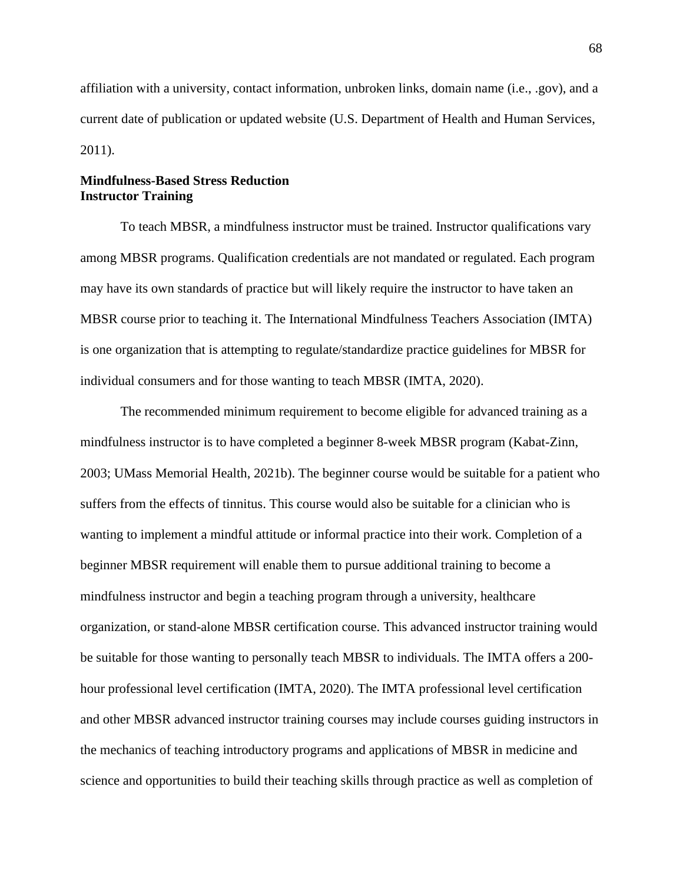affiliation with a university, contact information, unbroken links, domain name (i.e., .gov), and a current date of publication or updated website (U.S. Department of Health and Human Services, 2011).

## Mindfulness-Based Stress Reduction

### Instructor Training

To teach MBSR, a mindfulness instructor must be trained. Instructor qualifications vary among MBSR programs. Qualification credentials are not mandated or regulated. Each program may have its own standards of practice but will likely require the instructor to have taken an MBSR course prior to teaching it. The International Mindfulness Teachers Association (IMTA) is one organization that is attempting to regulate/standardize practice guidelines for MBSR for individual consumers and for those wanting to teach MBSR (IMTA, 2020).

The recommended minimum requirement to become eligible for advanced training as a mindfulness instructor is to have completed a beginner 8-week MBSR program (Kabat-Zinn, 2003; UMass Memorial Health, 2021b). The beginner course would be suitable for a patient who suffers from the effects of tinnitus. This course would also be suitable for a clinician who is wanting to implement a mindful attitude or informal practice into their work. Completion of a beginner MBSR requirement will enable them to pursue additional training to become a mindfulness instructor and begin a teaching program through a university, healthcare organization, or stand-alone MBSR certification course. This advanced instructor training would be suitable for those wanting to personally teach MBSR to individuals. The IMTA offers a 200-hour professional level certification (IMTA, 2020). The IMTA professional level certification and other MBSR advanced instructor training courses may include courses guiding instructors in the mechanics of teaching introductory programs and applications of MBSR in medicine and science and opportunities to build their teaching skills through practice as well as completion of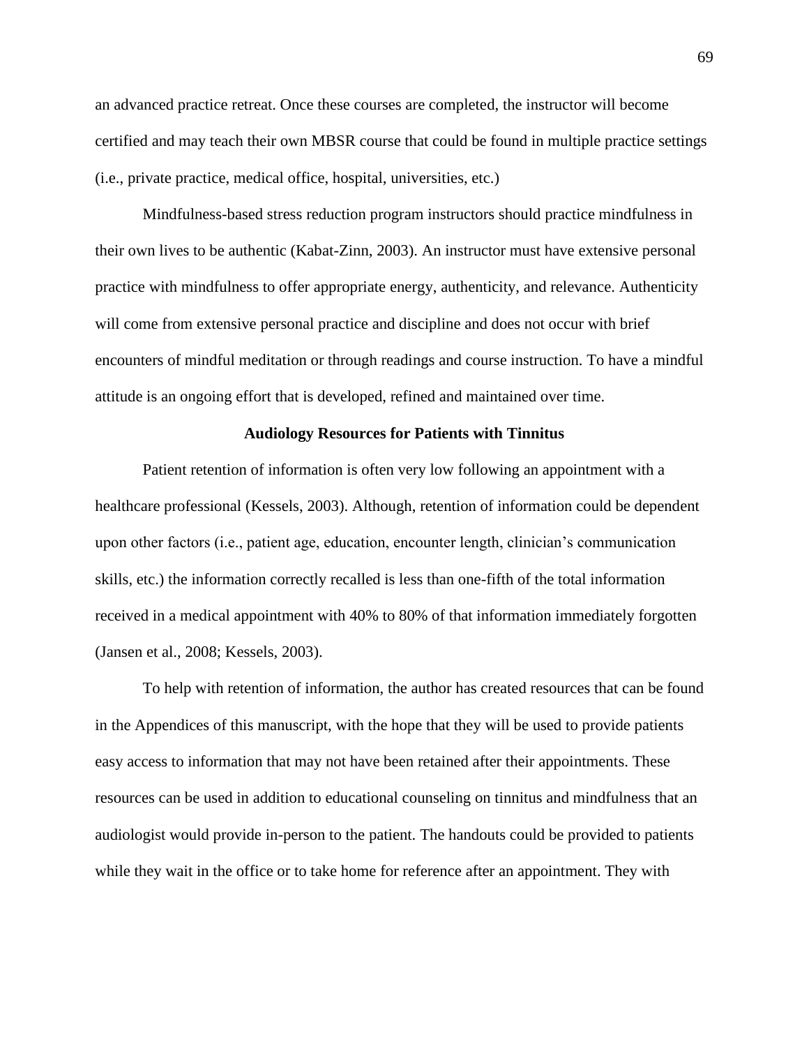an advanced practice retreat. Once these courses are completed, the instructor will become certified and may teach their own MBSR course that could be found in multiple practice settings (i.e., private practice, medical office, hospital, universities, etc.)

Mindfulness-based stress reduction program instructors should practice mindfulness in their own lives to be authentic (Kabat-Zinn, 2003). An instructor must have extensive personal practice with mindfulness to offer appropriate energy, authenticity, and relevance. Authenticity will come from extensive personal practice and discipline and does not occur with brief encounters of mindful meditation or through readings and course instruction. To have a mindful attitude is an ongoing effort that is developed, refined and maintained over time.

## Audiology Resources for Patients with Tinnitus

Patient retention of information is often very low following an appointment with a healthcare professional (Kessels, 2003). Although, retention of information could be dependent upon other factors (i.e., patient age, education, encounter length, clinician's communication skills, etc.) the information correctly recalled is less than one-fifth of the total information received in a medical appointment with 40% to 80% of that information immediately forgotten (Jansen et al., 2008; Kessels, 2003).

To help with retention of information, the author has created resources that can be found in the Appendices of this manuscript, with the hope that they will be used to provide patients easy access to information that may not have been retained after their appointments. These resources can be used in addition to educational counseling on tinnitus and mindfulness that an audiologist would provide in-person to the patient. The handouts could be provided to patients while they wait in the office or to take home for reference after an appointment. They with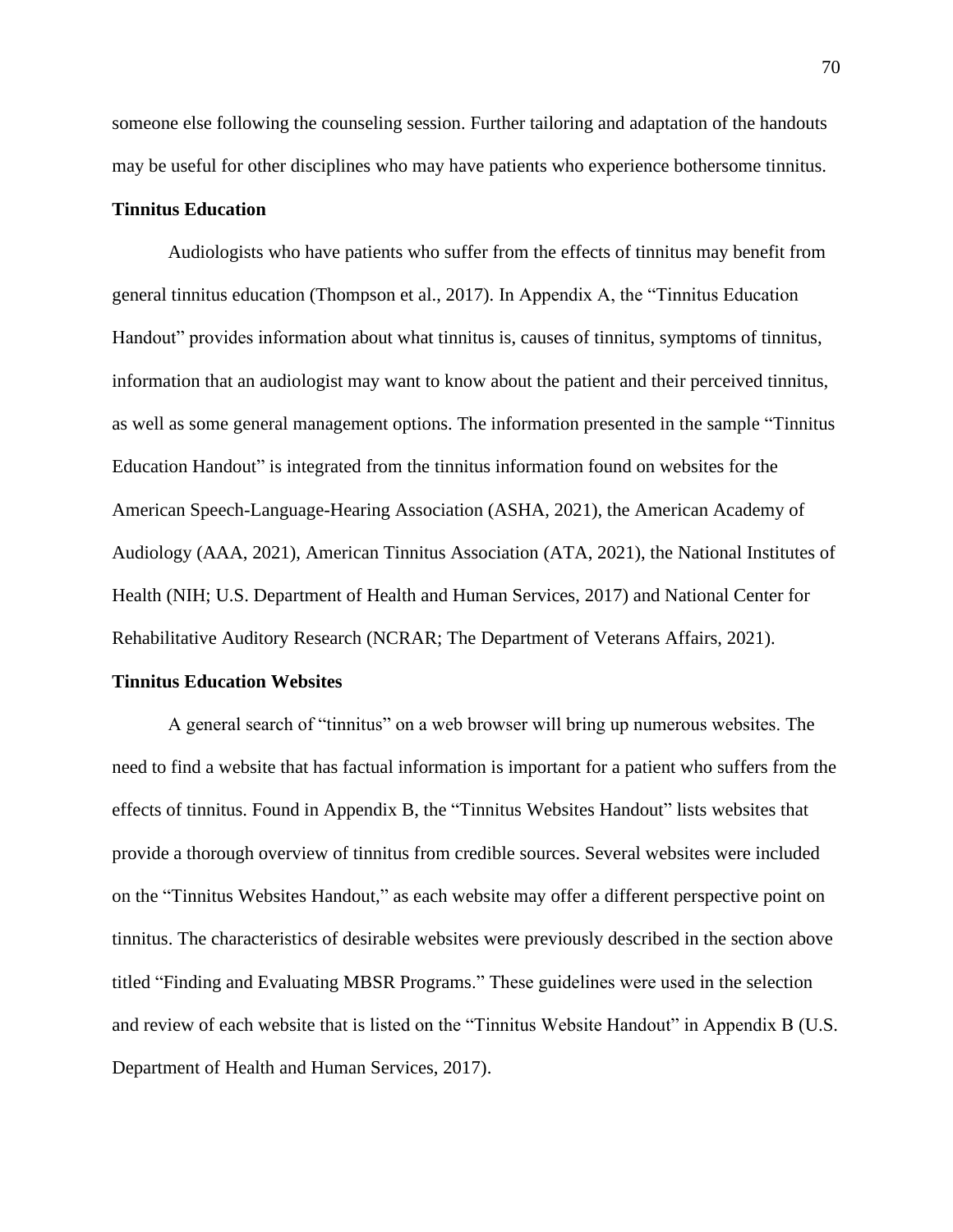someone else following the counseling session. Further tailoring and adaptation of the handouts may be useful for other disciplines who may have patients who experience bothersome tinnitus.

### Tinnitus Education

Audiologists who have patients who suffer from the effects of tinnitus may benefit from general tinnitus education (Thompson et al., 2017). In Appendix A, the "Tinnitus Education Handout" provides information about what tinnitus is, causes of tinnitus, symptoms of tinnitus, information that an audiologist may want to know about the patient and their perceived tinnitus, as well as some general management options. The information presented in the sample "Tinnitus Education Handout" is integrated from the tinnitus information found on websites for the American Speech-Language-Hearing Association (ASHA, 2021), the American Academy of Audiology (AAA, 2021), American Tinnitus Association (ATA, 2021), the National Institutes of Health (NIH; U.S. Department of Health and Human Services, 2017) and National Center for Rehabilitative Auditory Research (NCRAR; The Department of Veterans Affairs, 2021).

### Tinnitus Education Websites

A general search of "tinnitus" on a web browser will bring up numerous websites. The need to find a website that has factual information is important for a patient who suffers from the effects of tinnitus. Found in Appendix B, the "Tinnitus Websites Handout" lists websites that provide a thorough overview of tinnitus from credible sources. Several websites were included on the "Tinnitus Websites Handout," as each website may offer a different perspective point on tinnitus. The characteristics of desirable websites were previously described in the section above titled "Finding and Evaluating MBSR Programs." These guidelines were used in the selection and review of each website that is listed on the "Tinnitus Website Handout" in Appendix B (U.S. Department of Health and Human Services, 2017).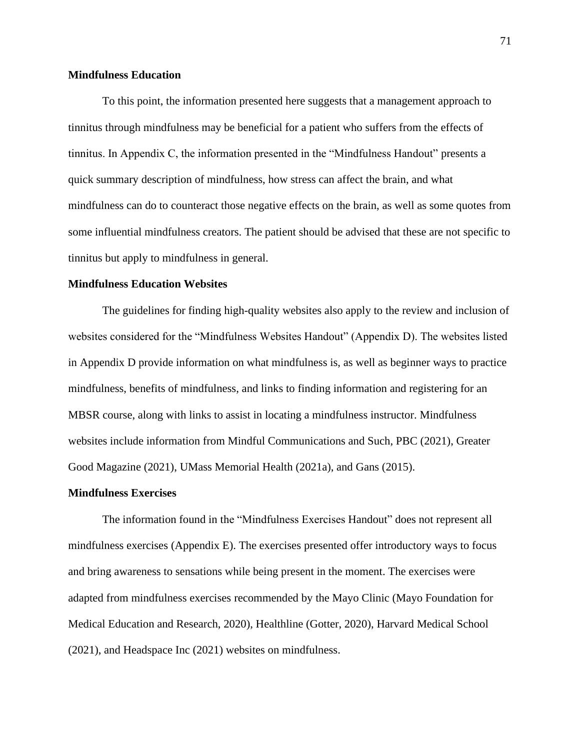**Mindfulness Education**

To this point, the information presented here suggests that a management approach to tinnitus through mindfulness may be beneficial for a patient who suffers from the effects of tinnitus. In Appendix C, the information presented in the "Mindfulness Handout" presents a quick summary description of mindfulness, how stress can affect the brain, and what mindfulness can do to counteract those negative effects on the brain, as well as some quotes from some influential mindfulness creators. The patient should be advised that these are not specific to tinnitus but apply to mindfulness in general.

**Mindfulness Education Websites**

The guidelines for finding high-quality websites also apply to the review and inclusion of websites considered for the "Mindfulness Websites Handout" (Appendix D). The websites listed in Appendix D provide information on what mindfulness is, as well as beginner ways to practice mindfulness, benefits of mindfulness, and links to finding information and registering for an MBSR course, along with links to assist in locating a mindfulness instructor. Mindfulness websites include information from Mindful Communications and Such, PBC (2021), Greater Good Magazine (2021), UMass Memorial Health (2021a), and Gans (2015).

**Mindfulness Exercises**

The information found in the "Mindfulness Exercises Handout" does not represent all mindfulness exercises (Appendix E). The exercises presented offer introductory ways to focus and bring awareness to sensations while being present in the moment. The exercises were adapted from mindfulness exercises recommended by the Mayo Clinic (Mayo Foundation for Medical Education and Research, 2020), Healthline (Gotter, 2020), Harvard Medical School (2021), and Headspace Inc (2021) websites on mindfulness.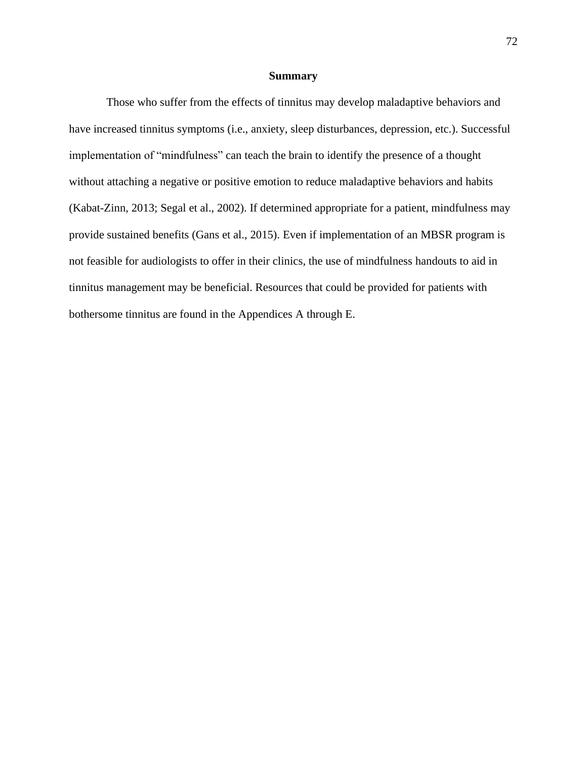## Summary

Those who suffer from the effects of tinnitus may develop maladaptive behaviors and have increased tinnitus symptoms (i.e., anxiety, sleep disturbances, depression, etc.). Successful implementation of "mindfulness" can teach the brain to identify the presence of a thought without attaching a negative or positive emotion to reduce maladaptive behaviors and habits (Kabat-Zinn, 2013; Segal et al., 2002). If determined appropriate for a patient, mindfulness may provide sustained benefits (Gans et al., 2015). Even if implementation of an MBSR program is not feasible for audiologists to offer in their clinics, the use of mindfulness handouts to aid in tinnitus management may be beneficial. Resources that could be provided for patients with bothersome tinnitus are found in the Appendices A through E.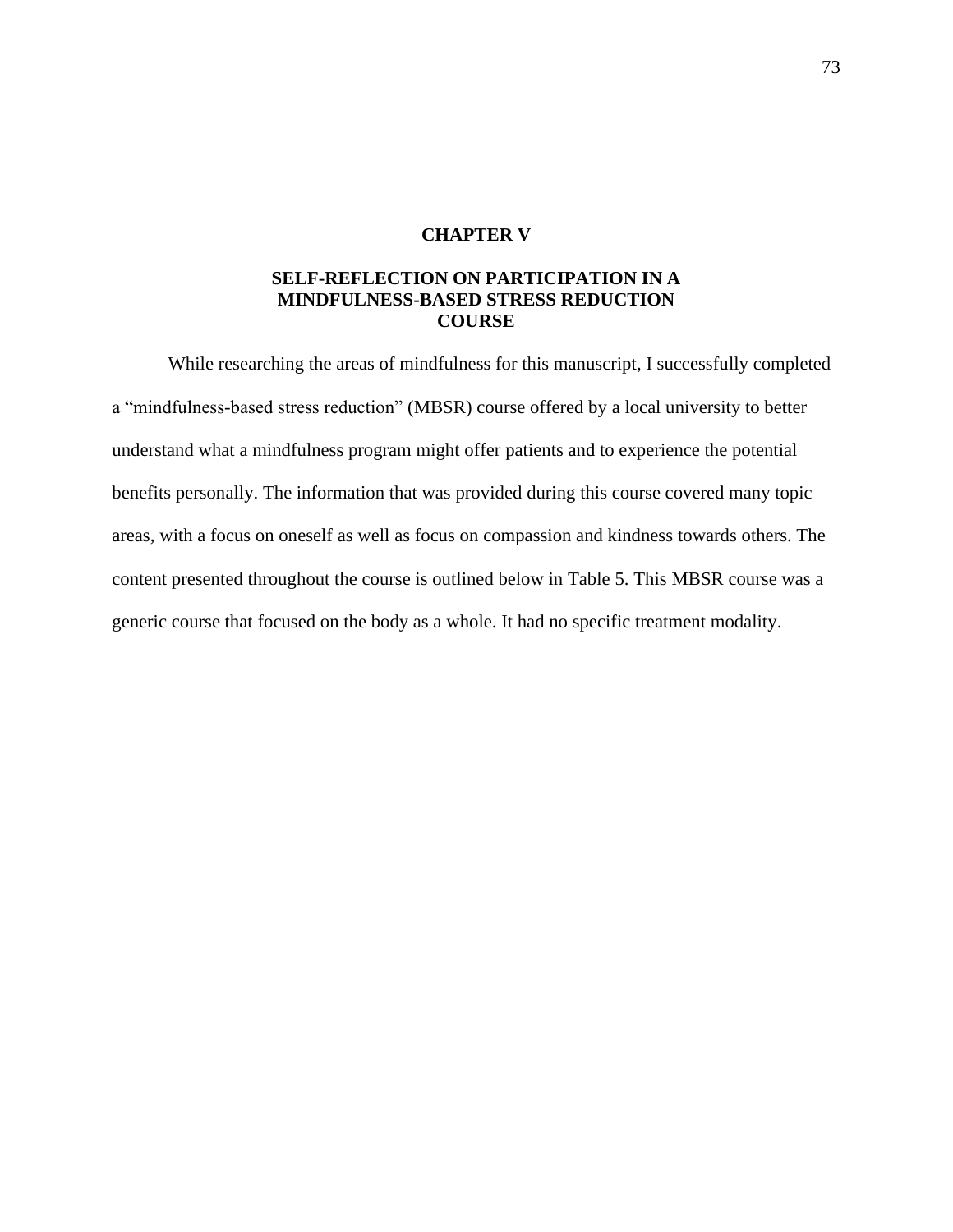# CHAPTER V

## SELF-REFLECTION ON PARTICIPATION IN A MINDFULNESS-BASED STRESS REDUCTION COURSE

While researching the areas of mindfulness for this manuscript, I successfully completed a "mindfulness-based stress reduction" (MBSR) course offered by a local university to better understand what a mindfulness program might offer patients and to experience the potential benefits personally. The information that was provided during this course covered many topic areas, with a focus on oneself as well as focus on compassion and kindness towards others. The content presented throughout the course is outlined below in Table 5. This MBSR course was a generic course that focused on the body as a whole. It had no specific treatment modality.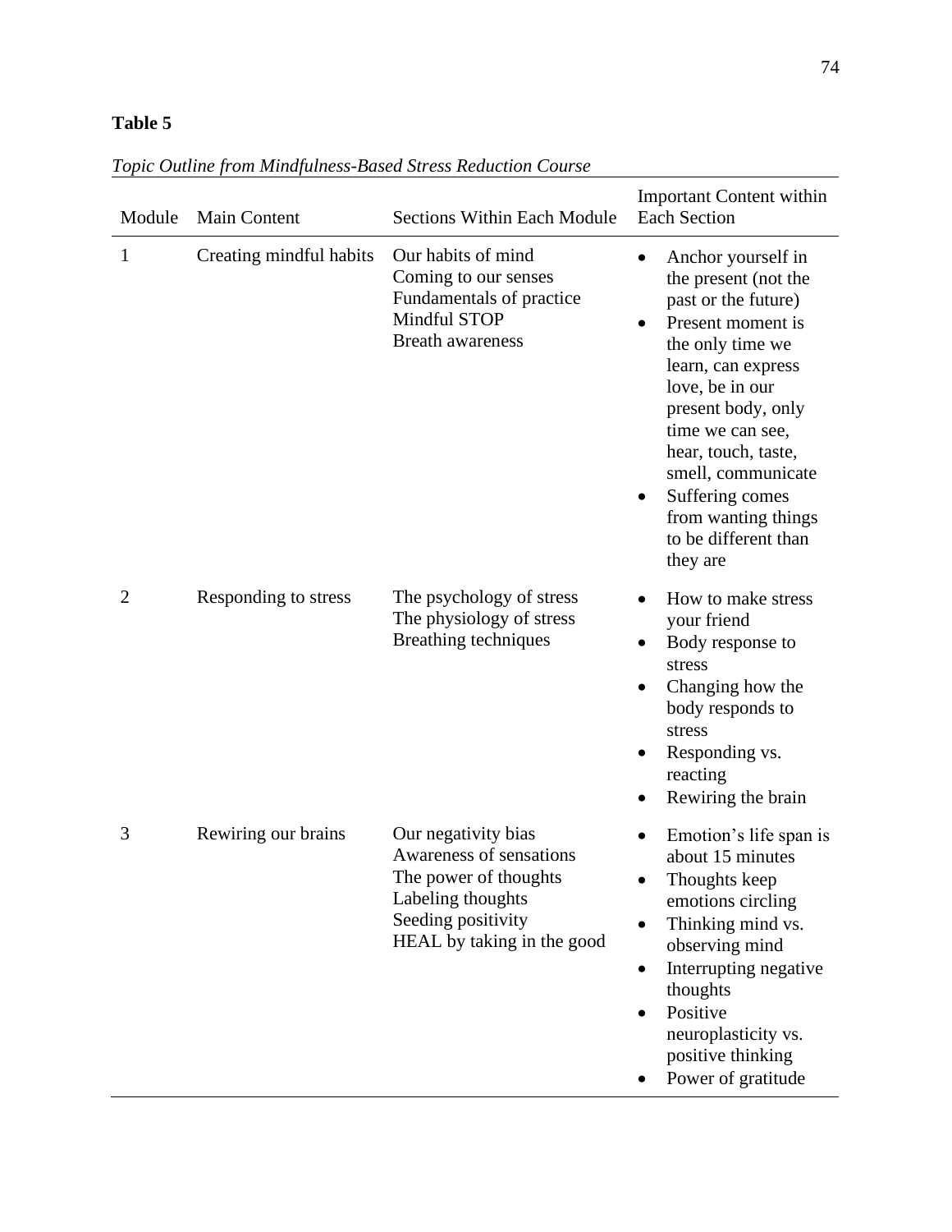**Table 5**

*Topic Outline from Mindfulness-Based Stress Reduction Course*

| Module | Main Content | Sections Within Each Module | Important Content within Each Section |
|---|---|---|---|
| 1 | Creating mindful habits | Our habits of mind<br>Coming to our senses<br>Fundamentals of practice<br>Mindful STOP<br>Breath awareness | • Anchor yourself in the present (not the past or the future)<br>• Present moment is the only time we learn, can express love, be in our present body, only time we can see, hear, touch, taste, smell, communicate<br>• Suffering comes from wanting things to be different than they are |
| 2 | Responding to stress | The psychology of stress<br>The physiology of stress<br>Breathing techniques | • How to make stress your friend<br>• Body response to stress<br>• Changing how the body responds to stress<br>• Responding vs. reacting<br>• Rewiring the brain |
| 3 | Rewiring our brains | Our negativity bias<br>Awareness of sensations<br>The power of thoughts<br>Labeling thoughts<br>Seeding positivity<br>HEAL by taking in the good | • Emotion's life span is about 15 minutes<br>• Thoughts keep emotions circling<br>• Thinking mind vs. observing mind<br>• Interrupting negative thoughts<br>• Positive neuroplasticity vs. positive thinking<br>• Power of gratitude |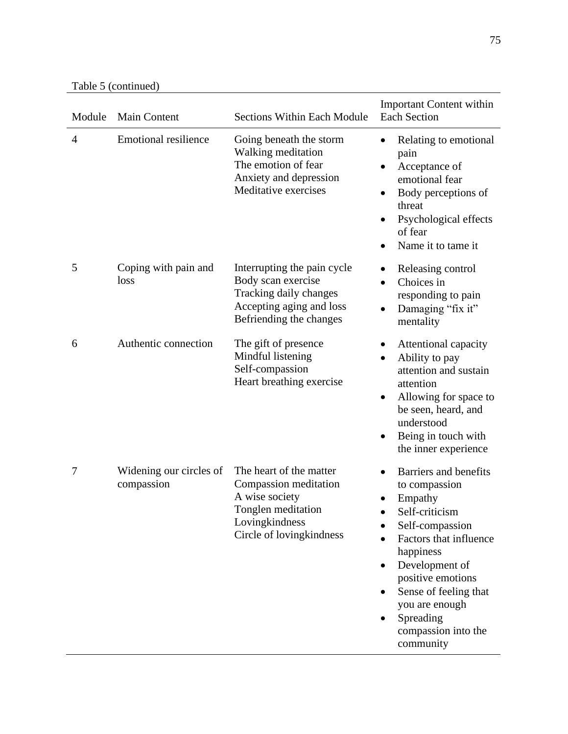Table 5 (continued)

| Module | Main Content | Sections Within Each Module | Important Content within Each Section |
|---|---|---|---|
| 4 | Emotional resilience | Going beneath the storm<br>Walking meditation<br>The emotion of fear<br>Anxiety and depression<br>Meditative exercises | • Relating to emotional pain<br>• Acceptance of emotional fear<br>• Body perceptions of threat<br>• Psychological effects of fear<br>• Name it to tame it |
| 5 | Coping with pain and loss | Interrupting the pain cycle<br>Body scan exercise<br>Tracking daily changes<br>Accepting aging and loss<br>Befriending the changes | • Releasing control<br>• Choices in responding to pain<br>• Damaging "fix it" mentality |
| 6 | Authentic connection | The gift of presence<br>Mindful listening<br>Self-compassion<br>Heart breathing exercise | • Attentional capacity<br>• Ability to pay attention and sustain attention<br>• Allowing for space to be seen, heard, and understood<br>• Being in touch with the inner experience |
| 7 | Widening our circles of compassion | The heart of the matter<br>Compassion meditation<br>A wise society<br>Tonglen meditation<br>Lovingkindness<br>Circle of lovingkindness | • Barriers and benefits to compassion<br>• Empathy<br>• Self-criticism<br>• Self-compassion<br>• Factors that influence happiness<br>• Development of positive emotions<br>• Sense of feeling that you are enough<br>• Spreading compassion into the community |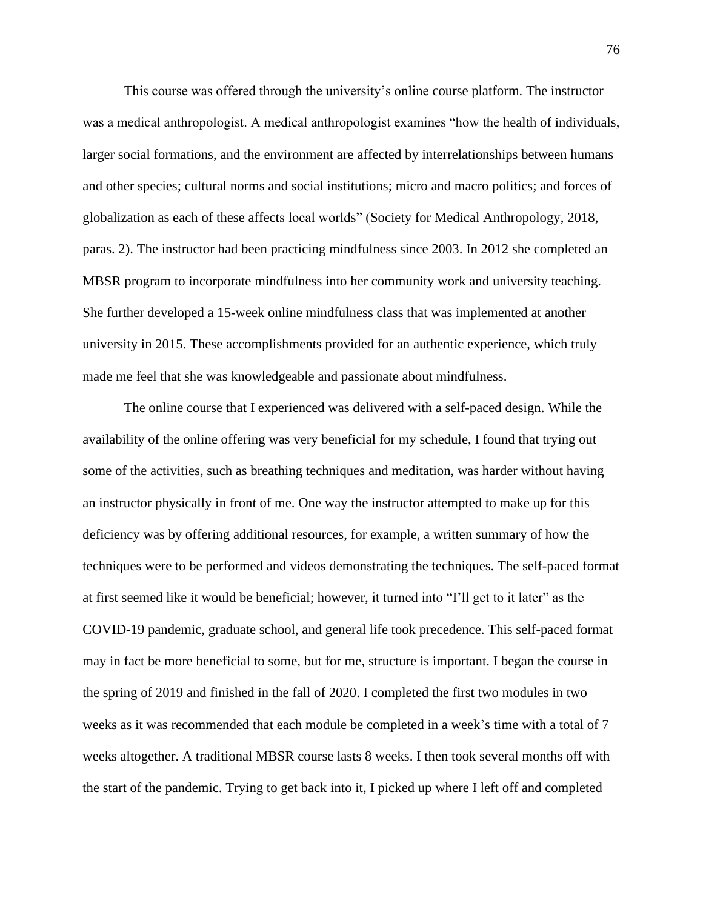This course was offered through the university's online course platform. The instructor was a medical anthropologist. A medical anthropologist examines "how the health of individuals, larger social formations, and the environment are affected by interrelationships between humans and other species; cultural norms and social institutions; micro and macro politics; and forces of globalization as each of these affects local worlds" (Society for Medical Anthropology, 2018, paras. 2). The instructor had been practicing mindfulness since 2003. In 2012 she completed an MBSR program to incorporate mindfulness into her community work and university teaching. She further developed a 15-week online mindfulness class that was implemented at another university in 2015. These accomplishments provided for an authentic experience, which truly made me feel that she was knowledgeable and passionate about mindfulness.

The online course that I experienced was delivered with a self-paced design. While the availability of the online offering was very beneficial for my schedule, I found that trying out some of the activities, such as breathing techniques and meditation, was harder without having an instructor physically in front of me. One way the instructor attempted to make up for this deficiency was by offering additional resources, for example, a written summary of how the techniques were to be performed and videos demonstrating the techniques. The self-paced format at first seemed like it would be beneficial; however, it turned into "I'll get to it later" as the COVID-19 pandemic, graduate school, and general life took precedence. This self-paced format may in fact be more beneficial to some, but for me, structure is important. I began the course in the spring of 2019 and finished in the fall of 2020. I completed the first two modules in two weeks as it was recommended that each module be completed in a week's time with a total of 7 weeks altogether. A traditional MBSR course lasts 8 weeks. I then took several months off with the start of the pandemic. Trying to get back into it, I picked up where I left off and completed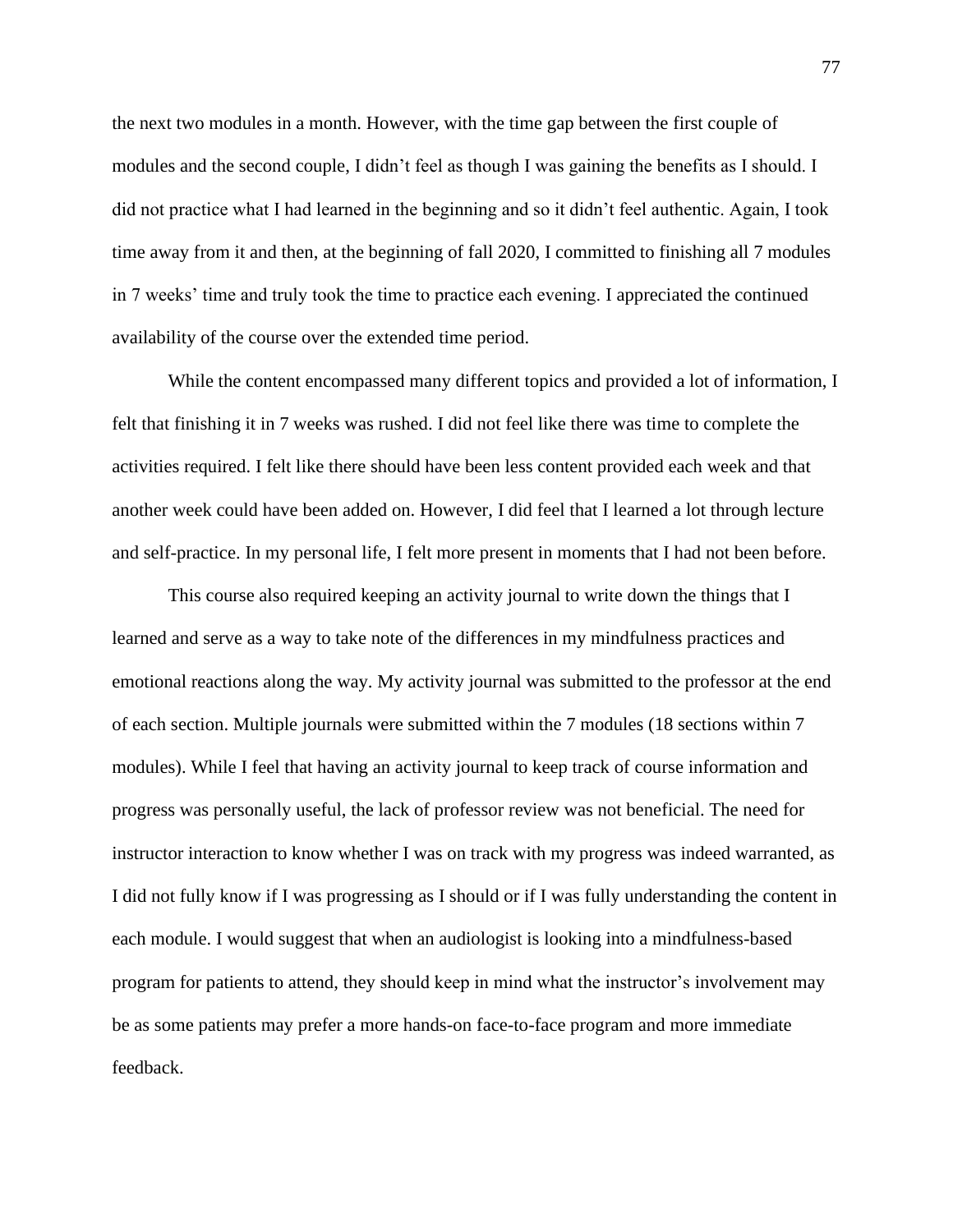the next two modules in a month. However, with the time gap between the first couple of modules and the second couple, I didn't feel as though I was gaining the benefits as I should. I did not practice what I had learned in the beginning and so it didn't feel authentic. Again, I took time away from it and then, at the beginning of fall 2020, I committed to finishing all 7 modules in 7 weeks' time and truly took the time to practice each evening. I appreciated the continued availability of the course over the extended time period.

While the content encompassed many different topics and provided a lot of information, I felt that finishing it in 7 weeks was rushed. I did not feel like there was time to complete the activities required. I felt like there should have been less content provided each week and that another week could have been added on. However, I did feel that I learned a lot through lecture and self-practice. In my personal life, I felt more present in moments that I had not been before.

This course also required keeping an activity journal to write down the things that I learned and serve as a way to take note of the differences in my mindfulness practices and emotional reactions along the way. My activity journal was submitted to the professor at the end of each section. Multiple journals were submitted within the 7 modules (18 sections within 7 modules). While I feel that having an activity journal to keep track of course information and progress was personally useful, the lack of professor review was not beneficial. The need for instructor interaction to know whether I was on track with my progress was indeed warranted, as I did not fully know if I was progressing as I should or if I was fully understanding the content in each module. I would suggest that when an audiologist is looking into a mindfulness-based program for patients to attend, they should keep in mind what the instructor's involvement may be as some patients may prefer a more hands-on face-to-face program and more immediate feedback.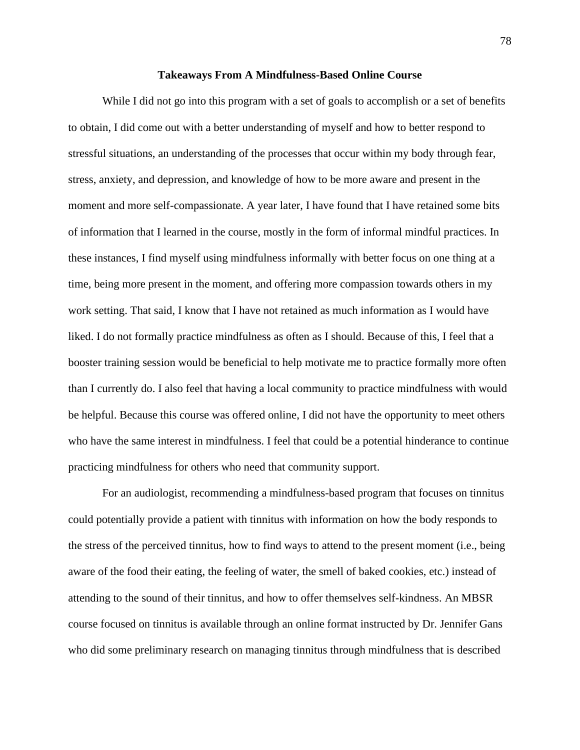## Takeaways From A Mindfulness-Based Online Course

While I did not go into this program with a set of goals to accomplish or a set of benefits to obtain, I did come out with a better understanding of myself and how to better respond to stressful situations, an understanding of the processes that occur within my body through fear, stress, anxiety, and depression, and knowledge of how to be more aware and present in the moment and more self-compassionate. A year later, I have found that I have retained some bits of information that I learned in the course, mostly in the form of informal mindful practices. In these instances, I find myself using mindfulness informally with better focus on one thing at a time, being more present in the moment, and offering more compassion towards others in my work setting. That said, I know that I have not retained as much information as I would have liked. I do not formally practice mindfulness as often as I should. Because of this, I feel that a booster training session would be beneficial to help motivate me to practice formally more often than I currently do. I also feel that having a local community to practice mindfulness with would be helpful. Because this course was offered online, I did not have the opportunity to meet others who have the same interest in mindfulness. I feel that could be a potential hinderance to continue practicing mindfulness for others who need that community support.

For an audiologist, recommending a mindfulness-based program that focuses on tinnitus could potentially provide a patient with tinnitus with information on how the body responds to the stress of the perceived tinnitus, how to find ways to attend to the present moment (i.e., being aware of the food their eating, the feeling of water, the smell of baked cookies, etc.) instead of attending to the sound of their tinnitus, and how to offer themselves self-kindness. An MBSR course focused on tinnitus is available through an online format instructed by Dr. Jennifer Gans who did some preliminary research on managing tinnitus through mindfulness that is described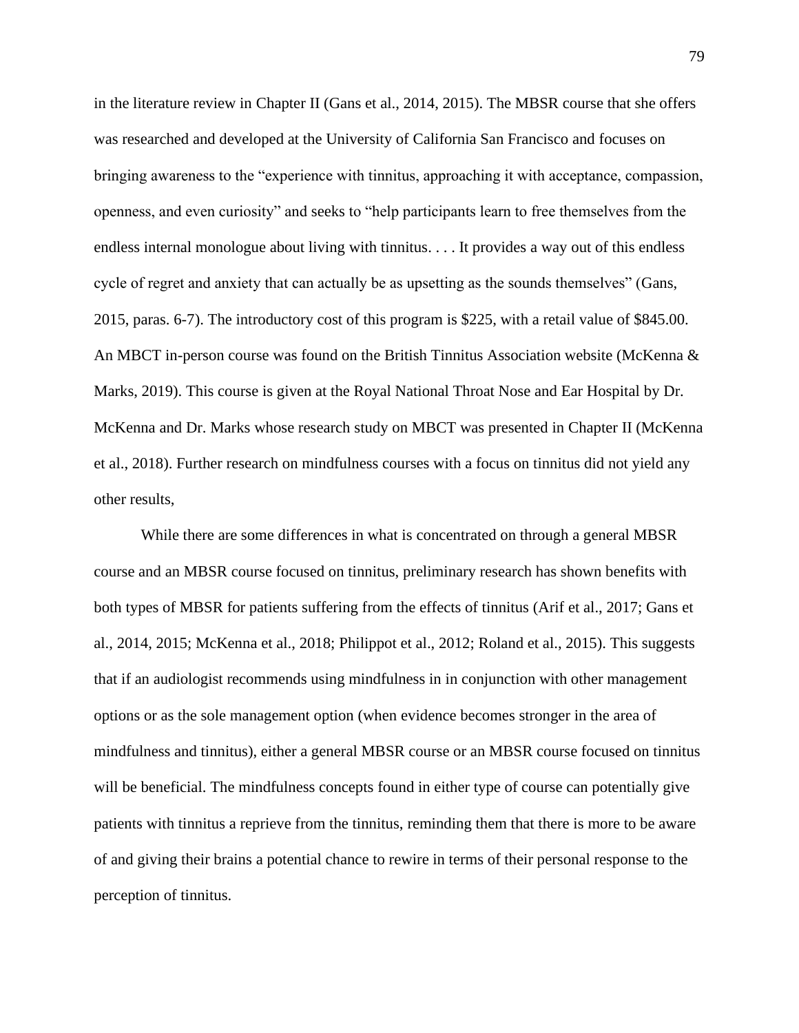in the literature review in Chapter II (Gans et al., 2014, 2015). The MBSR course that she offers was researched and developed at the University of California San Francisco and focuses on bringing awareness to the “experience with tinnitus, approaching it with acceptance, compassion, openness, and even curiosity” and seeks to “help participants learn to free themselves from the endless internal monologue about living with tinnitus. . . . It provides a way out of this endless cycle of regret and anxiety that can actually be as upsetting as the sounds themselves” (Gans, 2015, paras. 6-7). The introductory cost of this program is $225, with a retail value of $845.00. An MBCT in-person course was found on the British Tinnitus Association website (McKenna & Marks, 2019). This course is given at the Royal National Throat Nose and Ear Hospital by Dr. McKenna and Dr. Marks whose research study on MBCT was presented in Chapter II (McKenna et al., 2018). Further research on mindfulness courses with a focus on tinnitus did not yield any other results,

While there are some differences in what is concentrated on through a general MBSR course and an MBSR course focused on tinnitus, preliminary research has shown benefits with both types of MBSR for patients suffering from the effects of tinnitus (Arif et al., 2017; Gans et al., 2014, 2015; McKenna et al., 2018; Philippot et al., 2012; Roland et al., 2015). This suggests that if an audiologist recommends using mindfulness in in conjunction with other management options or as the sole management option (when evidence becomes stronger in the area of mindfulness and tinnitus), either a general MBSR course or an MBSR course focused on tinnitus will be beneficial. The mindfulness concepts found in either type of course can potentially give patients with tinnitus a reprieve from the tinnitus, reminding them that there is more to be aware of and giving their brains a potential chance to rewire in terms of their personal response to the perception of tinnitus.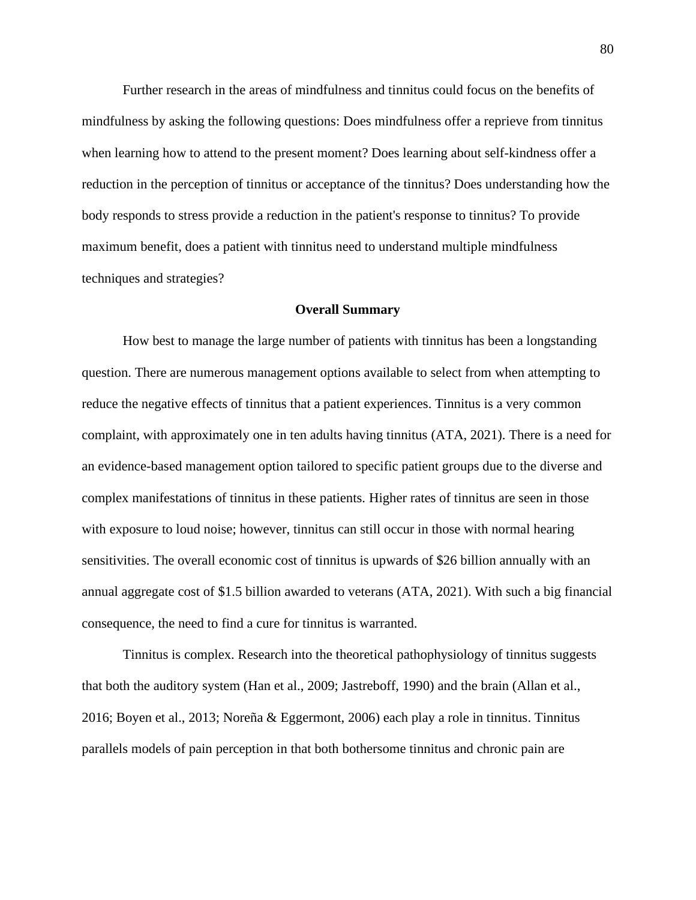Further research in the areas of mindfulness and tinnitus could focus on the benefits of mindfulness by asking the following questions: Does mindfulness offer a reprieve from tinnitus when learning how to attend to the present moment? Does learning about self-kindness offer a reduction in the perception of tinnitus or acceptance of the tinnitus? Does understanding how the body responds to stress provide a reduction in the patient's response to tinnitus? To provide maximum benefit, does a patient with tinnitus need to understand multiple mindfulness techniques and strategies?

## Overall Summary

How best to manage the large number of patients with tinnitus has been a longstanding question. There are numerous management options available to select from when attempting to reduce the negative effects of tinnitus that a patient experiences. Tinnitus is a very common complaint, with approximately one in ten adults having tinnitus (ATA, 2021). There is a need for an evidence-based management option tailored to specific patient groups due to the diverse and complex manifestations of tinnitus in these patients. Higher rates of tinnitus are seen in those with exposure to loud noise; however, tinnitus can still occur in those with normal hearing sensitivities. The overall economic cost of tinnitus is upwards of $26 billion annually with an annual aggregate cost of $1.5 billion awarded to veterans (ATA, 2021). With such a big financial consequence, the need to find a cure for tinnitus is warranted.

Tinnitus is complex. Research into the theoretical pathophysiology of tinnitus suggests that both the auditory system (Han et al., 2009; Jastreboff, 1990) and the brain (Allan et al., 2016; Boyen et al., 2013; Noreña & Eggermont, 2006) each play a role in tinnitus. Tinnitus parallels models of pain perception in that both bothersome tinnitus and chronic pain are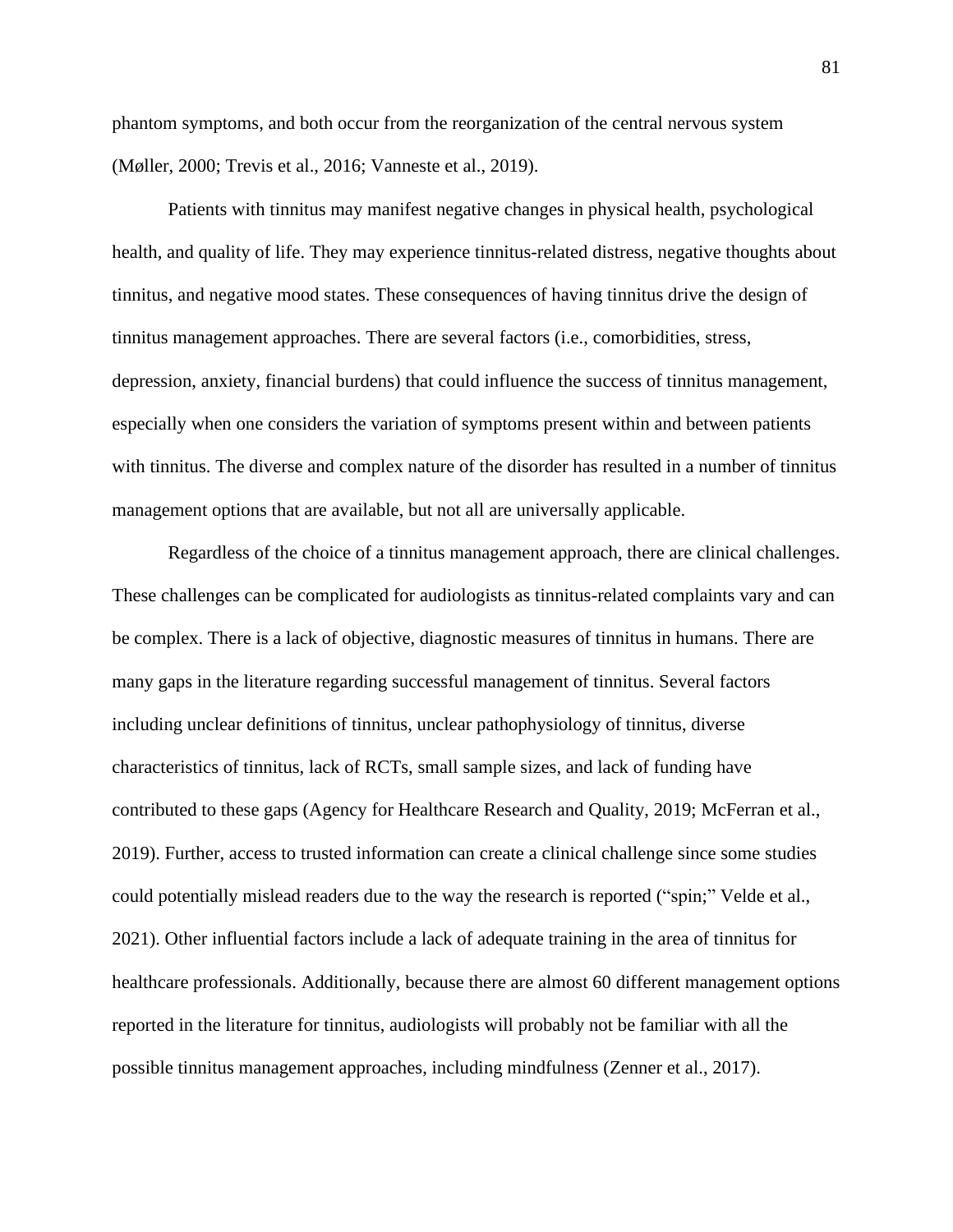phantom symptoms, and both occur from the reorganization of the central nervous system (Møller, 2000; Trevis et al., 2016; Vanneste et al., 2019).

Patients with tinnitus may manifest negative changes in physical health, psychological health, and quality of life. They may experience tinnitus-related distress, negative thoughts about tinnitus, and negative mood states. These consequences of having tinnitus drive the design of tinnitus management approaches. There are several factors (i.e., comorbidities, stress, depression, anxiety, financial burdens) that could influence the success of tinnitus management, especially when one considers the variation of symptoms present within and between patients with tinnitus. The diverse and complex nature of the disorder has resulted in a number of tinnitus management options that are available, but not all are universally applicable.

Regardless of the choice of a tinnitus management approach, there are clinical challenges. These challenges can be complicated for audiologists as tinnitus-related complaints vary and can be complex. There is a lack of objective, diagnostic measures of tinnitus in humans. There are many gaps in the literature regarding successful management of tinnitus. Several factors including unclear definitions of tinnitus, unclear pathophysiology of tinnitus, diverse characteristics of tinnitus, lack of RCTs, small sample sizes, and lack of funding have contributed to these gaps (Agency for Healthcare Research and Quality, 2019; McFerran et al., 2019). Further, access to trusted information can create a clinical challenge since some studies could potentially mislead readers due to the way the research is reported ("spin;" Velde et al., 2021). Other influential factors include a lack of adequate training in the area of tinnitus for healthcare professionals. Additionally, because there are almost 60 different management options reported in the literature for tinnitus, audiologists will probably not be familiar with all the possible tinnitus management approaches, including mindfulness (Zenner et al., 2017).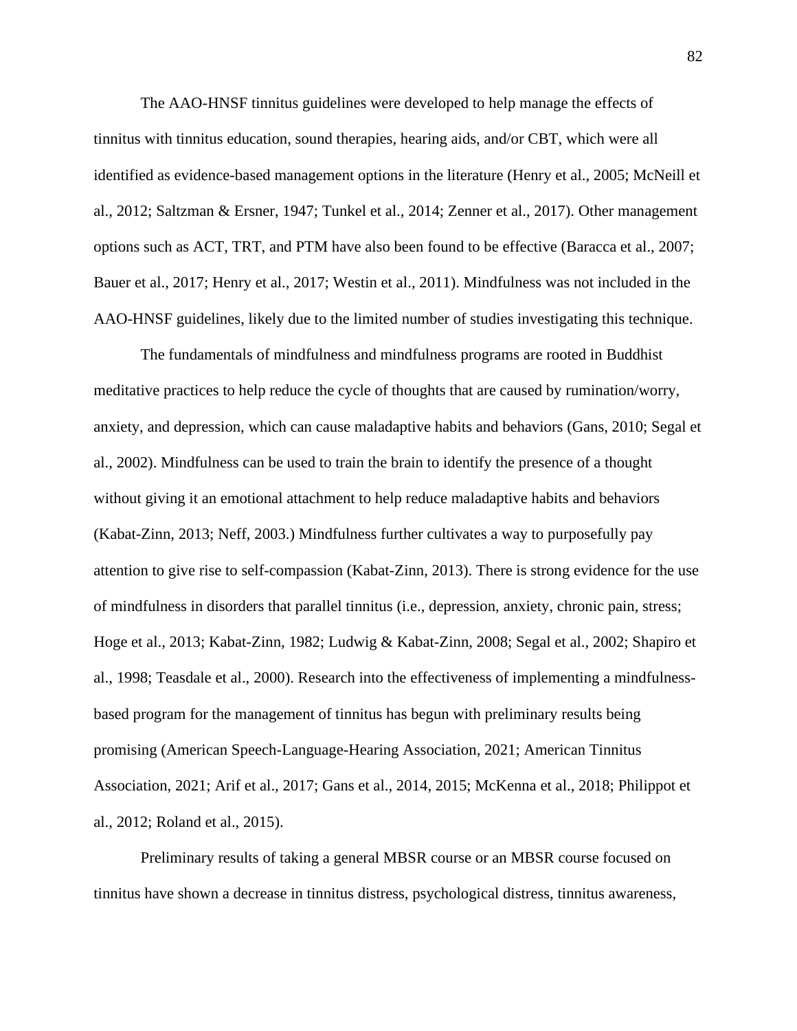The AAO-HNSF tinnitus guidelines were developed to help manage the effects of tinnitus with tinnitus education, sound therapies, hearing aids, and/or CBT, which were all identified as evidence-based management options in the literature (Henry et al., 2005; McNeill et al., 2012; Saltzman & Ersner, 1947; Tunkel et al., 2014; Zenner et al., 2017). Other management options such as ACT, TRT, and PTM have also been found to be effective (Baracca et al., 2007; Bauer et al., 2017; Henry et al., 2017; Westin et al., 2011). Mindfulness was not included in the AAO-HNSF guidelines, likely due to the limited number of studies investigating this technique.

The fundamentals of mindfulness and mindfulness programs are rooted in Buddhist meditative practices to help reduce the cycle of thoughts that are caused by rumination/worry, anxiety, and depression, which can cause maladaptive habits and behaviors (Gans, 2010; Segal et al., 2002). Mindfulness can be used to train the brain to identify the presence of a thought without giving it an emotional attachment to help reduce maladaptive habits and behaviors (Kabat-Zinn, 2013; Neff, 2003.) Mindfulness further cultivates a way to purposefully pay attention to give rise to self-compassion (Kabat-Zinn, 2013). There is strong evidence for the use of mindfulness in disorders that parallel tinnitus (i.e., depression, anxiety, chronic pain, stress; Hoge et al., 2013; Kabat-Zinn, 1982; Ludwig & Kabat-Zinn, 2008; Segal et al., 2002; Shapiro et al., 1998; Teasdale et al., 2000). Research into the effectiveness of implementing a mindfulness-based program for the management of tinnitus has begun with preliminary results being promising (American Speech-Language-Hearing Association, 2021; American Tinnitus Association, 2021; Arif et al., 2017; Gans et al., 2014, 2015; McKenna et al., 2018; Philippot et al., 2012; Roland et al., 2015).

Preliminary results of taking a general MBSR course or an MBSR course focused on tinnitus have shown a decrease in tinnitus distress, psychological distress, tinnitus awareness,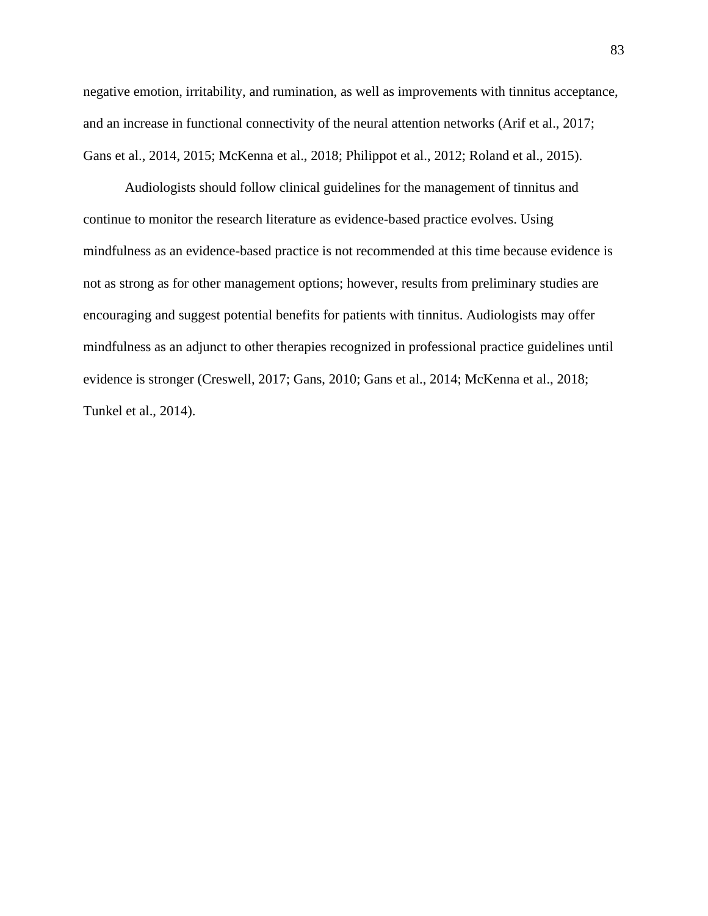negative emotion, irritability, and rumination, as well as improvements with tinnitus acceptance, and an increase in functional connectivity of the neural attention networks (Arif et al., 2017; Gans et al., 2014, 2015; McKenna et al., 2018; Philippot et al., 2012; Roland et al., 2015).

Audiologists should follow clinical guidelines for the management of tinnitus and continue to monitor the research literature as evidence-based practice evolves. Using mindfulness as an evidence-based practice is not recommended at this time because evidence is not as strong as for other management options; however, results from preliminary studies are encouraging and suggest potential benefits for patients with tinnitus. Audiologists may offer mindfulness as an adjunct to other therapies recognized in professional practice guidelines until evidence is stronger (Creswell, 2017; Gans, 2010; Gans et al., 2014; McKenna et al., 2018; Tunkel et al., 2014).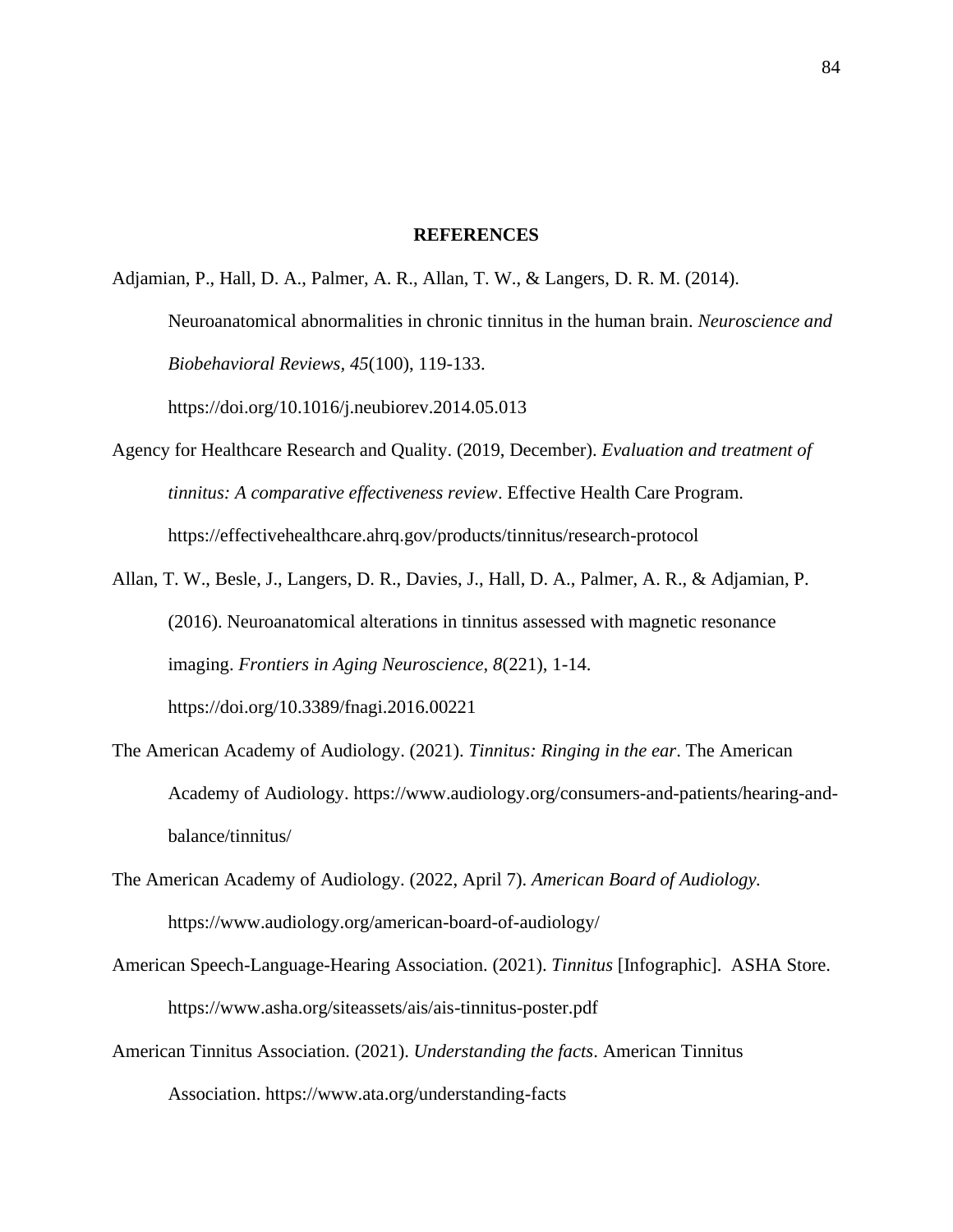# REFERENCES

Adjamian, P., Hall, D. A., Palmer, A. R., Allan, T. W., & Langers, D. R. M. (2014). Neuroanatomical abnormalities in chronic tinnitus in the human brain. *Neuroscience and Biobehavioral Reviews*, *45*(100), 119-133. https://doi.org/10.1016/j.neubiorev.2014.05.013

Agency for Healthcare Research and Quality. (2019, December). *Evaluation and treatment of tinnitus: A comparative effectiveness review*. Effective Health Care Program. https://effectivehealthcare.ahrq.gov/products/tinnitus/research-protocol

Allan, T. W., Besle, J., Langers, D. R., Davies, J., Hall, D. A., Palmer, A. R., & Adjamian, P. (2016). Neuroanatomical alterations in tinnitus assessed with magnetic resonance imaging. *Frontiers in Aging Neuroscience*, *8*(221), 1-14. https://doi.org/10.3389/fnagi.2016.00221

The American Academy of Audiology. (2021). *Tinnitus: Ringing in the ear*. The American Academy of Audiology. https://www.audiology.org/consumers-and-patients/hearing-and-balance/tinnitus/

The American Academy of Audiology. (2022, April 7). *American Board of Audiology.* https://www.audiology.org/american-board-of-audiology/

American Speech-Language-Hearing Association. (2021). *Tinnitus* [Infographic]. ASHA Store. https://www.asha.org/siteassets/ais/ais-tinnitus-poster.pdf

American Tinnitus Association. (2021). *Understanding the facts*. American Tinnitus Association. https://www.ata.org/understanding-facts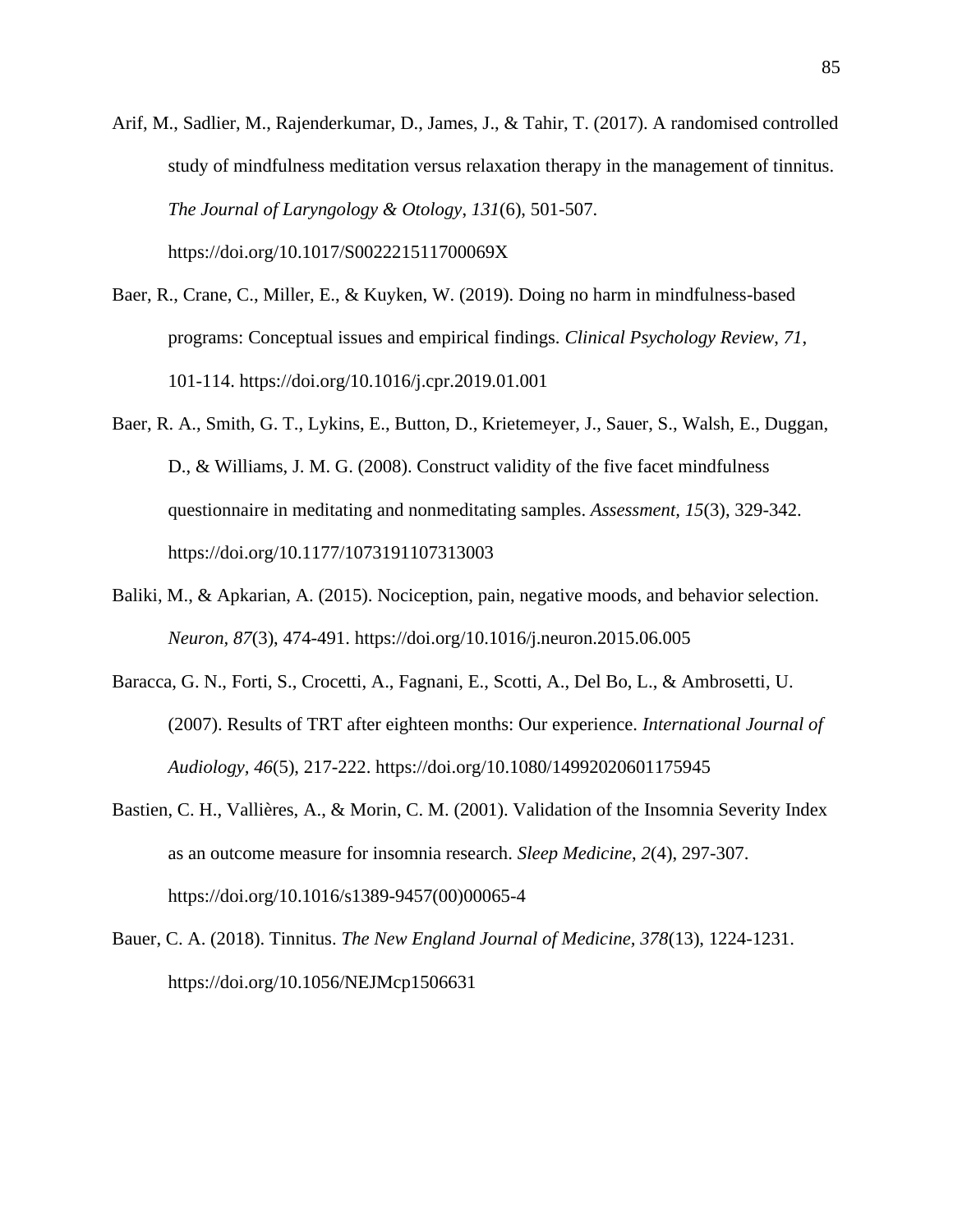Arif, M., Sadlier, M., Rajenderkumar, D., James, J., & Tahir, T. (2017). A randomised controlled study of mindfulness meditation versus relaxation therapy in the management of tinnitus. *The Journal of Laryngology & Otology*, *131*(6), 501-507. https://doi.org/10.1017/S002221511700069X

Baer, R., Crane, C., Miller, E., & Kuyken, W. (2019). Doing no harm in mindfulness-based programs: Conceptual issues and empirical findings. *Clinical Psychology Review*, *71*, 101-114. https://doi.org/10.1016/j.cpr.2019.01.001

Baer, R. A., Smith, G. T., Lykins, E., Button, D., Krietemeyer, J., Sauer, S., Walsh, E., Duggan, D., & Williams, J. M. G. (2008). Construct validity of the five facet mindfulness questionnaire in meditating and nonmeditating samples. *Assessment*, *15*(3), 329-342. https://doi.org/10.1177/1073191107313003

Baliki, M., & Apkarian, A. (2015). Nociception, pain, negative moods, and behavior selection. *Neuron, 87*(3), 474-491. https://doi.org/10.1016/j.neuron.2015.06.005

Baracca, G. N., Forti, S., Crocetti, A., Fagnani, E., Scotti, A., Del Bo, L., & Ambrosetti, U. (2007). Results of TRT after eighteen months: Our experience. *International Journal of Audiology, 46*(5), 217-222. https://doi.org/10.1080/14992020601175945

Bastien, C. H., Vallières, A., & Morin, C. M. (2001). Validation of the Insomnia Severity Index as an outcome measure for insomnia research. *Sleep Medicine*, *2*(4), 297-307. https://doi.org/10.1016/s1389-9457(00)00065-4

Bauer, C. A. (2018). Tinnitus. *The New England Journal of Medicine*, *378*(13), 1224-1231. https://doi.org/10.1056/NEJMcp1506631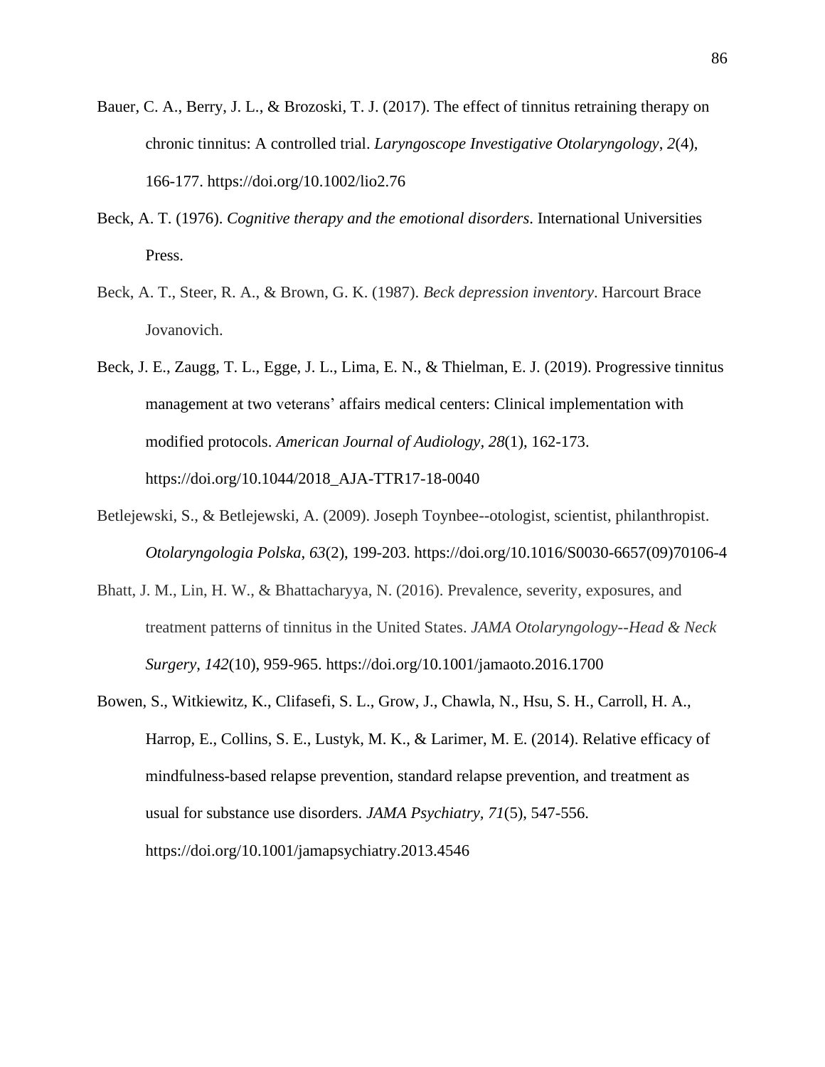Bauer, C. A., Berry, J. L., & Brozoski, T. J. (2017). The effect of tinnitus retraining therapy on chronic tinnitus: A controlled trial. *Laryngoscope Investigative Otolaryngology*, *2*(4), 166-177. https://doi.org/10.1002/lio2.76

Beck, A. T. (1976). *Cognitive therapy and the emotional disorders*. International Universities Press.

Beck, A. T., Steer, R. A., & Brown, G. K. (1987). *Beck depression inventory*. Harcourt Brace Jovanovich.

Beck, J. E., Zaugg, T. L., Egge, J. L., Lima, E. N., & Thielman, E. J. (2019). Progressive tinnitus management at two veterans' affairs medical centers: Clinical implementation with modified protocols. *American Journal of Audiology*, *28*(1), 162-173. https://doi.org/10.1044/2018_AJA-TTR17-18-0040

Betlejewski, S., & Betlejewski, A. (2009). Joseph Toynbee--otologist, scientist, philanthropist. *Otolaryngologia Polska*, *63*(2), 199-203. https://doi.org/10.1016/S0030-6657(09)70106-4

Bhatt, J. M., Lin, H. W., & Bhattacharyya, N. (2016). Prevalence, severity, exposures, and treatment patterns of tinnitus in the United States. *JAMA Otolaryngology--Head & Neck Surgery*, *142*(10), 959-965. https://doi.org/10.1001/jamaoto.2016.1700

Bowen, S., Witkiewitz, K., Clifasefi, S. L., Grow, J., Chawla, N., Hsu, S. H., Carroll, H. A., Harrop, E., Collins, S. E., Lustyk, M. K., & Larimer, M. E. (2014). Relative efficacy of mindfulness-based relapse prevention, standard relapse prevention, and treatment as usual for substance use disorders. *JAMA Psychiatry*, *71*(5), 547-556. https://doi.org/10.1001/jamapsychiatry.2013.4546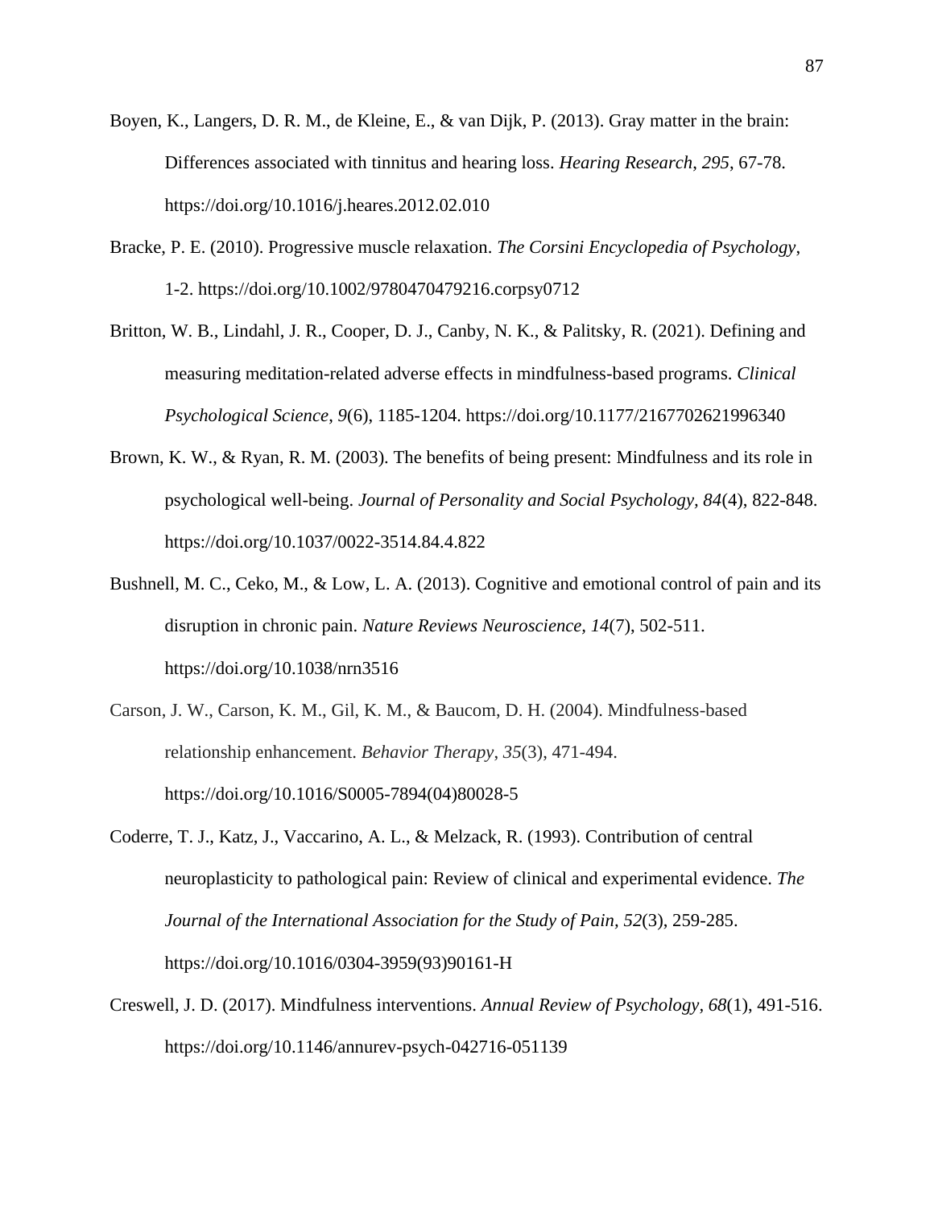Boyen, K., Langers, D. R. M., de Kleine, E., & van Dijk, P. (2013). Gray matter in the brain: Differences associated with tinnitus and hearing loss. *Hearing Research*, *295*, 67-78. https://doi.org/10.1016/j.heares.2012.02.010

Bracke, P. E. (2010). Progressive muscle relaxation. *The Corsini Encyclopedia of Psychology*, 1-2. https://doi.org/10.1002/9780470479216.corpsy0712

Britton, W. B., Lindahl, J. R., Cooper, D. J., Canby, N. K., & Palitsky, R. (2021). Defining and measuring meditation-related adverse effects in mindfulness-based programs. *Clinical Psychological Science*, *9*(6), 1185-1204. https://doi.org/10.1177/2167702621996340

Brown, K. W., & Ryan, R. M. (2003). The benefits of being present: Mindfulness and its role in psychological well-being. *Journal of Personality and Social Psychology, 84*(4), 822-848. https://doi.org/10.1037/0022-3514.84.4.822

Bushnell, M. C., Ceko, M., & Low, L. A. (2013). Cognitive and emotional control of pain and its disruption in chronic pain. *Nature Reviews Neuroscience, 14*(7), 502-511. https://doi.org/10.1038/nrn3516

Carson, J. W., Carson, K. M., Gil, K. M., & Baucom, D. H. (2004). Mindfulness-based relationship enhancement. *Behavior Therapy*, *35*(3), 471-494. https://doi.org/10.1016/S0005-7894(04)80028-5

Coderre, T. J., Katz, J., Vaccarino, A. L., & Melzack, R. (1993). Contribution of central neuroplasticity to pathological pain: Review of clinical and experimental evidence. *The Journal of the International Association for the Study of Pain*, *52*(3), 259-285. https://doi.org/10.1016/0304-3959(93)90161-H

Creswell, J. D. (2017). Mindfulness interventions. *Annual Review of Psychology*, *68*(1), 491-516. https://doi.org/10.1146/annurev-psych-042716-051139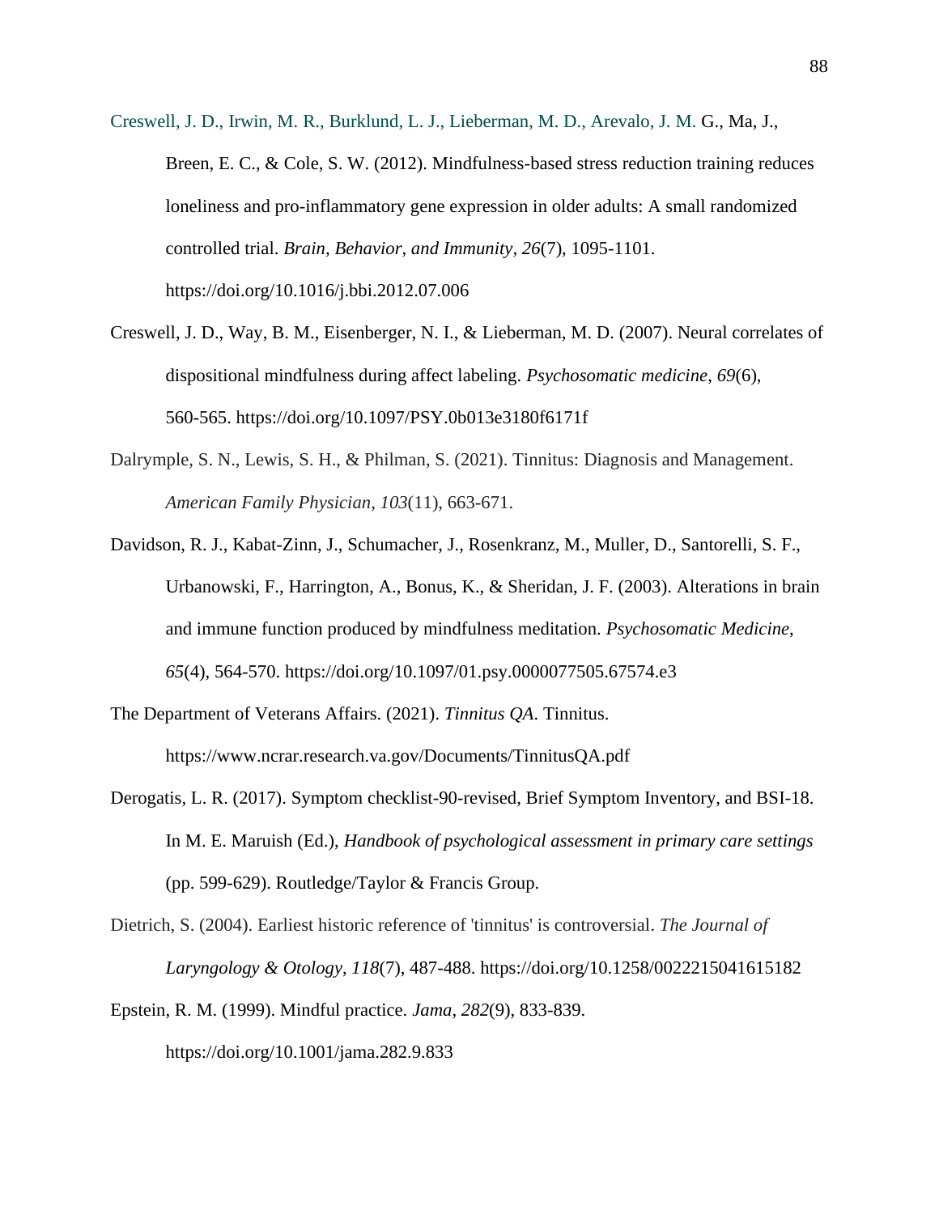Creswell, J. D., Irwin, M. R., Burklund, L. J., Lieberman, M. D., Arevalo, J. M. G., Ma, J., Breen, E. C., & Cole, S. W. (2012). Mindfulness-based stress reduction training reduces loneliness and pro-inflammatory gene expression in older adults: A small randomized controlled trial. *Brain, Behavior, and Immunity, 26*(7), 1095-1101. https://doi.org/10.1016/j.bbi.2012.07.006

Creswell, J. D., Way, B. M., Eisenberger, N. I., & Lieberman, M. D. (2007). Neural correlates of dispositional mindfulness during affect labeling. *Psychosomatic medicine*, *69*(6), 560-565. https://doi.org/10.1097/PSY.0b013e3180f6171f

Dalrymple, S. N., Lewis, S. H., & Philman, S. (2021). Tinnitus: Diagnosis and Management. *American Family Physician*, *103*(11), 663-671.

Davidson, R. J., Kabat-Zinn, J., Schumacher, J., Rosenkranz, M., Muller, D., Santorelli, S. F., Urbanowski, F., Harrington, A., Bonus, K., & Sheridan, J. F. (2003). Alterations in brain and immune function produced by mindfulness meditation. *Psychosomatic Medicine*, *65*(4), 564-570. https://doi.org/10.1097/01.psy.0000077505.67574.e3

The Department of Veterans Affairs. (2021). *Tinnitus QA*. Tinnitus. https://www.ncrar.research.va.gov/Documents/TinnitusQA.pdf

Derogatis, L. R. (2017). Symptom checklist-90-revised, Brief Symptom Inventory, and BSI-18. In M. E. Maruish (Ed.), *Handbook of psychological assessment in primary care settings* (pp. 599-629). Routledge/Taylor & Francis Group.

Dietrich, S. (2004). Earliest historic reference of 'tinnitus' is controversial. *The Journal of Laryngology & Otology*, *118*(7), 487-488. https://doi.org/10.1258/0022215041615182

Epstein, R. M. (1999). Mindful practice. *Jama, 282*(9), 833-839. https://doi.org/10.1001/jama.282.9.833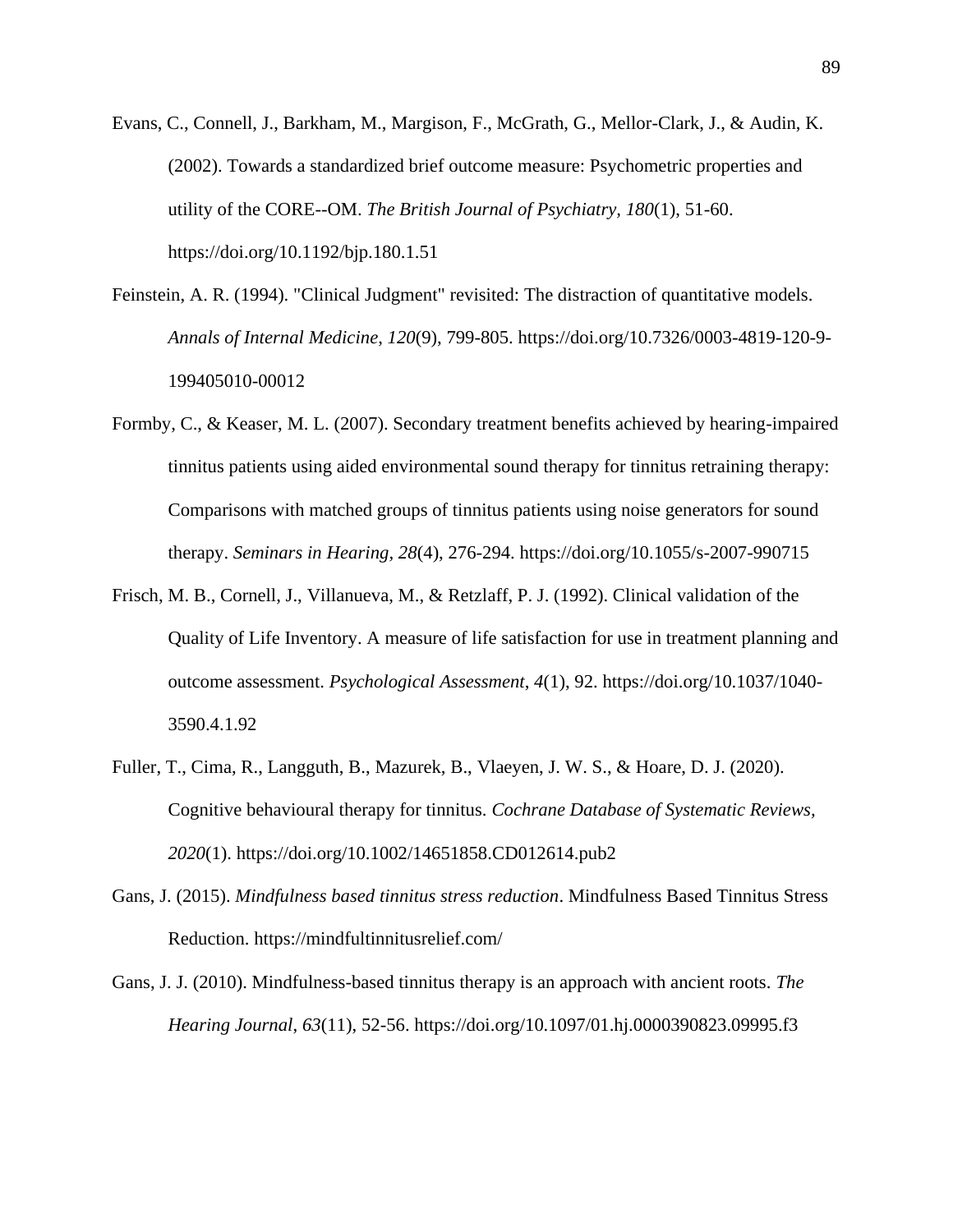Evans, C., Connell, J., Barkham, M., Margison, F., McGrath, G., Mellor-Clark, J., & Audin, K. (2002). Towards a standardized brief outcome measure: Psychometric properties and utility of the CORE--OM. *The British Journal of Psychiatry, 180*(1), 51-60. https://doi.org/10.1192/bjp.180.1.51

Feinstein, A. R. (1994). "Clinical Judgment" revisited: The distraction of quantitative models. *Annals of Internal Medicine*, *120*(9), 799-805. https://doi.org/10.7326/0003-4819-120-9-199405010-00012

Formby, C., & Keaser, M. L. (2007). Secondary treatment benefits achieved by hearing-impaired tinnitus patients using aided environmental sound therapy for tinnitus retraining therapy: Comparisons with matched groups of tinnitus patients using noise generators for sound therapy. *Seminars in Hearing, 28*(4), 276-294. https://doi.org/10.1055/s-2007-990715

Frisch, M. B., Cornell, J., Villanueva, M., & Retzlaff, P. J. (1992). Clinical validation of the Quality of Life Inventory. A measure of life satisfaction for use in treatment planning and outcome assessment. *Psychological Assessment*, *4*(1), 92. https://doi.org/10.1037/1040-3590.4.1.92

Fuller, T., Cima, R., Langguth, B., Mazurek, B., Vlaeyen, J. W. S., & Hoare, D. J. (2020). Cognitive behavioural therapy for tinnitus. *Cochrane Database of Systematic Reviews*, *2020*(1). https://doi.org/10.1002/14651858.CD012614.pub2

Gans, J. (2015). *Mindfulness based tinnitus stress reduction*. Mindfulness Based Tinnitus Stress Reduction. https://mindfultinnitusrelief.com/

Gans, J. J. (2010). Mindfulness-based tinnitus therapy is an approach with ancient roots. *The Hearing Journal*, *63*(11), 52-56. https://doi.org/10.1097/01.hj.0000390823.09995.f3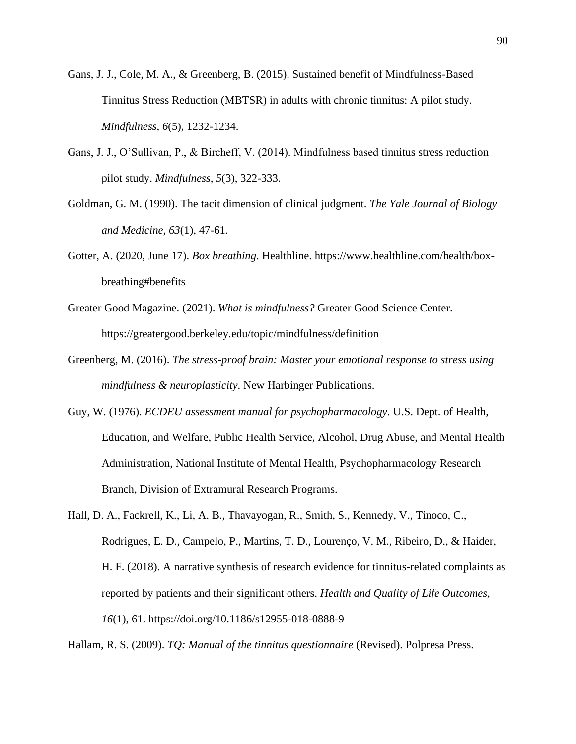Gans, J. J., Cole, M. A., & Greenberg, B. (2015). Sustained benefit of Mindfulness-Based Tinnitus Stress Reduction (MBTSR) in adults with chronic tinnitus: A pilot study. *Mindfulness*, *6*(5), 1232-1234.

Gans, J. J., O'Sullivan, P., & Bircheff, V. (2014). Mindfulness based tinnitus stress reduction pilot study. *Mindfulness*, *5*(3), 322-333.

Goldman, G. M. (1990). The tacit dimension of clinical judgment. *The Yale Journal of Biology and Medicine*, *63*(1), 47-61.

Gotter, A. (2020, June 17). *Box breathing*. Healthline. https://www.healthline.com/health/box-breathing#benefits

Greater Good Magazine. (2021). *What is mindfulness?* Greater Good Science Center. https://greatergood.berkeley.edu/topic/mindfulness/definition

Greenberg, M. (2016). *The stress-proof brain: Master your emotional response to stress using mindfulness & neuroplasticity*. New Harbinger Publications.

Guy, W. (1976). *ECDEU assessment manual for psychopharmacology*. U.S. Dept. of Health, Education, and Welfare, Public Health Service, Alcohol, Drug Abuse, and Mental Health Administration, National Institute of Mental Health, Psychopharmacology Research Branch, Division of Extramural Research Programs.

Hall, D. A., Fackrell, K., Li, A. B., Thavayogan, R., Smith, S., Kennedy, V., Tinoco, C., Rodrigues, E. D., Campelo, P., Martins, T. D., Lourenço, V. M., Ribeiro, D., & Haider, H. F. (2018). A narrative synthesis of research evidence for tinnitus-related complaints as reported by patients and their significant others. *Health and Quality of Life Outcomes*, *16*(1), 61. https://doi.org/10.1186/s12955-018-0888-9

Hallam, R. S. (2009). *TQ: Manual of the tinnitus questionnaire* (Revised). Polpresa Press.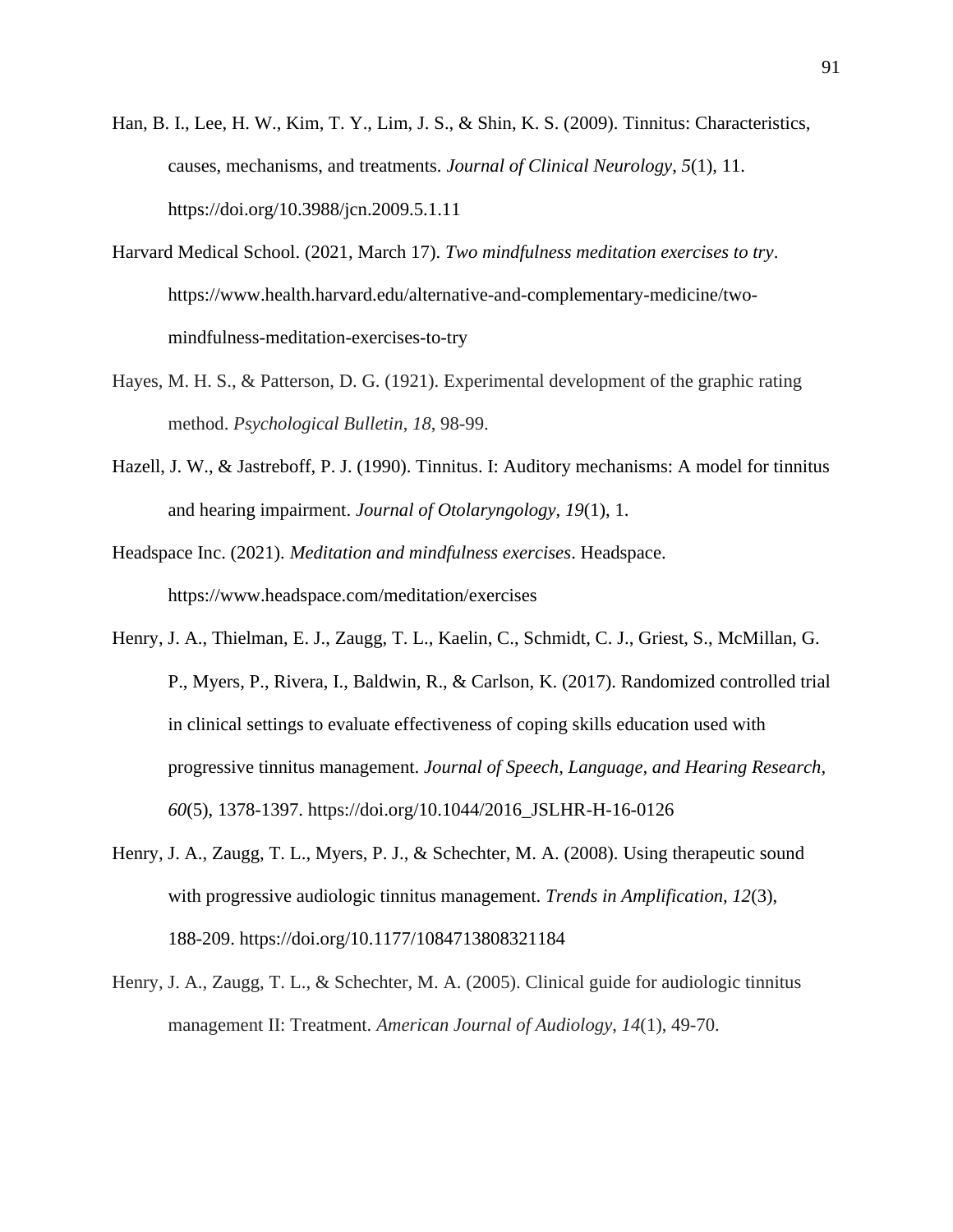Han, B. I., Lee, H. W., Kim, T. Y., Lim, J. S., & Shin, K. S. (2009). Tinnitus: Characteristics, causes, mechanisms, and treatments. *Journal of Clinical Neurology*, *5*(1), 11. https://doi.org/10.3988/jcn.2009.5.1.11

Harvard Medical School. (2021, March 17). *Two mindfulness meditation exercises to try*. https://www.health.harvard.edu/alternative-and-complementary-medicine/two-mindfulness-meditation-exercises-to-try

Hayes, M. H. S., & Patterson, D. G. (1921). Experimental development of the graphic rating method. *Psychological Bulletin*, *18*, 98-99.

Hazell, J. W., & Jastreboff, P. J. (1990). Tinnitus. I: Auditory mechanisms: A model for tinnitus and hearing impairment. *Journal of Otolaryngology*, *19*(1), 1.

Headspace Inc. (2021). *Meditation and mindfulness exercises*. Headspace. https://www.headspace.com/meditation/exercises

Henry, J. A., Thielman, E. J., Zaugg, T. L., Kaelin, C., Schmidt, C. J., Griest, S., McMillan, G. P., Myers, P., Rivera, I., Baldwin, R., & Carlson, K. (2017). Randomized controlled trial in clinical settings to evaluate effectiveness of coping skills education used with progressive tinnitus management. *Journal of Speech, Language, and Hearing Research, 60*(5), 1378-1397. https://doi.org/10.1044/2016_JSLHR-H-16-0126

Henry, J. A., Zaugg, T. L., Myers, P. J., & Schechter, M. A. (2008). Using therapeutic sound with progressive audiologic tinnitus management. *Trends in Amplification, 12*(3), 188-209. https://doi.org/10.1177/1084713808321184

Henry, J. A., Zaugg, T. L., & Schechter, M. A. (2005). Clinical guide for audiologic tinnitus management II: Treatment. *American Journal of Audiology*, *14*(1), 49-70.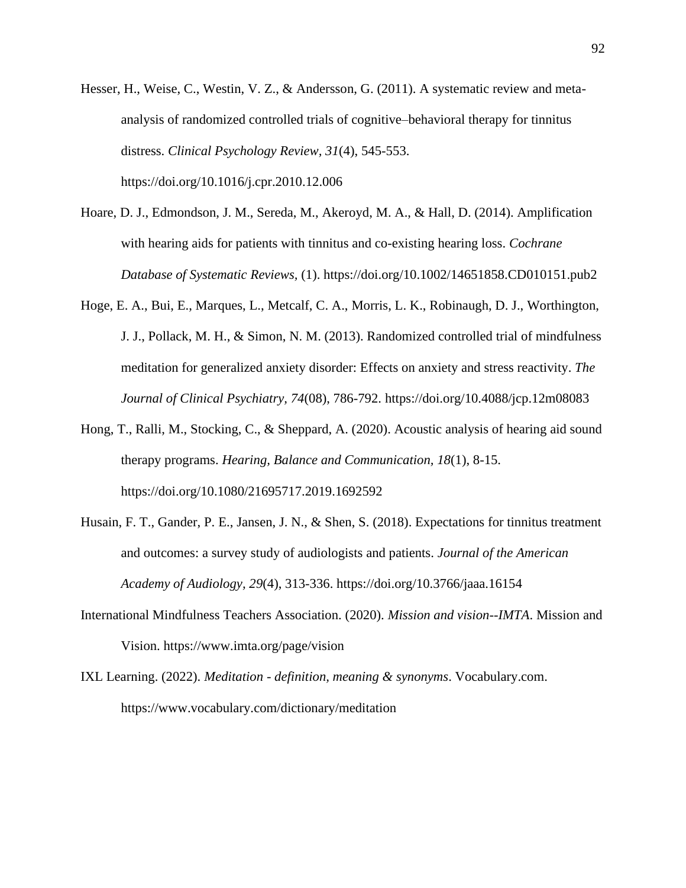Hesser, H., Weise, C., Westin, V. Z., & Andersson, G. (2011). A systematic review and meta-analysis of randomized controlled trials of cognitive–behavioral therapy for tinnitus distress. *Clinical Psychology Review, 31*(4), 545-553. https://doi.org/10.1016/j.cpr.2010.12.006

Hoare, D. J., Edmondson, J. M., Sereda, M., Akeroyd, M. A., & Hall, D. (2014). Amplification with hearing aids for patients with tinnitus and co-existing hearing loss. *Cochrane Database of Systematic Reviews*, (1). https://doi.org/10.1002/14651858.CD010151.pub2

Hoge, E. A., Bui, E., Marques, L., Metcalf, C. A., Morris, L. K., Robinaugh, D. J., Worthington, J. J., Pollack, M. H., & Simon, N. M. (2013). Randomized controlled trial of mindfulness meditation for generalized anxiety disorder: Effects on anxiety and stress reactivity. *The Journal of Clinical Psychiatry, 74*(08), 786-792. https://doi.org/10.4088/jcp.12m08083

Hong, T., Ralli, M., Stocking, C., & Sheppard, A. (2020). Acoustic analysis of hearing aid sound therapy programs. *Hearing, Balance and Communication, 18*(1), 8-15. https://doi.org/10.1080/21695717.2019.1692592

Husain, F. T., Gander, P. E., Jansen, J. N., & Shen, S. (2018). Expectations for tinnitus treatment and outcomes: a survey study of audiologists and patients. *Journal of the American Academy of Audiology, 29*(4), 313-336. https://doi.org/10.3766/jaaa.16154

International Mindfulness Teachers Association. (2020). *Mission and vision--IMTA*. Mission and Vision. https://www.imta.org/page/vision

IXL Learning. (2022). *Meditation - definition, meaning & synonyms*. Vocabulary.com. https://www.vocabulary.com/dictionary/meditation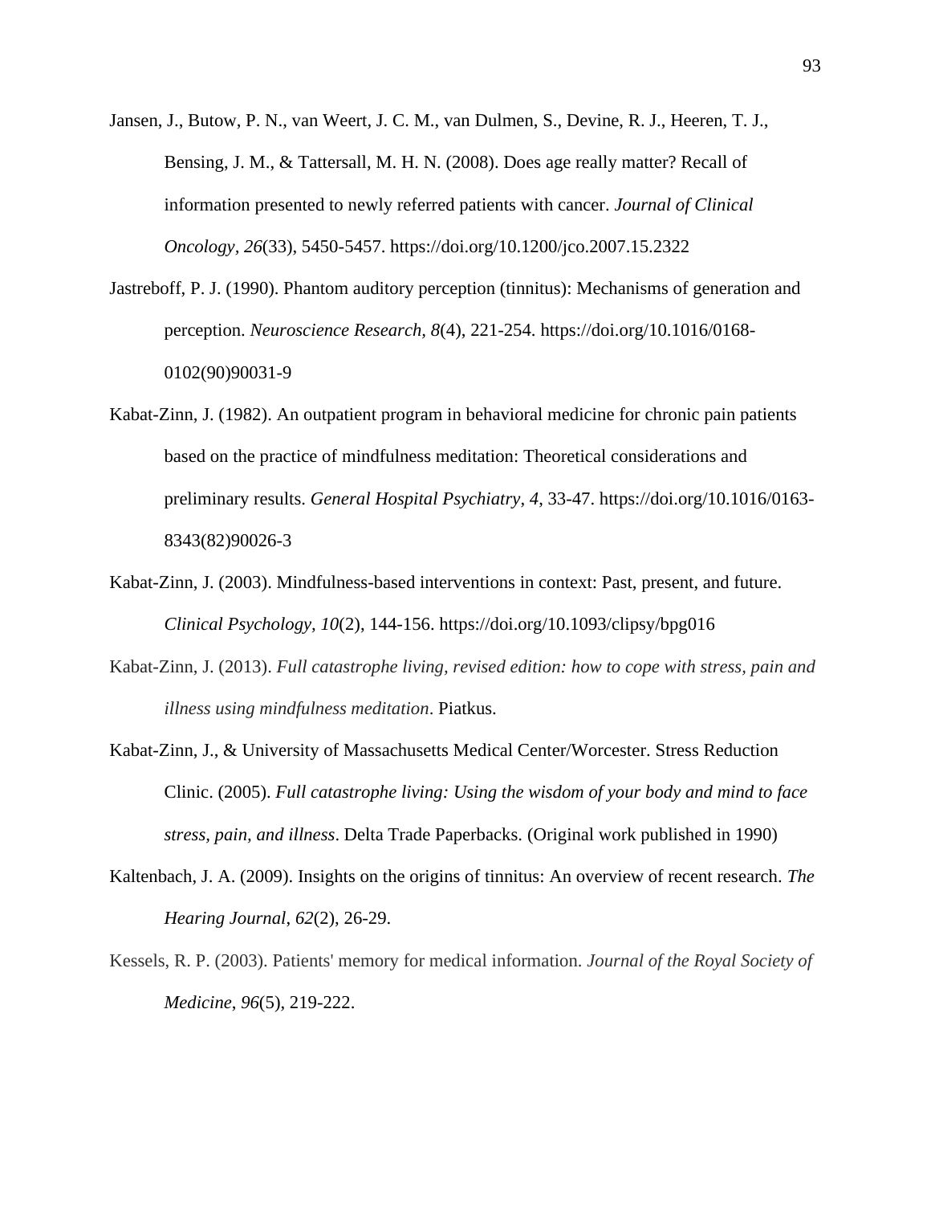Jansen, J., Butow, P. N., van Weert, J. C. M., van Dulmen, S., Devine, R. J., Heeren, T. J., Bensing, J. M., & Tattersall, M. H. N. (2008). Does age really matter? Recall of information presented to newly referred patients with cancer. *Journal of Clinical Oncology*, *26*(33), 5450-5457. https://doi.org/10.1200/jco.2007.15.2322

Jastreboff, P. J. (1990). Phantom auditory perception (tinnitus): Mechanisms of generation and perception. *Neuroscience Research*, *8*(4), 221-254. https://doi.org/10.1016/0168-0102(90)90031-9

Kabat-Zinn, J. (1982). An outpatient program in behavioral medicine for chronic pain patients based on the practice of mindfulness meditation: Theoretical considerations and preliminary results. *General Hospital Psychiatry*, *4*, 33-47. https://doi.org/10.1016/0163-8343(82)90026-3

Kabat-Zinn, J. (2003). Mindfulness-based interventions in context: Past, present, and future. *Clinical Psychology*, *10*(2), 144-156. https://doi.org/10.1093/clipsy/bpg016

Kabat-Zinn, J. (2013). *Full catastrophe living, revised edition: how to cope with stress, pain and illness using mindfulness meditation*. Piatkus.

Kabat-Zinn, J., & University of Massachusetts Medical Center/Worcester. Stress Reduction Clinic. (2005). *Full catastrophe living: Using the wisdom of your body and mind to face stress, pain, and illness*. Delta Trade Paperbacks. (Original work published in 1990)

Kaltenbach, J. A. (2009). Insights on the origins of tinnitus: An overview of recent research. *The Hearing Journal*, *62*(2), 26-29.

Kessels, R. P. (2003). Patients' memory for medical information. *Journal of the Royal Society of Medicine*, *96*(5), 219-222.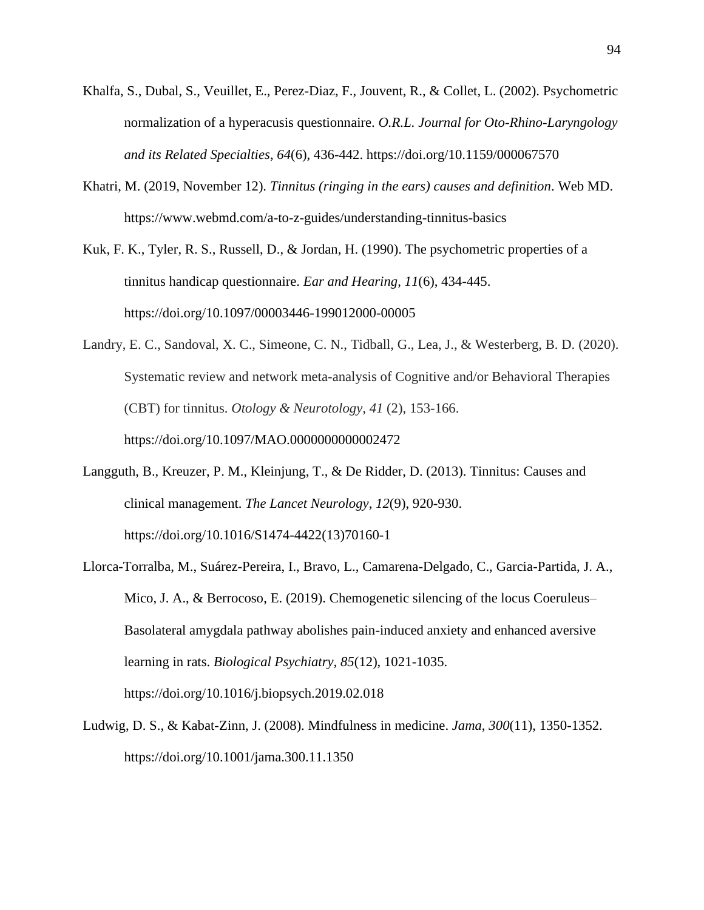Khalfa, S., Dubal, S., Veuillet, E., Perez-Diaz, F., Jouvent, R., & Collet, L. (2002). Psychometric normalization of a hyperacusis questionnaire. *O.R.L. Journal for Oto-Rhino-Laryngology and its Related Specialties*, *64*(6), 436-442. https://doi.org/10.1159/000067570

Khatri, M. (2019, November 12). *Tinnitus (ringing in the ears) causes and definition*. Web MD. https://www.webmd.com/a-to-z-guides/understanding-tinnitus-basics

Kuk, F. K., Tyler, R. S., Russell, D., & Jordan, H. (1990). The psychometric properties of a tinnitus handicap questionnaire. *Ear and Hearing, 11*(6), 434-445. https://doi.org/10.1097/00003446-199012000-00005

Landry, E. C., Sandoval, X. C., Simeone, C. N., Tidball, G., Lea, J., & Westerberg, B. D. (2020). Systematic review and network meta-analysis of Cognitive and/or Behavioral Therapies (CBT) for tinnitus. *Otology & Neurotology, 41* (2), 153-166. https://doi.org/10.1097/MAO.0000000000002472

Langguth, B., Kreuzer, P. M., Kleinjung, T., & De Ridder, D. (2013). Tinnitus: Causes and clinical management. *The Lancet Neurology*, *12*(9), 920-930. https://doi.org/10.1016/S1474-4422(13)70160-1

Llorca-Torralba, M., Suárez-Pereira, I., Bravo, L., Camarena-Delgado, C., Garcia-Partida, J. A., Mico, J. A., & Berrocoso, E. (2019). Chemogenetic silencing of the locus Coeruleus–Basolateral amygdala pathway abolishes pain-induced anxiety and enhanced aversive learning in rats. *Biological Psychiatry, 85*(12), 1021-1035. https://doi.org/10.1016/j.biopsych.2019.02.018

Ludwig, D. S., & Kabat-Zinn, J. (2008). Mindfulness in medicine. *Jama*, *300*(11), 1350-1352. https://doi.org/10.1001/jama.300.11.1350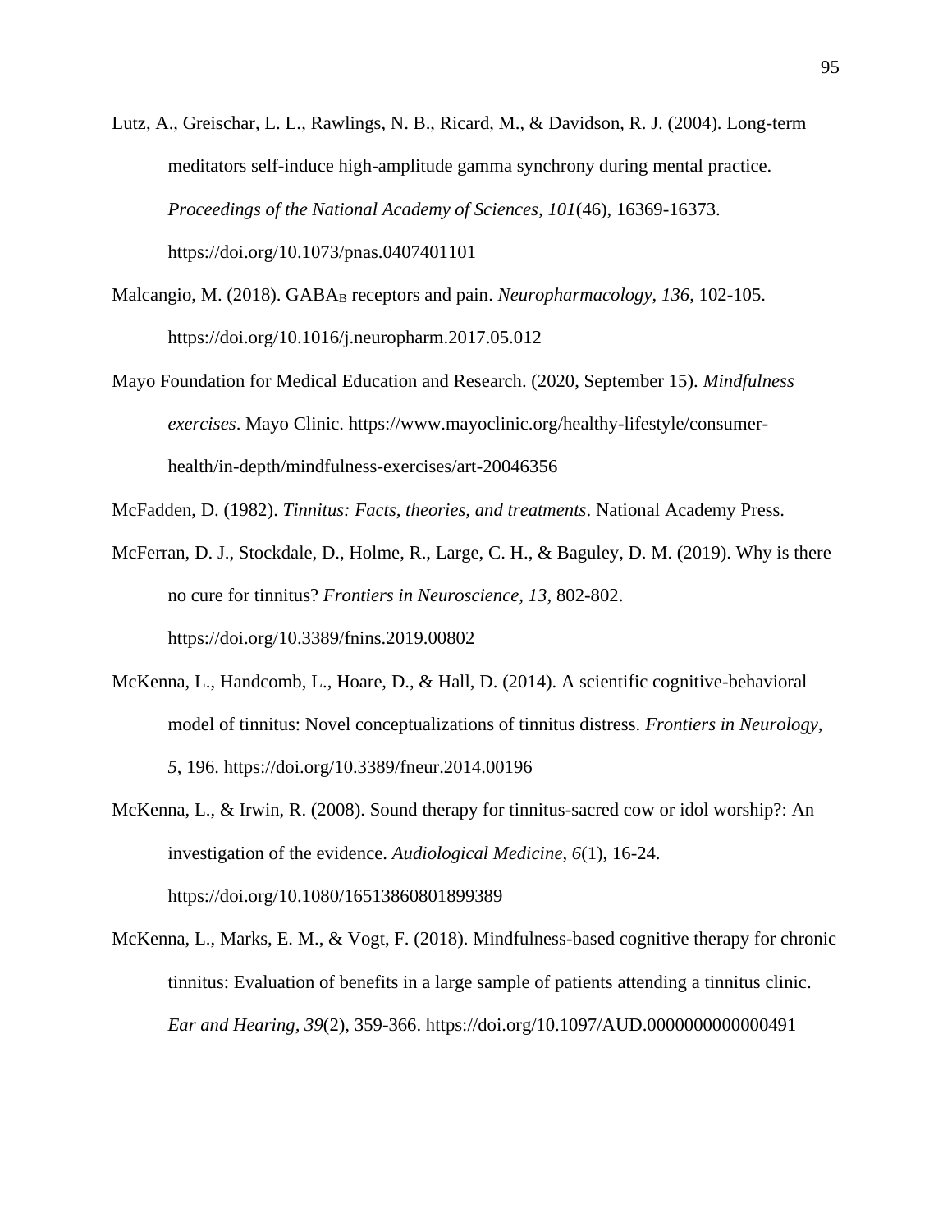Lutz, A., Greischar, L. L., Rawlings, N. B., Ricard, M., & Davidson, R. J. (2004). Long-term meditators self-induce high-amplitude gamma synchrony during mental practice. *Proceedings of the National Academy of Sciences*, *101*(46), 16369-16373. https://doi.org/10.1073/pnas.0407401101

Malcangio, M. (2018). $GABA_B$ receptors and pain. *Neuropharmacology, 136*, 102-105. https://doi.org/10.1016/j.neuropharm.2017.05.012

Mayo Foundation for Medical Education and Research. (2020, September 15). *Mindfulness exercises*. Mayo Clinic. https://www.mayoclinic.org/healthy-lifestyle/consumer-health/in-depth/mindfulness-exercises/art-20046356

McFadden, D. (1982). *Tinnitus: Facts, theories, and treatments*. National Academy Press.

McFerran, D. J., Stockdale, D., Holme, R., Large, C. H., & Baguley, D. M. (2019). Why is there no cure for tinnitus? *Frontiers in Neuroscience, 13*, 802-802. https://doi.org/10.3389/fnins.2019.00802

McKenna, L., Handcomb, L., Hoare, D., & Hall, D. (2014). A scientific cognitive-behavioral model of tinnitus: Novel conceptualizations of tinnitus distress. *Frontiers in Neurology, 5*, 196. https://doi.org/10.3389/fneur.2014.00196

McKenna, L., & Irwin, R. (2008). Sound therapy for tinnitus-sacred cow or idol worship?: An investigation of the evidence. *Audiological Medicine*, *6*(1), 16-24. https://doi.org/10.1080/16513860801899389

McKenna, L., Marks, E. M., & Vogt, F. (2018). Mindfulness-based cognitive therapy for chronic tinnitus: Evaluation of benefits in a large sample of patients attending a tinnitus clinic. *Ear and Hearing, 39*(2), 359-366. https://doi.org/10.1097/AUD.0000000000000491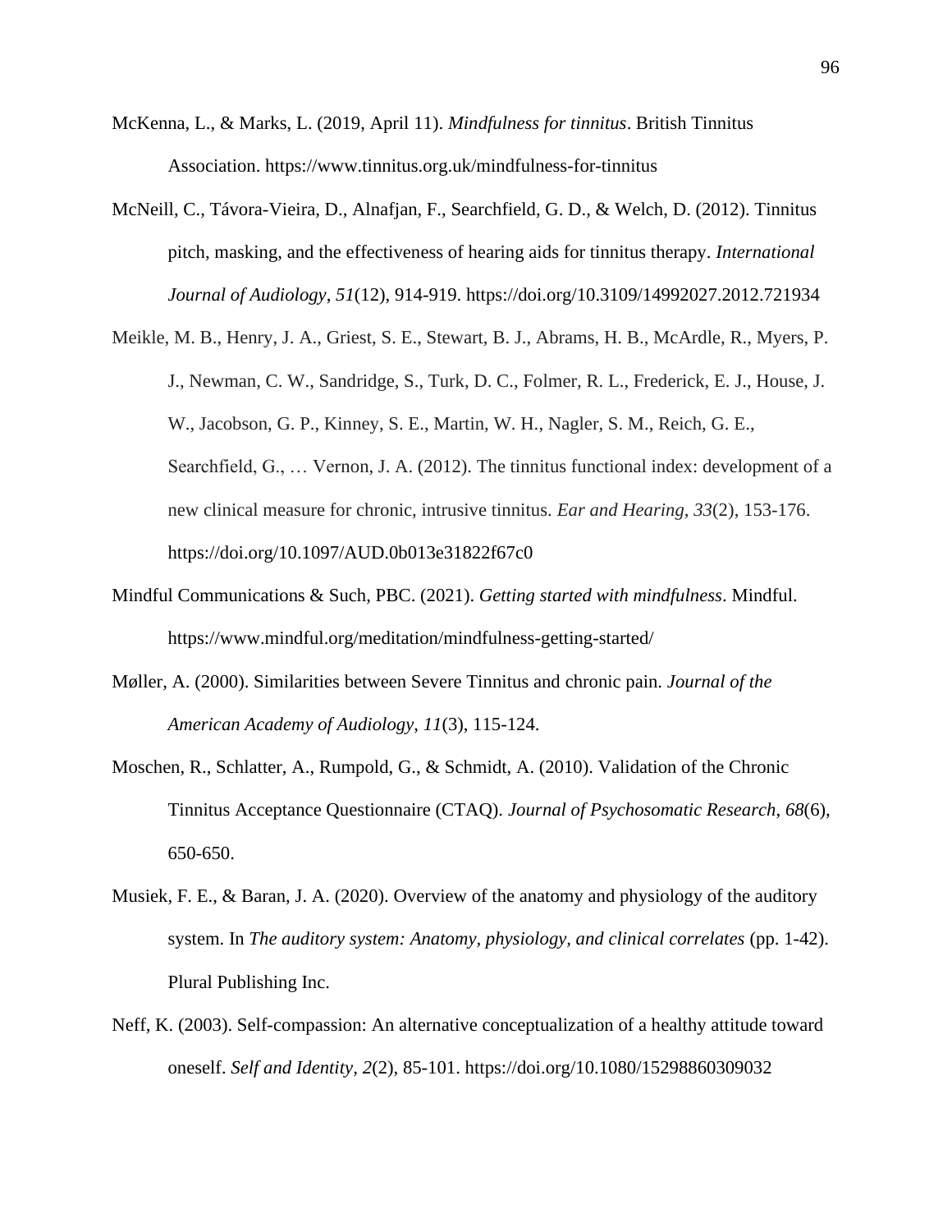McKenna, L., & Marks, L. (2019, April 11). *Mindfulness for tinnitus*. British Tinnitus Association. https://www.tinnitus.org.uk/mindfulness-for-tinnitus

McNeill, C., Távora-Vieira, D., Alnafjan, F., Searchfield, G. D., & Welch, D. (2012). Tinnitus pitch, masking, and the effectiveness of hearing aids for tinnitus therapy. *International Journal of Audiology*, *51*(12), 914-919. https://doi.org/10.3109/14992027.2012.721934

Meikle, M. B., Henry, J. A., Griest, S. E., Stewart, B. J., Abrams, H. B., McArdle, R., Myers, P. J., Newman, C. W., Sandridge, S., Turk, D. C., Folmer, R. L., Frederick, E. J., House, J. W., Jacobson, G. P., Kinney, S. E., Martin, W. H., Nagler, S. M., Reich, G. E., Searchfield, G., … Vernon, J. A. (2012). The tinnitus functional index: development of a new clinical measure for chronic, intrusive tinnitus. *Ear and Hearing*, *33*(2), 153-176. https://doi.org/10.1097/AUD.0b013e31822f67c0

Mindful Communications & Such, PBC. (2021). *Getting started with mindfulness*. Mindful. https://www.mindful.org/meditation/mindfulness-getting-started/

Møller, A. (2000). Similarities between Severe Tinnitus and chronic pain. *Journal of the American Academy of Audiology*, *11*(3), 115-124.

Moschen, R., Schlatter, A., Rumpold, G., & Schmidt, A. (2010). Validation of the Chronic Tinnitus Acceptance Questionnaire (CTAQ). *Journal of Psychosomatic Research*, *68*(6), 650-650.

Musiek, F. E., & Baran, J. A. (2020). Overview of the anatomy and physiology of the auditory system. In *The auditory system: Anatomy, physiology, and clinical correlates* (pp. 1-42). Plural Publishing Inc.

Neff, K. (2003). Self-compassion: An alternative conceptualization of a healthy attitude toward oneself. *Self and Identity*, *2*(2), 85-101. https://doi.org/10.1080/15298860309032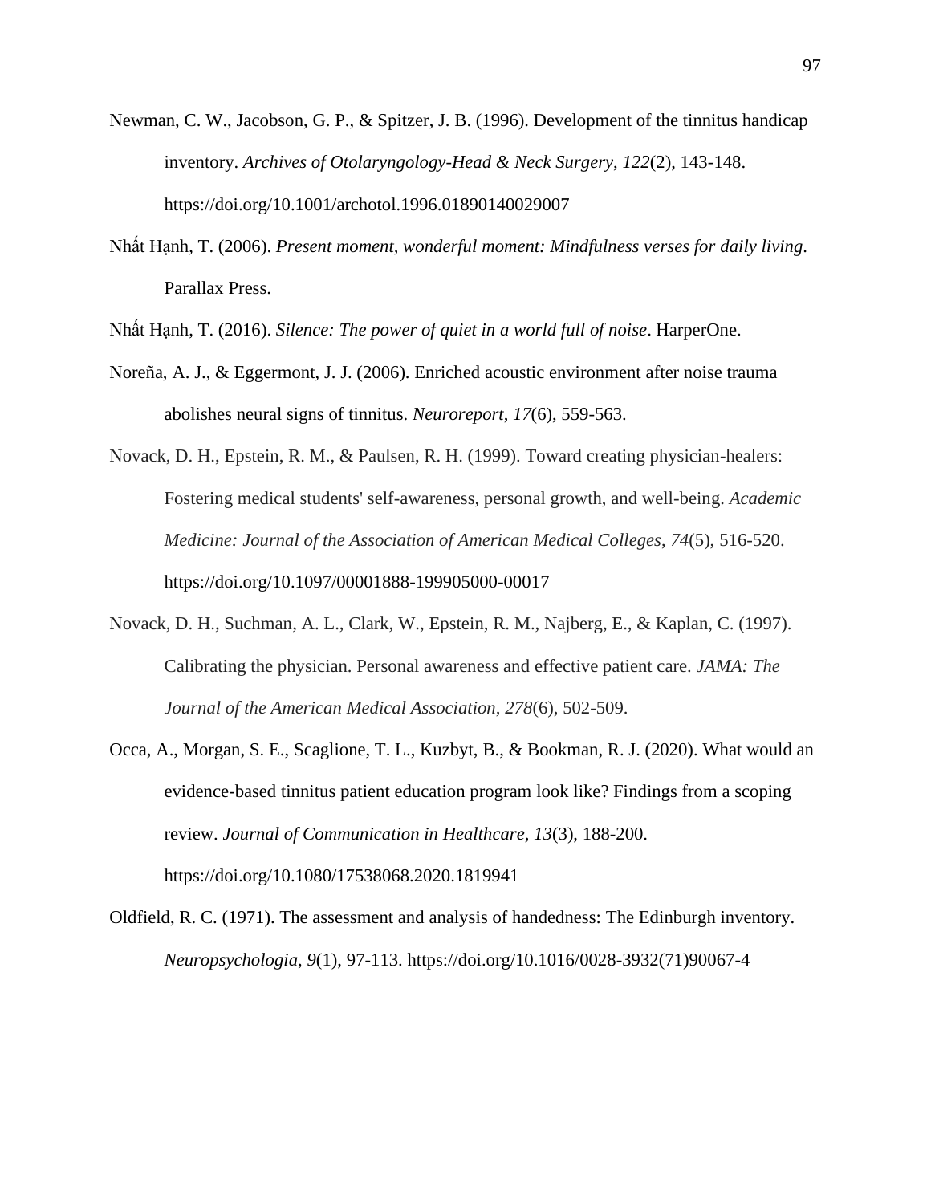Newman, C. W., Jacobson, G. P., & Spitzer, J. B. (1996). Development of the tinnitus handicap inventory. *Archives of Otolaryngology-Head & Neck Surgery*, *122*(2), 143-148. https://doi.org/10.1001/archotol.1996.01890140029007

Nhất Hạnh, T. (2006). *Present moment, wonderful moment: Mindfulness verses for daily living*. Parallax Press.

Nhất Hạnh, T. (2016). *Silence: The power of quiet in a world full of noise*. HarperOne.

Noreña, A. J., & Eggermont, J. J. (2006). Enriched acoustic environment after noise trauma abolishes neural signs of tinnitus. *Neuroreport*, *17*(6), 559-563.

Novack, D. H., Epstein, R. M., & Paulsen, R. H. (1999). Toward creating physician-healers: Fostering medical students' self-awareness, personal growth, and well-being. *Academic Medicine: Journal of the Association of American Medical Colleges*, *74*(5), 516-520. https://doi.org/10.1097/00001888-199905000-00017

Novack, D. H., Suchman, A. L., Clark, W., Epstein, R. M., Najberg, E., & Kaplan, C. (1997). Calibrating the physician. Personal awareness and effective patient care. *JAMA: The Journal of the American Medical Association*, *278*(6), 502-509.

Occa, A., Morgan, S. E., Scaglione, T. L., Kuzbyt, B., & Bookman, R. J. (2020). What would an evidence-based tinnitus patient education program look like? Findings from a scoping review. *Journal of Communication in Healthcare*, *13*(3), 188-200. https://doi.org/10.1080/17538068.2020.1819941

Oldfield, R. C. (1971). The assessment and analysis of handedness: The Edinburgh inventory. *Neuropsychologia*, *9*(1), 97-113. https://doi.org/10.1016/0028-3932(71)90067-4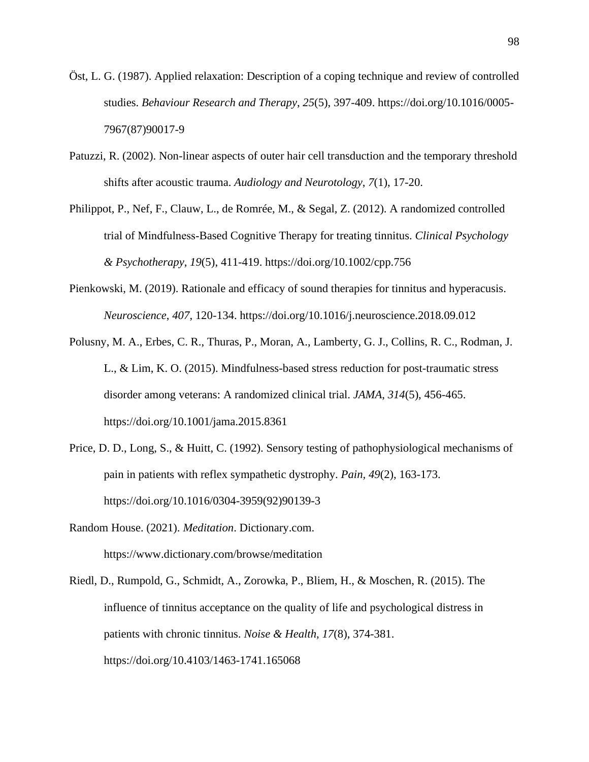Öst, L. G. (1987). Applied relaxation: Description of a coping technique and review of controlled studies. *Behaviour Research and Therapy*, *25*(5), 397-409. https://doi.org/10.1016/0005-7967(87)90017-9

Patuzzi, R. (2002). Non-linear aspects of outer hair cell transduction and the temporary threshold shifts after acoustic trauma. *Audiology and Neurotology*, *7*(1), 17-20.

Philippot, P., Nef, F., Clauw, L., de Romrée, M., & Segal, Z. (2012). A randomized controlled trial of Mindfulness-Based Cognitive Therapy for treating tinnitus. *Clinical Psychology & Psychotherapy*, *19*(5), 411-419. https://doi.org/10.1002/cpp.756

Pienkowski, M. (2019). Rationale and efficacy of sound therapies for tinnitus and hyperacusis. *Neuroscience*, *407*, 120-134. https://doi.org/10.1016/j.neuroscience.2018.09.012

Polusny, M. A., Erbes, C. R., Thuras, P., Moran, A., Lamberty, G. J., Collins, R. C., Rodman, J. L., & Lim, K. O. (2015). Mindfulness-based stress reduction for post-traumatic stress disorder among veterans: A randomized clinical trial. *JAMA*, *314*(5), 456-465. https://doi.org/10.1001/jama.2015.8361

Price, D. D., Long, S., & Huitt, C. (1992). Sensory testing of pathophysiological mechanisms of pain in patients with reflex sympathetic dystrophy. *Pain*, *49*(2), 163-173. https://doi.org/10.1016/0304-3959(92)90139-3

Random House. (2021). *Meditation*. Dictionary.com. https://www.dictionary.com/browse/meditation

Riedl, D., Rumpold, G., Schmidt, A., Zorowka, P., Bliem, H., & Moschen, R. (2015). The influence of tinnitus acceptance on the quality of life and psychological distress in patients with chronic tinnitus. *Noise & Health, 17*(8), 374-381. https://doi.org/10.4103/1463-1741.165068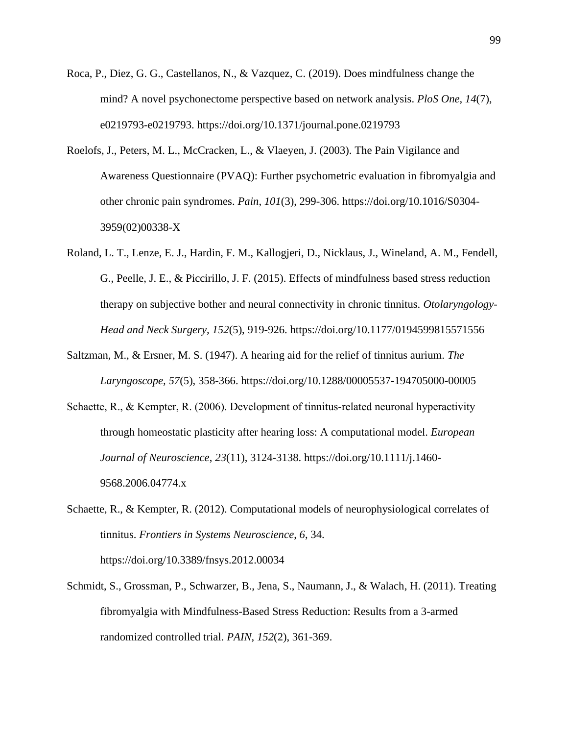Roca, P., Diez, G. G., Castellanos, N., & Vazquez, C. (2019). Does mindfulness change the mind? A novel psychonectome perspective based on network analysis. *PloS One*, *14*(7), e0219793-e0219793. https://doi.org/10.1371/journal.pone.0219793

Roelofs, J., Peters, M. L., McCracken, L., & Vlaeyen, J. (2003). The Pain Vigilance and Awareness Questionnaire (PVAQ): Further psychometric evaluation in fibromyalgia and other chronic pain syndromes. *Pain*, *101*(3), 299-306. https://doi.org/10.1016/S0304-3959(02)00338-X

Roland, L. T., Lenze, E. J., Hardin, F. M., Kallogjeri, D., Nicklaus, J., Wineland, A. M., Fendell, G., Peelle, J. E., & Piccirillo, J. F. (2015). Effects of mindfulness based stress reduction therapy on subjective bother and neural connectivity in chronic tinnitus. *Otolaryngology-Head and Neck Surgery*, *152*(5), 919-926. https://doi.org/10.1177/0194599815571556

Saltzman, M., & Ersner, M. S. (1947). A hearing aid for the relief of tinnitus aurium. *The Laryngoscope*, *57*(5), 358-366. https://doi.org/10.1288/00005537-194705000-00005

Schaette, R., & Kempter, R. (2006). Development of tinnitus-related neuronal hyperactivity through homeostatic plasticity after hearing loss: A computational model. *European Journal of Neuroscience*, *23*(11), 3124-3138. https://doi.org/10.1111/j.1460-9568.2006.04774.x

Schaette, R., & Kempter, R. (2012). Computational models of neurophysiological correlates of tinnitus. *Frontiers in Systems Neuroscience*, *6*, 34. https://doi.org/10.3389/fnsys.2012.00034

Schmidt, S., Grossman, P., Schwarzer, B., Jena, S., Naumann, J., & Walach, H. (2011). Treating fibromyalgia with Mindfulness-Based Stress Reduction: Results from a 3-armed randomized controlled trial. *PAIN*, *152*(2), 361-369.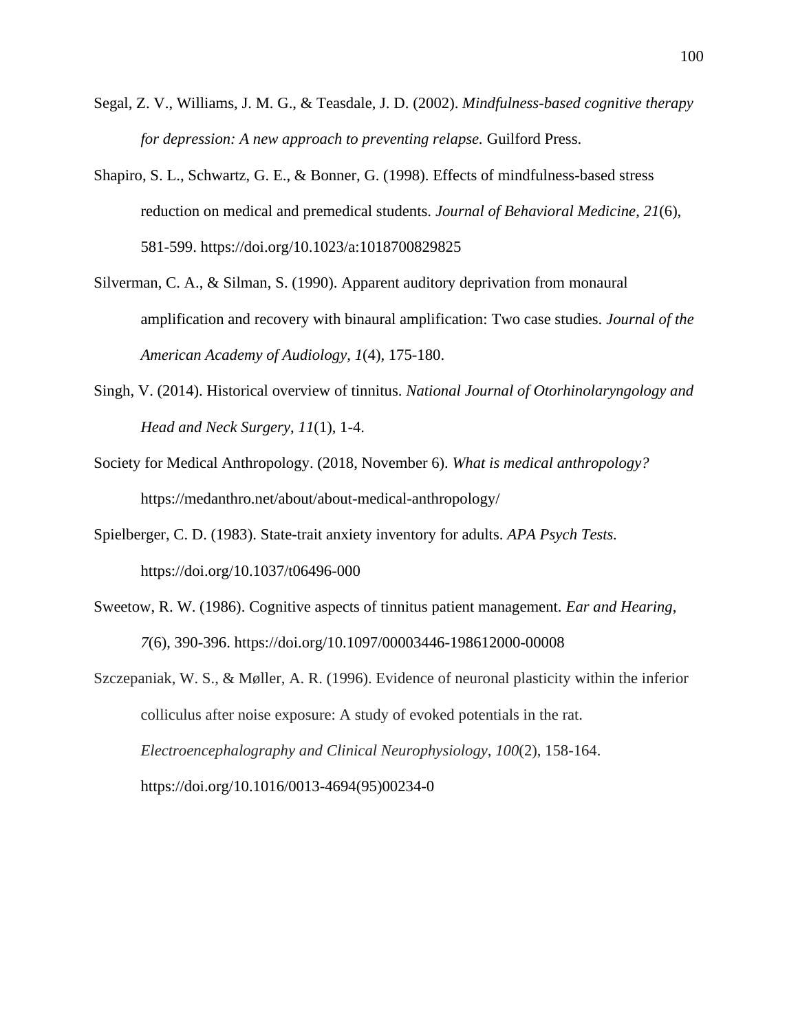Segal, Z. V., Williams, J. M. G., & Teasdale, J. D. (2002). *Mindfulness-based cognitive therapy for depression: A new approach to preventing relapse.* Guilford Press.

Shapiro, S. L., Schwartz, G. E., & Bonner, G. (1998). Effects of mindfulness-based stress reduction on medical and premedical students. *Journal of Behavioral Medicine*, *21*(6), 581-599. https://doi.org/10.1023/a:1018700829825

Silverman, C. A., & Silman, S. (1990). Apparent auditory deprivation from monaural amplification and recovery with binaural amplification: Two case studies. *Journal of the American Academy of Audiology*, *1*(4), 175-180.

Singh, V. (2014). Historical overview of tinnitus. *National Journal of Otorhinolaryngology and Head and Neck Surgery*, *11*(1), 1-4.

Society for Medical Anthropology. (2018, November 6). *What is medical anthropology?* https://medanthro.net/about/about-medical-anthropology/

Spielberger, C. D. (1983). State-trait anxiety inventory for adults. *APA Psych Tests.* https://doi.org/10.1037/t06496-000

Sweetow, R. W. (1986). Cognitive aspects of tinnitus patient management. *Ear and Hearing*, *7*(6), 390-396. https://doi.org/10.1097/00003446-198612000-00008

Szczepaniak, W. S., & Møller, A. R. (1996). Evidence of neuronal plasticity within the inferior colliculus after noise exposure: A study of evoked potentials in the rat. *Electroencephalography and Clinical Neurophysiology*, *100*(2), 158-164. https://doi.org/10.1016/0013-4694(95)00234-0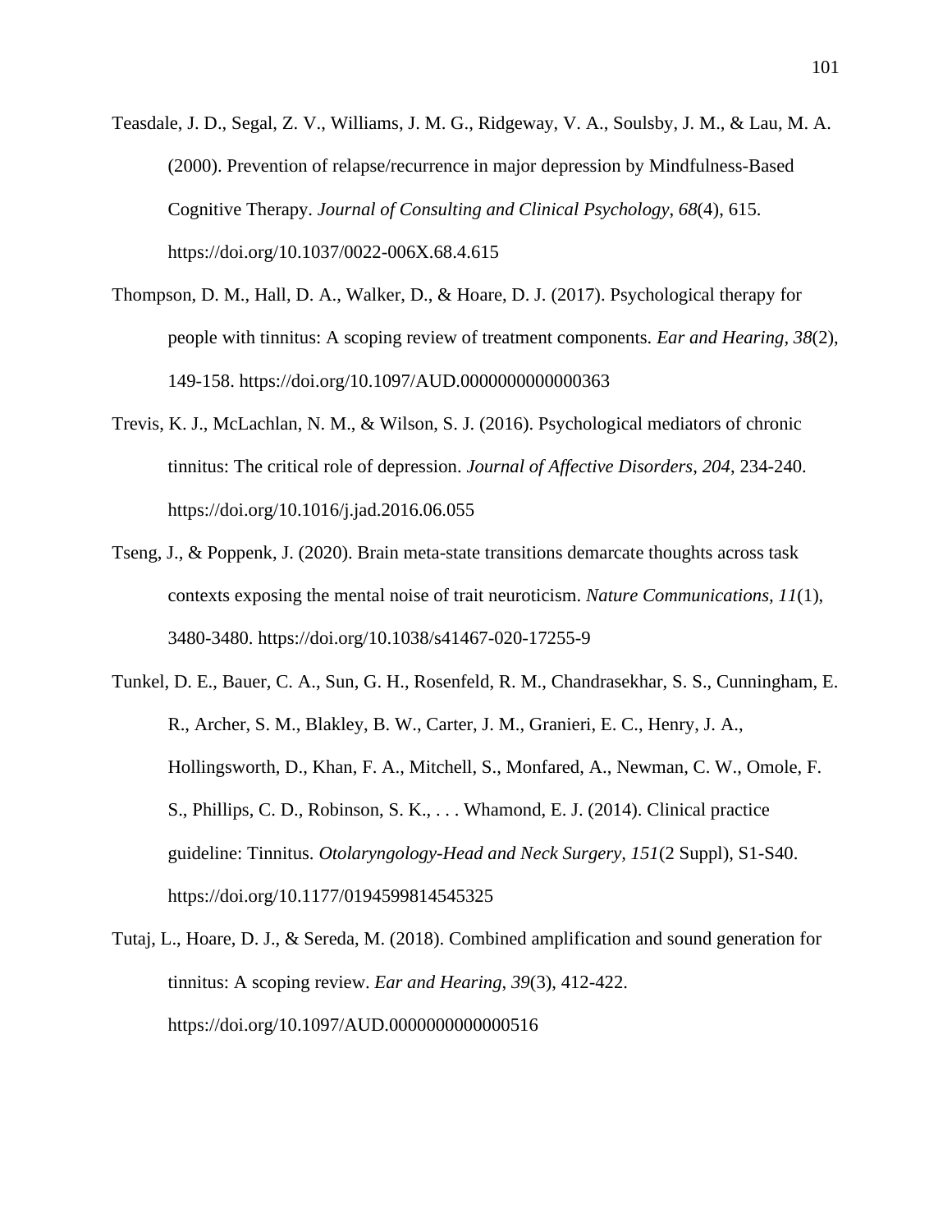Teasdale, J. D., Segal, Z. V., Williams, J. M. G., Ridgeway, V. A., Soulsby, J. M., & Lau, M. A. (2000). Prevention of relapse/recurrence in major depression by Mindfulness-Based Cognitive Therapy. *Journal of Consulting and Clinical Psychology*, *68*(4), 615. https://doi.org/10.1037/0022-006X.68.4.615

Thompson, D. M., Hall, D. A., Walker, D., & Hoare, D. J. (2017). Psychological therapy for people with tinnitus: A scoping review of treatment components. *Ear and Hearing*, *38*(2), 149-158. https://doi.org/10.1097/AUD.0000000000000363

Trevis, K. J., McLachlan, N. M., & Wilson, S. J. (2016). Psychological mediators of chronic tinnitus: The critical role of depression. *Journal of Affective Disorders, 204*, 234-240. https://doi.org/10.1016/j.jad.2016.06.055

Tseng, J., & Poppenk, J. (2020). Brain meta-state transitions demarcate thoughts across task contexts exposing the mental noise of trait neuroticism. *Nature Communications, 11*(1), 3480-3480. https://doi.org/10.1038/s41467-020-17255-9

Tunkel, D. E., Bauer, C. A., Sun, G. H., Rosenfeld, R. M., Chandrasekhar, S. S., Cunningham, E. R., Archer, S. M., Blakley, B. W., Carter, J. M., Granieri, E. C., Henry, J. A., Hollingsworth, D., Khan, F. A., Mitchell, S., Monfared, A., Newman, C. W., Omole, F. S., Phillips, C. D., Robinson, S. K., . . . Whamond, E. J. (2014). Clinical practice guideline: Tinnitus. *Otolaryngology-Head and Neck Surgery, 151*(2 Suppl), S1-S40. https://doi.org/10.1177/0194599814545325

Tutaj, L., Hoare, D. J., & Sereda, M. (2018). Combined amplification and sound generation for tinnitus: A scoping review. *Ear and Hearing, 39*(3), 412-422. https://doi.org/10.1097/AUD.0000000000000516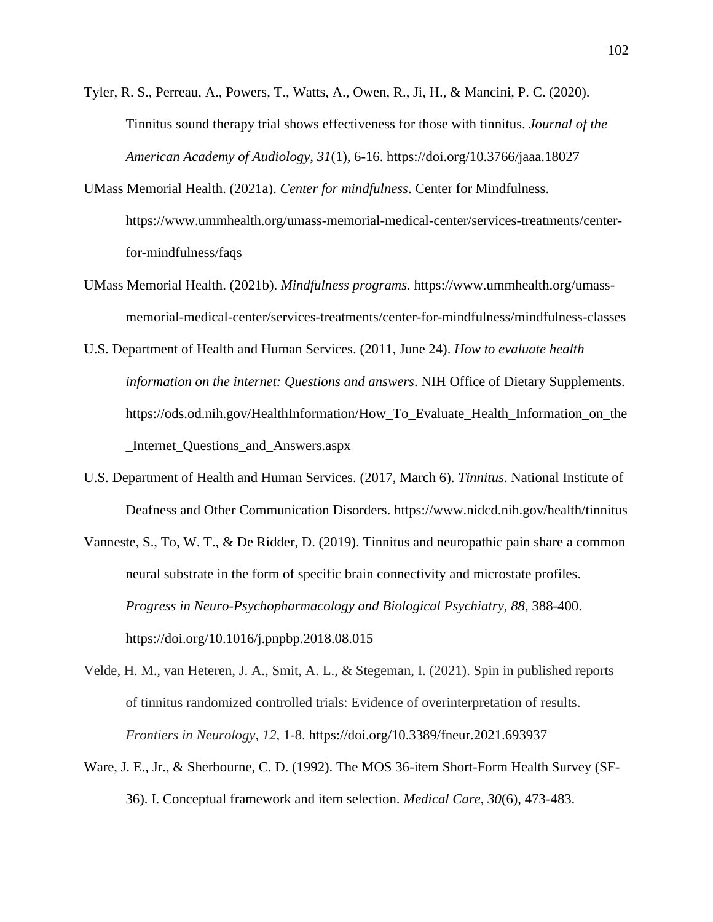Tyler, R. S., Perreau, A., Powers, T., Watts, A., Owen, R., Ji, H., & Mancini, P. C. (2020). Tinnitus sound therapy trial shows effectiveness for those with tinnitus. *Journal of the American Academy of Audiology*, *31*(1), 6-16. https://doi.org/10.3766/jaaa.18027

UMass Memorial Health. (2021a). *Center for mindfulness*. Center for Mindfulness. https://www.ummhealth.org/umass-memorial-medical-center/services-treatments/center-for-mindfulness/faqs

UMass Memorial Health. (2021b). *Mindfulness programs*. https://www.ummhealth.org/umass-memorial-medical-center/services-treatments/center-for-mindfulness/mindfulness-classes

U.S. Department of Health and Human Services. (2011, June 24). *How to evaluate health information on the internet: Questions and answers*. NIH Office of Dietary Supplements. https://ods.od.nih.gov/HealthInformation/How_To_Evaluate_Health_Information_on_the_Internet_Questions_and_Answers.aspx

U.S. Department of Health and Human Services. (2017, March 6). *Tinnitus*. National Institute of Deafness and Other Communication Disorders. https://www.nidcd.nih.gov/health/tinnitus

Vanneste, S., To, W. T., & De Ridder, D. (2019). Tinnitus and neuropathic pain share a common neural substrate in the form of specific brain connectivity and microstate profiles. *Progress in Neuro-Psychopharmacology and Biological Psychiatry*, *88*, 388-400. https://doi.org/10.1016/j.pnpbp.2018.08.015

Velde, H. M., van Heteren, J. A., Smit, A. L., & Stegeman, I. (2021). Spin in published reports of tinnitus randomized controlled trials: Evidence of overinterpretation of results. *Frontiers in Neurology*, *12*, 1-8. https://doi.org/10.3389/fneur.2021.693937

Ware, J. E., Jr., & Sherbourne, C. D. (1992). The MOS 36-item Short-Form Health Survey (SF-36). I. Conceptual framework and item selection. *Medical Care*, *30*(6), 473-483.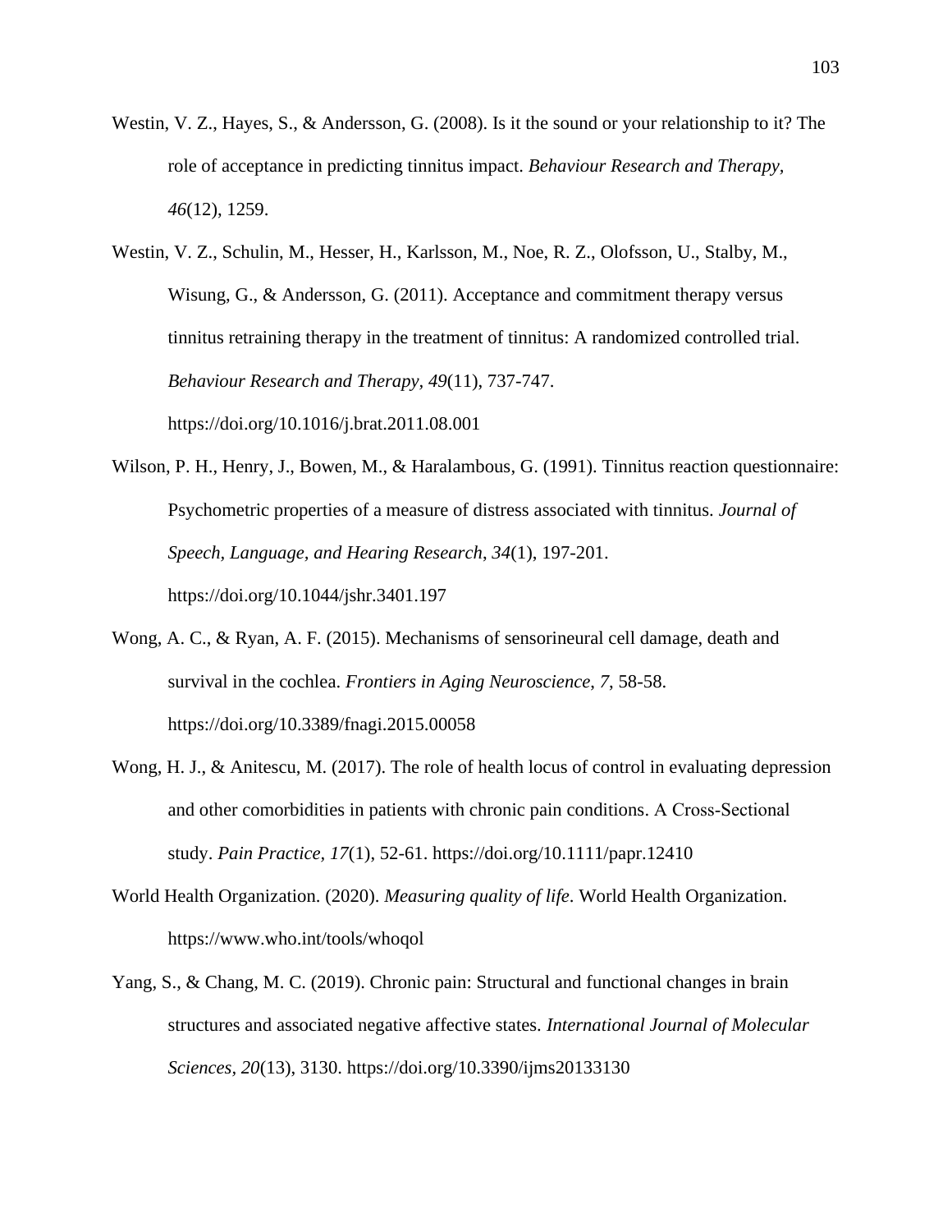Westin, V. Z., Hayes, S., & Andersson, G. (2008). Is it the sound or your relationship to it? The role of acceptance in predicting tinnitus impact. *Behaviour Research and Therapy*, *46*(12), 1259.

Westin, V. Z., Schulin, M., Hesser, H., Karlsson, M., Noe, R. Z., Olofsson, U., Stalby, M., Wisung, G., & Andersson, G. (2011). Acceptance and commitment therapy versus tinnitus retraining therapy in the treatment of tinnitus: A randomized controlled trial. *Behaviour Research and Therapy*, *49*(11), 737-747. https://doi.org/10.1016/j.brat.2011.08.001

Wilson, P. H., Henry, J., Bowen, M., & Haralambous, G. (1991). Tinnitus reaction questionnaire: Psychometric properties of a measure of distress associated with tinnitus. *Journal of Speech, Language, and Hearing Research*, *34*(1), 197-201. https://doi.org/10.1044/jshr.3401.197

Wong, A. C., & Ryan, A. F. (2015). Mechanisms of sensorineural cell damage, death and survival in the cochlea. *Frontiers in Aging Neuroscience*, *7*, 58-58. https://doi.org/10.3389/fnagi.2015.00058

Wong, H. J., & Anitescu, M. (2017). The role of health locus of control in evaluating depression and other comorbidities in patients with chronic pain conditions. A Cross-Sectional study. *Pain Practice*, *17*(1), 52-61. https://doi.org/10.1111/papr.12410

World Health Organization. (2020). *Measuring quality of life*. World Health Organization. https://www.who.int/tools/whoqol

Yang, S., & Chang, M. C. (2019). Chronic pain: Structural and functional changes in brain structures and associated negative affective states. *International Journal of Molecular Sciences*, *20*(13), 3130. https://doi.org/10.3390/ijms20133130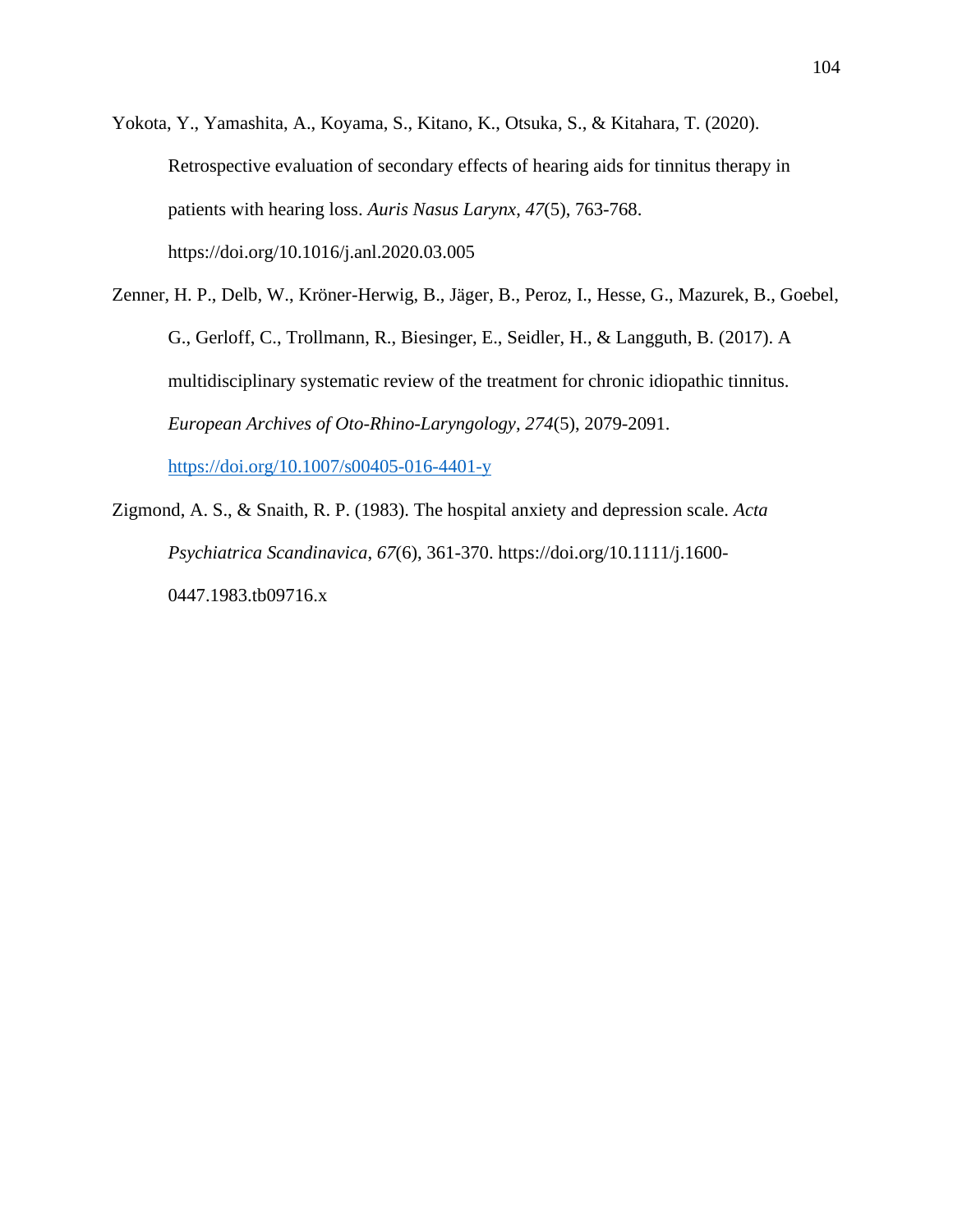Yokota, Y., Yamashita, A., Koyama, S., Kitano, K., Otsuka, S., & Kitahara, T. (2020). Retrospective evaluation of secondary effects of hearing aids for tinnitus therapy in patients with hearing loss. *Auris Nasus Larynx*, *47*(5), 763-768. https://doi.org/10.1016/j.anl.2020.03.005

Zenner, H. P., Delb, W., Kröner-Herwig, B., Jäger, B., Peroz, I., Hesse, G., Mazurek, B., Goebel, G., Gerloff, C., Trollmann, R., Biesinger, E., Seidler, H., & Langguth, B. (2017). A multidisciplinary systematic review of the treatment for chronic idiopathic tinnitus. *European Archives of Oto-Rhino-Laryngology*, *274*(5), 2079-2091. https://doi.org/10.1007/s00405-016-4401-y

Zigmond, A. S., & Snaith, R. P. (1983). The hospital anxiety and depression scale. *Acta Psychiatrica Scandinavica*, *67*(6), 361-370. https://doi.org/10.1111/j.1600-0447.1983.tb09716.x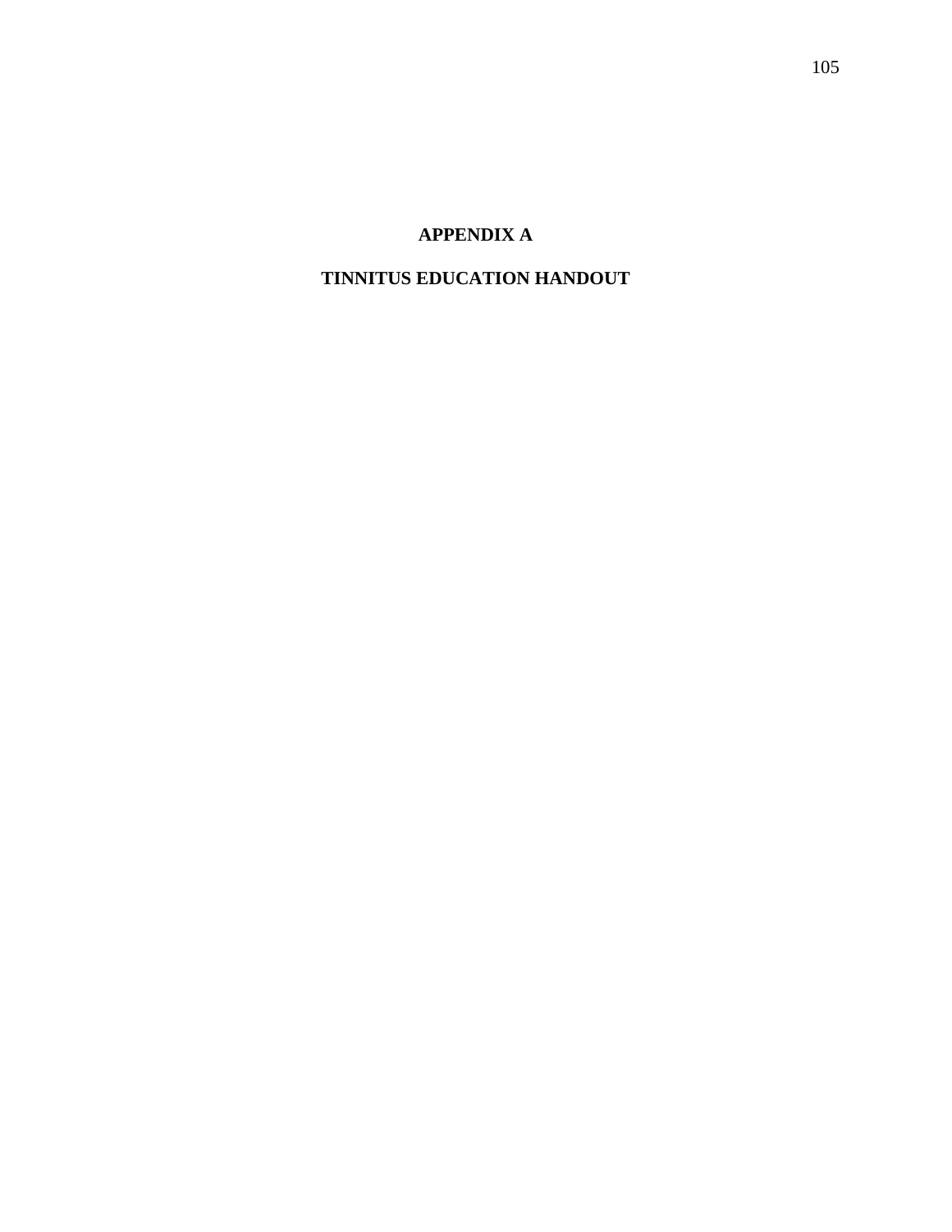# APPENDIX A

## TINNITUS EDUCATION HANDOUT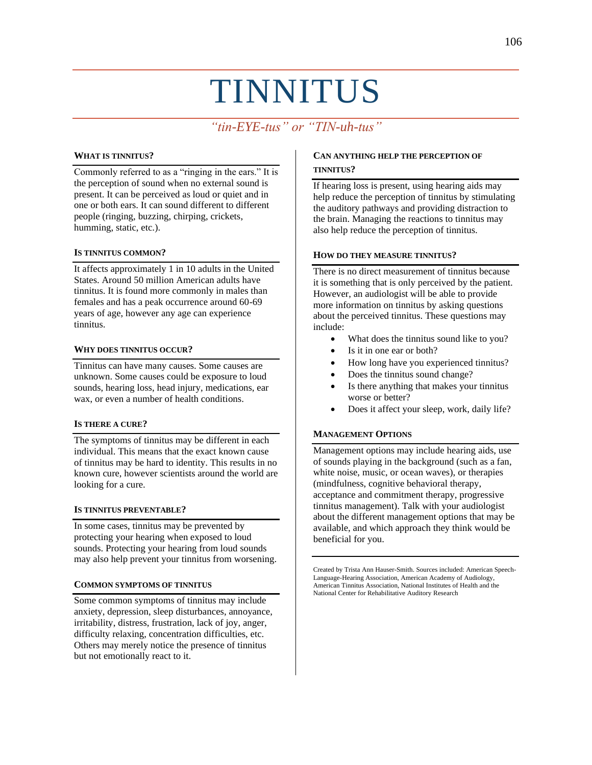# TINNITUS

*"tin-EYE-tus" or "TIN-uh-tus"*

### What is Tinnitus?

Commonly referred to as a "ringing in the ears." It is the perception of sound when no external sound is present. It can be perceived as loud or quiet and in one or both ears. It can sound different to different people (ringing, buzzing, chirping, crickets, humming, static, etc.).

### Is Tinnitus Common?

It affects approximately 1 in 10 adults in the United States. Around 50 million American adults have tinnitus. It is found more commonly in males than females and has a peak occurrence around 60-69 years of age, however any age can experience tinnitus.

### Why Does Tinnitus Occur?

Tinnitus can have many causes. Some causes are unknown. Some causes could be exposure to loud sounds, hearing loss, head injury, medications, ear wax, or even a number of health conditions.

### Is There a Cure?

The symptoms of tinnitus may be different in each individual. This means that the exact known cause of tinnitus may be hard to identity. This results in no known cure, however scientists around the world are looking for a cure.

### Is Tinnitus Preventable?

In some cases, tinnitus may be prevented by protecting your hearing when exposed to loud sounds. Protecting your hearing from loud sounds may also help prevent your tinnitus from worsening.

### Common Symptoms of Tinnitus

Some common symptoms of tinnitus may include anxiety, depression, sleep disturbances, annoyance, irritability, distress, frustration, lack of joy, anger, difficulty relaxing, concentration difficulties, etc. Others may merely notice the presence of tinnitus but not emotionally react to it.

### Can Anything Help the Perception of Tinnitus?

If hearing loss is present, using hearing aids may help reduce the perception of tinnitus by stimulating the auditory pathways and providing distraction to the brain. Managing the reactions to tinnitus may also help reduce the perception of tinnitus.

### How Do They Measure Tinnitus?

There is no direct measurement of tinnitus because it is something that is only perceived by the patient. However, an audiologist will be able to provide more information on tinnitus by asking questions about the perceived tinnitus. These questions may include:

- What does the tinnitus sound like to you?
- Is it in one ear or both?
- How long have you experienced tinnitus?
- Does the tinnitus sound change?
- Is there anything that makes your tinnitus worse or better?
- Does it affect your sleep, work, daily life?

### Management Options

Management options may include hearing aids, use of sounds playing in the background (such as a fan, white noise, music, or ocean waves), or therapies (mindfulness, cognitive behavioral therapy, acceptance and commitment therapy, progressive tinnitus management). Talk with your audiologist about the different management options that may be available, and which approach they think would be beneficial for you.

Created by Trista Ann Hauser-Smith. Sources included: American Speech-Language-Hearing Association, American Academy of Audiology, American Tinnitus Association, National Institutes of Health and the National Center for Rehabilitative Auditory Research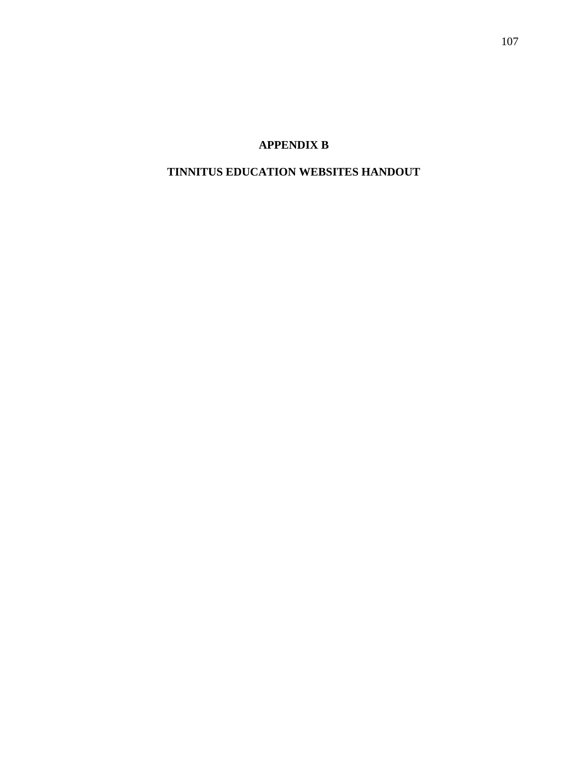# APPENDIX B

## TINNITUS EDUCATION WEBSITES HANDOUT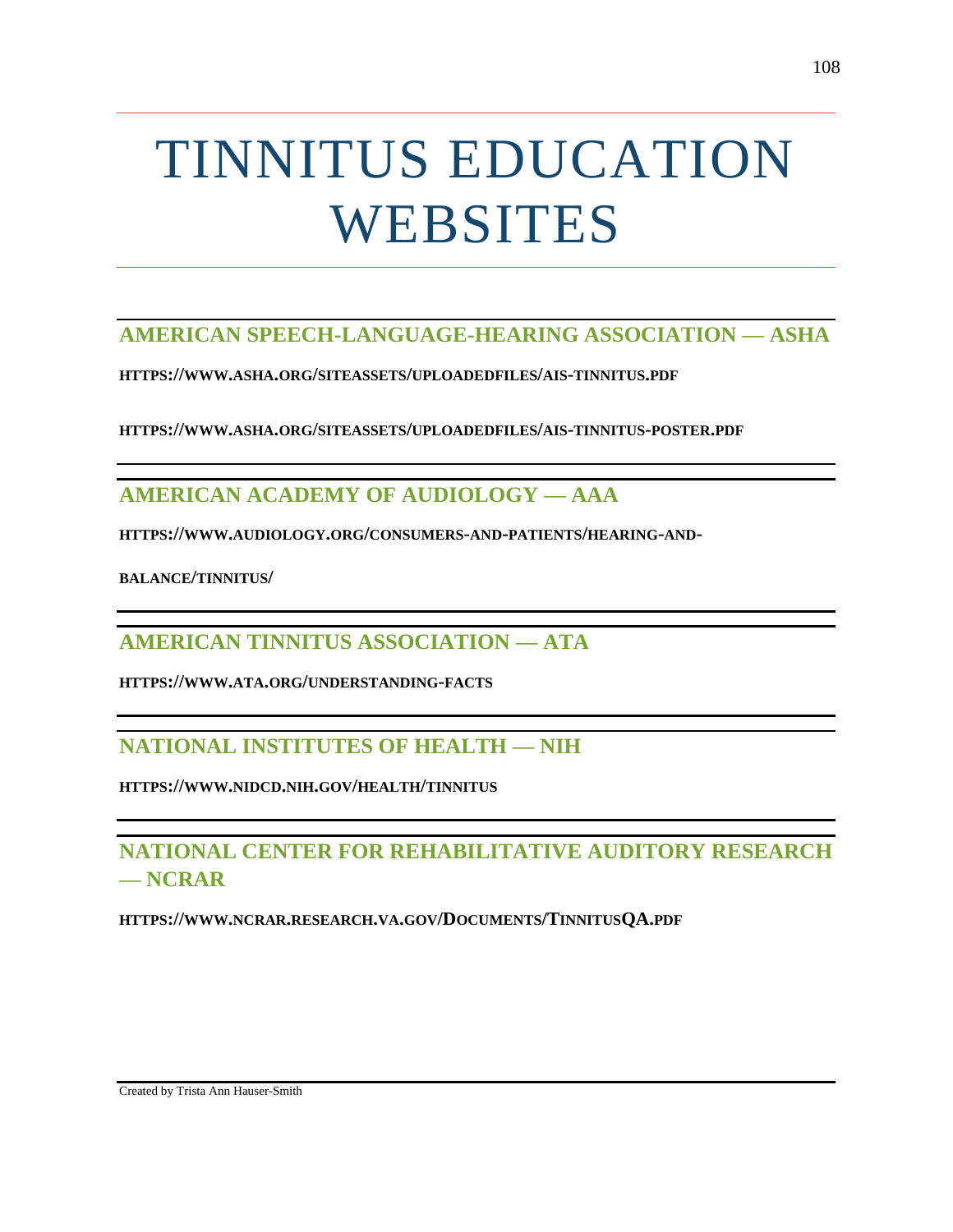# TINNITUS EDUCATION WEBSITES

## AMERICAN SPEECH-LANGUAGE-HEARING ASSOCIATION — ASHA

**HTTPS://WWW.ASHA.ORG/SITEASSETS/UPLOADEDFILES/AIS-TINNITUS.PDF**

**HTTPS://WWW.ASHA.ORG/SITEASSETS/UPLOADEDFILES/AIS-TINNITUS-POSTER.PDF**

## AMERICAN ACADEMY OF AUDIOLOGY — AAA

**HTTPS://WWW.AUDIOLOGY.ORG/CONSUMERS-AND-PATIENTS/HEARING-AND-BALANCE/TINNITUS/**

## AMERICAN TINNITUS ASSOCIATION — ATA

**HTTPS://WWW.ATA.ORG/UNDERSTANDING-FACTS**

## NATIONAL INSTITUTES OF HEALTH — NIH

**HTTPS://WWW.NIDCD.NIH.GOV/HEALTH/TINNITUS**

## NATIONAL CENTER FOR REHABILITATIVE AUDITORY RESEARCH — NCRAR

**HTTPS://WWW.NCRAR.RESEARCH.VA.GOV/DOCUMENTS/TINNITUSQA.PDF**

Created by Trista Ann Hauser-Smith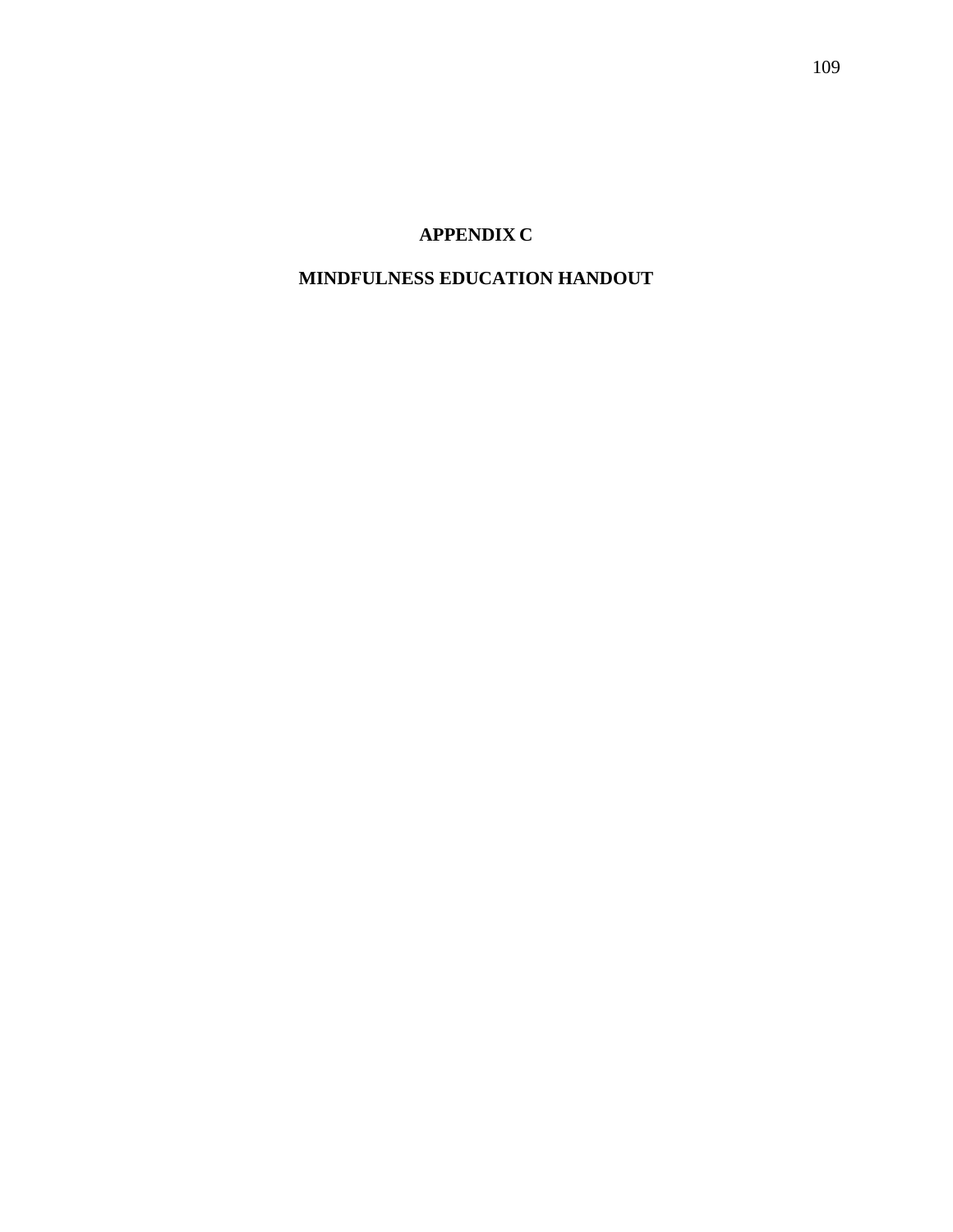# APPENDIX C

# MINDFULNESS EDUCATION HANDOUT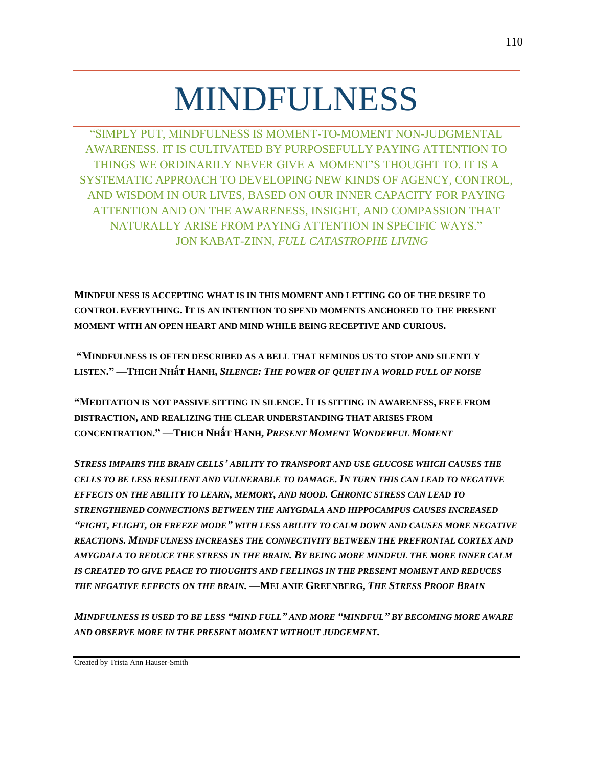# MINDFULNESS

"SIMPLY PUT, MINDFULNESS IS MOMENT-TO-MOMENT NON-JUDGMENTAL AWARENESS. IT IS CULTIVATED BY PURPOSEFULLY PAYING ATTENTION TO THINGS WE ORDINARILY NEVER GIVE A MOMENT'S THOUGHT TO. IT IS A SYSTEMATIC APPROACH TO DEVELOPING NEW KINDS OF AGENCY, CONTROL, AND WISDOM IN OUR LIVES, BASED ON OUR INNER CAPACITY FOR PAYING ATTENTION AND ON THE AWARENESS, INSIGHT, AND COMPASSION THAT NATURALLY ARISE FROM PAYING ATTENTION IN SPECIFIC WAYS." —JON KABAT-ZINN, *FULL CATASTROPHE LIVING*

**MINDFULNESS IS ACCEPTING WHAT IS IN THIS MOMENT AND LETTING GO OF THE DESIRE TO CONTROL EVERYTHING. IT IS AN INTENTION TO SPEND MOMENTS ANCHORED TO THE PRESENT MOMENT WITH AN OPEN HEART AND MIND WHILE BEING RECEPTIVE AND CURIOUS.**

**"MINDFULNESS IS OFTEN DESCRIBED AS A BELL THAT REMINDS US TO STOP AND SILENTLY LISTEN." —THICH NHẤT HANH, *SILENCE: THE POWER OF QUIET IN A WORLD FULL OF NOISE***

**"MEDITATION IS NOT PASSIVE SITTING IN SILENCE. IT IS SITTING IN AWARENESS, FREE FROM DISTRACTION, AND REALIZING THE CLEAR UNDERSTANDING THAT ARISES FROM CONCENTRATION." —THICH NHẤT HANH, *PRESENT MOMENT WONDERFUL MOMENT***

***STRESS IMPAIRS THE BRAIN CELLS' ABILITY TO TRANSPORT AND USE GLUCOSE WHICH CAUSES THE CELLS TO BE LESS RESILIENT AND VULNERABLE TO DAMAGE. IN TURN THIS CAN LEAD TO NEGATIVE EFFECTS ON THE ABILITY TO LEARN, MEMORY, AND MOOD. CHRONIC STRESS CAN LEAD TO STRENGTHENED CONNECTIONS BETWEEN THE AMYGDALA AND HIPPOCAMPUS CAUSES INCREASED "FIGHT, FLIGHT, OR FREEZE MODE" WITH LESS ABILITY TO CALM DOWN AND CAUSES MORE NEGATIVE REACTIONS. MINDFULNESS INCREASES THE CONNECTIVITY BETWEEN THE PREFRONTAL CORTEX AND AMYGDALA TO REDUCE THE STRESS IN THE BRAIN. BY BEING MORE MINDFUL THE MORE INNER CALM IS CREATED TO GIVE PEACE TO THOUGHTS AND FEELINGS IN THE PRESENT MOMENT AND REDUCES THE NEGATIVE EFFECTS ON THE BRAIN.*** **—MELANIE GREENBERG, *THE STRESS PROOF BRAIN***

***MINDFULNESS IS USED TO BE LESS "MIND FULL" AND MORE "MINDFUL" BY BECOMING MORE AWARE AND OBSERVE MORE IN THE PRESENT MOMENT WITHOUT JUDGEMENT.***

Created by Trista Ann Hauser-Smith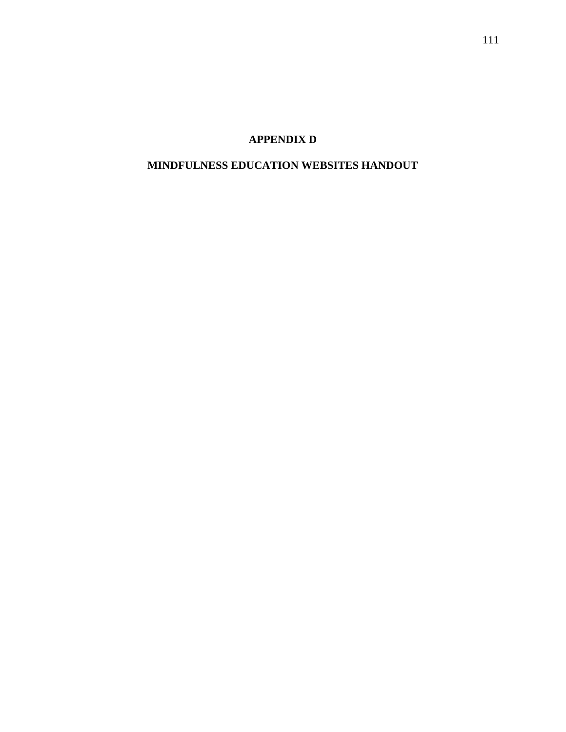# APPENDIX D

## MINDFULNESS EDUCATION WEBSITES HANDOUT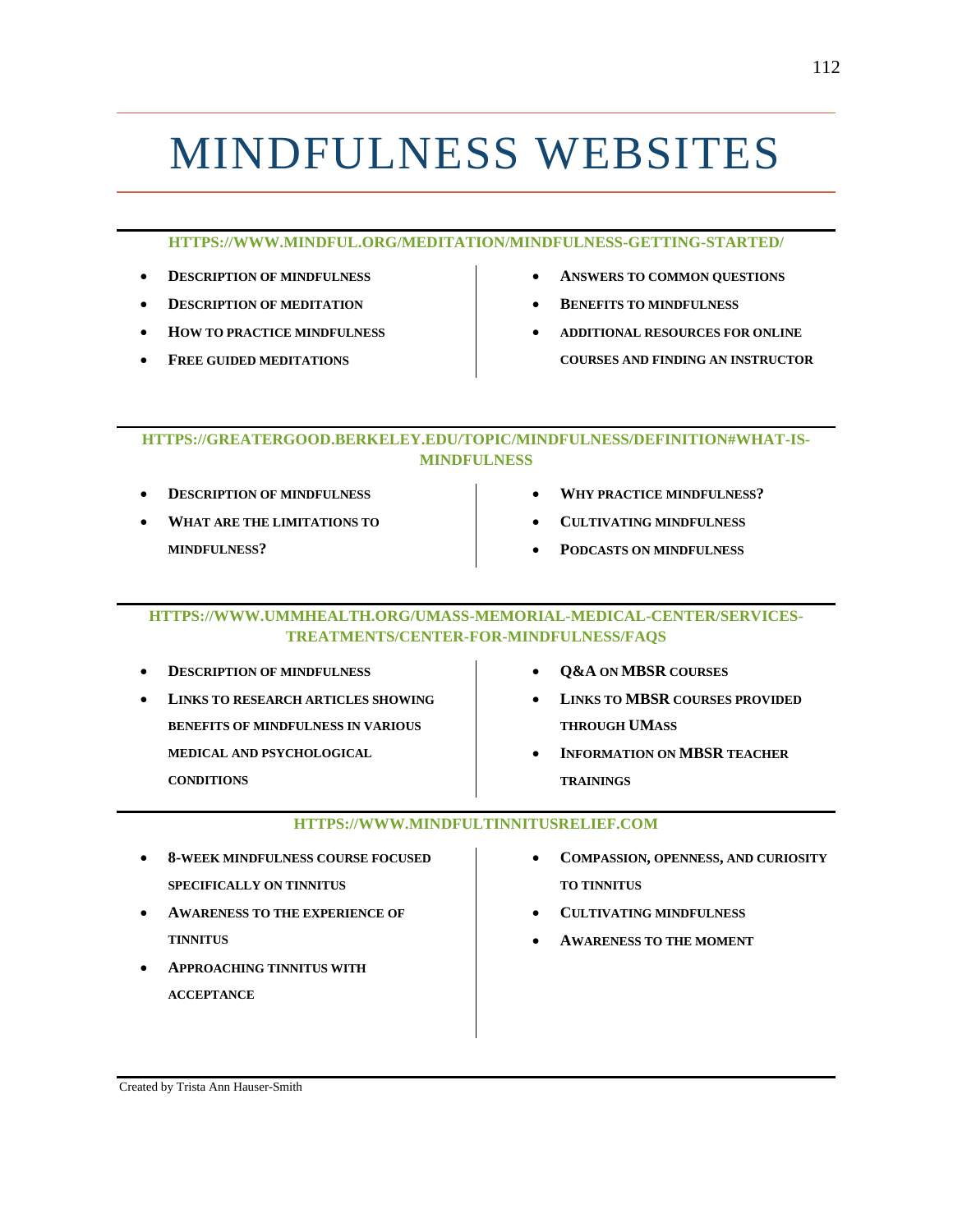# MINDFULNESS WEBSITES

**HTTPS://WWW.MINDFUL.ORG/MEDITATION/MINDFULNESS-GETTING-STARTED/**

- **DESCRIPTION OF MINDFULNESS**
- **DESCRIPTION OF MEDITATION**
- **HOW TO PRACTICE MINDFULNESS**
- **FREE GUIDED MEDITATIONS**
- **ANSWERS TO COMMON QUESTIONS**
- **BENEFITS TO MINDFULNESS**
- **ADDITIONAL RESOURCES FOR ONLINE COURSES AND FINDING AN INSTRUCTOR**

**HTTPS://GREATERGOOD.BERKELEY.EDU/TOPIC/MINDFULNESS/DEFINITION#WHAT-IS-MINDFULNESS**

- **DESCRIPTION OF MINDFULNESS**
- **WHAT ARE THE LIMITATIONS TO MINDFULNESS?**
- **WHY PRACTICE MINDFULNESS?**
- **CULTIVATING MINDFULNESS**
- **PODCASTS ON MINDFULNESS**

**HTTPS://WWW.UMMHEALTH.ORG/UMASS-MEMORIAL-MEDICAL-CENTER/SERVICES-TREATMENTS/CENTER-FOR-MINDFULNESS/FAQS**

- **DESCRIPTION OF MINDFULNESS**
- **LINKS TO RESEARCH ARTICLES SHOWING BENEFITS OF MINDFULNESS IN VARIOUS MEDICAL AND PSYCHOLOGICAL CONDITIONS**
- **Q&A ON MBSR COURSES**
- **LINKS TO MBSR COURSES PROVIDED THROUGH UMASS**
- **INFORMATION ON MBSR TEACHER TRAININGS**

**HTTPS://WWW.MINDFULTINNITUSRELIEF.COM**

- **8-WEEK MINDFULNESS COURSE FOCUSED SPECIFICALLY ON TINNITUS**
- **AWARENESS TO THE EXPERIENCE OF TINNITUS**
- **APPROACHING TINNITUS WITH ACCEPTANCE**
- **COMPASSION, OPENNESS, AND CURIOSITY TO TINNITUS**
- **CULTIVATING MINDFULNESS**
- **AWARENESS TO THE MOMENT**

Created by Trista Ann Hauser-Smith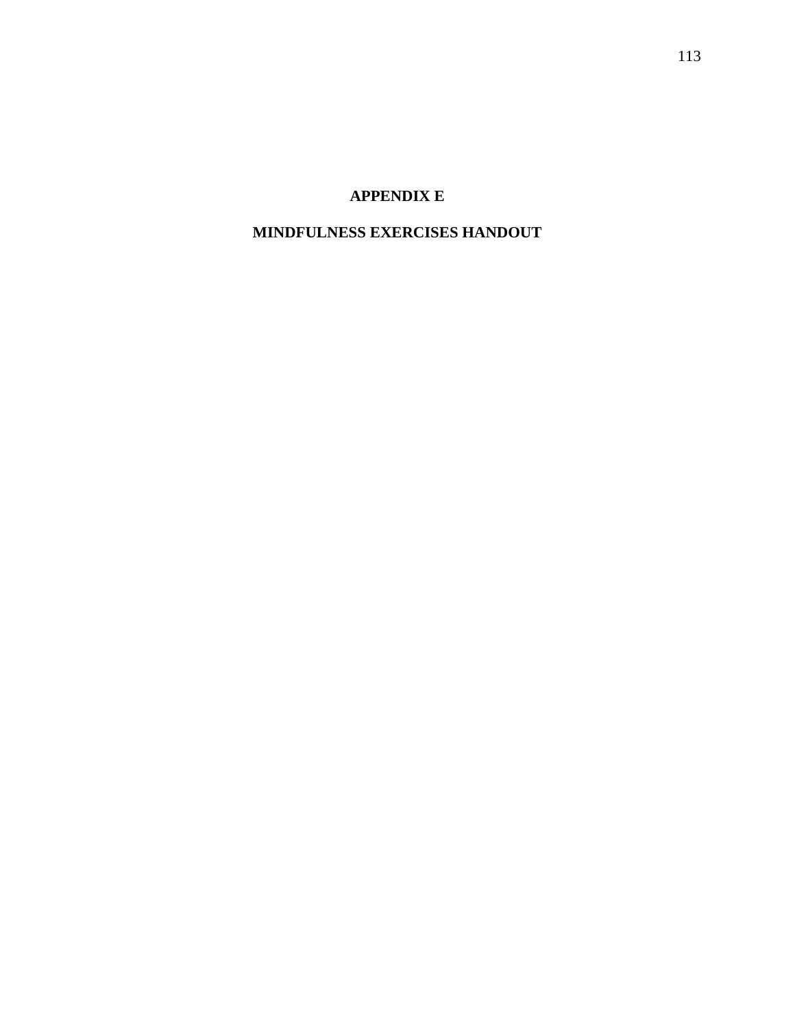# APPENDIX E

## MINDFULNESS EXERCISES HANDOUT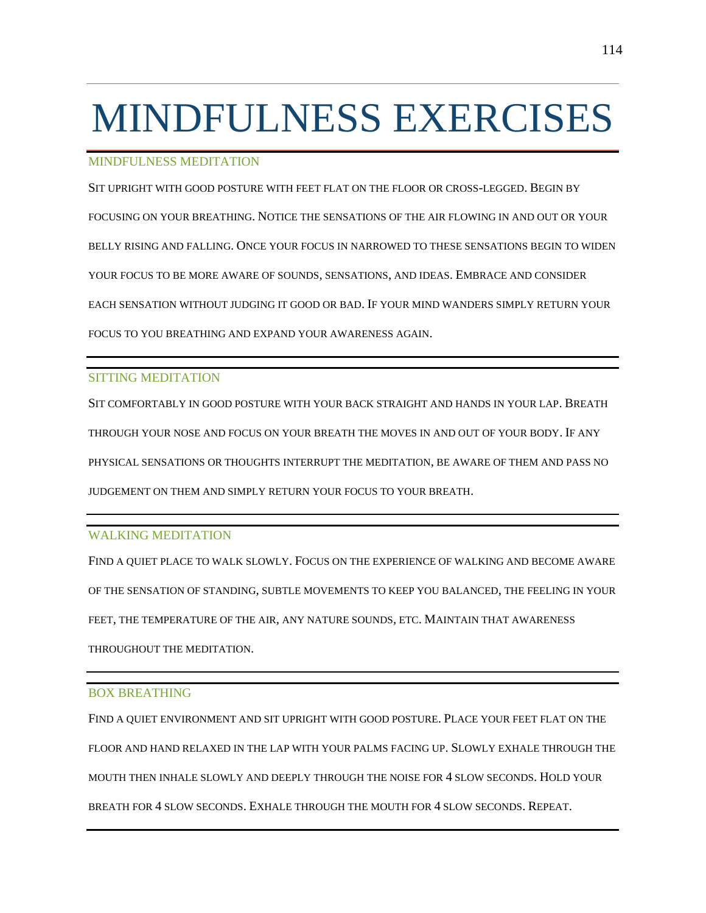# MINDFULNESS EXERCISES

## MINDFULNESS MEDITATION

Sit upright with good posture with feet flat on the floor or cross-legged. Begin by focusing on your breathing. Notice the sensations of the air flowing in and out or your belly rising and falling. Once your focus in narrowed to these sensations begin to widen your focus to be more aware of sounds, sensations, and ideas. Embrace and consider each sensation without judging it good or bad. If your mind wanders simply return your focus to you breathing and expand your awareness again.

## SITTING MEDITATION

Sit comfortably in good posture with your back straight and hands in your lap. Breath through your nose and focus on your breath the moves in and out of your body. If any physical sensations or thoughts interrupt the meditation, be aware of them and pass no judgement on them and simply return your focus to your breath.

## WALKING MEDITATION

Find a quiet place to walk slowly. Focus on the experience of walking and become aware of the sensation of standing, subtle movements to keep you balanced, the feeling in your feet, the temperature of the air, any nature sounds, etc. Maintain that awareness throughout the meditation.

## BOX BREATHING

Find a quiet environment and sit upright with good posture. Place your feet flat on the floor and hand relaxed in the lap with your palms facing up. Slowly exhale through the mouth then inhale slowly and deeply through the noise for 4 slow seconds. Hold your breath for 4 slow seconds. Exhale through the mouth for 4 slow seconds. Repeat.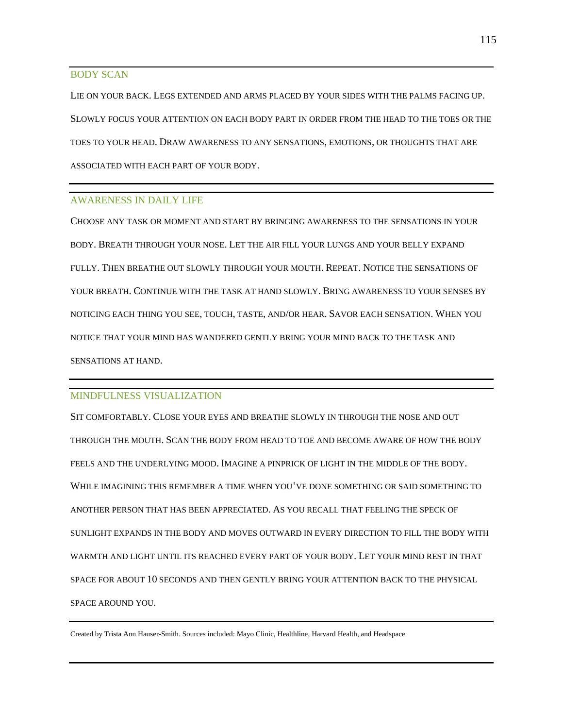## BODY SCAN

Lie on your back. Legs extended and arms placed by your sides with the palms facing up. Slowly focus your attention on each body part in order from the head to the toes or the toes to your head. Draw awareness to any sensations, emotions, or thoughts that are associated with each part of your body.

## AWARENESS IN DAILY LIFE

Choose any task or moment and start by bringing awareness to the sensations in your body. Breath through your nose. Let the air fill your lungs and your belly expand fully. Then breathe out slowly through your mouth. Repeat. Notice the sensations of your breath. Continue with the task at hand slowly. Bring awareness to your senses by noticing each thing you see, touch, taste, and/or hear. Savor each sensation. When you notice that your mind has wandered gently bring your mind back to the task and sensations at hand.

## MINDFULNESS VISUALIZATION

Sit comfortably. Close your eyes and breathe slowly in through the nose and out through the mouth. Scan the body from head to toe and become aware of how the body feels and the underlying mood. Imagine a pinprick of light in the middle of the body. While imagining this remember a time when you've done something or said something to another person that has been appreciated. As you recall that feeling the speck of sunlight expands in the body and moves outward in every direction to fill the body with warmth and light until its reached every part of your body. Let your mind rest in that space for about 10 seconds and then gently bring your attention back to the physical space around you.

Created by Trista Ann Hauser-Smith. Sources included: Mayo Clinic, Healthline, Harvard Health, and Headspace